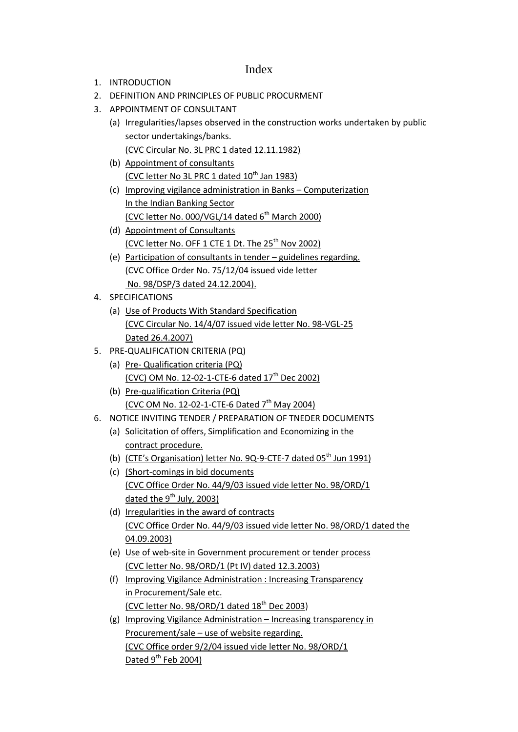# Index

1. INTRODUCTION
2. DEFINITION AND PRINCIPLES OF PUBLIC PROCURMENT
3. APPOINTMENT OF CONSULTANT
   - (a) Irregularities/lapses observed in the construction works undertaken by public sector undertakings/banks.
     (CVC Circular No. 3L PRC 1 dated 12.11.1982)
   - (b) Appointment of consultants
     (CVC letter No 3L PRC 1 dated 10th Jan 1983)
   - (c) Improving vigilance administration in Banks – Computerization In the Indian Banking Sector
     (CVC letter No. 000/VGL/14 dated 6th March 2000)
   - (d) Appointment of Consultants
     (CVC letter No. OFF 1 CTE 1 Dt. The 25th Nov 2002)
   - (e) Participation of consultants in tender – guidelines regarding.
     (CVC Office Order No. 75/12/04 issued vide letter No. 98/DSP/3 dated 24.12.2004).
4. SPECIFICATIONS
   - (a) Use of Products With Standard Specification
     (CVC Circular No. 14/4/07 issued vide letter No. 98-VGL-25 Dated 26.4.2007)
5. PRE-QUALIFICATION CRITERIA (PQ)
   - (a) Pre- Qualification criteria (PQ)
     (CVC) OM No. 12-02-1-CTE-6 dated 17th Dec 2002)
   - (b) Pre-qualification Criteria (PQ)
     (CVC OM No. 12-02-1-CTE-6 Dated 7th May 2004)
6. NOTICE INVITING TENDER / PREPARATION OF TNEDER DOCUMENTS
   - (a) Solicitation of offers, Simplification and Economizing in the contract procedure.
   - (b) (CTE's Organisation) letter No. 9Q-9-CTE-7 dated 05th Jun 1991)
   - (c) (Short-comings in bid documents
     (CVC Office Order No. 44/9/03 issued vide letter No. 98/ORD/1 dated the 9th July, 2003)
   - (d) Irregularities in the award of contracts
     (CVC Office Order No. 44/9/03 issued vide letter No. 98/ORD/1 dated the 04.09.2003)
   - (e) Use of web-site in Government procurement or tender process
     (CVC letter No. 98/ORD/1 (Pt IV) dated 12.3.2003)
   - (f) Improving Vigilance Administration : Increasing Transparency in Procurement/Sale etc.
     (CVC letter No. 98/ORD/1 dated 18th Dec 2003)
   - (g) Improving Vigilance Administration – Increasing transparency in Procurement/sale – use of website regarding.
     (CVC Office order 9/2/04 issued vide letter No. 98/ORD/1 Dated 9th Feb 2004)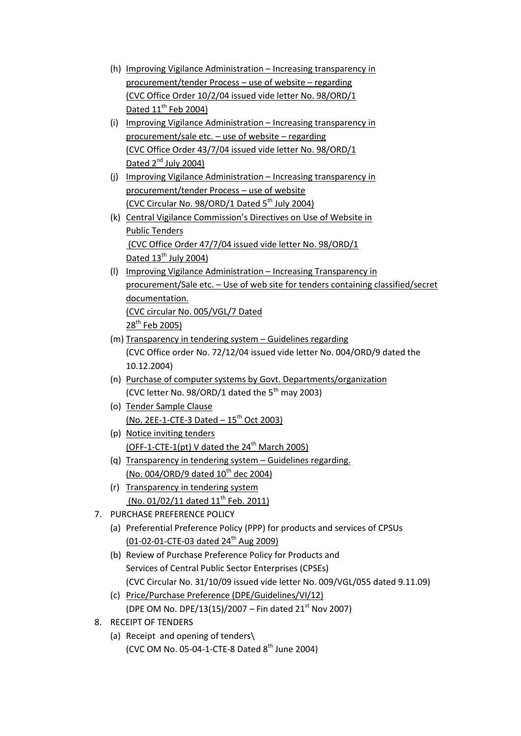(h) Improving Vigilance Administration – Increasing transparency in procurement/tender Process – use of website – regarding
(CVC Office Order 10/2/04 issued vide letter No. 98/ORD/1 Dated 11th Feb 2004)

(i) Improving Vigilance Administration – Increasing transparency in procurement/sale etc. – use of website – regarding
(CVC Office Order 43/7/04 issued vide letter No. 98/ORD/1 Dated 2nd July 2004)

(j) Improving Vigilance Administration – Increasing transparency in procurement/tender Process – use of website
(CVC Circular No. 98/ORD/1 Dated 5th July 2004)

(k) Central Vigilance Commission's Directives on Use of Website in Public Tenders
(CVC Office Order 47/7/04 issued vide letter No. 98/ORD/1 Dated 13th July 2004)

(l) Improving Vigilance Administration – Increasing Transparency in procurement/Sale etc. – Use of web site for tenders containing classified/secret documentation.
(CVC circular No. 005/VGL/7 Dated 28th Feb 2005)

(m) Transparency in tendering system – Guidelines regarding
(CVC Office order No. 72/12/04 issued vide letter No. 004/ORD/9 dated the 10.12.2004)

(n) Purchase of computer systems by Govt. Departments/organization
(CVC letter No. 98/ORD/1 dated the 5th may 2003)

(o) Tender Sample Clause
(No. 2EE-1-CTE-3 Dated – 15th Oct 2003)

(p) Notice inviting tenders
(OFF-1-CTE-1(pt) V dated the 24th March 2005)

(q) Transparency in tendering system – Guidelines regarding.
(No. 004/ORD/9 dated 10th dec 2004)

(r) Transparency in tendering system
(No. 01/02/11 dated 11th Feb. 2011)

7. PURCHASE PREFERENCE POLICY

(a) Preferential Preference Policy (PPP) for products and services of CPSUs
(01-02-01-CTE-03 dated 24th Aug 2009)

(b) Review of Purchase Preference Policy for Products and Services of Central Public Sector Enterprises (CPSEs)
(CVC Circular No. 31/10/09 issued vide letter No. 009/VGL/055 dated 9.11.09)

(c) Price/Purchase Preference (DPE/Guidelines/VI/12)
(DPE OM No. DPE/13(15)/2007 – Fin dated 21st Nov 2007)

8. RECEIPT OF TENDERS

(a) Receipt and opening of tenders\
(CVC OM No. 05-04-1-CTE-8 Dated 8th June 2004)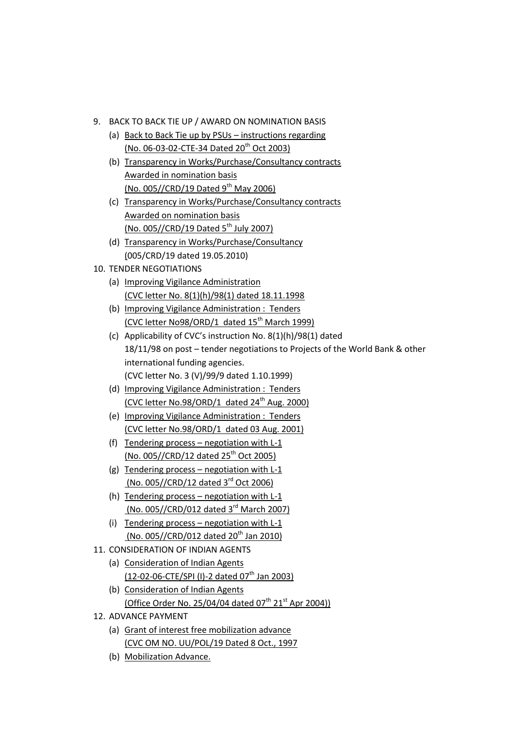9. BACK TO BACK TIE UP / AWARD ON NOMINATION BASIS
   - (a) Back to Back Tie up by PSUs – instructions regarding (No. 06-03-02-CTE-34 Dated 20th Oct 2003)
   - (b) Transparency in Works/Purchase/Consultancy contracts Awarded in nomination basis (No. 005//CRD/19 Dated 9th May 2006)
   - (c) Transparency in Works/Purchase/Consultancy contracts Awarded on nomination basis (No. 005//CRD/19 Dated 5th July 2007)
   - (d) Transparency in Works/Purchase/Consultancy (005/CRD/19 dated 19.05.2010)
10. TENDER NEGOTIATIONS
    - (a) Improving Vigilance Administration (CVC letter No. 8(1)(h)/98(1) dated 18.11.1998
    - (b) Improving Vigilance Administration : Tenders (CVC letter No98/ORD/1 dated 15th March 1999)
    - (c) Applicability of CVC's instruction No. 8(1)(h)/98(1) dated 18/11/98 on post – tender negotiations to Projects of the World Bank & other international funding agencies. (CVC letter No. 3 (V)/99/9 dated 1.10.1999)
    - (d) Improving Vigilance Administration : Tenders (CVC letter No.98/ORD/1 dated 24th Aug. 2000)
    - (e) Improving Vigilance Administration : Tenders (CVC letter No.98/ORD/1 dated 03 Aug. 2001)
    - (f) Tendering process – negotiation with L-1 (No. 005//CRD/12 dated 25th Oct 2005)
    - (g) Tendering process – negotiation with L-1 (No. 005//CRD/12 dated 3rd Oct 2006)
    - (h) Tendering process – negotiation with L-1 (No. 005//CRD/012 dated 3rd March 2007)
    - (i) Tendering process – negotiation with L-1 (No. 005//CRD/012 dated 20th Jan 2010)
11. CONSIDERATION OF INDIAN AGENTS
    - (a) Consideration of Indian Agents (12-02-06-CTE/SPI (I)-2 dated 07th Jan 2003)
    - (b) Consideration of Indian Agents (Office Order No. 25/04/04 dated 07th 21st Apr 2004))
12. ADVANCE PAYMENT
    - (a) Grant of interest free mobilization advance (CVC OM NO. UU/POL/19 Dated 8 Oct., 1997
    - (b) Mobilization Advance.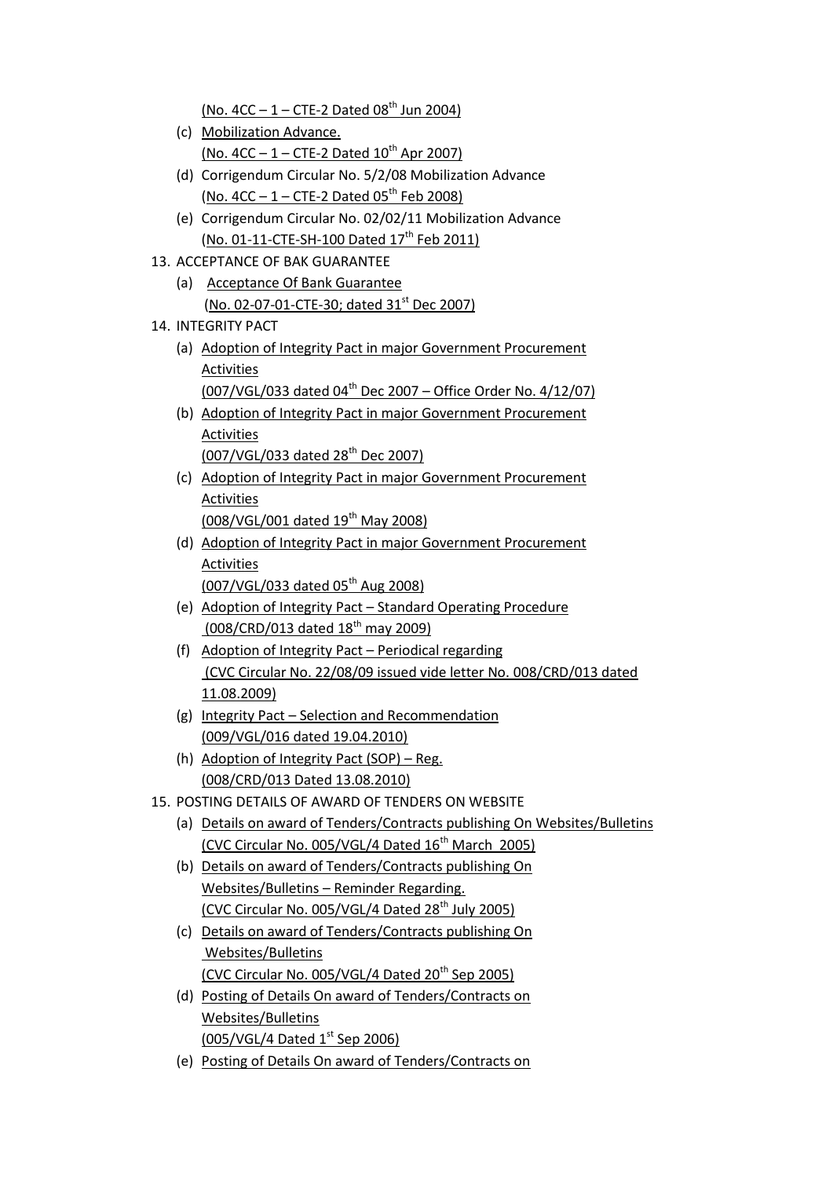(No. 4CC – 1 – CTE-2 Dated 08th Jun 2004)

(c) Mobilization Advance.
(No. 4CC – 1 – CTE-2 Dated 10th Apr 2007)

(d) Corrigendum Circular No. 5/2/08 Mobilization Advance
(No. 4CC – 1 – CTE-2 Dated 05th Feb 2008)

(e) Corrigendum Circular No. 02/02/11 Mobilization Advance
(No. 01-11-CTE-SH-100 Dated 17th Feb 2011)

13. ACCEPTANCE OF BAK GUARANTEE

(a) Acceptance Of Bank Guarantee
(No. 02-07-01-CTE-30; dated 31st Dec 2007)

14. INTEGRITY PACT

(a) Adoption of Integrity Pact in major Government Procurement Activities
(007/VGL/033 dated 04th Dec 2007 – Office Order No. 4/12/07)

(b) Adoption of Integrity Pact in major Government Procurement Activities
(007/VGL/033 dated 28th Dec 2007)

(c) Adoption of Integrity Pact in major Government Procurement Activities
(008/VGL/001 dated 19th May 2008)

(d) Adoption of Integrity Pact in major Government Procurement Activities
(007/VGL/033 dated 05th Aug 2008)

(e) Adoption of Integrity Pact – Standard Operating Procedure
(008/CRD/013 dated 18th may 2009)

(f) Adoption of Integrity Pact – Periodical regarding
(CVC Circular No. 22/08/09 issued vide letter No. 008/CRD/013 dated 11.08.2009)

(g) Integrity Pact – Selection and Recommendation
(009/VGL/016 dated 19.04.2010)

(h) Adoption of Integrity Pact (SOP) – Reg.
(008/CRD/013 Dated 13.08.2010)

15. POSTING DETAILS OF AWARD OF TENDERS ON WEBSITE

(a) Details on award of Tenders/Contracts publishing On Websites/Bulletins
(CVC Circular No. 005/VGL/4 Dated 16th March 2005)

(b) Details on award of Tenders/Contracts publishing On Websites/Bulletins – Reminder Regarding.
(CVC Circular No. 005/VGL/4 Dated 28th July 2005)

(c) Details on award of Tenders/Contracts publishing On Websites/Bulletins
(CVC Circular No. 005/VGL/4 Dated 20th Sep 2005)

(d) Posting of Details On award of Tenders/Contracts on Websites/Bulletins
(005/VGL/4 Dated 1st Sep 2006)

(e) Posting of Details On award of Tenders/Contracts on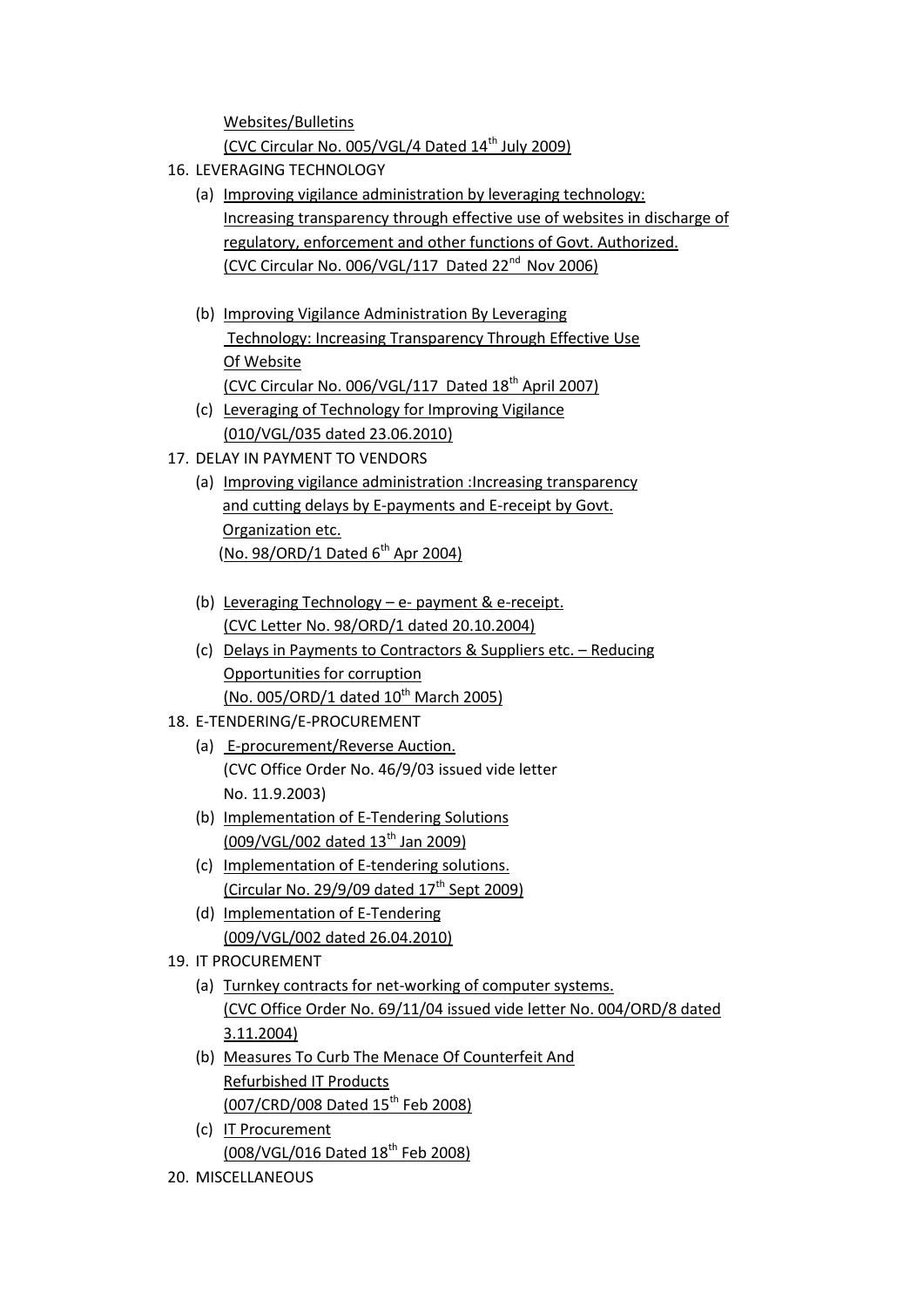Websites/Bulletins
(CVC Circular No. 005/VGL/4 Dated 14th July 2009)

16. LEVERAGING TECHNOLOGY
    (a) Improving vigilance administration by leveraging technology: Increasing transparency through effective use of websites in discharge of regulatory, enforcement and other functions of Govt. Authorized.
    (CVC Circular No. 006/VGL/117 Dated 22nd Nov 2006)

    (b) Improving Vigilance Administration By Leveraging Technology: Increasing Transparency Through Effective Use Of Website
    (CVC Circular No. 006/VGL/117 Dated 18th April 2007)
    (c) Leveraging of Technology for Improving Vigilance
    (010/VGL/035 dated 23.06.2010)
17. DELAY IN PAYMENT TO VENDORS
    (a) Improving vigilance administration :Increasing transparency and cutting delays by E-payments and E-receipt by Govt. Organization etc.
    (No. 98/ORD/1 Dated 6th Apr 2004)

    (b) Leveraging Technology – e- payment & e-receipt.
    (CVC Letter No. 98/ORD/1 dated 20.10.2004)
    (c) Delays in Payments to Contractors & Suppliers etc. – Reducing Opportunities for corruption
    (No. 005/ORD/1 dated 10th March 2005)
18. E-TENDERING/E-PROCUREMENT
    (a) E-procurement/Reverse Auction.
    (CVC Office Order No. 46/9/03 issued vide letter No. 11.9.2003)
    (b) Implementation of E-Tendering Solutions
    (009/VGL/002 dated 13th Jan 2009)
    (c) Implementation of E-tendering solutions.
    (Circular No. 29/9/09 dated 17th Sept 2009)
    (d) Implementation of E-Tendering
    (009/VGL/002 dated 26.04.2010)
19. IT PROCUREMENT
    (a) Turnkey contracts for net-working of computer systems.
    (CVC Office Order No. 69/11/04 issued vide letter No. 004/ORD/8 dated 3.11.2004)
    (b) Measures To Curb The Menace Of Counterfeit And Refurbished IT Products
    (007/CRD/008 Dated 15th Feb 2008)
    (c) IT Procurement
    (008/VGL/016 Dated 18th Feb 2008)
20. MISCELLANEOUS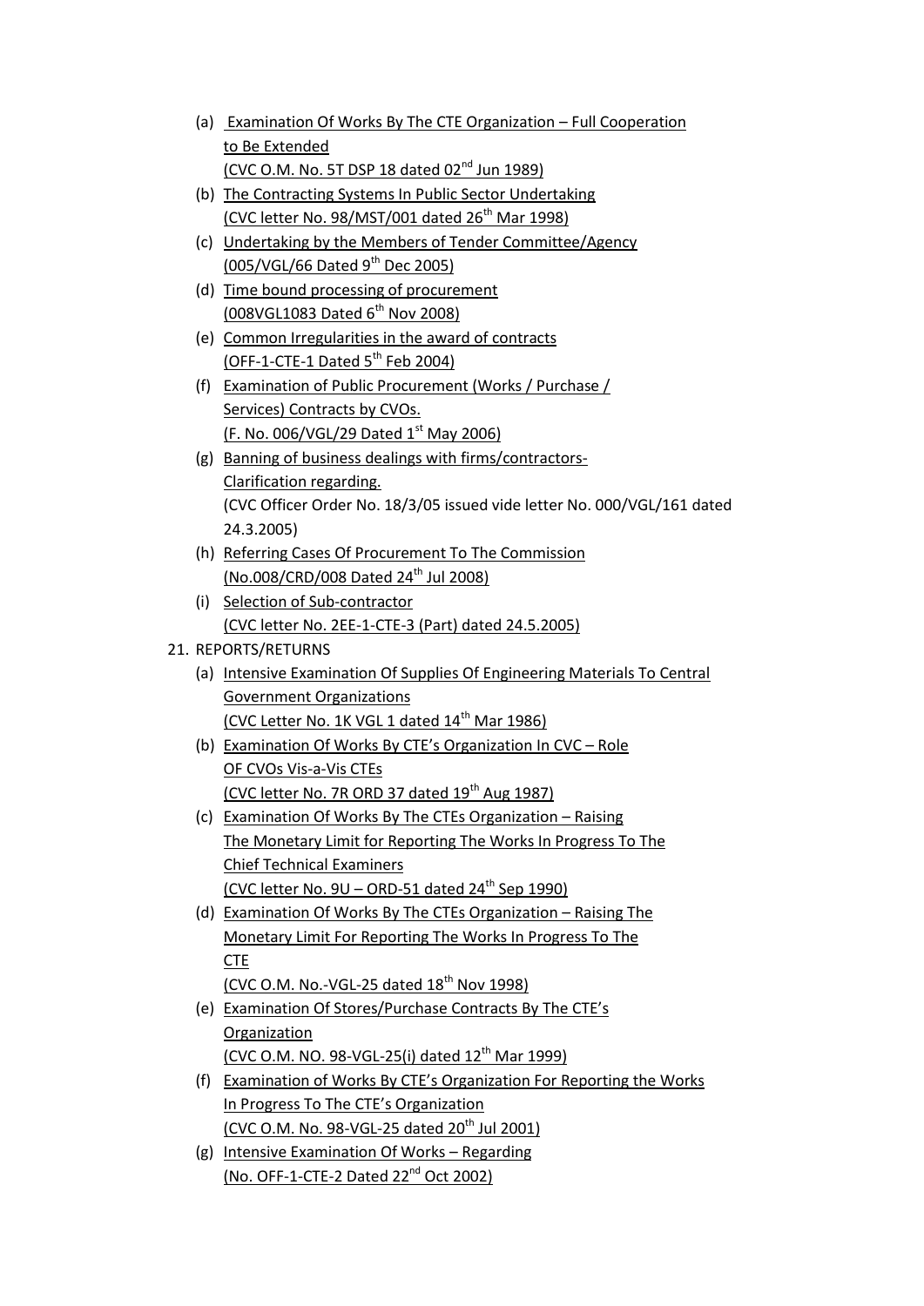- (a) Examination Of Works By The CTE Organization – Full Cooperation to Be Extended
  (CVC O.M. No. 5T DSP 18 dated 02nd Jun 1989)
- (b) The Contracting Systems In Public Sector Undertaking
  (CVC letter No. 98/MST/001 dated 26th Mar 1998)
- (c) Undertaking by the Members of Tender Committee/Agency
  (005/VGL/66 Dated 9th Dec 2005)
- (d) Time bound processing of procurement
  (008VGL1083 Dated 6th Nov 2008)
- (e) Common Irregularities in the award of contracts
  (OFF-1-CTE-1 Dated 5th Feb 2004)
- (f) Examination of Public Procurement (Works / Purchase / Services) Contracts by CVOs.
  (F. No. 006/VGL/29 Dated 1st May 2006)
- (g) Banning of business dealings with firms/contractors- Clarification regarding.
  (CVC Officer Order No. 18/3/05 issued vide letter No. 000/VGL/161 dated 24.3.2005)
- (h) Referring Cases Of Procurement To The Commission
  (No.008/CRD/008 Dated 24th Jul 2008)
- (i) Selection of Sub-contractor
  (CVC letter No. 2EE-1-CTE-3 (Part) dated 24.5.2005)

21. REPORTS/RETURNS
- (a) Intensive Examination Of Supplies Of Engineering Materials To Central Government Organizations
  (CVC Letter No. 1K VGL 1 dated 14th Mar 1986)
- (b) Examination Of Works By CTE's Organization In CVC – Role OF CVOs Vis-a-Vis CTEs
  (CVC letter No. 7R ORD 37 dated 19th Aug 1987)
- (c) Examination Of Works By The CTEs Organization – Raising The Monetary Limit for Reporting The Works In Progress To The Chief Technical Examiners
  (CVC letter No. 9U – ORD-51 dated 24th Sep 1990)
- (d) Examination Of Works By The CTEs Organization – Raising The Monetary Limit For Reporting The Works In Progress To The CTE
  (CVC O.M. No.-VGL-25 dated 18th Nov 1998)
- (e) Examination Of Stores/Purchase Contracts By The CTE's Organization
  (CVC O.M. NO. 98-VGL-25(i) dated 12th Mar 1999)
- (f) Examination of Works By CTE's Organization For Reporting the Works In Progress To The CTE's Organization
  (CVC O.M. No. 98-VGL-25 dated 20th Jul 2001)
- (g) Intensive Examination Of Works – Regarding
  (No. OFF-1-CTE-2 Dated 22nd Oct 2002)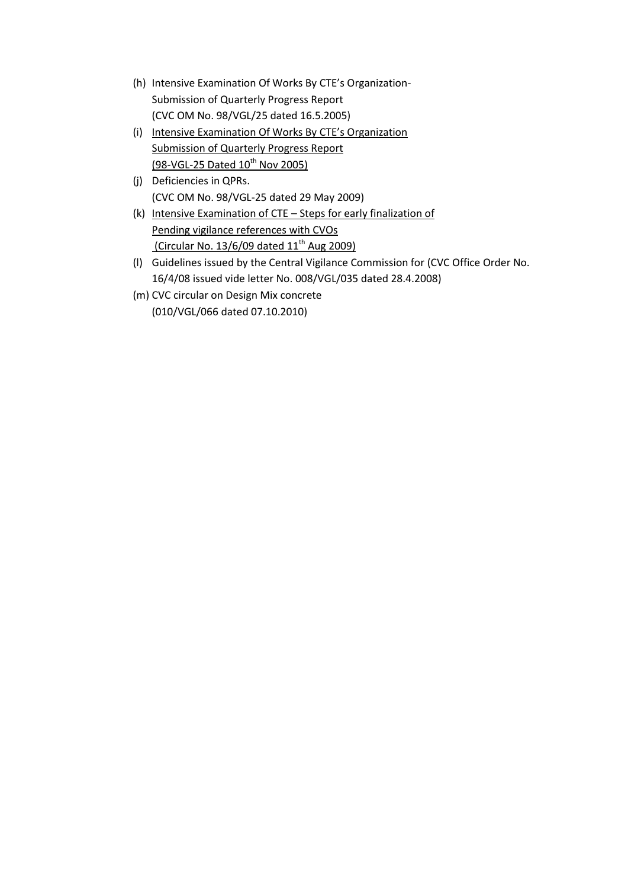(h) Intensive Examination Of Works By CTE's Organization-
    Submission of Quarterly Progress Report
    (CVC OM No. 98/VGL/25 dated 16.5.2005)

(i) <u>Intensive Examination Of Works By CTE's Organization</u>
    <u>Submission of Quarterly Progress Report</u>
    <u>(98-VGL-25 Dated 10th Nov 2005)</u>

(j) Deficiencies in QPRs.
    (CVC OM No. 98/VGL-25 dated 29 May 2009)

(k) <u>Intensive Examination of CTE – Steps for early finalization of</u>
    <u>Pending vigilance references with CVOs</u>
    <u>(Circular No. 13/6/09 dated 11th Aug 2009)</u>

(l) Guidelines issued by the Central Vigilance Commission for (CVC Office Order No. 16/4/08 issued vide letter No. 008/VGL/035 dated 28.4.2008)

(m) CVC circular on Design Mix concrete
    (010/VGL/066 dated 07.10.2010)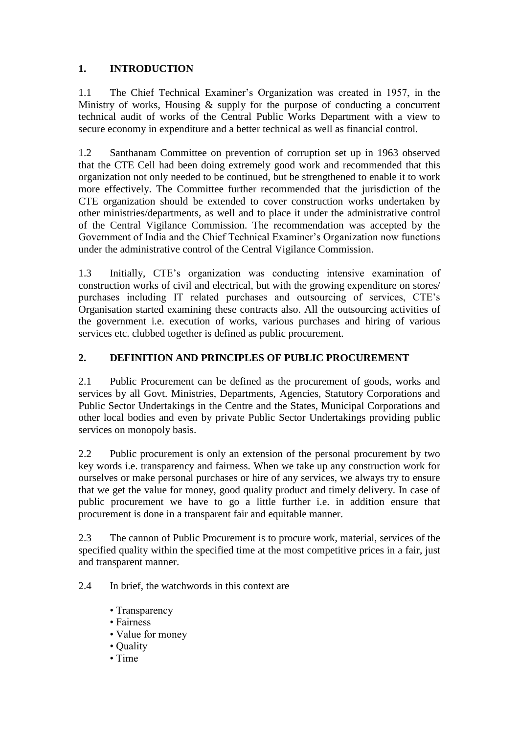## 1. INTRODUCTION

1.1 The Chief Technical Examiner's Organization was created in 1957, in the Ministry of works, Housing & supply for the purpose of conducting a concurrent technical audit of works of the Central Public Works Department with a view to secure economy in expenditure and a better technical as well as financial control.

1.2 Santhanam Committee on prevention of corruption set up in 1963 observed that the CTE Cell had been doing extremely good work and recommended that this organization not only needed to be continued, but be strengthened to enable it to work more effectively. The Committee further recommended that the jurisdiction of the CTE organization should be extended to cover construction works undertaken by other ministries/departments, as well and to place it under the administrative control of the Central Vigilance Commission. The recommendation was accepted by the Government of India and the Chief Technical Examiner's Organization now functions under the administrative control of the Central Vigilance Commission.

1.3 Initially, CTE's organization was conducting intensive examination of construction works of civil and electrical, but with the growing expenditure on stores/ purchases including IT related purchases and outsourcing of services, CTE's Organisation started examining these contracts also. All the outsourcing activities of the government i.e. execution of works, various purchases and hiring of various services etc. clubbed together is defined as public procurement.

## 2. DEFINITION AND PRINCIPLES OF PUBLIC PROCUREMENT

2.1 Public Procurement can be defined as the procurement of goods, works and services by all Govt. Ministries, Departments, Agencies, Statutory Corporations and Public Sector Undertakings in the Centre and the States, Municipal Corporations and other local bodies and even by private Public Sector Undertakings providing public services on monopoly basis.

2.2 Public procurement is only an extension of the personal procurement by two key words i.e. transparency and fairness. When we take up any construction work for ourselves or make personal purchases or hire of any services, we always try to ensure that we get the value for money, good quality product and timely delivery. In case of public procurement we have to go a little further i.e. in addition ensure that procurement is done in a transparent fair and equitable manner.

2.3 The cannon of Public Procurement is to procure work, material, services of the specified quality within the specified time at the most competitive prices in a fair, just and transparent manner.

2.4 In brief, the watchwords in this context are

- Transparency
- Fairness
- Value for money
- Quality
- Time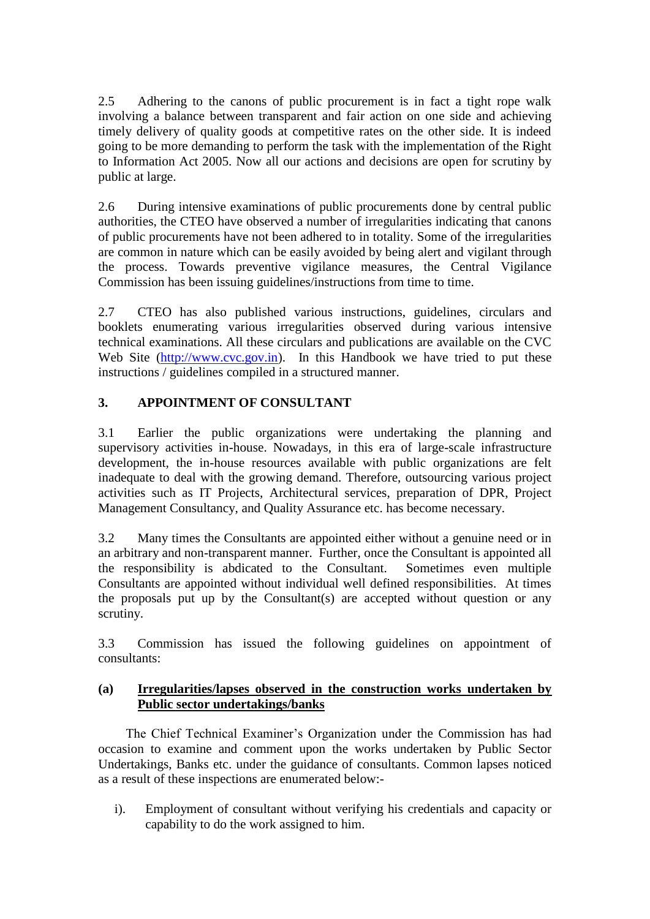2.5 Adhering to the canons of public procurement is in fact a tight rope walk involving a balance between transparent and fair action on one side and achieving timely delivery of quality goods at competitive rates on the other side. It is indeed going to be more demanding to perform the task with the implementation of the Right to Information Act 2005. Now all our actions and decisions are open for scrutiny by public at large.

2.6 During intensive examinations of public procurements done by central public authorities, the CTEO have observed a number of irregularities indicating that canons of public procurements have not been adhered to in totality. Some of the irregularities are common in nature which can be easily avoided by being alert and vigilant through the process. Towards preventive vigilance measures, the Central Vigilance Commission has been issuing guidelines/instructions from time to time.

2.7 CTEO has also published various instructions, guidelines, circulars and booklets enumerating various irregularities observed during various intensive technical examinations. All these circulars and publications are available on the CVC Web Site (http://www.cvc.gov.in). In this Handbook we have tried to put these instructions / guidelines compiled in a structured manner.

## 3. APPOINTMENT OF CONSULTANT

3.1 Earlier the public organizations were undertaking the planning and supervisory activities in-house. Nowadays, in this era of large-scale infrastructure development, the in-house resources available with public organizations are felt inadequate to deal with the growing demand. Therefore, outsourcing various project activities such as IT Projects, Architectural services, preparation of DPR, Project Management Consultancy, and Quality Assurance etc. has become necessary.

3.2 Many times the Consultants are appointed either without a genuine need or in an arbitrary and non-transparent manner. Further, once the Consultant is appointed all the responsibility is abdicated to the Consultant. Sometimes even multiple Consultants are appointed without individual well defined responsibilities. At times the proposals put up by the Consultant(s) are accepted without question or any scrutiny.

3.3 Commission has issued the following guidelines on appointment of consultants:

**(a) <u>Irregularities/lapses observed in the construction works undertaken by Public sector undertakings/banks</u>**

The Chief Technical Examiner's Organization under the Commission has had occasion to examine and comment upon the works undertaken by Public Sector Undertakings, Banks etc. under the guidance of consultants. Common lapses noticed as a result of these inspections are enumerated below:-

i). Employment of consultant without verifying his credentials and capacity or capability to do the work assigned to him.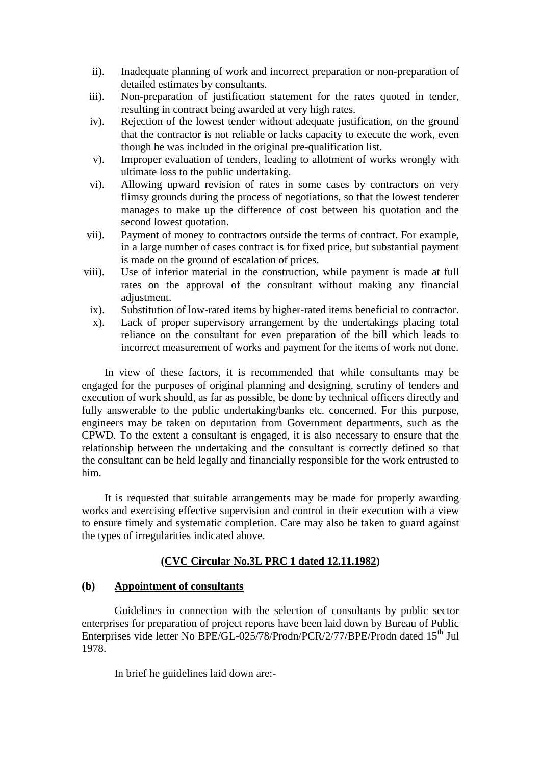ii). Inadequate planning of work and incorrect preparation or non-preparation of detailed estimates by consultants.

iii). Non-preparation of justification statement for the rates quoted in tender, resulting in contract being awarded at very high rates.

iv). Rejection of the lowest tender without adequate justification, on the ground that the contractor is not reliable or lacks capacity to execute the work, even though he was included in the original pre-qualification list.

v). Improper evaluation of tenders, leading to allotment of works wrongly with ultimate loss to the public undertaking.

vi). Allowing upward revision of rates in some cases by contractors on very flimsy grounds during the process of negotiations, so that the lowest tenderer manages to make up the difference of cost between his quotation and the second lowest quotation.

vii). Payment of money to contractors outside the terms of contract. For example, in a large number of cases contract is for fixed price, but substantial payment is made on the ground of escalation of prices.

viii). Use of inferior material in the construction, while payment is made at full rates on the approval of the consultant without making any financial adjustment.

ix). Substitution of low-rated items by higher-rated items beneficial to contractor.

x). Lack of proper supervisory arrangement by the undertakings placing total reliance on the consultant for even preparation of the bill which leads to incorrect measurement of works and payment for the items of work not done.

In view of these factors, it is recommended that while consultants may be engaged for the purposes of original planning and designing, scrutiny of tenders and execution of work should, as far as possible, be done by technical officers directly and fully answerable to the public undertaking/banks etc. concerned. For this purpose, engineers may be taken on deputation from Government departments, such as the CPWD. To the extent a consultant is engaged, it is also necessary to ensure that the relationship between the undertaking and the consultant is correctly defined so that the consultant can be held legally and financially responsible for the work entrusted to him.

It is requested that suitable arrangements may be made for properly awarding works and exercising effective supervision and control in their execution with a view to ensure timely and systematic completion. Care may also be taken to guard against the types of irregularities indicated above.

**(CVC Circular No.3L PRC 1 dated 12.11.1982)**

**(b) Appointment of consultants**

Guidelines in connection with the selection of consultants by public sector enterprises for preparation of project reports have been laid down by Bureau of Public Enterprises vide letter No BPE/GL-025/78/Prodn/PCR/2/77/BPE/Prodn dated 15th Jul 1978.

In brief he guidelines laid down are:-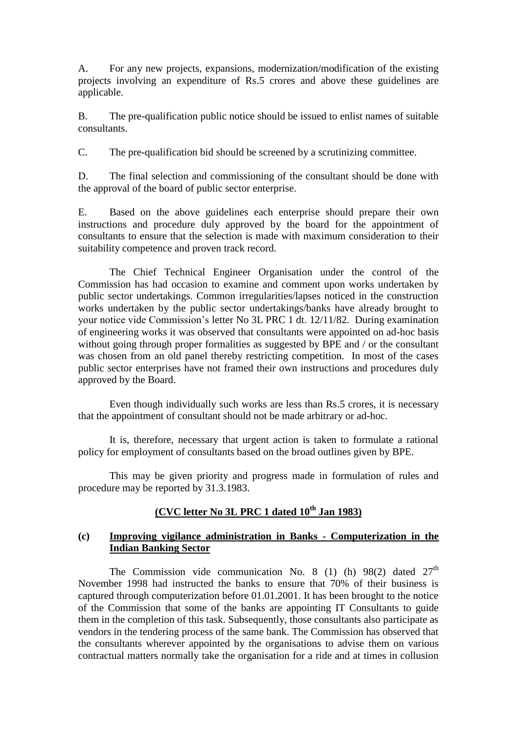A. For any new projects, expansions, modernization/modification of the existing projects involving an expenditure of Rs.5 crores and above these guidelines are applicable.

B. The pre-qualification public notice should be issued to enlist names of suitable consultants.

C. The pre-qualification bid should be screened by a scrutinizing committee.

D. The final selection and commissioning of the consultant should be done with the approval of the board of public sector enterprise.

E. Based on the above guidelines each enterprise should prepare their own instructions and procedure duly approved by the board for the appointment of consultants to ensure that the selection is made with maximum consideration to their suitability competence and proven track record.

The Chief Technical Engineer Organisation under the control of the Commission has had occasion to examine and comment upon works undertaken by public sector undertakings. Common irregularities/lapses noticed in the construction works undertaken by the public sector undertakings/banks have already brought to your notice vide Commission's letter No 3L PRC 1 dt. 12/11/82. During examination of engineering works it was observed that consultants were appointed on ad-hoc basis without going through proper formalities as suggested by BPE and / or the consultant was chosen from an old panel thereby restricting competition. In most of the cases public sector enterprises have not framed their own instructions and procedures duly approved by the Board.

Even though individually such works are less than Rs.5 crores, it is necessary that the appointment of consultant should not be made arbitrary or ad-hoc.

It is, therefore, necessary that urgent action is taken to formulate a rational policy for employment of consultants based on the broad outlines given by BPE.

This may be given priority and progress made in formulation of rules and procedure may be reported by 31.3.1983.

**(CVC letter No 3L PRC 1 dated 10th Jan 1983)**

**(c) Improving vigilance administration in Banks - Computerization in the Indian Banking Sector**

The Commission vide communication No. 8 (1) (h) 98(2) dated 27th November 1998 had instructed the banks to ensure that 70% of their business is captured through computerization before 01.01.2001. It has been brought to the notice of the Commission that some of the banks are appointing IT Consultants to guide them in the completion of this task. Subsequently, those consultants also participate as vendors in the tendering process of the same bank. The Commission has observed that the consultants wherever appointed by the organisations to advise them on various contractual matters normally take the organisation for a ride and at times in collusion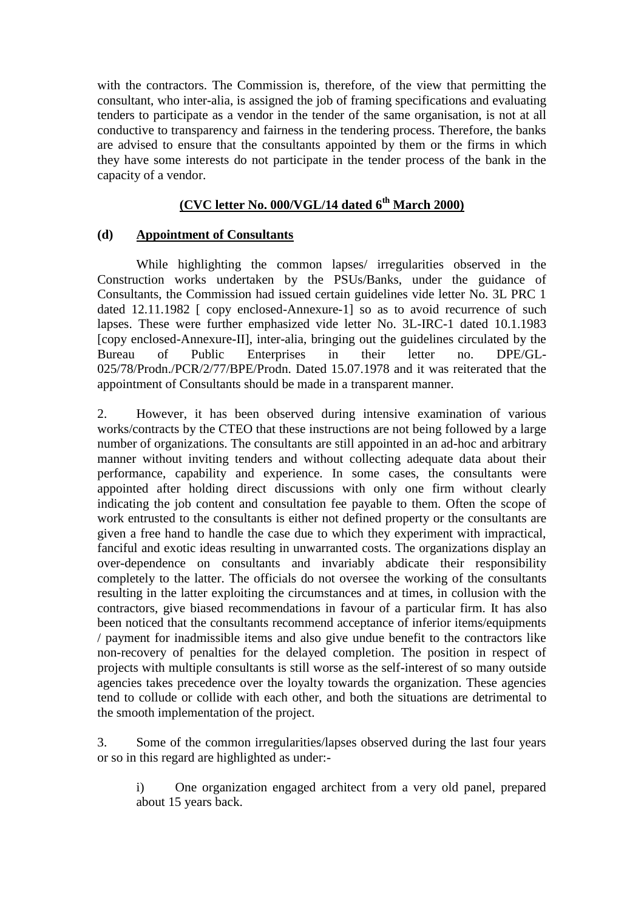with the contractors. The Commission is, therefore, of the view that permitting the consultant, who inter-alia, is assigned the job of framing specifications and evaluating tenders to participate as a vendor in the tender of the same organisation, is not at all conductive to transparency and fairness in the tendering process. Therefore, the banks are advised to ensure that the consultants appointed by them or the firms in which they have some interests do not participate in the tender process of the bank in the capacity of a vendor.

**(CVC letter No. 000/VGL/14 dated 6th March 2000)**

**(d) Appointment of Consultants**

While highlighting the common lapses/ irregularities observed in the Construction works undertaken by the PSUs/Banks, under the guidance of Consultants, the Commission had issued certain guidelines vide letter No. 3L PRC 1 dated 12.11.1982 [ copy enclosed-Annexure-1] so as to avoid recurrence of such lapses. These were further emphasized vide letter No. 3L-IRC-1 dated 10.1.1983 [copy enclosed-Annexure-II], inter-alia, bringing out the guidelines circulated by the Bureau of Public Enterprises in their letter no. DPE/GL-025/78/Prodn./PCR/2/77/BPE/Prodn. Dated 15.07.1978 and it was reiterated that the appointment of Consultants should be made in a transparent manner.

2. However, it has been observed during intensive examination of various works/contracts by the CTEO that these instructions are not being followed by a large number of organizations. The consultants are still appointed in an ad-hoc and arbitrary manner without inviting tenders and without collecting adequate data about their performance, capability and experience. In some cases, the consultants were appointed after holding direct discussions with only one firm without clearly indicating the job content and consultation fee payable to them. Often the scope of work entrusted to the consultants is either not defined property or the consultants are given a free hand to handle the case due to which they experiment with impractical, fanciful and exotic ideas resulting in unwarranted costs. The organizations display an over-dependence on consultants and invariably abdicate their responsibility completely to the latter. The officials do not oversee the working of the consultants resulting in the latter exploiting the circumstances and at times, in collusion with the contractors, give biased recommendations in favour of a particular firm. It has also been noticed that the consultants recommend acceptance of inferior items/equipments / payment for inadmissible items and also give undue benefit to the contractors like non-recovery of penalties for the delayed completion. The position in respect of projects with multiple consultants is still worse as the self-interest of so many outside agencies takes precedence over the loyalty towards the organization. These agencies tend to collude or collide with each other, and both the situations are detrimental to the smooth implementation of the project.

3. Some of the common irregularities/lapses observed during the last four years or so in this regard are highlighted as under:-

i) One organization engaged architect from a very old panel, prepared about 15 years back.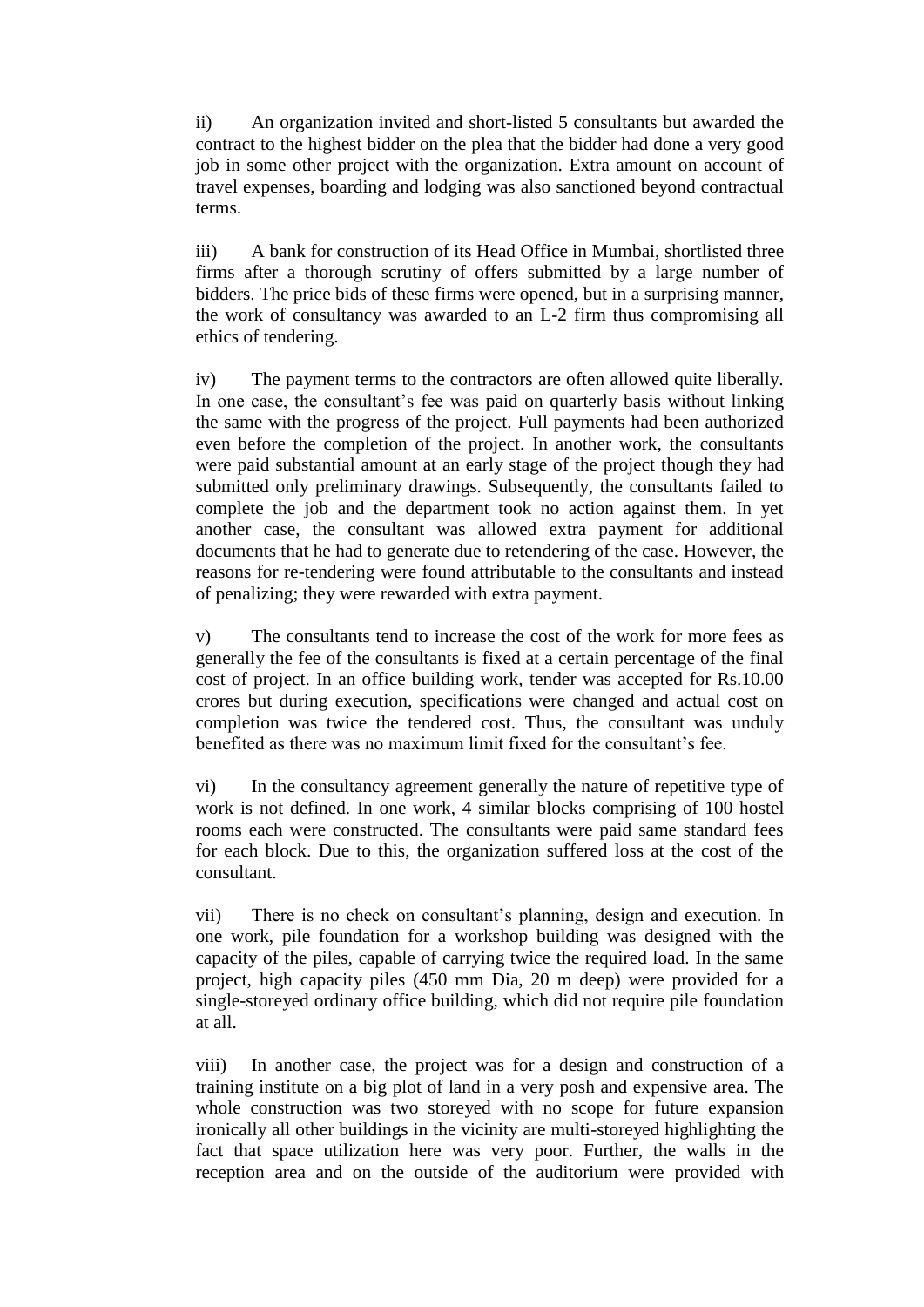ii) An organization invited and short-listed 5 consultants but awarded the contract to the highest bidder on the plea that the bidder had done a very good job in some other project with the organization. Extra amount on account of travel expenses, boarding and lodging was also sanctioned beyond contractual terms.

iii) A bank for construction of its Head Office in Mumbai, shortlisted three firms after a thorough scrutiny of offers submitted by a large number of bidders. The price bids of these firms were opened, but in a surprising manner, the work of consultancy was awarded to an L-2 firm thus compromising all ethics of tendering.

iv) The payment terms to the contractors are often allowed quite liberally. In one case, the consultant's fee was paid on quarterly basis without linking the same with the progress of the project. Full payments had been authorized even before the completion of the project. In another work, the consultants were paid substantial amount at an early stage of the project though they had submitted only preliminary drawings. Subsequently, the consultants failed to complete the job and the department took no action against them. In yet another case, the consultant was allowed extra payment for additional documents that he had to generate due to retendering of the case. However, the reasons for re-tendering were found attributable to the consultants and instead of penalizing; they were rewarded with extra payment.

v) The consultants tend to increase the cost of the work for more fees as generally the fee of the consultants is fixed at a certain percentage of the final cost of project. In an office building work, tender was accepted for Rs.10.00 crores but during execution, specifications were changed and actual cost on completion was twice the tendered cost. Thus, the consultant was unduly benefited as there was no maximum limit fixed for the consultant's fee.

vi) In the consultancy agreement generally the nature of repetitive type of work is not defined. In one work, 4 similar blocks comprising of 100 hostel rooms each were constructed. The consultants were paid same standard fees for each block. Due to this, the organization suffered loss at the cost of the consultant.

vii) There is no check on consultant's planning, design and execution. In one work, pile foundation for a workshop building was designed with the capacity of the piles, capable of carrying twice the required load. In the same project, high capacity piles (450 mm Dia, 20 m deep) were provided for a single-storeyed ordinary office building, which did not require pile foundation at all.

viii) In another case, the project was for a design and construction of a training institute on a big plot of land in a very posh and expensive area. The whole construction was two storeyed with no scope for future expansion ironically all other buildings in the vicinity are multi-storeyed highlighting the fact that space utilization here was very poor. Further, the walls in the reception area and on the outside of the auditorium were provided with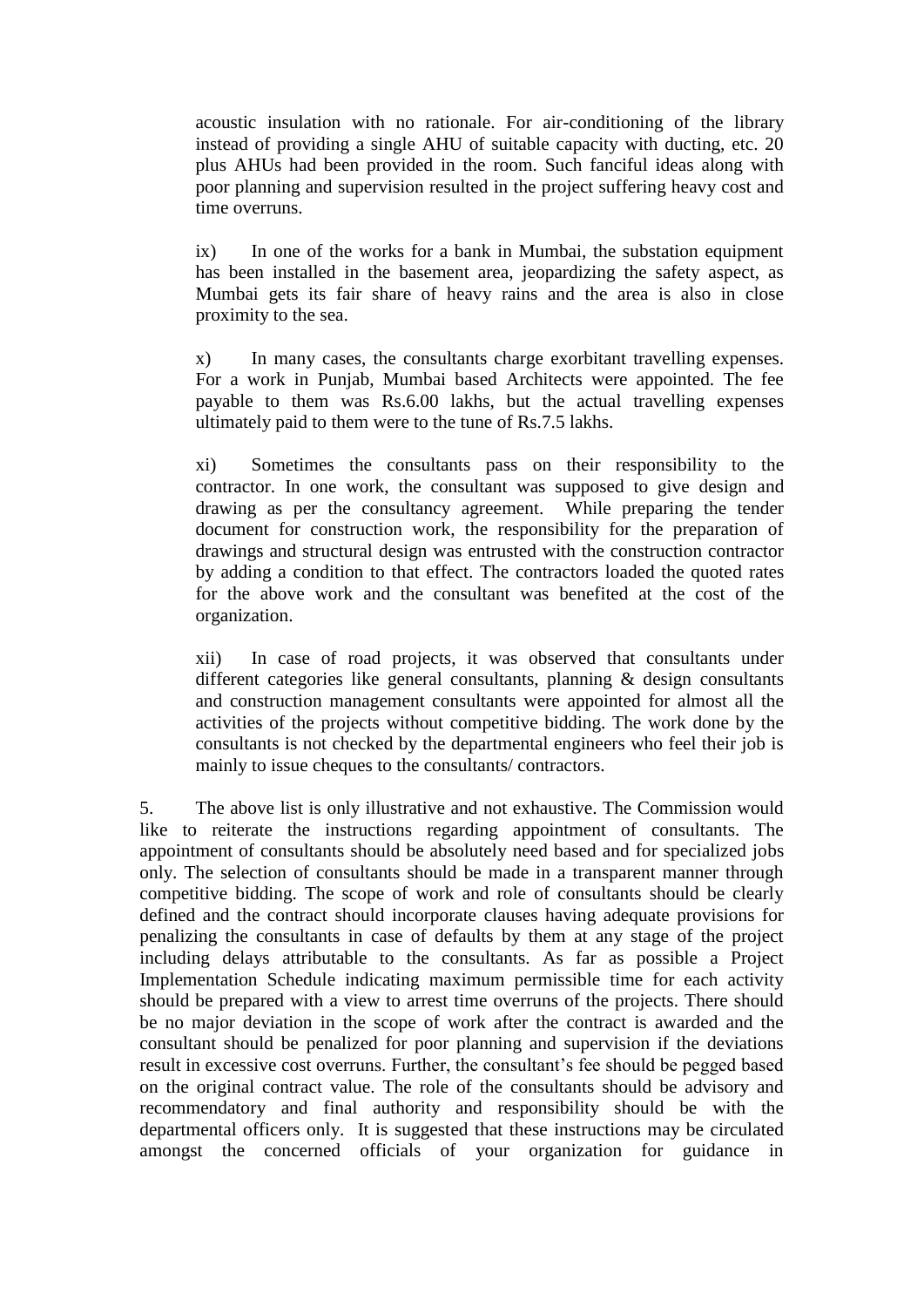acoustic insulation with no rationale. For air-conditioning of the library instead of providing a single AHU of suitable capacity with ducting, etc. 20 plus AHUs had been provided in the room. Such fanciful ideas along with poor planning and supervision resulted in the project suffering heavy cost and time overruns.

ix) In one of the works for a bank in Mumbai, the substation equipment has been installed in the basement area, jeopardizing the safety aspect, as Mumbai gets its fair share of heavy rains and the area is also in close proximity to the sea.

x) In many cases, the consultants charge exorbitant travelling expenses. For a work in Punjab, Mumbai based Architects were appointed. The fee payable to them was Rs.6.00 lakhs, but the actual travelling expenses ultimately paid to them were to the tune of Rs.7.5 lakhs.

xi) Sometimes the consultants pass on their responsibility to the contractor. In one work, the consultant was supposed to give design and drawing as per the consultancy agreement. While preparing the tender document for construction work, the responsibility for the preparation of drawings and structural design was entrusted with the construction contractor by adding a condition to that effect. The contractors loaded the quoted rates for the above work and the consultant was benefited at the cost of the organization.

xii) In case of road projects, it was observed that consultants under different categories like general consultants, planning & design consultants and construction management consultants were appointed for almost all the activities of the projects without competitive bidding. The work done by the consultants is not checked by the departmental engineers who feel their job is mainly to issue cheques to the consultants/ contractors.

5. The above list is only illustrative and not exhaustive. The Commission would like to reiterate the instructions regarding appointment of consultants. The appointment of consultants should be absolutely need based and for specialized jobs only. The selection of consultants should be made in a transparent manner through competitive bidding. The scope of work and role of consultants should be clearly defined and the contract should incorporate clauses having adequate provisions for penalizing the consultants in case of defaults by them at any stage of the project including delays attributable to the consultants. As far as possible a Project Implementation Schedule indicating maximum permissible time for each activity should be prepared with a view to arrest time overruns of the projects. There should be no major deviation in the scope of work after the contract is awarded and the consultant should be penalized for poor planning and supervision if the deviations result in excessive cost overruns. Further, the consultant's fee should be pegged based on the original contract value. The role of the consultants should be advisory and recommendatory and final authority and responsibility should be with the departmental officers only. It is suggested that these instructions may be circulated amongst the concerned officials of your organization for guidance in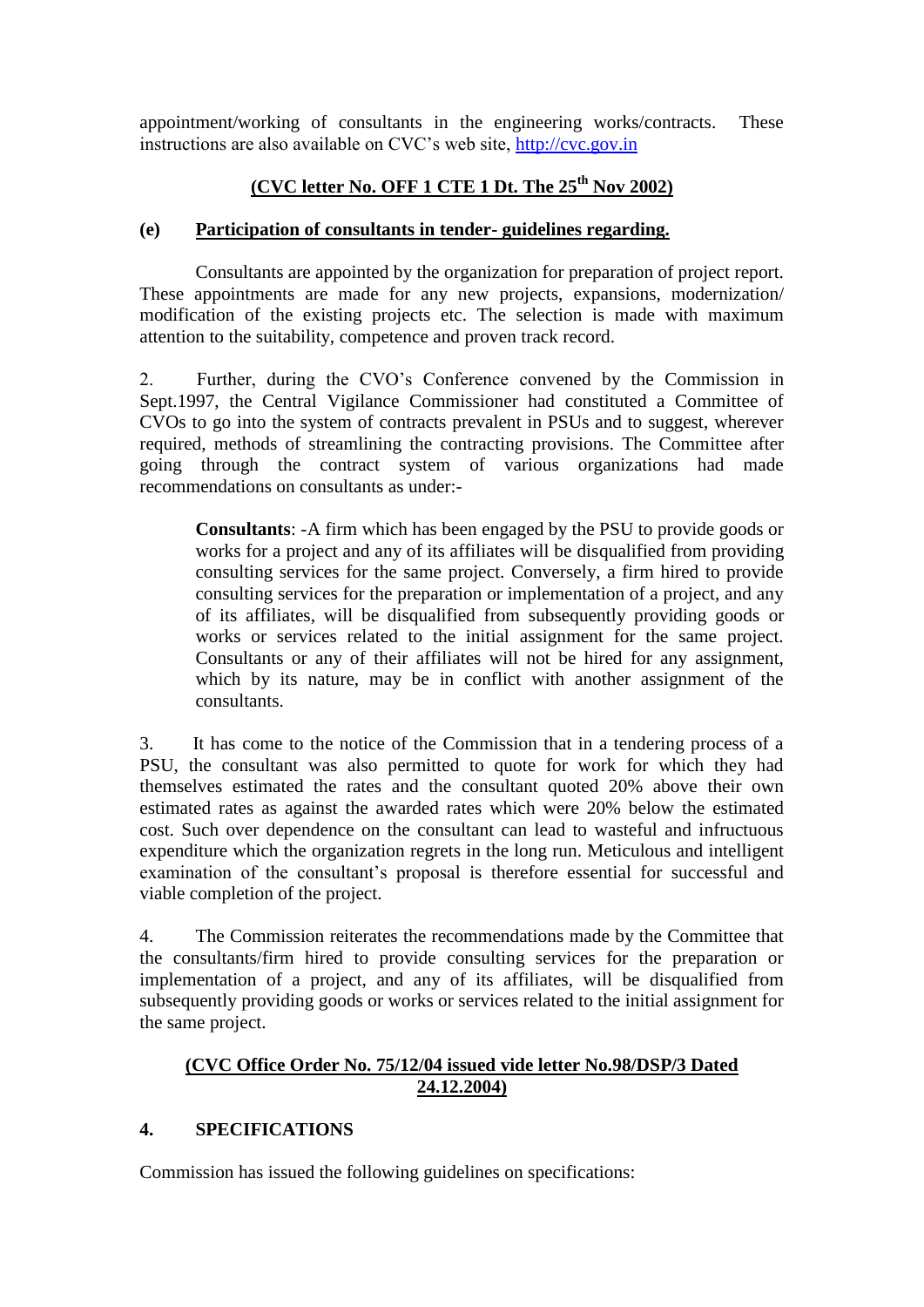appointment/working of consultants in the engineering works/contracts. These instructions are also available on CVC's web site, http://cvc.gov.in

**(CVC letter No. OFF 1 CTE 1 Dt. The 25th Nov 2002)**

**(e) Participation of consultants in tender- guidelines regarding.**

Consultants are appointed by the organization for preparation of project report. These appointments are made for any new projects, expansions, modernization/ modification of the existing projects etc. The selection is made with maximum attention to the suitability, competence and proven track record.

2. Further, during the CVO's Conference convened by the Commission in Sept.1997, the Central Vigilance Commissioner had constituted a Committee of CVOs to go into the system of contracts prevalent in PSUs and to suggest, wherever required, methods of streamlining the contracting provisions. The Committee after going through the contract system of various organizations had made recommendations on consultants as under:-

> **Consultants**: -A firm which has been engaged by the PSU to provide goods or works for a project and any of its affiliates will be disqualified from providing consulting services for the same project. Conversely, a firm hired to provide consulting services for the preparation or implementation of a project, and any of its affiliates, will be disqualified from subsequently providing goods or works or services related to the initial assignment for the same project. Consultants or any of their affiliates will not be hired for any assignment, which by its nature, may be in conflict with another assignment of the consultants.

3. It has come to the notice of the Commission that in a tendering process of a PSU, the consultant was also permitted to quote for work for which they had themselves estimated the rates and the consultant quoted 20% above their own estimated rates as against the awarded rates which were 20% below the estimated cost. Such over dependence on the consultant can lead to wasteful and infructuous expenditure which the organization regrets in the long run. Meticulous and intelligent examination of the consultant's proposal is therefore essential for successful and viable completion of the project.

4. The Commission reiterates the recommendations made by the Committee that the consultants/firm hired to provide consulting services for the preparation or implementation of a project, and any of its affiliates, will be disqualified from subsequently providing goods or works or services related to the initial assignment for the same project.

**(CVC Office Order No. 75/12/04 issued vide letter No.98/DSP/3 Dated 24.12.2004)**

## 4. SPECIFICATIONS

Commission has issued the following guidelines on specifications: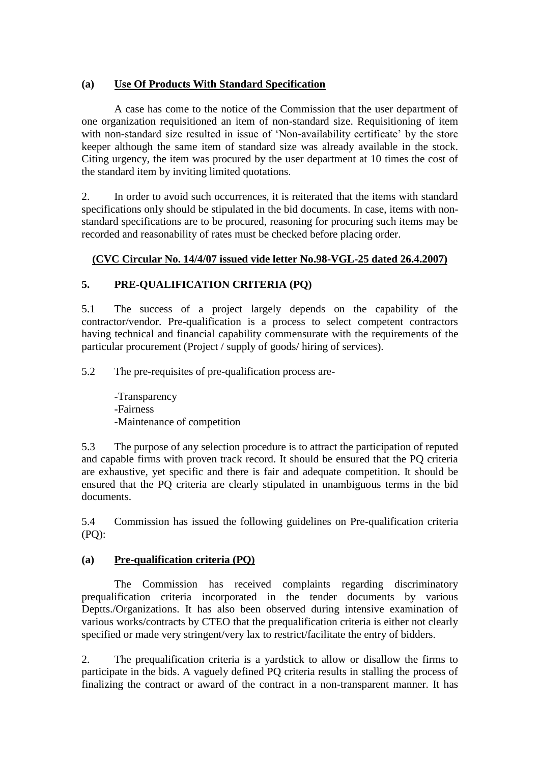**(a) <u>Use Of Products With Standard Specification</u>**

A case has come to the notice of the Commission that the user department of one organization requisitioned an item of non-standard size. Requisitioning of item with non-standard size resulted in issue of 'Non-availability certificate' by the store keeper although the same item of standard size was already available in the stock. Citing urgency, the item was procured by the user department at 10 times the cost of the standard item by inviting limited quotations.

2. In order to avoid such occurrences, it is reiterated that the items with standard specifications only should be stipulated in the bid documents. In case, items with non-standard specifications are to be procured, reasoning for procuring such items may be recorded and reasonability of rates must be checked before placing order.

**<u>(CVC Circular No. 14/4/07 issued vide letter No.98-VGL-25 dated 26.4.2007)</u>**

## 5. PRE-QUALIFICATION CRITERIA (PQ)

5.1 The success of a project largely depends on the capability of the contractor/vendor. Pre-qualification is a process to select competent contractors having technical and financial capability commensurate with the requirements of the particular procurement (Project / supply of goods/ hiring of services).

5.2 The pre-requisites of pre-qualification process are-

- Transparency
- Fairness
- Maintenance of competition

5.3 The purpose of any selection procedure is to attract the participation of reputed and capable firms with proven track record. It should be ensured that the PQ criteria are exhaustive, yet specific and there is fair and adequate competition. It should be ensured that the PQ criteria are clearly stipulated in unambiguous terms in the bid documents.

5.4 Commission has issued the following guidelines on Pre-qualification criteria (PQ):

**(a) <u>Pre-qualification criteria (PQ)</u>**

The Commission has received complaints regarding discriminatory prequalification criteria incorporated in the tender documents by various Deptts./Organizations. It has also been observed during intensive examination of various works/contracts by CTEO that the prequalification criteria is either not clearly specified or made very stringent/very lax to restrict/facilitate the entry of bidders.

2. The prequalification criteria is a yardstick to allow or disallow the firms to participate in the bids. A vaguely defined PQ criteria results in stalling the process of finalizing the contract or award of the contract in a non-transparent manner. It has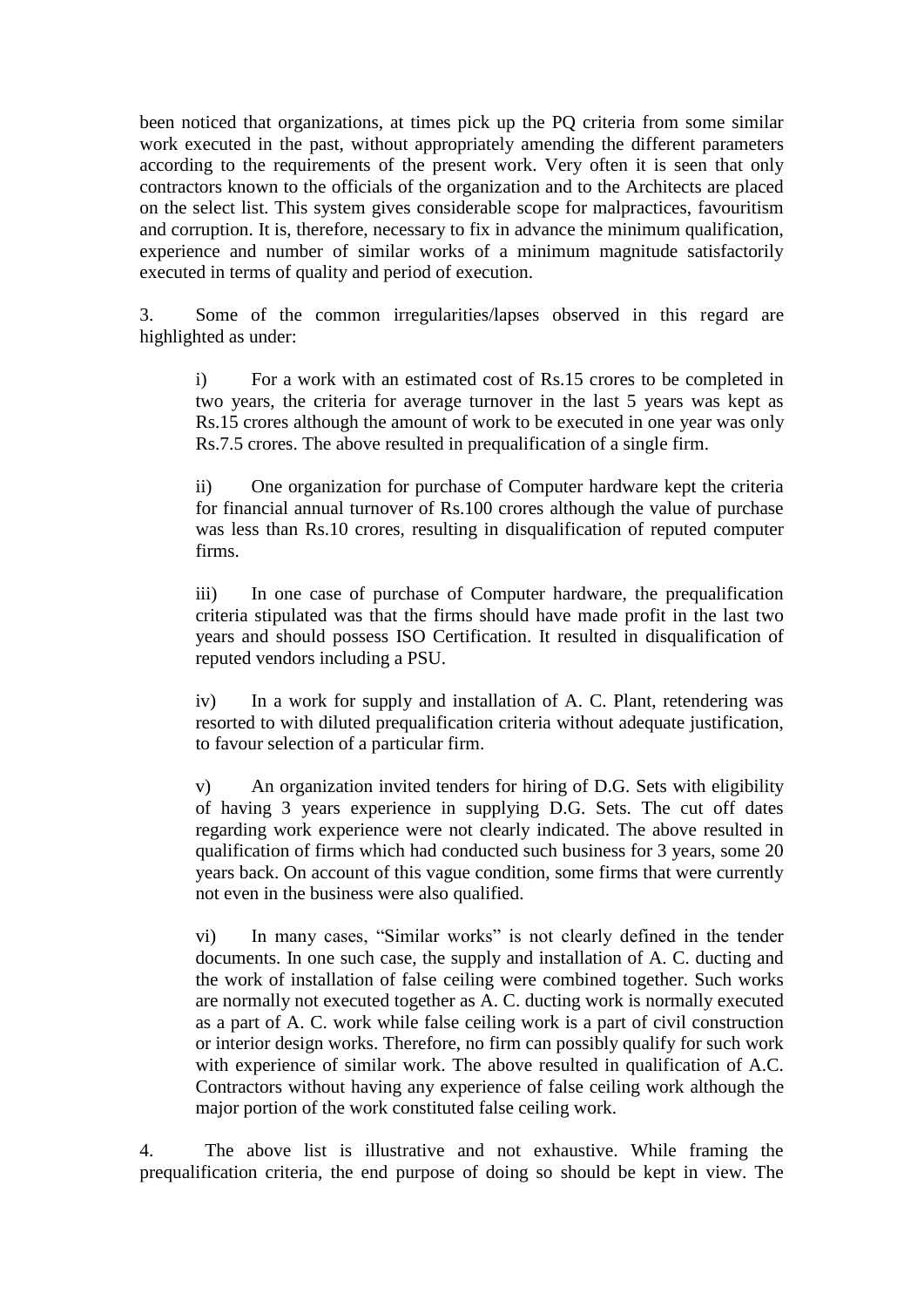been noticed that organizations, at times pick up the PQ criteria from some similar work executed in the past, without appropriately amending the different parameters according to the requirements of the present work. Very often it is seen that only contractors known to the officials of the organization and to the Architects are placed on the select list. This system gives considerable scope for malpractices, favouritism and corruption. It is, therefore, necessary to fix in advance the minimum qualification, experience and number of similar works of a minimum magnitude satisfactorily executed in terms of quality and period of execution.

3. Some of the common irregularities/lapses observed in this regard are highlighted as under:

i) For a work with an estimated cost of Rs.15 crores to be completed in two years, the criteria for average turnover in the last 5 years was kept as Rs.15 crores although the amount of work to be executed in one year was only Rs.7.5 crores. The above resulted in prequalification of a single firm.

ii) One organization for purchase of Computer hardware kept the criteria for financial annual turnover of Rs.100 crores although the value of purchase was less than Rs.10 crores, resulting in disqualification of reputed computer firms.

iii) In one case of purchase of Computer hardware, the prequalification criteria stipulated was that the firms should have made profit in the last two years and should possess ISO Certification. It resulted in disqualification of reputed vendors including a PSU.

iv) In a work for supply and installation of A. C. Plant, retendering was resorted to with diluted prequalification criteria without adequate justification, to favour selection of a particular firm.

v) An organization invited tenders for hiring of D.G. Sets with eligibility of having 3 years experience in supplying D.G. Sets. The cut off dates regarding work experience were not clearly indicated. The above resulted in qualification of firms which had conducted such business for 3 years, some 20 years back. On account of this vague condition, some firms that were currently not even in the business were also qualified.

vi) In many cases, "Similar works" is not clearly defined in the tender documents. In one such case, the supply and installation of A. C. ducting and the work of installation of false ceiling were combined together. Such works are normally not executed together as A. C. ducting work is normally executed as a part of A. C. work while false ceiling work is a part of civil construction or interior design works. Therefore, no firm can possibly qualify for such work with experience of similar work. The above resulted in qualification of A.C. Contractors without having any experience of false ceiling work although the major portion of the work constituted false ceiling work.

4. The above list is illustrative and not exhaustive. While framing the prequalification criteria, the end purpose of doing so should be kept in view. The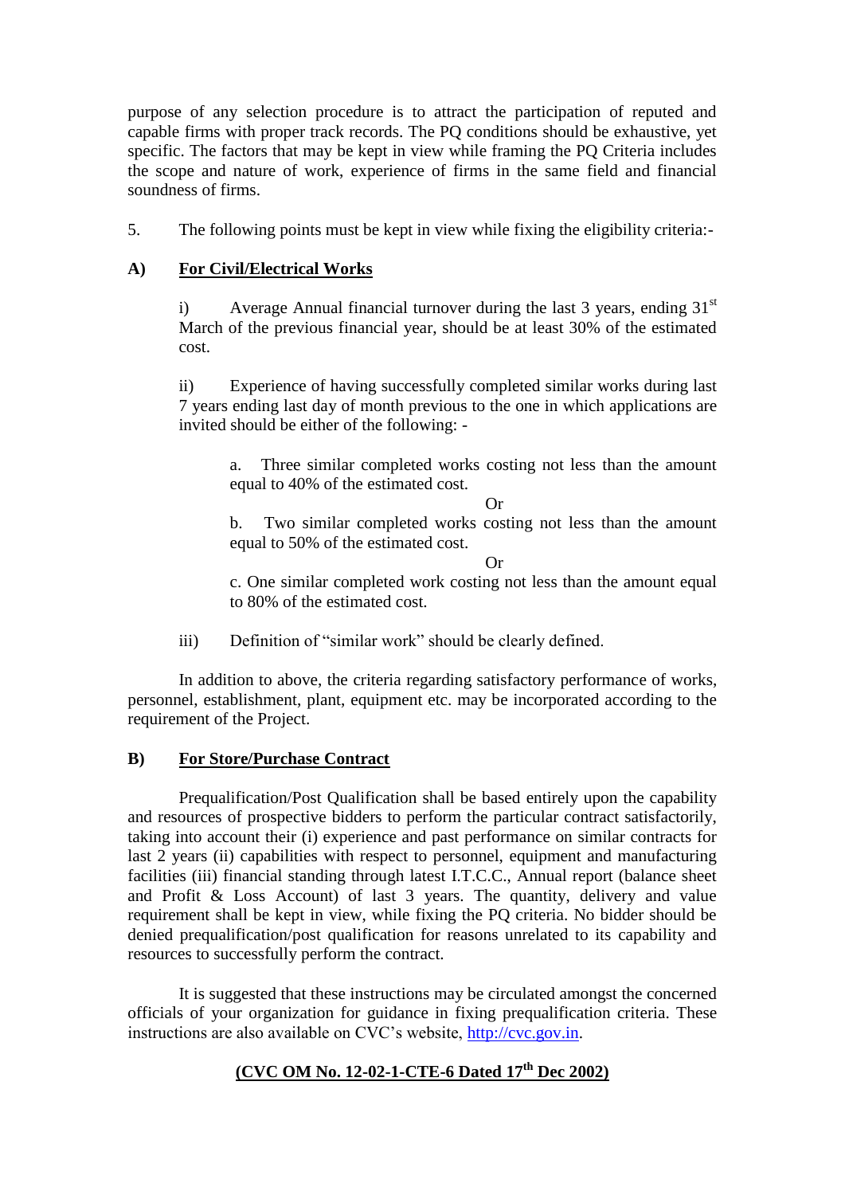purpose of any selection procedure is to attract the participation of reputed and capable firms with proper track records. The PQ conditions should be exhaustive, yet specific. The factors that may be kept in view while framing the PQ Criteria includes the scope and nature of work, experience of firms in the same field and financial soundness of firms.

5. The following points must be kept in view while fixing the eligibility criteria:-

**A) <u>For Civil/Electrical Works</u>**

i) Average Annual financial turnover during the last 3 years, ending 31st March of the previous financial year, should be at least 30% of the estimated cost.

ii) Experience of having successfully completed similar works during last 7 years ending last day of month previous to the one in which applications are invited should be either of the following: -

a. Three similar completed works costing not less than the amount equal to 40% of the estimated cost.

Or

b. Two similar completed works costing not less than the amount equal to 50% of the estimated cost.

Or

c. One similar completed work costing not less than the amount equal to 80% of the estimated cost.

iii) Definition of "similar work" should be clearly defined.

In addition to above, the criteria regarding satisfactory performance of works, personnel, establishment, plant, equipment etc. may be incorporated according to the requirement of the Project.

**B) <u>For Store/Purchase Contract</u>**

Prequalification/Post Qualification shall be based entirely upon the capability and resources of prospective bidders to perform the particular contract satisfactorily, taking into account their (i) experience and past performance on similar contracts for last 2 years (ii) capabilities with respect to personnel, equipment and manufacturing facilities (iii) financial standing through latest I.T.C.C., Annual report (balance sheet and Profit & Loss Account) of last 3 years. The quantity, delivery and value requirement shall be kept in view, while fixing the PQ criteria. No bidder should be denied prequalification/post qualification for reasons unrelated to its capability and resources to successfully perform the contract.

It is suggested that these instructions may be circulated amongst the concerned officials of your organization for guidance in fixing prequalification criteria. These instructions are also available on CVC's website, http://cvc.gov.in.

**<u>(CVC OM No. 12-02-1-CTE-6 Dated 17th Dec 2002)</u>**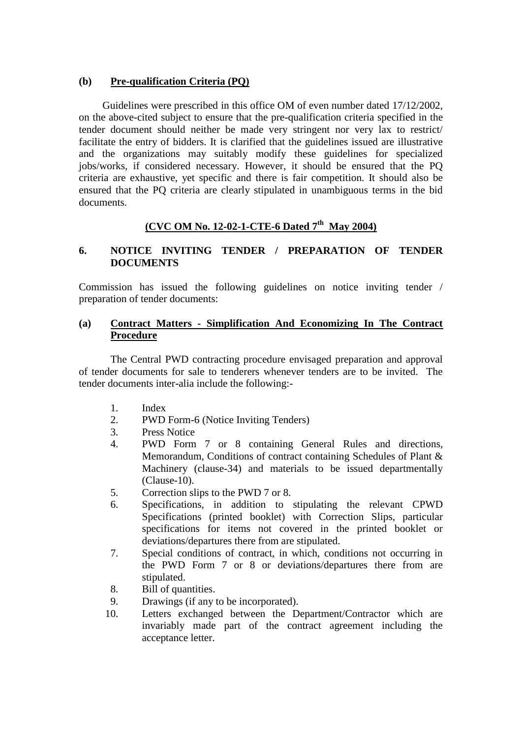**(b) <u>Pre-qualification Criteria (PQ)</u>**

Guidelines were prescribed in this office OM of even number dated 17/12/2002, on the above-cited subject to ensure that the pre-qualification criteria specified in the tender document should neither be made very stringent nor very lax to restrict/ facilitate the entry of bidders. It is clarified that the guidelines issued are illustrative and the organizations may suitably modify these guidelines for specialized jobs/works, if considered necessary. However, it should be ensured that the PQ criteria are exhaustive, yet specific and there is fair competition. It should also be ensured that the PQ criteria are clearly stipulated in unambiguous terms in the bid documents.

**<u>(CVC OM No. 12-02-1-CTE-6 Dated 7th May 2004)</u>**

## 6. NOTICE INVITING TENDER / PREPARATION OF TENDER DOCUMENTS

Commission has issued the following guidelines on notice inviting tender / preparation of tender documents:

**(a) <u>Contract Matters - Simplification And Economizing In The Contract Procedure</u>**

The Central PWD contracting procedure envisaged preparation and approval of tender documents for sale to tenderers whenever tenders are to be invited. The tender documents inter-alia include the following:-

1. Index
2. PWD Form-6 (Notice Inviting Tenders)
3. Press Notice
4. PWD Form 7 or 8 containing General Rules and directions, Memorandum, Conditions of contract containing Schedules of Plant & Machinery (clause-34) and materials to be issued departmentally (Clause-10).
5. Correction slips to the PWD 7 or 8.
6. Specifications, in addition to stipulating the relevant CPWD Specifications (printed booklet) with Correction Slips, particular specifications for items not covered in the printed booklet or deviations/departures there from are stipulated.
7. Special conditions of contract, in which, conditions not occurring in the PWD Form 7 or 8 or deviations/departures there from are stipulated.
8. Bill of quantities.
9. Drawings (if any to be incorporated).
10. Letters exchanged between the Department/Contractor which are invariably made part of the contract agreement including the acceptance letter.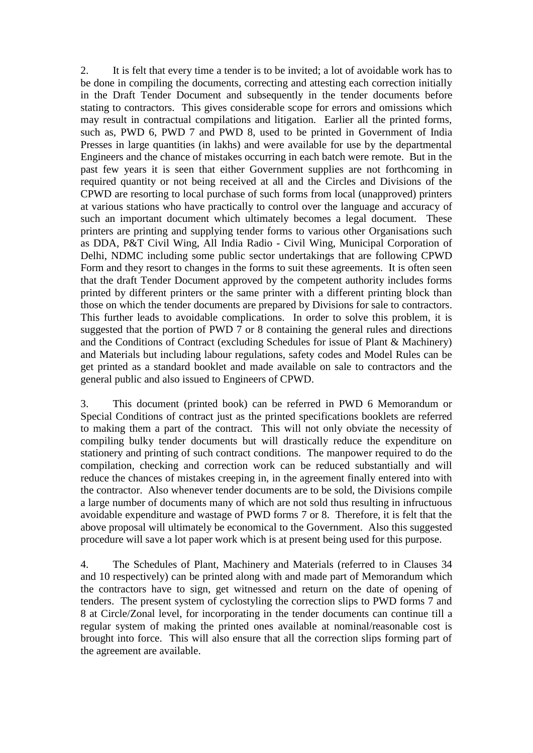2. It is felt that every time a tender is to be invited; a lot of avoidable work has to be done in compiling the documents, correcting and attesting each correction initially in the Draft Tender Document and subsequently in the tender documents before stating to contractors. This gives considerable scope for errors and omissions which may result in contractual compilations and litigation. Earlier all the printed forms, such as, PWD 6, PWD 7 and PWD 8, used to be printed in Government of India Presses in large quantities (in lakhs) and were available for use by the departmental Engineers and the chance of mistakes occurring in each batch were remote. But in the past few years it is seen that either Government supplies are not forthcoming in required quantity or not being received at all and the Circles and Divisions of the CPWD are resorting to local purchase of such forms from local (unapproved) printers at various stations who have practically to control over the language and accuracy of such an important document which ultimately becomes a legal document. These printers are printing and supplying tender forms to various other Organisations such as DDA, P&T Civil Wing, All India Radio - Civil Wing, Municipal Corporation of Delhi, NDMC including some public sector undertakings that are following CPWD Form and they resort to changes in the forms to suit these agreements. It is often seen that the draft Tender Document approved by the competent authority includes forms printed by different printers or the same printer with a different printing block than those on which the tender documents are prepared by Divisions for sale to contractors. This further leads to avoidable complications. In order to solve this problem, it is suggested that the portion of PWD 7 or 8 containing the general rules and directions and the Conditions of Contract (excluding Schedules for issue of Plant & Machinery) and Materials but including labour regulations, safety codes and Model Rules can be get printed as a standard booklet and made available on sale to contractors and the general public and also issued to Engineers of CPWD.

3. This document (printed book) can be referred in PWD 6 Memorandum or Special Conditions of contract just as the printed specifications booklets are referred to making them a part of the contract. This will not only obviate the necessity of compiling bulky tender documents but will drastically reduce the expenditure on stationery and printing of such contract conditions. The manpower required to do the compilation, checking and correction work can be reduced substantially and will reduce the chances of mistakes creeping in, in the agreement finally entered into with the contractor. Also whenever tender documents are to be sold, the Divisions compile a large number of documents many of which are not sold thus resulting in infructuous avoidable expenditure and wastage of PWD forms 7 or 8. Therefore, it is felt that the above proposal will ultimately be economical to the Government. Also this suggested procedure will save a lot paper work which is at present being used for this purpose.

4. The Schedules of Plant, Machinery and Materials (referred to in Clauses 34 and 10 respectively) can be printed along with and made part of Memorandum which the contractors have to sign, get witnessed and return on the date of opening of tenders. The present system of cyclostyling the correction slips to PWD forms 7 and 8 at Circle/Zonal level, for incorporating in the tender documents can continue till a regular system of making the printed ones available at nominal/reasonable cost is brought into force. This will also ensure that all the correction slips forming part of the agreement are available.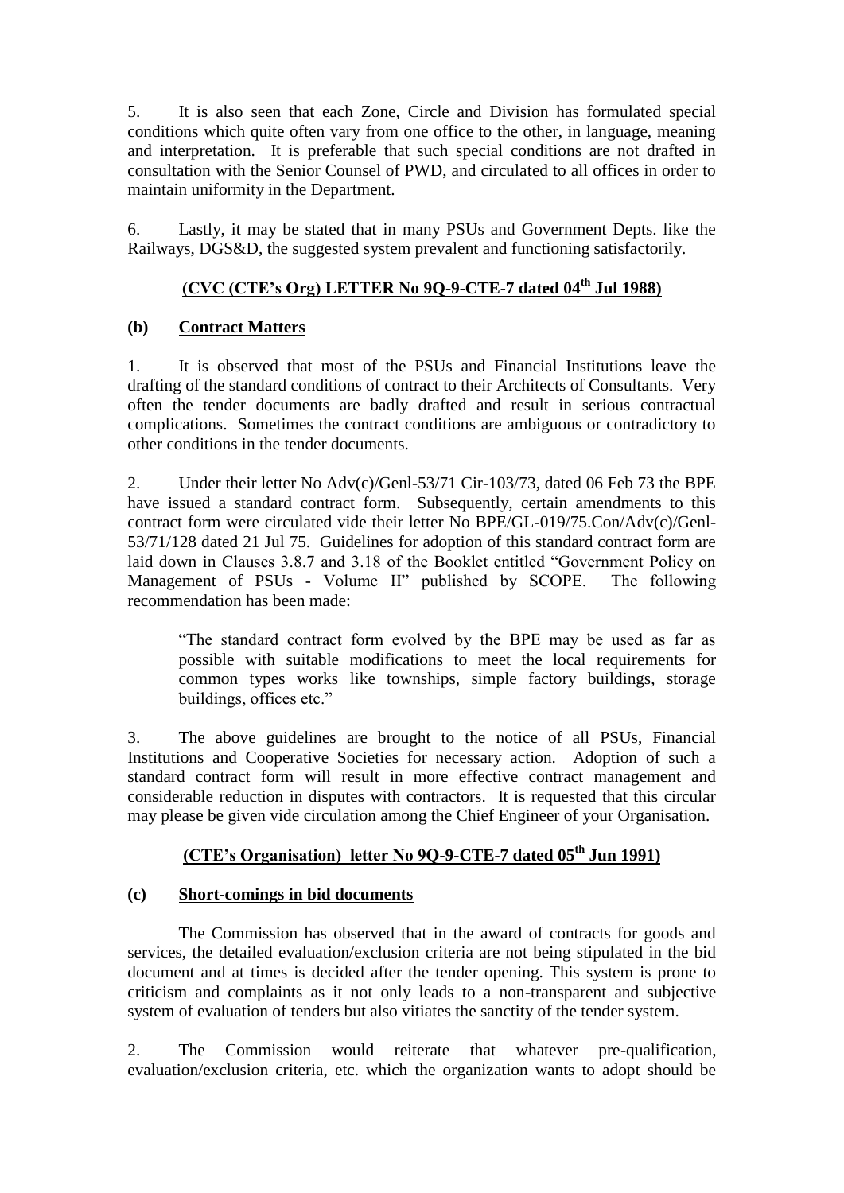5. It is also seen that each Zone, Circle and Division has formulated special conditions which quite often vary from one office to the other, in language, meaning and interpretation. It is preferable that such special conditions are not drafted in consultation with the Senior Counsel of PWD, and circulated to all offices in order to maintain uniformity in the Department.

6. Lastly, it may be stated that in many PSUs and Government Depts. like the Railways, DGS&D, the suggested system prevalent and functioning satisfactorily.

## (CVC (CTE's Org) LETTER No 9Q-9-CTE-7 dated 04th Jul 1988)

### (b) Contract Matters

1. It is observed that most of the PSUs and Financial Institutions leave the drafting of the standard conditions of contract to their Architects of Consultants. Very often the tender documents are badly drafted and result in serious contractual complications. Sometimes the contract conditions are ambiguous or contradictory to other conditions in the tender documents.

2. Under their letter No Adv(c)/Genl-53/71 Cir-103/73, dated 06 Feb 73 the BPE have issued a standard contract form. Subsequently, certain amendments to this contract form were circulated vide their letter No BPE/GL-019/75.Con/Adv(c)/Genl-53/71/128 dated 21 Jul 75. Guidelines for adoption of this standard contract form are laid down in Clauses 3.8.7 and 3.18 of the Booklet entitled "Government Policy on Management of PSUs - Volume II" published by SCOPE. The following recommendation has been made:

> "The standard contract form evolved by the BPE may be used as far as possible with suitable modifications to meet the local requirements for common types works like townships, simple factory buildings, storage buildings, offices etc."

3. The above guidelines are brought to the notice of all PSUs, Financial Institutions and Cooperative Societies for necessary action. Adoption of such a standard contract form will result in more effective contract management and considerable reduction in disputes with contractors. It is requested that this circular may please be given vide circulation among the Chief Engineer of your Organisation.

## (CTE's Organisation) letter No 9Q-9-CTE-7 dated 05th Jun 1991)

### (c) Short-comings in bid documents

The Commission has observed that in the award of contracts for goods and services, the detailed evaluation/exclusion criteria are not being stipulated in the bid document and at times is decided after the tender opening. This system is prone to criticism and complaints as it not only leads to a non-transparent and subjective system of evaluation of tenders but also vitiates the sanctity of the tender system.

2. The Commission would reiterate that whatever pre-qualification, evaluation/exclusion criteria, etc. which the organization wants to adopt should be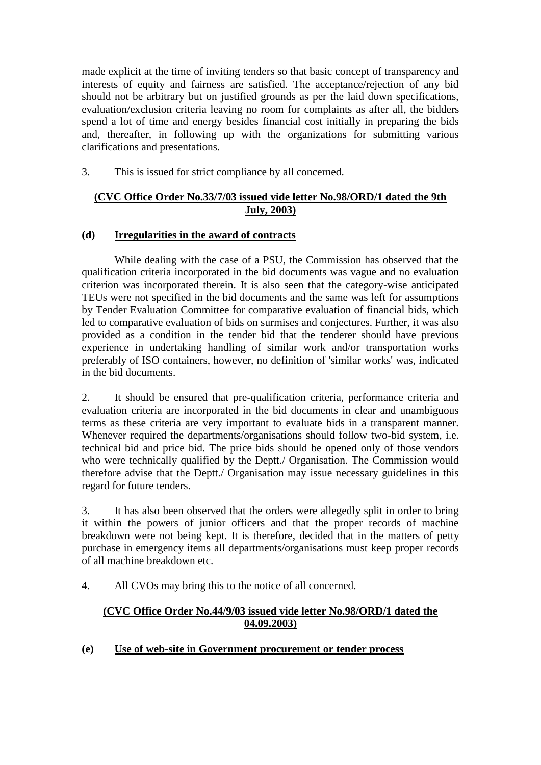made explicit at the time of inviting tenders so that basic concept of transparency and interests of equity and fairness are satisfied. The acceptance/rejection of any bid should not be arbitrary but on justified grounds as per the laid down specifications, evaluation/exclusion criteria leaving no room for complaints as after all, the bidders spend a lot of time and energy besides financial cost initially in preparing the bids and, thereafter, in following up with the organizations for submitting various clarifications and presentations.

3. This is issued for strict compliance by all concerned.

**(CVC Office Order No.33/7/03 issued vide letter No.98/ORD/1 dated the 9th July, 2003)**

**(d) Irregularities in the award of contracts**

While dealing with the case of a PSU, the Commission has observed that the qualification criteria incorporated in the bid documents was vague and no evaluation criterion was incorporated therein. It is also seen that the category-wise anticipated TEUs were not specified in the bid documents and the same was left for assumptions by Tender Evaluation Committee for comparative evaluation of financial bids, which led to comparative evaluation of bids on surmises and conjectures. Further, it was also provided as a condition in the tender bid that the tenderer should have previous experience in undertaking handling of similar work and/or transportation works preferably of ISO containers, however, no definition of 'similar works' was, indicated in the bid documents.

2. It should be ensured that pre-qualification criteria, performance criteria and evaluation criteria are incorporated in the bid documents in clear and unambiguous terms as these criteria are very important to evaluate bids in a transparent manner. Whenever required the departments/organisations should follow two-bid system, i.e. technical bid and price bid. The price bids should be opened only of those vendors who were technically qualified by the Deptt./ Organisation. The Commission would therefore advise that the Deptt./ Organisation may issue necessary guidelines in this regard for future tenders.

3. It has also been observed that the orders were allegedly split in order to bring it within the powers of junior officers and that the proper records of machine breakdown were not being kept. It is therefore, decided that in the matters of petty purchase in emergency items all departments/organisations must keep proper records of all machine breakdown etc.

4. All CVOs may bring this to the notice of all concerned.

**(CVC Office Order No.44/9/03 issued vide letter No.98/ORD/1 dated the 04.09.2003)**

**(e) Use of web-site in Government procurement or tender process**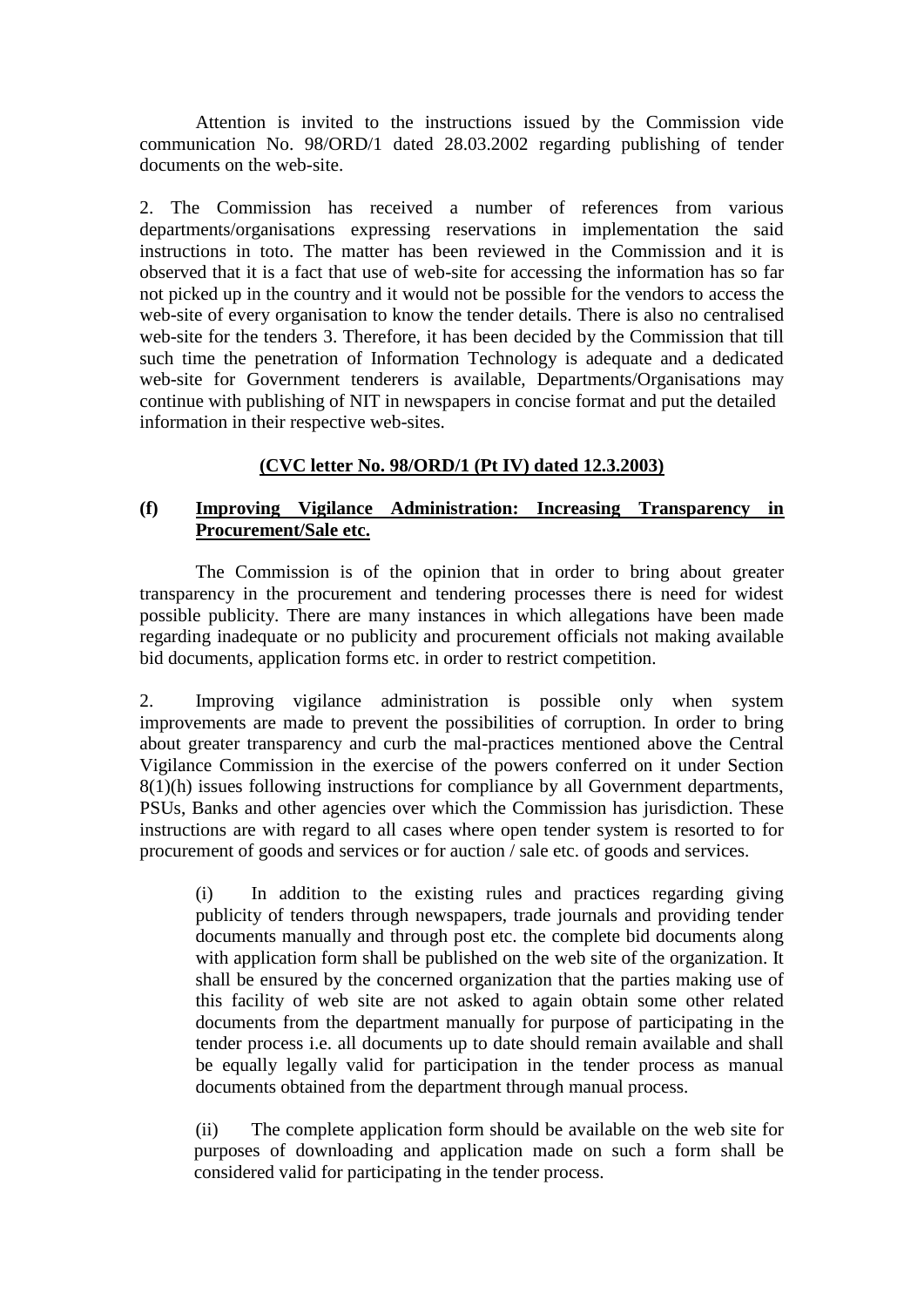Attention is invited to the instructions issued by the Commission vide communication No. 98/ORD/1 dated 28.03.2002 regarding publishing of tender documents on the web-site.

2. The Commission has received a number of references from various departments/organisations expressing reservations in implementation the said instructions in toto. The matter has been reviewed in the Commission and it is observed that it is a fact that use of web-site for accessing the information has so far not picked up in the country and it would not be possible for the vendors to access the web-site of every organisation to know the tender details. There is also no centralised web-site for the tenders 3. Therefore, it has been decided by the Commission that till such time the penetration of Information Technology is adequate and a dedicated web-site for Government tenderers is available, Departments/Organisations may continue with publishing of NIT in newspapers in concise format and put the detailed information in their respective web-sites.

**(CVC letter No. 98/ORD/1 (Pt IV) dated 12.3.2003)**

### (f) Improving Vigilance Administration: Increasing Transparency in Procurement/Sale etc.

The Commission is of the opinion that in order to bring about greater transparency in the procurement and tendering processes there is need for widest possible publicity. There are many instances in which allegations have been made regarding inadequate or no publicity and procurement officials not making available bid documents, application forms etc. in order to restrict competition.

2. Improving vigilance administration is possible only when system improvements are made to prevent the possibilities of corruption. In order to bring about greater transparency and curb the mal-practices mentioned above the Central Vigilance Commission in the exercise of the powers conferred on it under Section 8(1)(h) issues following instructions for compliance by all Government departments, PSUs, Banks and other agencies over which the Commission has jurisdiction. These instructions are with regard to all cases where open tender system is resorted to for procurement of goods and services or for auction / sale etc. of goods and services.

(i) In addition to the existing rules and practices regarding giving publicity of tenders through newspapers, trade journals and providing tender documents manually and through post etc. the complete bid documents along with application form shall be published on the web site of the organization. It shall be ensured by the concerned organization that the parties making use of this facility of web site are not asked to again obtain some other related documents from the department manually for purpose of participating in the tender process i.e. all documents up to date should remain available and shall be equally legally valid for participation in the tender process as manual documents obtained from the department through manual process.

(ii) The complete application form should be available on the web site for purposes of downloading and application made on such a form shall be considered valid for participating in the tender process.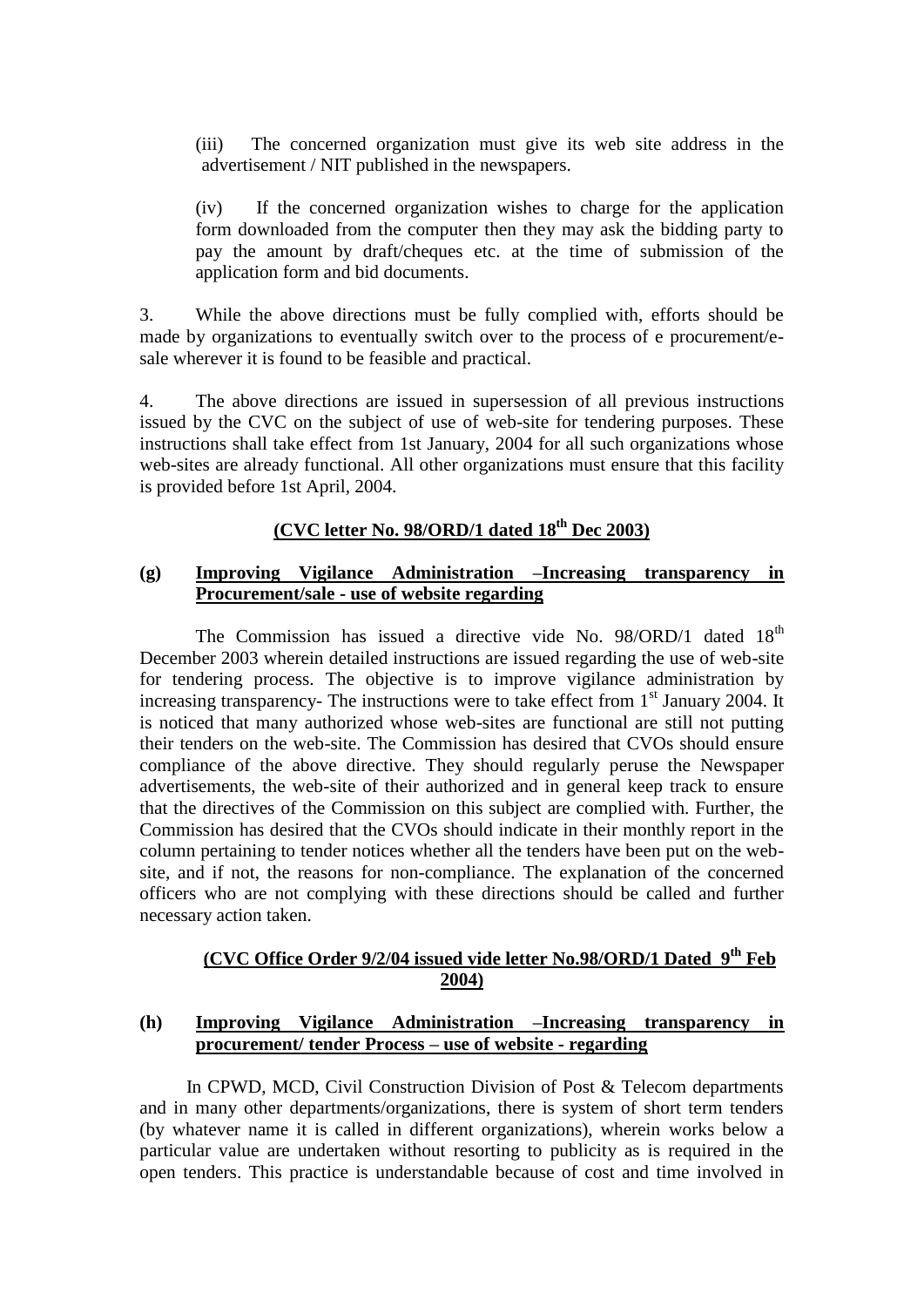(iii) The concerned organization must give its web site address in the advertisement / NIT published in the newspapers.

(iv) If the concerned organization wishes to charge for the application form downloaded from the computer then they may ask the bidding party to pay the amount by draft/cheques etc. at the time of submission of the application form and bid documents.

3. While the above directions must be fully complied with, efforts should be made by organizations to eventually switch over to the process of e procurement/e-sale wherever it is found to be feasible and practical.

4. The above directions are issued in supersession of all previous instructions issued by the CVC on the subject of use of web-site for tendering purposes. These instructions shall take effect from 1st January, 2004 for all such organizations whose web-sites are already functional. All other organizations must ensure that this facility is provided before 1st April, 2004.

**(CVC letter No. 98/ORD/1 dated 18th Dec 2003)**

**(g) Improving Vigilance Administration –Increasing transparency in Procurement/sale - use of website regarding**

The Commission has issued a directive vide No. 98/ORD/1 dated 18th December 2003 wherein detailed instructions are issued regarding the use of web-site for tendering process. The objective is to improve vigilance administration by increasing transparency- The instructions were to take effect from 1st January 2004. It is noticed that many authorized whose web-sites are functional are still not putting their tenders on the web-site. The Commission has desired that CVOs should ensure compliance of the above directive. They should regularly peruse the Newspaper advertisements, the web-site of their authorized and in general keep track to ensure that the directives of the Commission on this subject are complied with. Further, the Commission has desired that the CVOs should indicate in their monthly report in the column pertaining to tender notices whether all the tenders have been put on the web-site, and if not, the reasons for non-compliance. The explanation of the concerned officers who are not complying with these directions should be called and further necessary action taken.

**(CVC Office Order 9/2/04 issued vide letter No.98/ORD/1 Dated 9th Feb 2004)**

**(h) Improving Vigilance Administration –Increasing transparency in procurement/ tender Process – use of website - regarding**

In CPWD, MCD, Civil Construction Division of Post & Telecom departments and in many other departments/organizations, there is system of short term tenders (by whatever name it is called in different organizations), wherein works below a particular value are undertaken without resorting to publicity as is required in the open tenders. This practice is understandable because of cost and time involved in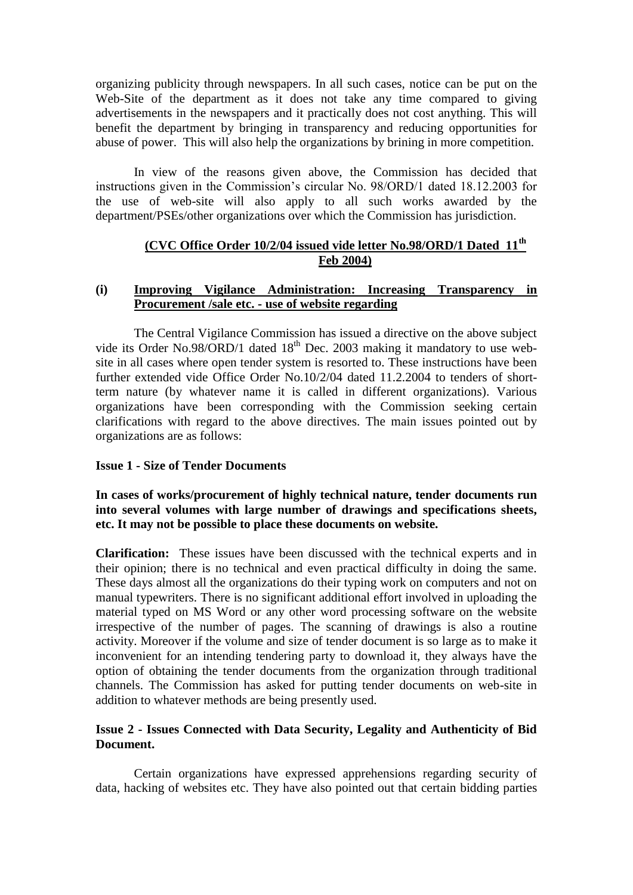organizing publicity through newspapers. In all such cases, notice can be put on the Web-Site of the department as it does not take any time compared to giving advertisements in the newspapers and it practically does not cost anything. This will benefit the department by bringing in transparency and reducing opportunities for abuse of power. This will also help the organizations by brining in more competition.

In view of the reasons given above, the Commission has decided that instructions given in the Commission's circular No. 98/ORD/1 dated 18.12.2003 for the use of web-site will also apply to all such works awarded by the department/PSEs/other organizations over which the Commission has jurisdiction.

**(CVC Office Order 10/2/04 issued vide letter No.98/ORD/1 Dated 11th Feb 2004)**

**(i) Improving Vigilance Administration: Increasing Transparency in Procurement /sale etc. - use of website regarding**

The Central Vigilance Commission has issued a directive on the above subject vide its Order No.98/ORD/1 dated 18th Dec. 2003 making it mandatory to use website in all cases where open tender system is resorted to. These instructions have been further extended vide Office Order No.10/2/04 dated 11.2.2004 to tenders of short-term nature (by whatever name it is called in different organizations). Various organizations have been corresponding with the Commission seeking certain clarifications with regard to the above directives. The main issues pointed out by organizations are as follows:

**Issue 1 - Size of Tender Documents**

**In cases of works/procurement of highly technical nature, tender documents run into several volumes with large number of drawings and specifications sheets, etc. It may not be possible to place these documents on website.**

**Clarification:** These issues have been discussed with the technical experts and in their opinion; there is no technical and even practical difficulty in doing the same. These days almost all the organizations do their typing work on computers and not on manual typewriters. There is no significant additional effort involved in uploading the material typed on MS Word or any other word processing software on the website irrespective of the number of pages. The scanning of drawings is also a routine activity. Moreover if the volume and size of tender document is so large as to make it inconvenient for an intending tendering party to download it, they always have the option of obtaining the tender documents from the organization through traditional channels. The Commission has asked for putting tender documents on web-site in addition to whatever methods are being presently used.

**Issue 2 - Issues Connected with Data Security, Legality and Authenticity of Bid Document.**

Certain organizations have expressed apprehensions regarding security of data, hacking of websites etc. They have also pointed out that certain bidding parties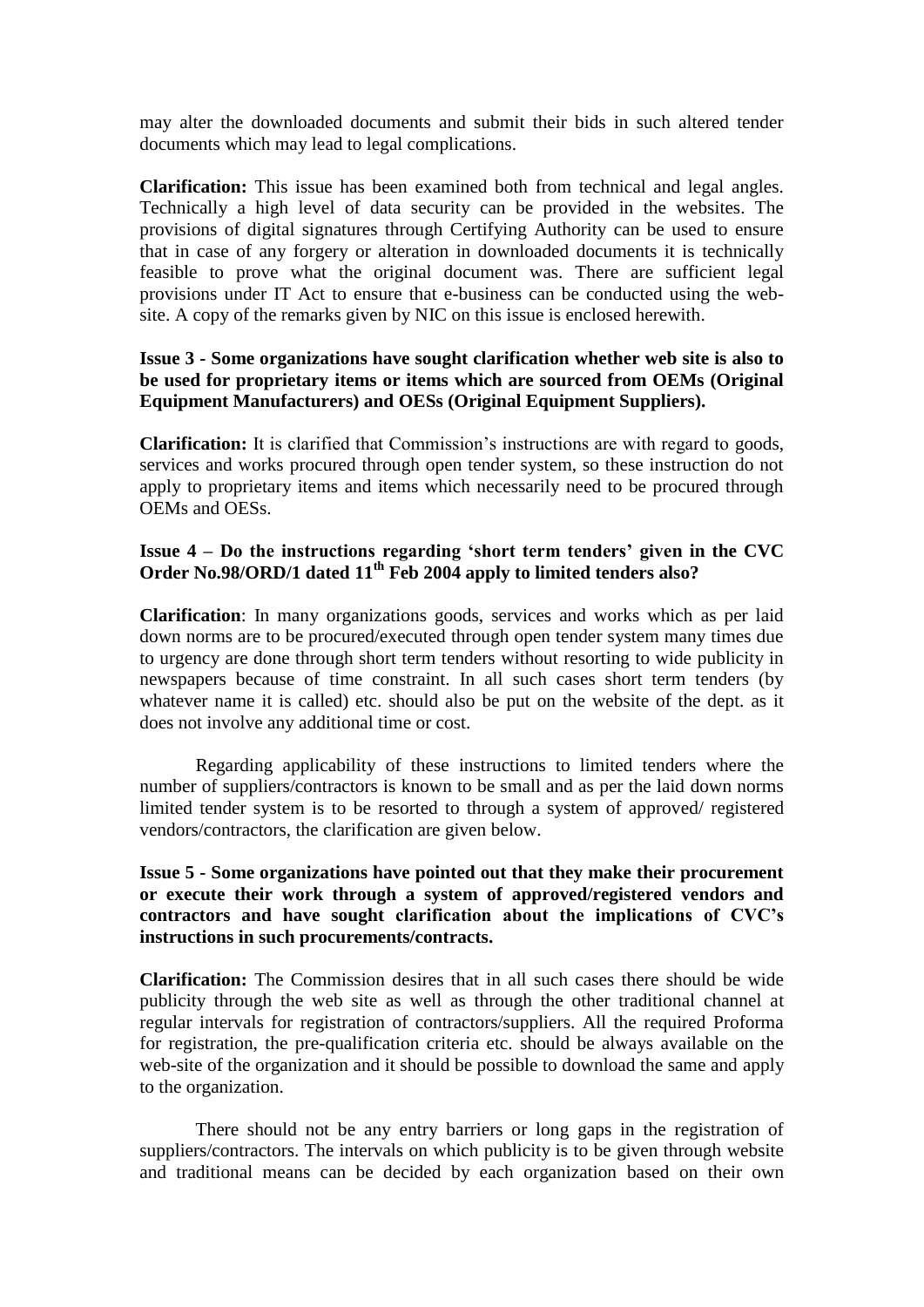may alter the downloaded documents and submit their bids in such altered tender documents which may lead to legal complications.

**Clarification:** This issue has been examined both from technical and legal angles. Technically a high level of data security can be provided in the websites. The provisions of digital signatures through Certifying Authority can be used to ensure that in case of any forgery or alteration in downloaded documents it is technically feasible to prove what the original document was. There are sufficient legal provisions under IT Act to ensure that e-business can be conducted using the web-site. A copy of the remarks given by NIC on this issue is enclosed herewith.

**Issue 3 - Some organizations have sought clarification whether web site is also to be used for proprietary items or items which are sourced from OEMs (Original Equipment Manufacturers) and OESs (Original Equipment Suppliers).**

**Clarification:** It is clarified that Commission's instructions are with regard to goods, services and works procured through open tender system, so these instruction do not apply to proprietary items and items which necessarily need to be procured through OEMs and OESs.

**Issue 4 – Do the instructions regarding 'short term tenders' given in the CVC Order No.98/ORD/1 dated 11th Feb 2004 apply to limited tenders also?**

**Clarification**: In many organizations goods, services and works which as per laid down norms are to be procured/executed through open tender system many times due to urgency are done through short term tenders without resorting to wide publicity in newspapers because of time constraint. In all such cases short term tenders (by whatever name it is called) etc. should also be put on the website of the dept. as it does not involve any additional time or cost.

Regarding applicability of these instructions to limited tenders where the number of suppliers/contractors is known to be small and as per the laid down norms limited tender system is to be resorted to through a system of approved/ registered vendors/contractors, the clarification are given below.

**Issue 5 - Some organizations have pointed out that they make their procurement or execute their work through a system of approved/registered vendors and contractors and have sought clarification about the implications of CVC's instructions in such procurements/contracts.**

**Clarification:** The Commission desires that in all such cases there should be wide publicity through the web site as well as through the other traditional channel at regular intervals for registration of contractors/suppliers. All the required Proforma for registration, the pre-qualification criteria etc. should be always available on the web-site of the organization and it should be possible to download the same and apply to the organization.

There should not be any entry barriers or long gaps in the registration of suppliers/contractors. The intervals on which publicity is to be given through website and traditional means can be decided by each organization based on their own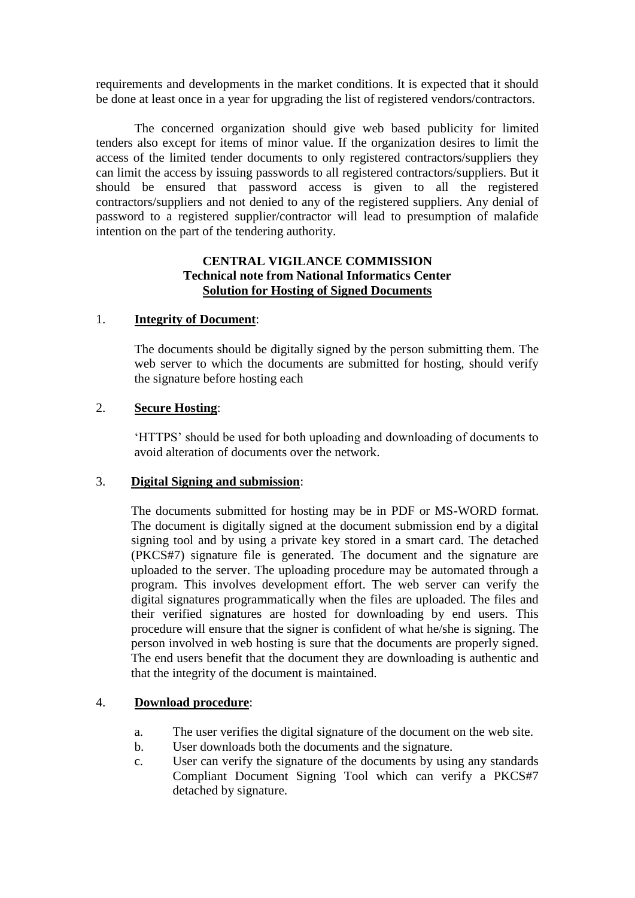requirements and developments in the market conditions. It is expected that it should be done at least once in a year for upgrading the list of registered vendors/contractors.

The concerned organization should give web based publicity for limited tenders also except for items of minor value. If the organization desires to limit the access of the limited tender documents to only registered contractors/suppliers they can limit the access by issuing passwords to all registered contractors/suppliers. But it should be ensured that password access is given to all the registered contractors/suppliers and not denied to any of the registered suppliers. Any denial of password to a registered supplier/contractor will lead to presumption of malafide intention on the part of the tendering authority.

**CENTRAL VIGILANCE COMMISSION**
**Technical note from National Informatics Center**
**Solution for Hosting of Signed Documents**

1. **Integrity of Document**:

   The documents should be digitally signed by the person submitting them. The web server to which the documents are submitted for hosting, should verify the signature before hosting each

2. **Secure Hosting**:

   'HTTPS' should be used for both uploading and downloading of documents to avoid alteration of documents over the network.

3. **Digital Signing and submission**:

   The documents submitted for hosting may be in PDF or MS-WORD format. The document is digitally signed at the document submission end by a digital signing tool and by using a private key stored in a smart card. The detached (PKCS#7) signature file is generated. The document and the signature are uploaded to the server. The uploading procedure may be automated through a program. This involves development effort. The web server can verify the digital signatures programmatically when the files are uploaded. The files and their verified signatures are hosted for downloading by end users. This procedure will ensure that the signer is confident of what he/she is signing. The person involved in web hosting is sure that the documents are properly signed. The end users benefit that the document they are downloading is authentic and that the integrity of the document is maintained.

4. **Download procedure**:

   a. The user verifies the digital signature of the document on the web site.
   b. User downloads both the documents and the signature.
   c. User can verify the signature of the documents by using any standards Compliant Document Signing Tool which can verify a PKCS#7 detached by signature.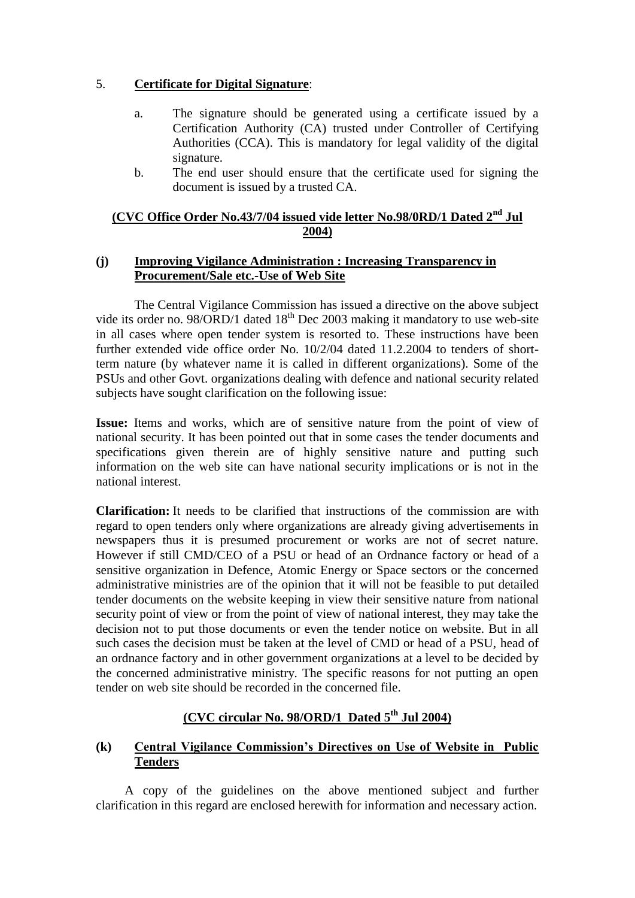5. **Certificate for Digital Signature**:

  a. The signature should be generated using a certificate issued by a Certification Authority (CA) trusted under Controller of Certifying Authorities (CCA). This is mandatory for legal validity of the digital signature.

  b. The end user should ensure that the certificate used for signing the document is issued by a trusted CA.

**(CVC Office Order No.43/7/04 issued vide letter No.98/0RD/1 Dated 2nd Jul 2004)**

### (j) Improving Vigilance Administration : Increasing Transparency in Procurement/Sale etc.-Use of Web Site

The Central Vigilance Commission has issued a directive on the above subject vide its order no. 98/ORD/1 dated 18th Dec 2003 making it mandatory to use web-site in all cases where open tender system is resorted to. These instructions have been further extended vide office order No. 10/2/04 dated 11.2.2004 to tenders of short-term nature (by whatever name it is called in different organizations). Some of the PSUs and other Govt. organizations dealing with defence and national security related subjects have sought clarification on the following issue:

**Issue:** Items and works, which are of sensitive nature from the point of view of national security. It has been pointed out that in some cases the tender documents and specifications given therein are of highly sensitive nature and putting such information on the web site can have national security implications or is not in the national interest.

**Clarification:** It needs to be clarified that instructions of the commission are with regard to open tenders only where organizations are already giving advertisements in newspapers thus it is presumed procurement or works are not of secret nature. However if still CMD/CEO of a PSU or head of an Ordnance factory or head of a sensitive organization in Defence, Atomic Energy or Space sectors or the concerned administrative ministries are of the opinion that it will not be feasible to put detailed tender documents on the website keeping in view their sensitive nature from national security point of view or from the point of view of national interest, they may take the decision not to put those documents or even the tender notice on website. But in all such cases the decision must be taken at the level of CMD or head of a PSU, head of an ordnance factory and in other government organizations at a level to be decided by the concerned administrative ministry. The specific reasons for not putting an open tender on web site should be recorded in the concerned file.

**(CVC circular No. 98/ORD/1 Dated 5th Jul 2004)**

### (k) Central Vigilance Commission's Directives on Use of Website in Public Tenders

A copy of the guidelines on the above mentioned subject and further clarification in this regard are enclosed herewith for information and necessary action.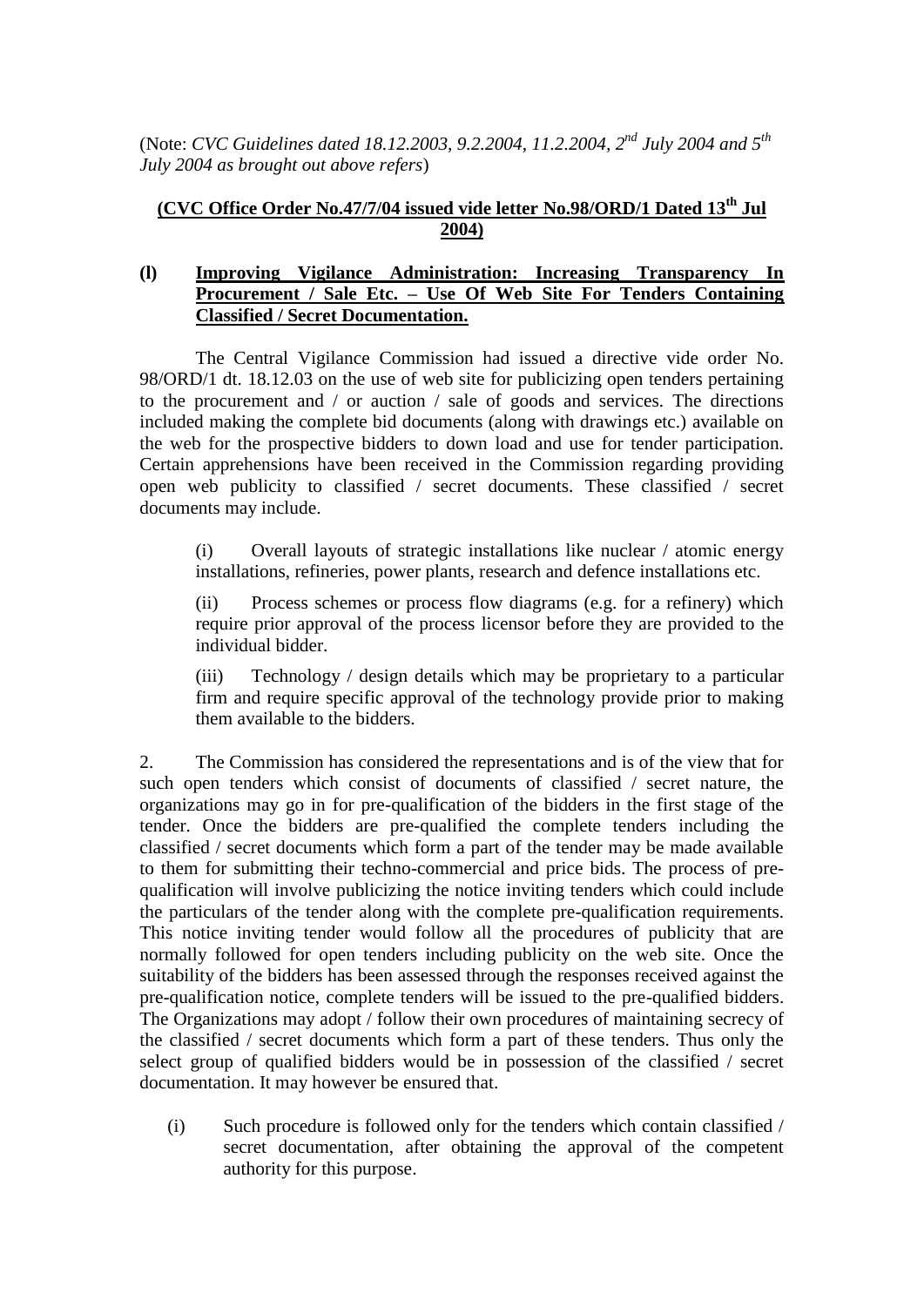(Note: *CVC Guidelines dated 18.12.2003, 9.2.2004, 11.2.2004, 2nd July 2004 and 5th July 2004 as brought out above refers*)

**(CVC Office Order No.47/7/04 issued vide letter No.98/ORD/1 Dated 13th Jul 2004)**

**(l) Improving Vigilance Administration: Increasing Transparency In Procurement / Sale Etc. – Use Of Web Site For Tenders Containing Classified / Secret Documentation.**

The Central Vigilance Commission had issued a directive vide order No. 98/ORD/1 dt. 18.12.03 on the use of web site for publicizing open tenders pertaining to the procurement and / or auction / sale of goods and services. The directions included making the complete bid documents (along with drawings etc.) available on the web for the prospective bidders to down load and use for tender participation. Certain apprehensions have been received in the Commission regarding providing open web publicity to classified / secret documents. These classified / secret documents may include.

(i) Overall layouts of strategic installations like nuclear / atomic energy installations, refineries, power plants, research and defence installations etc.

(ii) Process schemes or process flow diagrams (e.g. for a refinery) which require prior approval of the process licensor before they are provided to the individual bidder.

(iii) Technology / design details which may be proprietary to a particular firm and require specific approval of the technology provide prior to making them available to the bidders.

2. The Commission has considered the representations and is of the view that for such open tenders which consist of documents of classified / secret nature, the organizations may go in for pre-qualification of the bidders in the first stage of the tender. Once the bidders are pre-qualified the complete tenders including the classified / secret documents which form a part of the tender may be made available to them for submitting their techno-commercial and price bids. The process of pre-qualification will involve publicizing the notice inviting tenders which could include the particulars of the tender along with the complete pre-qualification requirements. This notice inviting tender would follow all the procedures of publicity that are normally followed for open tenders including publicity on the web site. Once the suitability of the bidders has been assessed through the responses received against the pre-qualification notice, complete tenders will be issued to the pre-qualified bidders. The Organizations may adopt / follow their own procedures of maintaining secrecy of the classified / secret documents which form a part of these tenders. Thus only the select group of qualified bidders would be in possession of the classified / secret documentation. It may however be ensured that.

(i) Such procedure is followed only for the tenders which contain classified / secret documentation, after obtaining the approval of the competent authority for this purpose.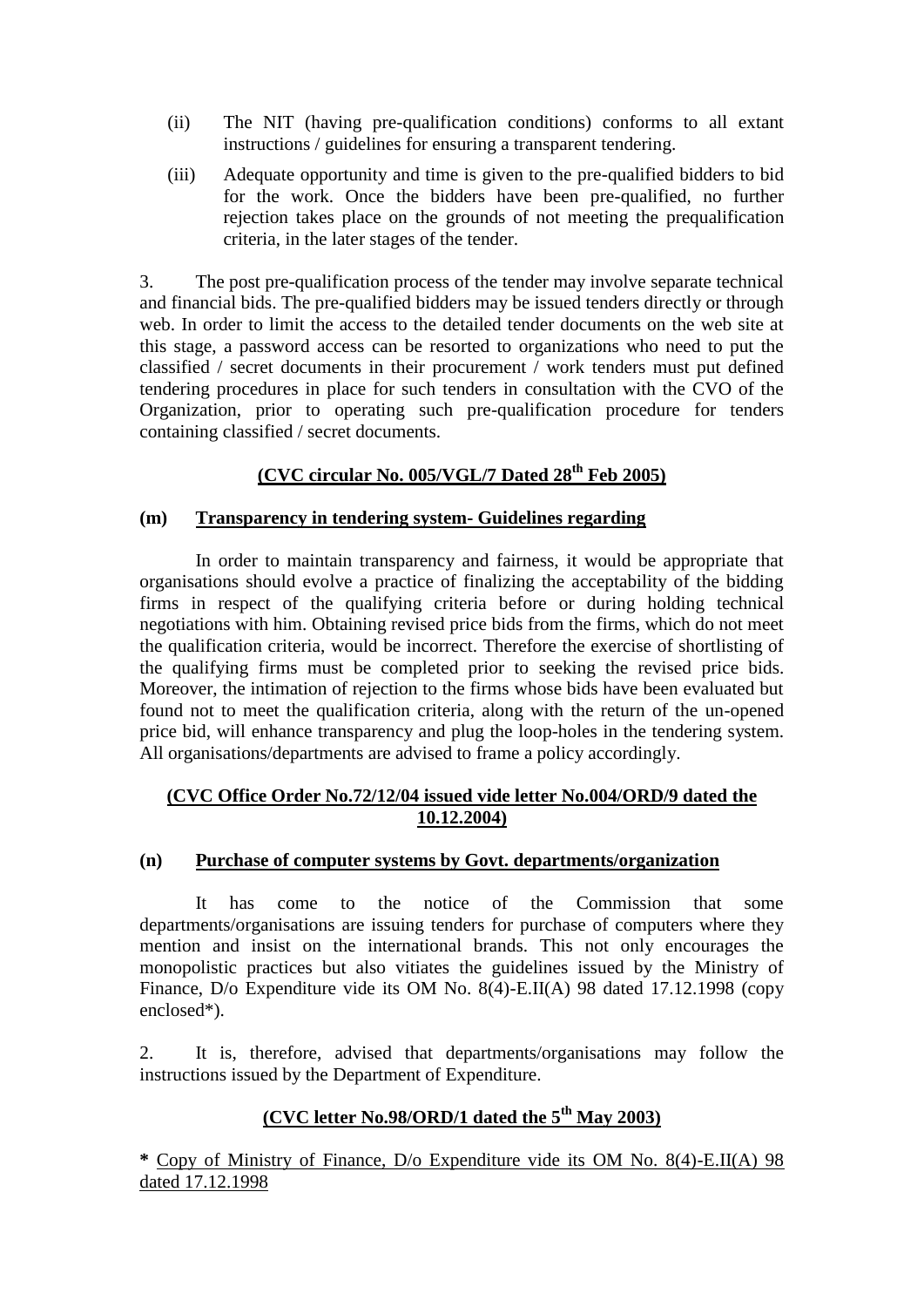(ii) The NIT (having pre-qualification conditions) conforms to all extant instructions / guidelines for ensuring a transparent tendering.

(iii) Adequate opportunity and time is given to the pre-qualified bidders to bid for the work. Once the bidders have been pre-qualified, no further rejection takes place on the grounds of not meeting the prequalification criteria, in the later stages of the tender.

3. The post pre-qualification process of the tender may involve separate technical and financial bids. The pre-qualified bidders may be issued tenders directly or through web. In order to limit the access to the detailed tender documents on the web site at this stage, a password access can be resorted to organizations who need to put the classified / secret documents in their procurement / work tenders must put defined tendering procedures in place for such tenders in consultation with the CVO of the Organization, prior to operating such pre-qualification procedure for tenders containing classified / secret documents.

**(CVC circular No. 005/VGL/7 Dated 28th Feb 2005)**

**(m) Transparency in tendering system- Guidelines regarding**

In order to maintain transparency and fairness, it would be appropriate that organisations should evolve a practice of finalizing the acceptability of the bidding firms in respect of the qualifying criteria before or during holding technical negotiations with him. Obtaining revised price bids from the firms, which do not meet the qualification criteria, would be incorrect. Therefore the exercise of shortlisting of the qualifying firms must be completed prior to seeking the revised price bids. Moreover, the intimation of rejection to the firms whose bids have been evaluated but found not to meet the qualification criteria, along with the return of the un-opened price bid, will enhance transparency and plug the loop-holes in the tendering system. All organisations/departments are advised to frame a policy accordingly.

**(CVC Office Order No.72/12/04 issued vide letter No.004/ORD/9 dated the 10.12.2004)**

**(n) Purchase of computer systems by Govt. departments/organization**

It has come to the notice of the Commission that some departments/organisations are issuing tenders for purchase of computers where they mention and insist on the international brands. This not only encourages the monopolistic practices but also vitiates the guidelines issued by the Ministry of Finance, D/o Expenditure vide its OM No. 8(4)-E.II(A) 98 dated 17.12.1998 (copy enclosed*).

2. It is, therefore, advised that departments/organisations may follow the instructions issued by the Department of Expenditure.

**(CVC letter No.98/ORD/1 dated the 5th May 2003)**

**\*** Copy of Ministry of Finance, D/o Expenditure vide its OM No. 8(4)-E.II(A) 98 dated 17.12.1998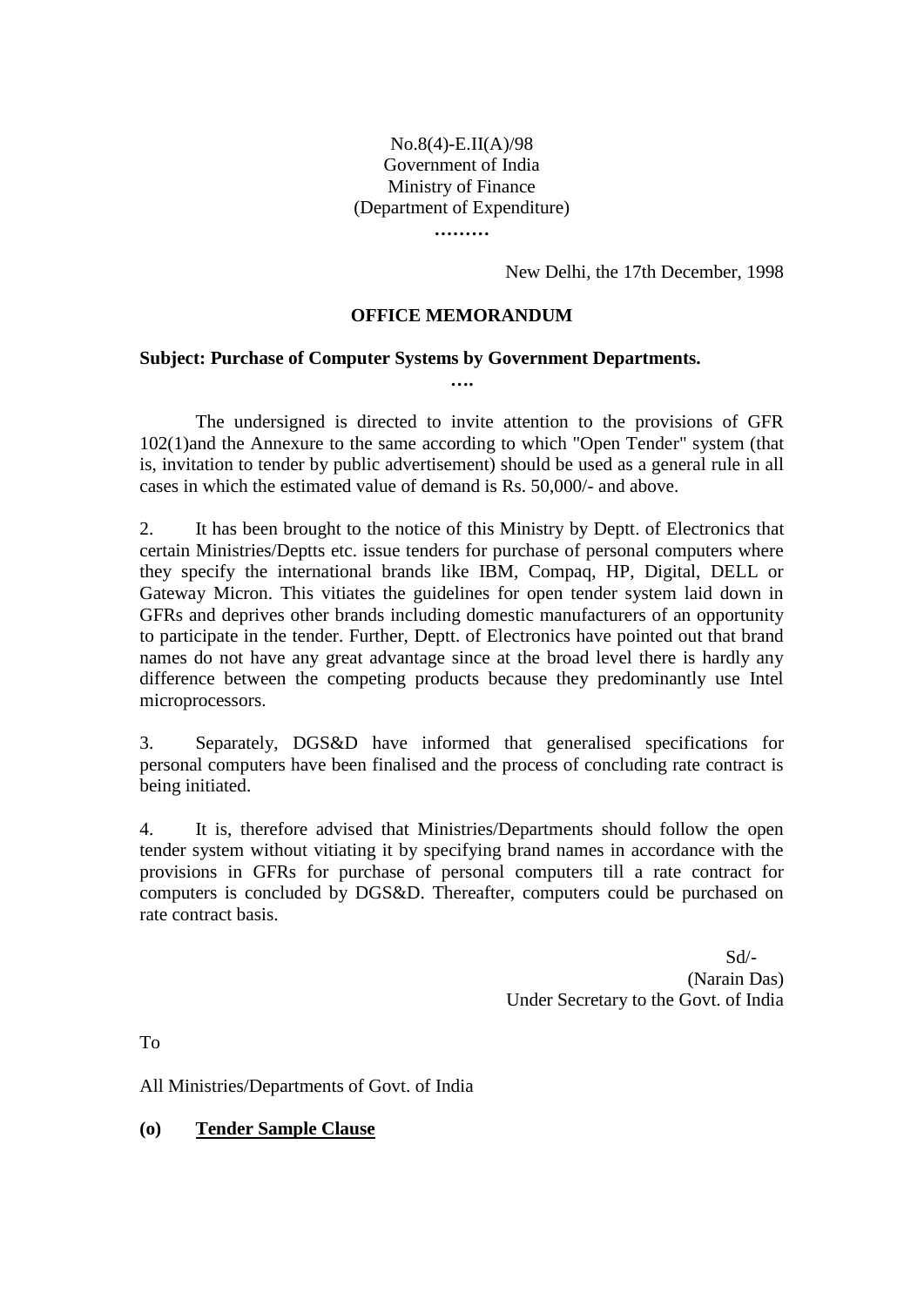No.8(4)-E.II(A)/98
Government of India
Ministry of Finance
(Department of Expenditure)

………

New Delhi, the 17th December, 1998

**OFFICE MEMORANDUM**

**Subject: Purchase of Computer Systems by Government Departments.**

**….**

The undersigned is directed to invite attention to the provisions of GFR 102(1)and the Annexure to the same according to which "Open Tender" system (that is, invitation to tender by public advertisement) should be used as a general rule in all cases in which the estimated value of demand is Rs. 50,000/- and above.

2. It has been brought to the notice of this Ministry by Deptt. of Electronics that certain Ministries/Deptts etc. issue tenders for purchase of personal computers where they specify the international brands like IBM, Compaq, HP, Digital, DELL or Gateway Micron. This vitiates the guidelines for open tender system laid down in GFRs and deprives other brands including domestic manufacturers of an opportunity to participate in the tender. Further, Deptt. of Electronics have pointed out that brand names do not have any great advantage since at the broad level there is hardly any difference between the competing products because they predominantly use Intel microprocessors.

3. Separately, DGS&D have informed that generalised specifications for personal computers have been finalised and the process of concluding rate contract is being initiated.

4. It is, therefore advised that Ministries/Departments should follow the open tender system without vitiating it by specifying brand names in accordance with the provisions in GFRs for purchase of personal computers till a rate contract for computers is concluded by DGS&D. Thereafter, computers could be purchased on rate contract basis.

Sd/-
(Narain Das)
Under Secretary to the Govt. of India

To

All Ministries/Departments of Govt. of India

**(o) <u>Tender Sample Clause</u>**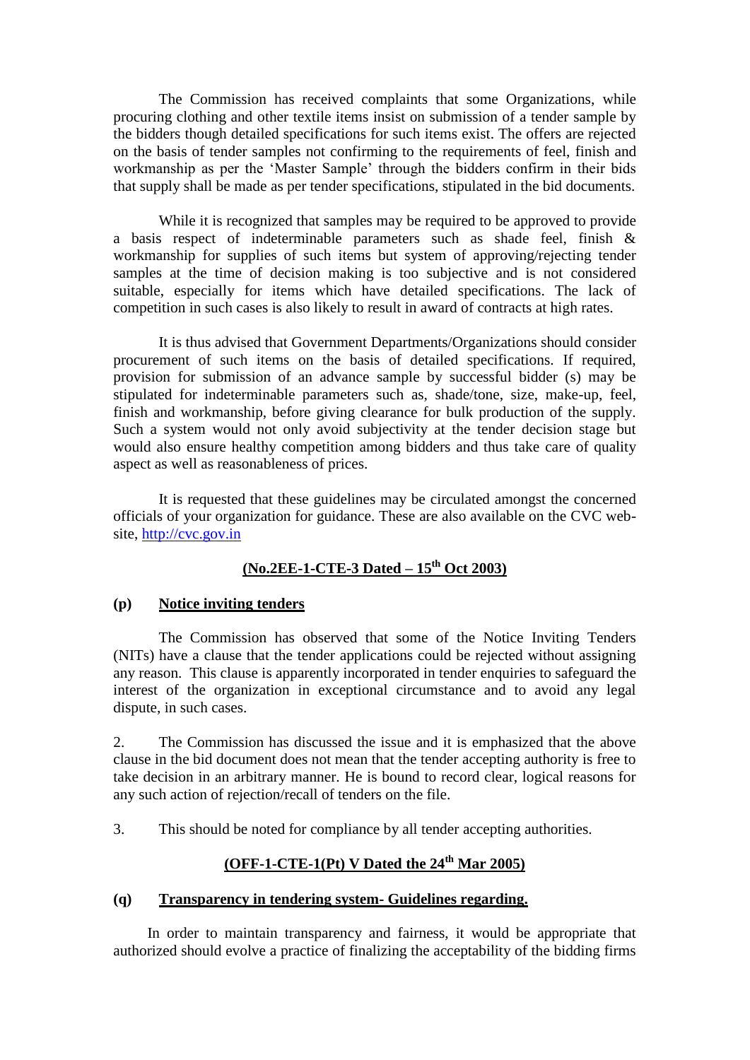The Commission has received complaints that some Organizations, while procuring clothing and other textile items insist on submission of a tender sample by the bidders though detailed specifications for such items exist. The offers are rejected on the basis of tender samples not confirming to the requirements of feel, finish and workmanship as per the 'Master Sample' through the bidders confirm in their bids that supply shall be made as per tender specifications, stipulated in the bid documents.

While it is recognized that samples may be required to be approved to provide a basis respect of indeterminable parameters such as shade feel, finish & workmanship for supplies of such items but system of approving/rejecting tender samples at the time of decision making is too subjective and is not considered suitable, especially for items which have detailed specifications. The lack of competition in such cases is also likely to result in award of contracts at high rates.

It is thus advised that Government Departments/Organizations should consider procurement of such items on the basis of detailed specifications. If required, provision for submission of an advance sample by successful bidder (s) may be stipulated for indeterminable parameters such as, shade/tone, size, make-up, feel, finish and workmanship, before giving clearance for bulk production of the supply. Such a system would not only avoid subjectivity at the tender decision stage but would also ensure healthy competition among bidders and thus take care of quality aspect as well as reasonableness of prices.

It is requested that these guidelines may be circulated amongst the concerned officials of your organization for guidance. These are also available on the CVC web-site, http://cvc.gov.in

**(No.2EE-1-CTE-3 Dated – 15th Oct 2003)**

## (p) Notice inviting tenders

The Commission has observed that some of the Notice Inviting Tenders (NITs) have a clause that the tender applications could be rejected without assigning any reason. This clause is apparently incorporated in tender enquiries to safeguard the interest of the organization in exceptional circumstance and to avoid any legal dispute, in such cases.

2. The Commission has discussed the issue and it is emphasized that the above clause in the bid document does not mean that the tender accepting authority is free to take decision in an arbitrary manner. He is bound to record clear, logical reasons for any such action of rejection/recall of tenders on the file.

3. This should be noted for compliance by all tender accepting authorities.

**(OFF-1-CTE-1(Pt) V Dated the 24th Mar 2005)**

## (q) Transparency in tendering system- Guidelines regarding.

In order to maintain transparency and fairness, it would be appropriate that authorized should evolve a practice of finalizing the acceptability of the bidding firms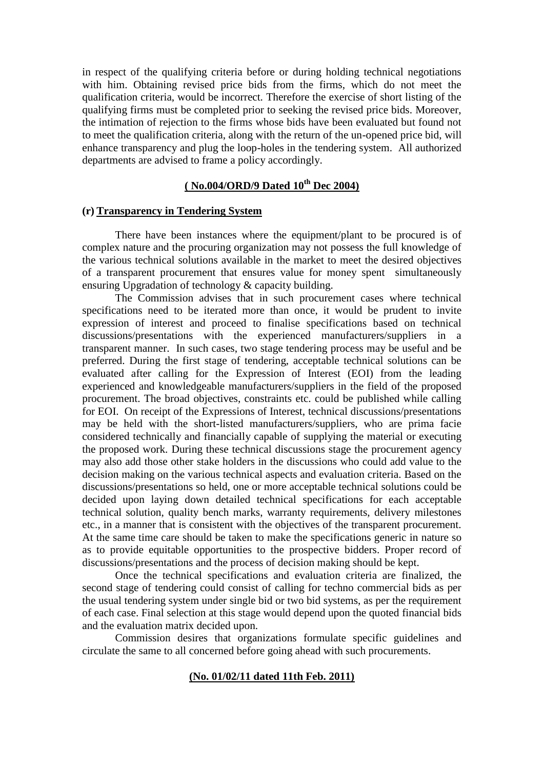in respect of the qualifying criteria before or during holding technical negotiations with him. Obtaining revised price bids from the firms, which do not meet the qualification criteria, would be incorrect. Therefore the exercise of short listing of the qualifying firms must be completed prior to seeking the revised price bids. Moreover, the intimation of rejection to the firms whose bids have been evaluated but found not to meet the qualification criteria, along with the return of the un-opened price bid, will enhance transparency and plug the loop-holes in the tendering system. All authorized departments are advised to frame a policy accordingly.

**( No.004/ORD/9 Dated 10th Dec 2004)**

**(r) Transparency in Tendering System**

There have been instances where the equipment/plant to be procured is of complex nature and the procuring organization may not possess the full knowledge of the various technical solutions available in the market to meet the desired objectives of a transparent procurement that ensures value for money spent simultaneously ensuring Upgradation of technology & capacity building.

The Commission advises that in such procurement cases where technical specifications need to be iterated more than once, it would be prudent to invite expression of interest and proceed to finalise specifications based on technical discussions/presentations with the experienced manufacturers/suppliers in a transparent manner. In such cases, two stage tendering process may be useful and be preferred. During the first stage of tendering, acceptable technical solutions can be evaluated after calling for the Expression of Interest (EOI) from the leading experienced and knowledgeable manufacturers/suppliers in the field of the proposed procurement. The broad objectives, constraints etc. could be published while calling for EOI. On receipt of the Expressions of Interest, technical discussions/presentations may be held with the short-listed manufacturers/suppliers, who are prima facie considered technically and financially capable of supplying the material or executing the proposed work. During these technical discussions stage the procurement agency may also add those other stake holders in the discussions who could add value to the decision making on the various technical aspects and evaluation criteria. Based on the discussions/presentations so held, one or more acceptable technical solutions could be decided upon laying down detailed technical specifications for each acceptable technical solution, quality bench marks, warranty requirements, delivery milestones etc., in a manner that is consistent with the objectives of the transparent procurement. At the same time care should be taken to make the specifications generic in nature so as to provide equitable opportunities to the prospective bidders. Proper record of discussions/presentations and the process of decision making should be kept.

Once the technical specifications and evaluation criteria are finalized, the second stage of tendering could consist of calling for techno commercial bids as per the usual tendering system under single bid or two bid systems, as per the requirement of each case. Final selection at this stage would depend upon the quoted financial bids and the evaluation matrix decided upon.

Commission desires that organizations formulate specific guidelines and circulate the same to all concerned before going ahead with such procurements.

**(No. 01/02/11 dated 11th Feb. 2011)**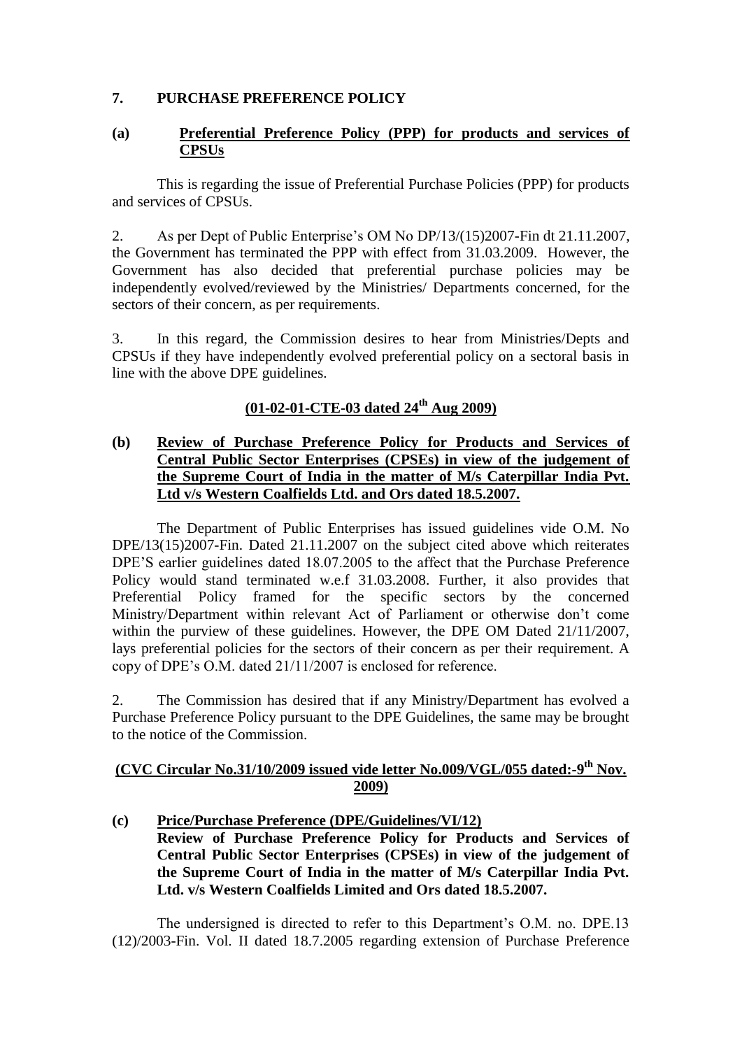## 7. PURCHASE PREFERENCE POLICY

### (a) Preferential Preference Policy (PPP) for products and services of CPSUs

This is regarding the issue of Preferential Purchase Policies (PPP) for products and services of CPSUs.

2. As per Dept of Public Enterprise's OM No DP/13/(15)2007-Fin dt 21.11.2007, the Government has terminated the PPP with effect from 31.03.2009. However, the Government has also decided that preferential purchase policies may be independently evolved/reviewed by the Ministries/ Departments concerned, for the sectors of their concern, as per requirements.

3. In this regard, the Commission desires to hear from Ministries/Depts and CPSUs if they have independently evolved preferential policy on a sectoral basis in line with the above DPE guidelines.

**(01-02-01-CTE-03 dated 24th Aug 2009)**

### (b) Review of Purchase Preference Policy for Products and Services of Central Public Sector Enterprises (CPSEs) in view of the judgement of the Supreme Court of India in the matter of M/s Caterpillar India Pvt. Ltd v/s Western Coalfields Ltd. and Ors dated 18.5.2007.

The Department of Public Enterprises has issued guidelines vide O.M. No DPE/13(15)2007-Fin. Dated 21.11.2007 on the subject cited above which reiterates DPE'S earlier guidelines dated 18.07.2005 to the affect that the Purchase Preference Policy would stand terminated w.e.f 31.03.2008. Further, it also provides that Preferential Policy framed for the specific sectors by the concerned Ministry/Department within relevant Act of Parliament or otherwise don't come within the purview of these guidelines. However, the DPE OM Dated 21/11/2007, lays preferential policies for the sectors of their concern as per their requirement. A copy of DPE's O.M. dated 21/11/2007 is enclosed for reference.

2. The Commission has desired that if any Ministry/Department has evolved a Purchase Preference Policy pursuant to the DPE Guidelines, the same may be brought to the notice of the Commission.

**(CVC Circular No.31/10/2009 issued vide letter No.009/VGL/055 dated:-9th Nov. 2009)**

### (c) Price/Purchase Preference (DPE/Guidelines/VI/12)

**Review of Purchase Preference Policy for Products and Services of Central Public Sector Enterprises (CPSEs) in view of the judgement of the Supreme Court of India in the matter of M/s Caterpillar India Pvt. Ltd. v/s Western Coalfields Limited and Ors dated 18.5.2007.**

The undersigned is directed to refer to this Department's O.M. no. DPE.13 (12)/2003-Fin. Vol. II dated 18.7.2005 regarding extension of Purchase Preference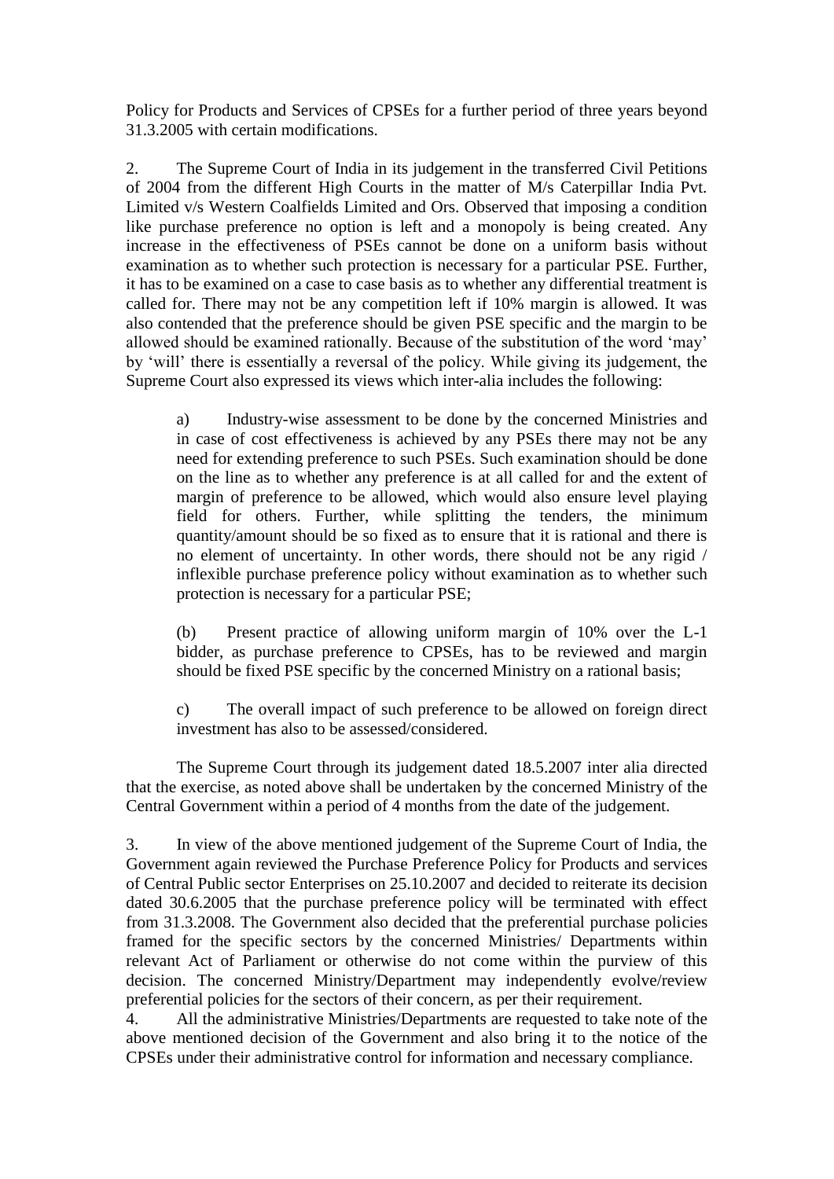Policy for Products and Services of CPSEs for a further period of three years beyond 31.3.2005 with certain modifications.

2. The Supreme Court of India in its judgement in the transferred Civil Petitions of 2004 from the different High Courts in the matter of M/s Caterpillar India Pvt. Limited v/s Western Coalfields Limited and Ors. Observed that imposing a condition like purchase preference no option is left and a monopoly is being created. Any increase in the effectiveness of PSEs cannot be done on a uniform basis without examination as to whether such protection is necessary for a particular PSE. Further, it has to be examined on a case to case basis as to whether any differential treatment is called for. There may not be any competition left if 10% margin is allowed. It was also contended that the preference should be given PSE specific and the margin to be allowed should be examined rationally. Because of the substitution of the word 'may' by 'will' there is essentially a reversal of the policy. While giving its judgement, the Supreme Court also expressed its views which inter-alia includes the following:

> a) Industry-wise assessment to be done by the concerned Ministries and in case of cost effectiveness is achieved by any PSEs there may not be any need for extending preference to such PSEs. Such examination should be done on the line as to whether any preference is at all called for and the extent of margin of preference to be allowed, which would also ensure level playing field for others. Further, while splitting the tenders, the minimum quantity/amount should be so fixed as to ensure that it is rational and there is no element of uncertainty. In other words, there should not be any rigid / inflexible purchase preference policy without examination as to whether such protection is necessary for a particular PSE;
>
> (b) Present practice of allowing uniform margin of 10% over the L-1 bidder, as purchase preference to CPSEs, has to be reviewed and margin should be fixed PSE specific by the concerned Ministry on a rational basis;
>
> c) The overall impact of such preference to be allowed on foreign direct investment has also to be assessed/considered.

The Supreme Court through its judgement dated 18.5.2007 inter alia directed that the exercise, as noted above shall be undertaken by the concerned Ministry of the Central Government within a period of 4 months from the date of the judgement.

3. In view of the above mentioned judgement of the Supreme Court of India, the Government again reviewed the Purchase Preference Policy for Products and services of Central Public sector Enterprises on 25.10.2007 and decided to reiterate its decision dated 30.6.2005 that the purchase preference policy will be terminated with effect from 31.3.2008. The Government also decided that the preferential purchase policies framed for the specific sectors by the concerned Ministries/ Departments within relevant Act of Parliament or otherwise do not come within the purview of this decision. The concerned Ministry/Department may independently evolve/review preferential policies for the sectors of their concern, as per their requirement.

4. All the administrative Ministries/Departments are requested to take note of the above mentioned decision of the Government and also bring it to the notice of the CPSEs under their administrative control for information and necessary compliance.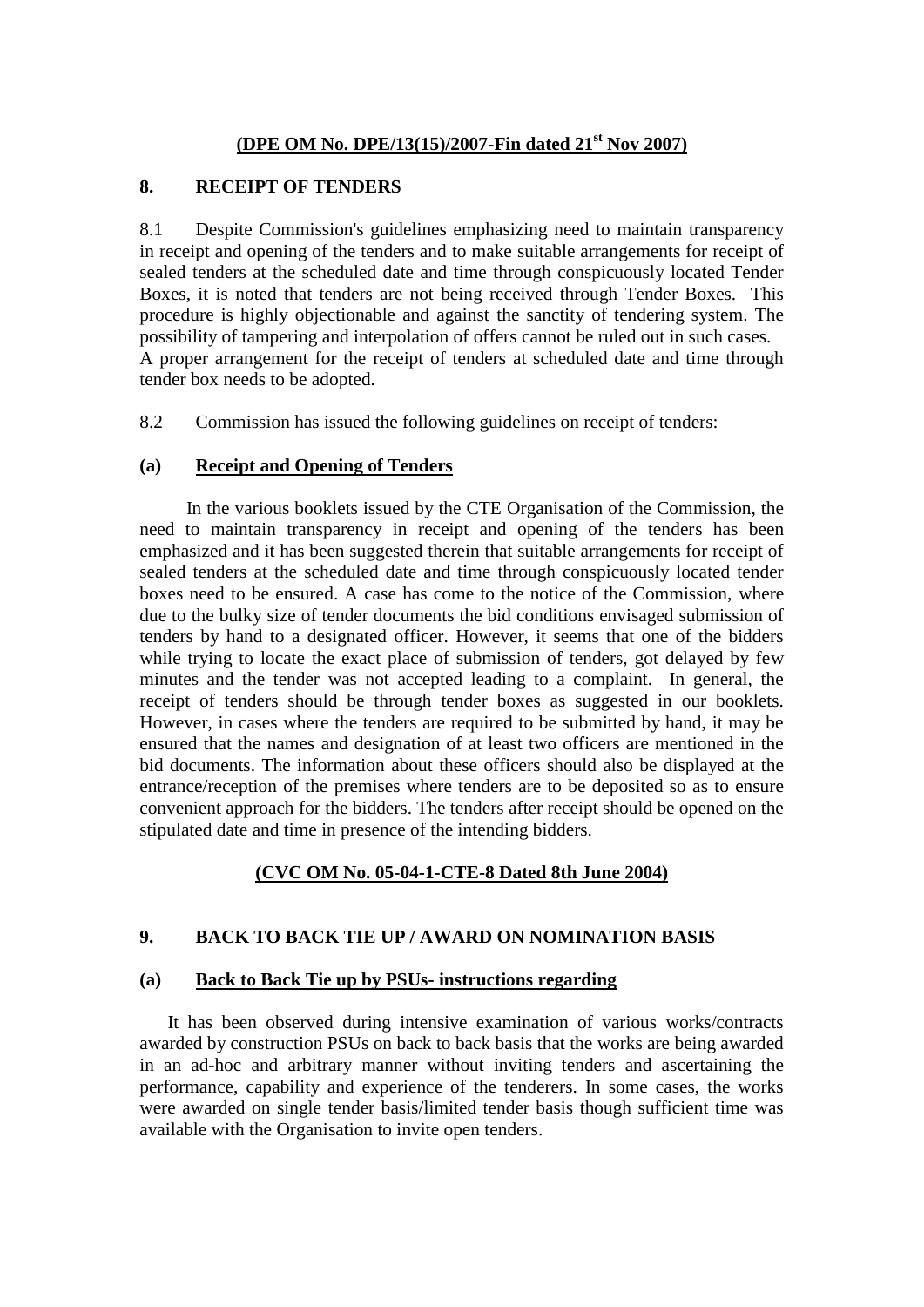**(DPE OM No. DPE/13(15)/2007-Fin dated 21st Nov 2007)**

## 8. RECEIPT OF TENDERS

8.1 Despite Commission's guidelines emphasizing need to maintain transparency in receipt and opening of the tenders and to make suitable arrangements for receipt of sealed tenders at the scheduled date and time through conspicuously located Tender Boxes, it is noted that tenders are not being received through Tender Boxes. This procedure is highly objectionable and against the sanctity of tendering system. The possibility of tampering and interpolation of offers cannot be ruled out in such cases. A proper arrangement for the receipt of tenders at scheduled date and time through tender box needs to be adopted.

8.2 Commission has issued the following guidelines on receipt of tenders:

### (a) Receipt and Opening of Tenders

In the various booklets issued by the CTE Organisation of the Commission, the need to maintain transparency in receipt and opening of the tenders has been emphasized and it has been suggested therein that suitable arrangements for receipt of sealed tenders at the scheduled date and time through conspicuously located tender boxes need to be ensured. A case has come to the notice of the Commission, where due to the bulky size of tender documents the bid conditions envisaged submission of tenders by hand to a designated officer. However, it seems that one of the bidders while trying to locate the exact place of submission of tenders, got delayed by few minutes and the tender was not accepted leading to a complaint. In general, the receipt of tenders should be through tender boxes as suggested in our booklets. However, in cases where the tenders are required to be submitted by hand, it may be ensured that the names and designation of at least two officers are mentioned in the bid documents. The information about these officers should also be displayed at the entrance/reception of the premises where tenders are to be deposited so as to ensure convenient approach for the bidders. The tenders after receipt should be opened on the stipulated date and time in presence of the intending bidders.

**(CVC OM No. 05-04-1-CTE-8 Dated 8th June 2004)**

## 9. BACK TO BACK TIE UP / AWARD ON NOMINATION BASIS

### (a) Back to Back Tie up by PSUs- instructions regarding

It has been observed during intensive examination of various works/contracts awarded by construction PSUs on back to back basis that the works are being awarded in an ad-hoc and arbitrary manner without inviting tenders and ascertaining the performance, capability and experience of the tenderers. In some cases, the works were awarded on single tender basis/limited tender basis though sufficient time was available with the Organisation to invite open tenders.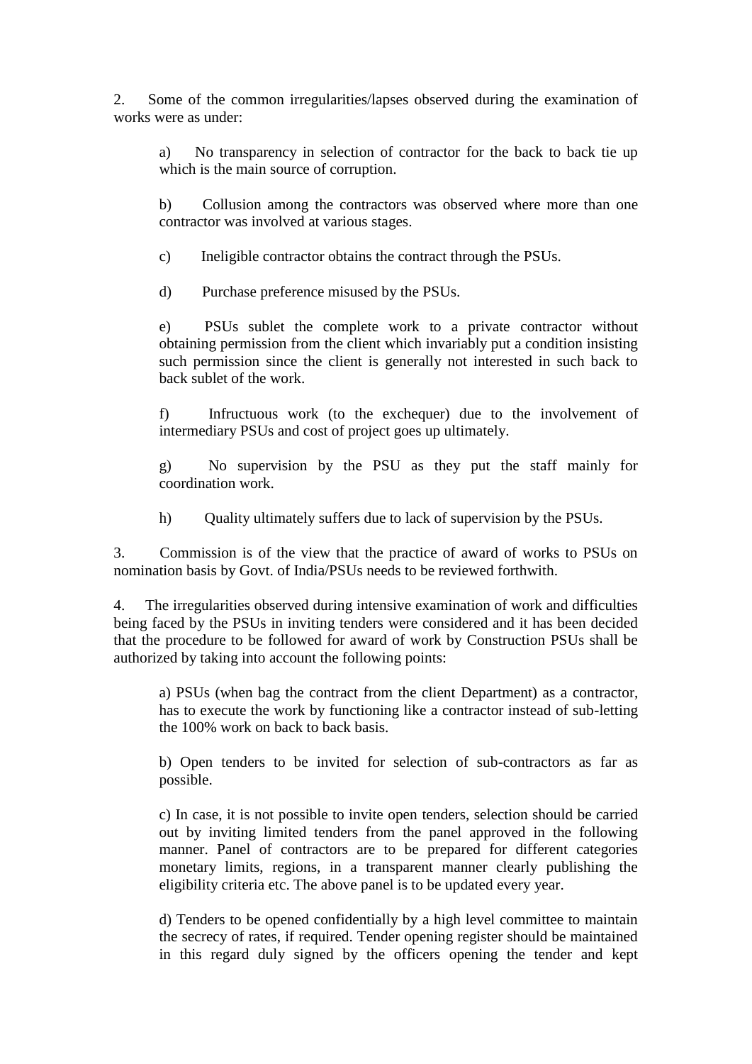2. Some of the common irregularities/lapses observed during the examination of works were as under:

> a) No transparency in selection of contractor for the back to back tie up which is the main source of corruption.
>
> b) Collusion among the contractors was observed where more than one contractor was involved at various stages.
>
> c) Ineligible contractor obtains the contract through the PSUs.
>
> d) Purchase preference misused by the PSUs.
>
> e) PSUs sublet the complete work to a private contractor without obtaining permission from the client which invariably put a condition insisting such permission since the client is generally not interested in such back to back sublet of the work.
>
> f) Infructuous work (to the exchequer) due to the involvement of intermediary PSUs and cost of project goes up ultimately.
>
> g) No supervision by the PSU as they put the staff mainly for coordination work.
>
> h) Quality ultimately suffers due to lack of supervision by the PSUs.

3. Commission is of the view that the practice of award of works to PSUs on nomination basis by Govt. of India/PSUs needs to be reviewed forthwith.

4. The irregularities observed during intensive examination of work and difficulties being faced by the PSUs in inviting tenders were considered and it has been decided that the procedure to be followed for award of work by Construction PSUs shall be authorized by taking into account the following points:

> a) PSUs (when bag the contract from the client Department) as a contractor, has to execute the work by functioning like a contractor instead of sub-letting the 100% work on back to back basis.
>
> b) Open tenders to be invited for selection of sub-contractors as far as possible.
>
> c) In case, it is not possible to invite open tenders, selection should be carried out by inviting limited tenders from the panel approved in the following manner. Panel of contractors are to be prepared for different categories monetary limits, regions, in a transparent manner clearly publishing the eligibility criteria etc. The above panel is to be updated every year.
>
> d) Tenders to be opened confidentially by a high level committee to maintain the secrecy of rates, if required. Tender opening register should be maintained in this regard duly signed by the officers opening the tender and kept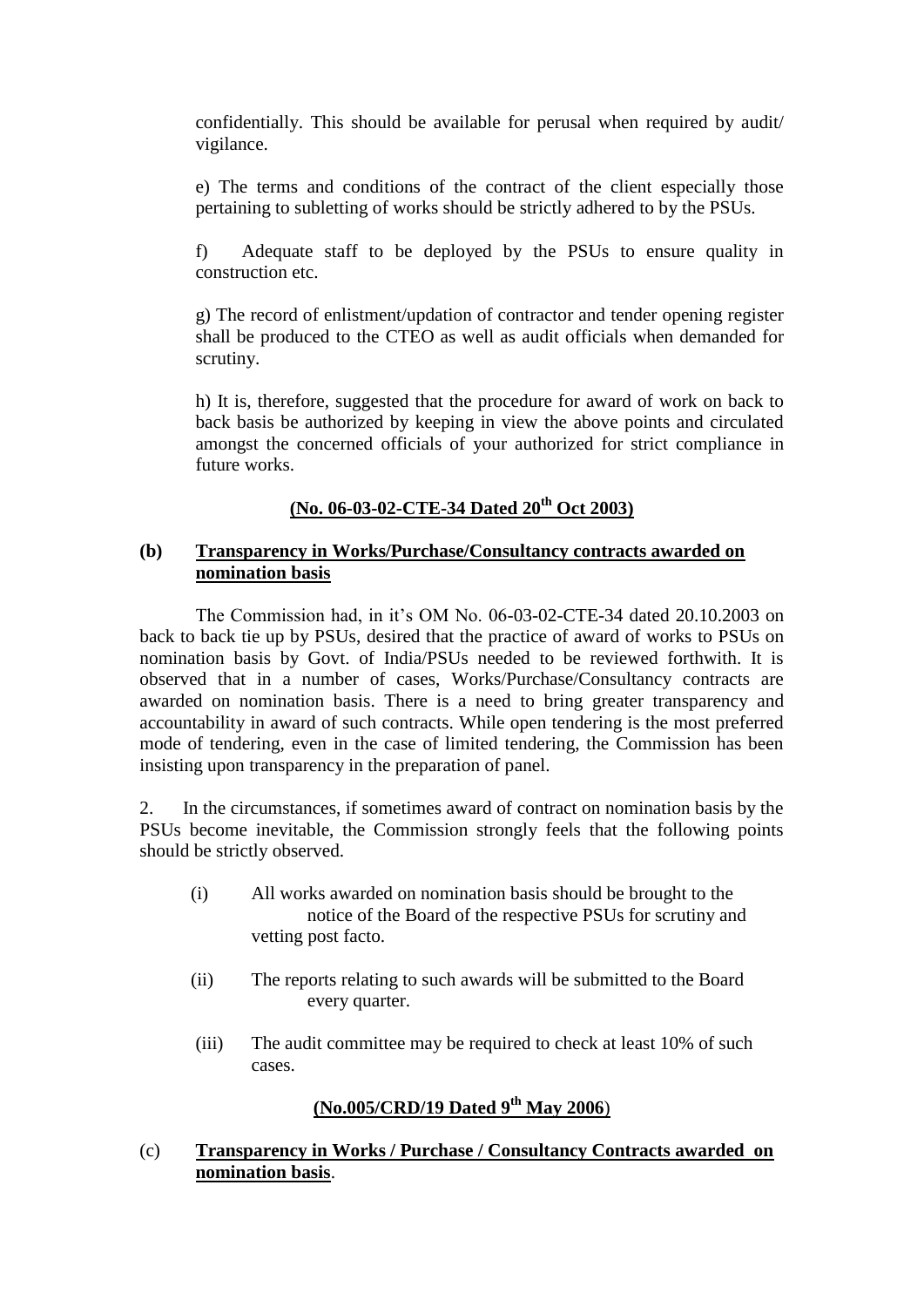confidentially. This should be available for perusal when required by audit/ vigilance.

e) The terms and conditions of the contract of the client especially those pertaining to subletting of works should be strictly adhered to by the PSUs.

f) Adequate staff to be deployed by the PSUs to ensure quality in construction etc.

g) The record of enlistment/updation of contractor and tender opening register shall be produced to the CTEO as well as audit officials when demanded for scrutiny.

h) It is, therefore, suggested that the procedure for award of work on back to back basis be authorized by keeping in view the above points and circulated amongst the concerned officials of your authorized for strict compliance in future works.

**(No. 06-03-02-CTE-34 Dated 20th Oct 2003)**

**(b) Transparency in Works/Purchase/Consultancy contracts awarded on nomination basis**

The Commission had, in it's OM No. 06-03-02-CTE-34 dated 20.10.2003 on back to back tie up by PSUs, desired that the practice of award of works to PSUs on nomination basis by Govt. of India/PSUs needed to be reviewed forthwith. It is observed that in a number of cases, Works/Purchase/Consultancy contracts are awarded on nomination basis. There is a need to bring greater transparency and accountability in award of such contracts. While open tendering is the most preferred mode of tendering, even in the case of limited tendering, the Commission has been insisting upon transparency in the preparation of panel.

2. In the circumstances, if sometimes award of contract on nomination basis by the PSUs become inevitable, the Commission strongly feels that the following points should be strictly observed.

(i) All works awarded on nomination basis should be brought to the notice of the Board of the respective PSUs for scrutiny and vetting post facto.

(ii) The reports relating to such awards will be submitted to the Board every quarter.

(iii) The audit committee may be required to check at least 10% of such cases.

**(No.005/CRD/19 Dated 9th May 2006)**

(c) **Transparency in Works / Purchase / Consultancy Contracts awarded on nomination basis**.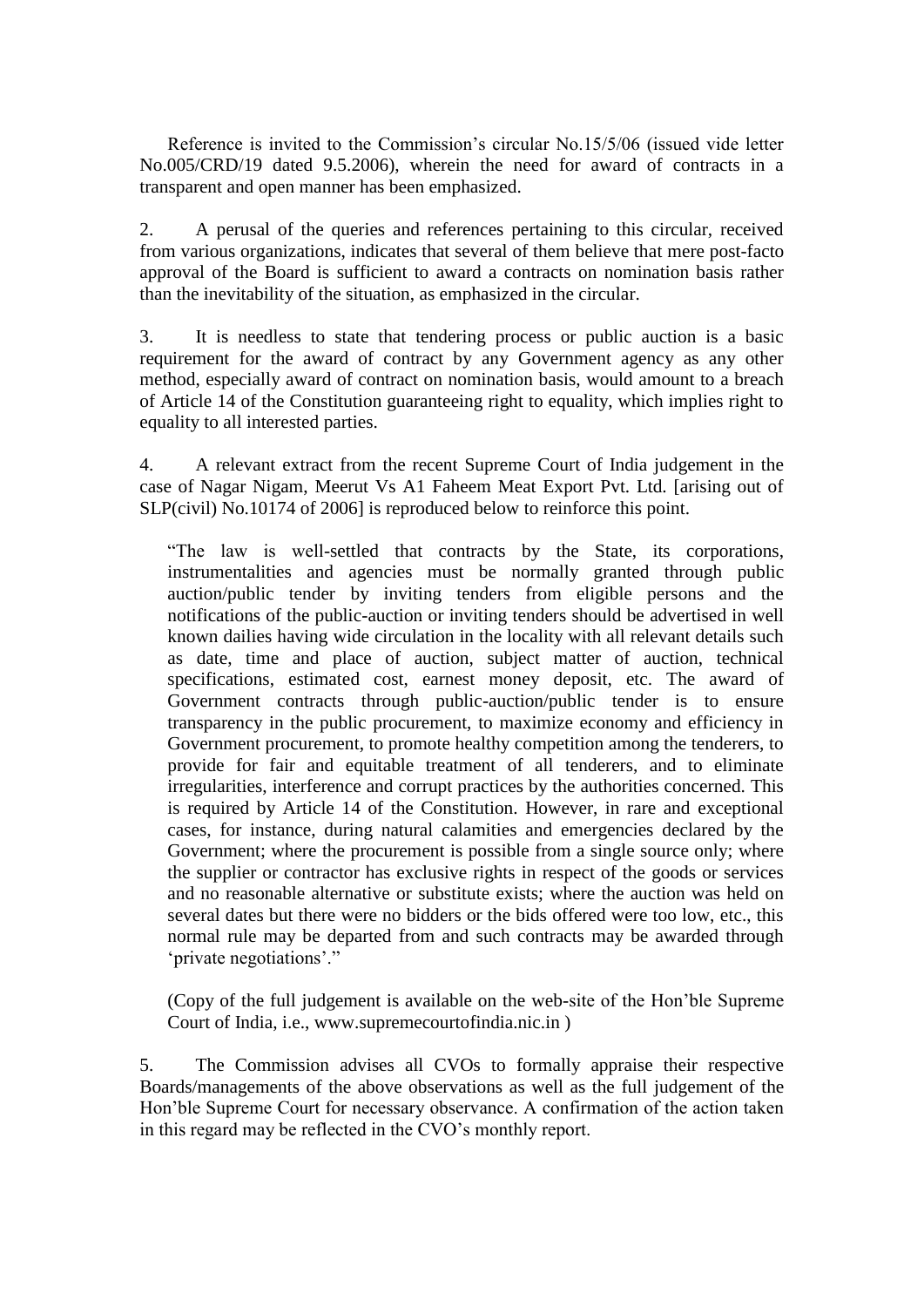Reference is invited to the Commission's circular No.15/5/06 (issued vide letter No.005/CRD/19 dated 9.5.2006), wherein the need for award of contracts in a transparent and open manner has been emphasized.

2. A perusal of the queries and references pertaining to this circular, received from various organizations, indicates that several of them believe that mere post-facto approval of the Board is sufficient to award a contracts on nomination basis rather than the inevitability of the situation, as emphasized in the circular.

3. It is needless to state that tendering process or public auction is a basic requirement for the award of contract by any Government agency as any other method, especially award of contract on nomination basis, would amount to a breach of Article 14 of the Constitution guaranteeing right to equality, which implies right to equality to all interested parties.

4. A relevant extract from the recent Supreme Court of India judgement in the case of Nagar Nigam, Meerut Vs A1 Faheem Meat Export Pvt. Ltd. [arising out of SLP(civil) No.10174 of 2006] is reproduced below to reinforce this point.

> "The law is well-settled that contracts by the State, its corporations, instrumentalities and agencies must be normally granted through public auction/public tender by inviting tenders from eligible persons and the notifications of the public-auction or inviting tenders should be advertised in well known dailies having wide circulation in the locality with all relevant details such as date, time and place of auction, subject matter of auction, technical specifications, estimated cost, earnest money deposit, etc. The award of Government contracts through public-auction/public tender is to ensure transparency in the public procurement, to maximize economy and efficiency in Government procurement, to promote healthy competition among the tenderers, to provide for fair and equitable treatment of all tenderers, and to eliminate irregularities, interference and corrupt practices by the authorities concerned. This is required by Article 14 of the Constitution. However, in rare and exceptional cases, for instance, during natural calamities and emergencies declared by the Government; where the procurement is possible from a single source only; where the supplier or contractor has exclusive rights in respect of the goods or services and no reasonable alternative or substitute exists; where the auction was held on several dates but there were no bidders or the bids offered were too low, etc., this normal rule may be departed from and such contracts may be awarded through 'private negotiations'."
>
> (Copy of the full judgement is available on the web-site of the Hon'ble Supreme Court of India, i.e., www.supremecourtofindia.nic.in )

5. The Commission advises all CVOs to formally appraise their respective Boards/managements of the above observations as well as the full judgement of the Hon'ble Supreme Court for necessary observance. A confirmation of the action taken in this regard may be reflected in the CVO's monthly report.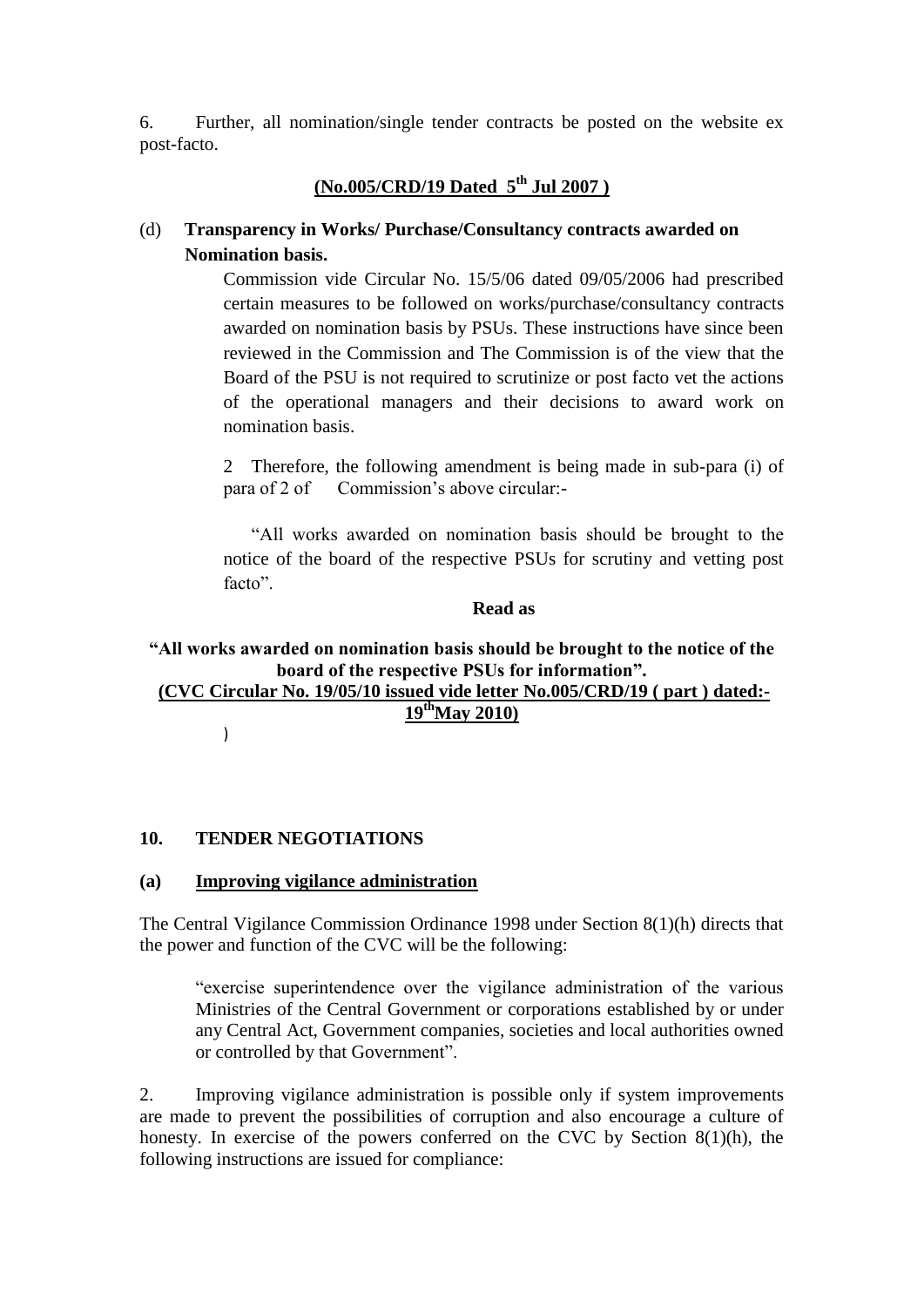6. Further, all nomination/single tender contracts be posted on the website ex post-facto.

**(No.005/CRD/19 Dated 5th Jul 2007 )**

(d) **Transparency in Works/ Purchase/Consultancy contracts awarded on Nomination basis.**

Commission vide Circular No. 15/5/06 dated 09/05/2006 had prescribed certain measures to be followed on works/purchase/consultancy contracts awarded on nomination basis by PSUs. These instructions have since been reviewed in the Commission and The Commission is of the view that the Board of the PSU is not required to scrutinize or post facto vet the actions of the operational managers and their decisions to award work on nomination basis.

2 Therefore, the following amendment is being made in sub-para (i) of para of 2 of Commission's above circular:-

"All works awarded on nomination basis should be brought to the notice of the board of the respective PSUs for scrutiny and vetting post facto".

**Read as**

**"All works awarded on nomination basis should be brought to the notice of the board of the respective PSUs for information".**

**(CVC Circular No. 19/05/10 issued vide letter No.005/CRD/19 ( part ) dated:- 19thMay 2010)**

)

## 10. TENDER NEGOTIATIONS

### (a) Improving vigilance administration

The Central Vigilance Commission Ordinance 1998 under Section 8(1)(h) directs that the power and function of the CVC will be the following:

"exercise superintendence over the vigilance administration of the various Ministries of the Central Government or corporations established by or under any Central Act, Government companies, societies and local authorities owned or controlled by that Government".

2. Improving vigilance administration is possible only if system improvements are made to prevent the possibilities of corruption and also encourage a culture of honesty. In exercise of the powers conferred on the CVC by Section 8(1)(h), the following instructions are issued for compliance: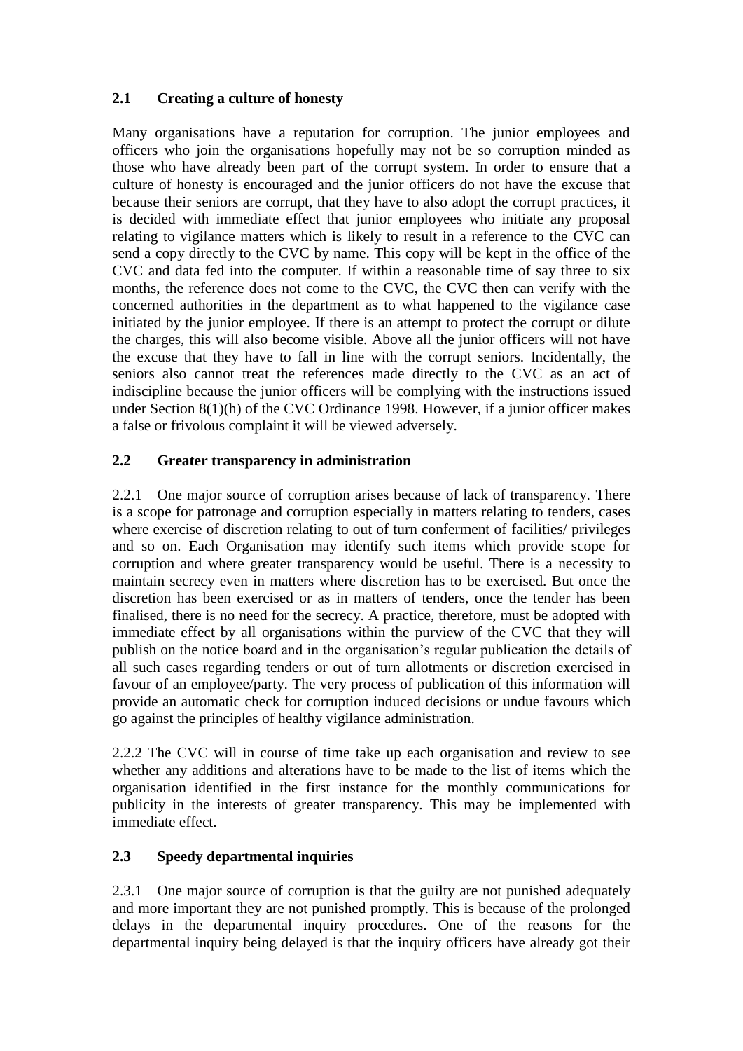### 2.1 Creating a culture of honesty

Many organisations have a reputation for corruption. The junior employees and officers who join the organisations hopefully may not be so corruption minded as those who have already been part of the corrupt system. In order to ensure that a culture of honesty is encouraged and the junior officers do not have the excuse that because their seniors are corrupt, that they have to also adopt the corrupt practices, it is decided with immediate effect that junior employees who initiate any proposal relating to vigilance matters which is likely to result in a reference to the CVC can send a copy directly to the CVC by name. This copy will be kept in the office of the CVC and data fed into the computer. If within a reasonable time of say three to six months, the reference does not come to the CVC, the CVC then can verify with the concerned authorities in the department as to what happened to the vigilance case initiated by the junior employee. If there is an attempt to protect the corrupt or dilute the charges, this will also become visible. Above all the junior officers will not have the excuse that they have to fall in line with the corrupt seniors. Incidentally, the seniors also cannot treat the references made directly to the CVC as an act of indiscipline because the junior officers will be complying with the instructions issued under Section 8(1)(h) of the CVC Ordinance 1998. However, if a junior officer makes a false or frivolous complaint it will be viewed adversely.

### 2.2 Greater transparency in administration

2.2.1 One major source of corruption arises because of lack of transparency. There is a scope for patronage and corruption especially in matters relating to tenders, cases where exercise of discretion relating to out of turn conferment of facilities/ privileges and so on. Each Organisation may identify such items which provide scope for corruption and where greater transparency would be useful. There is a necessity to maintain secrecy even in matters where discretion has to be exercised. But once the discretion has been exercised or as in matters of tenders, once the tender has been finalised, there is no need for the secrecy. A practice, therefore, must be adopted with immediate effect by all organisations within the purview of the CVC that they will publish on the notice board and in the organisation's regular publication the details of all such cases regarding tenders or out of turn allotments or discretion exercised in favour of an employee/party. The very process of publication of this information will provide an automatic check for corruption induced decisions or undue favours which go against the principles of healthy vigilance administration.

2.2.2 The CVC will in course of time take up each organisation and review to see whether any additions and alterations have to be made to the list of items which the organisation identified in the first instance for the monthly communications for publicity in the interests of greater transparency. This may be implemented with immediate effect.

### 2.3 Speedy departmental inquiries

2.3.1 One major source of corruption is that the guilty are not punished adequately and more important they are not punished promptly. This is because of the prolonged delays in the departmental inquiry procedures. One of the reasons for the departmental inquiry being delayed is that the inquiry officers have already got their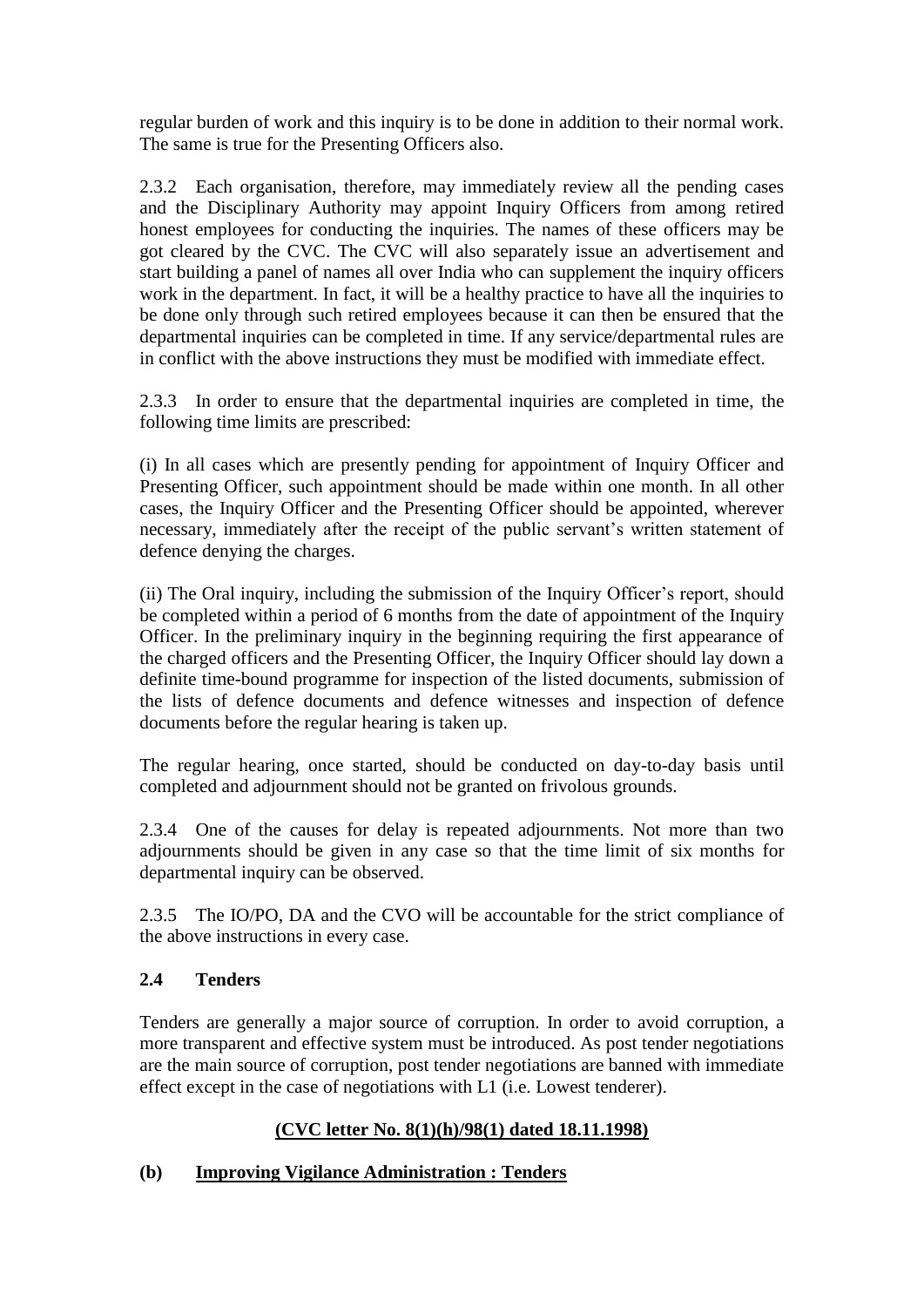regular burden of work and this inquiry is to be done in addition to their normal work. The same is true for the Presenting Officers also.

2.3.2 Each organisation, therefore, may immediately review all the pending cases and the Disciplinary Authority may appoint Inquiry Officers from among retired honest employees for conducting the inquiries. The names of these officers may be got cleared by the CVC. The CVC will also separately issue an advertisement and start building a panel of names all over India who can supplement the inquiry officers work in the department. In fact, it will be a healthy practice to have all the inquiries to be done only through such retired employees because it can then be ensured that the departmental inquiries can be completed in time. If any service/departmental rules are in conflict with the above instructions they must be modified with immediate effect.

2.3.3 In order to ensure that the departmental inquiries are completed in time, the following time limits are prescribed:

(i) In all cases which are presently pending for appointment of Inquiry Officer and Presenting Officer, such appointment should be made within one month. In all other cases, the Inquiry Officer and the Presenting Officer should be appointed, wherever necessary, immediately after the receipt of the public servant's written statement of defence denying the charges.

(ii) The Oral inquiry, including the submission of the Inquiry Officer's report, should be completed within a period of 6 months from the date of appointment of the Inquiry Officer. In the preliminary inquiry in the beginning requiring the first appearance of the charged officers and the Presenting Officer, the Inquiry Officer should lay down a definite time-bound programme for inspection of the listed documents, submission of the lists of defence documents and defence witnesses and inspection of defence documents before the regular hearing is taken up.

The regular hearing, once started, should be conducted on day-to-day basis until completed and adjournment should not be granted on frivolous grounds.

2.3.4 One of the causes for delay is repeated adjournments. Not more than two adjournments should be given in any case so that the time limit of six months for departmental inquiry can be observed.

2.3.5 The IO/PO, DA and the CVO will be accountable for the strict compliance of the above instructions in every case.

**2.4 Tenders**

Tenders are generally a major source of corruption. In order to avoid corruption, a more transparent and effective system must be introduced. As post tender negotiations are the main source of corruption, post tender negotiations are banned with immediate effect except in the case of negotiations with L1 (i.e. Lowest tenderer).

**(CVC letter No. 8(1)(h)/98(1) dated 18.11.1998)**

**(b) Improving Vigilance Administration : Tenders**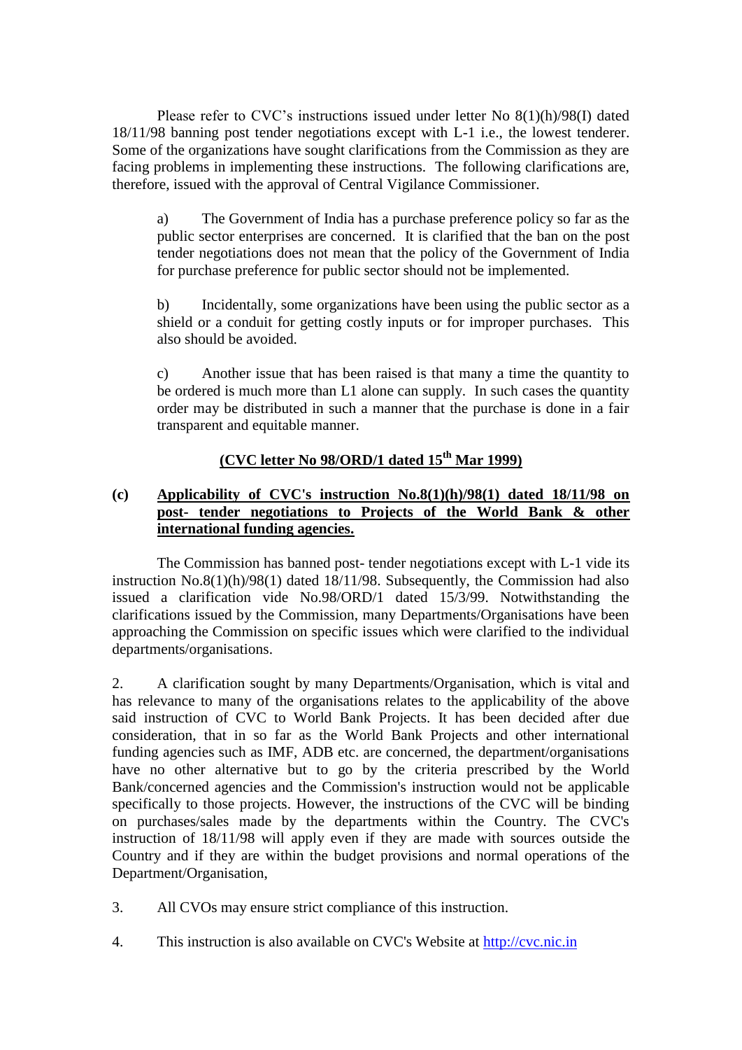Please refer to CVC's instructions issued under letter No 8(1)(h)/98(I) dated 18/11/98 banning post tender negotiations except with L-1 i.e., the lowest tenderer. Some of the organizations have sought clarifications from the Commission as they are facing problems in implementing these instructions. The following clarifications are, therefore, issued with the approval of Central Vigilance Commissioner.

a) The Government of India has a purchase preference policy so far as the public sector enterprises are concerned. It is clarified that the ban on the post tender negotiations does not mean that the policy of the Government of India for purchase preference for public sector should not be implemented.

b) Incidentally, some organizations have been using the public sector as a shield or a conduit for getting costly inputs or for improper purchases. This also should be avoided.

c) Another issue that has been raised is that many a time the quantity to be ordered is much more than L1 alone can supply. In such cases the quantity order may be distributed in such a manner that the purchase is done in a fair transparent and equitable manner.

**(CVC letter No 98/ORD/1 dated 15th Mar 1999)**

**(c) Applicability of CVC's instruction No.8(1)(h)/98(1) dated 18/11/98 on post- tender negotiations to Projects of the World Bank & other international funding agencies.**

The Commission has banned post- tender negotiations except with L-1 vide its instruction No.8(1)(h)/98(1) dated 18/11/98. Subsequently, the Commission had also issued a clarification vide No.98/ORD/1 dated 15/3/99. Notwithstanding the clarifications issued by the Commission, many Departments/Organisations have been approaching the Commission on specific issues which were clarified to the individual departments/organisations.

2. A clarification sought by many Departments/Organisation, which is vital and has relevance to many of the organisations relates to the applicability of the above said instruction of CVC to World Bank Projects. It has been decided after due consideration, that in so far as the World Bank Projects and other international funding agencies such as IMF, ADB etc. are concerned, the department/organisations have no other alternative but to go by the criteria prescribed by the World Bank/concerned agencies and the Commission's instruction would not be applicable specifically to those projects. However, the instructions of the CVC will be binding on purchases/sales made by the departments within the Country. The CVC's instruction of 18/11/98 will apply even if they are made with sources outside the Country and if they are within the budget provisions and normal operations of the Department/Organisation,

3. All CVOs may ensure strict compliance of this instruction.

4. This instruction is also available on CVC's Website at http://cvc.nic.in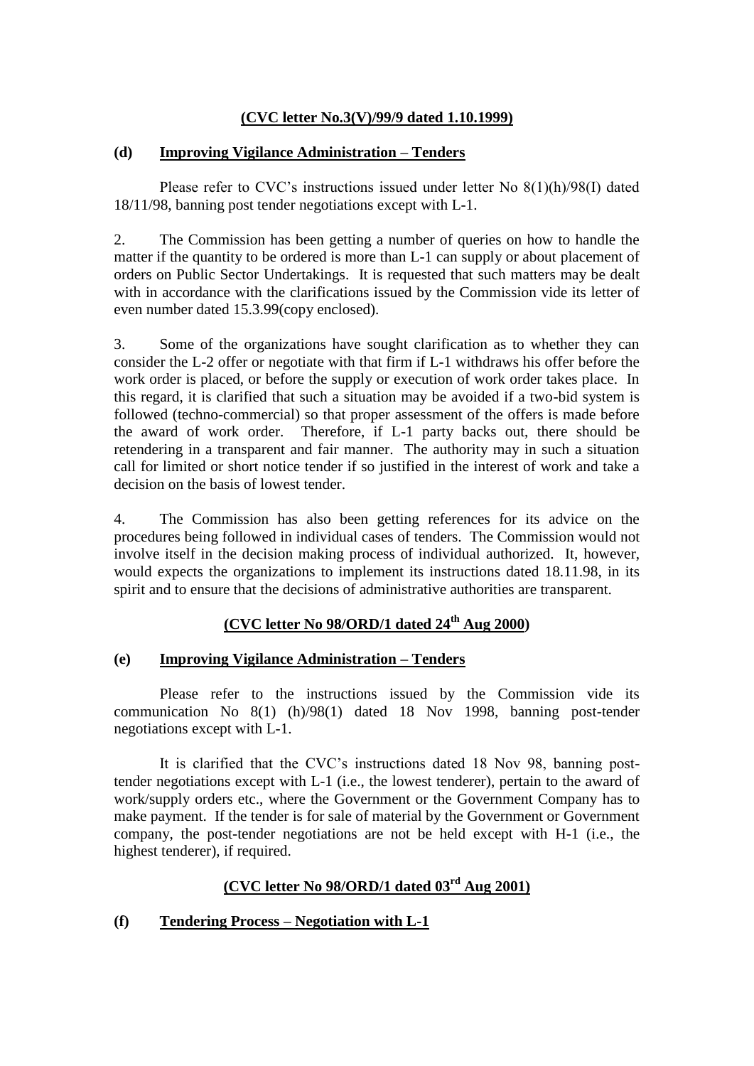**(CVC letter No.3(V)/99/9 dated 1.10.1999)**

**(d) Improving Vigilance Administration – Tenders**

Please refer to CVC's instructions issued under letter No 8(1)(h)/98(I) dated 18/11/98, banning post tender negotiations except with L-1.

2. The Commission has been getting a number of queries on how to handle the matter if the quantity to be ordered is more than L-1 can supply or about placement of orders on Public Sector Undertakings. It is requested that such matters may be dealt with in accordance with the clarifications issued by the Commission vide its letter of even number dated 15.3.99(copy enclosed).

3. Some of the organizations have sought clarification as to whether they can consider the L-2 offer or negotiate with that firm if L-1 withdraws his offer before the work order is placed, or before the supply or execution of work order takes place. In this regard, it is clarified that such a situation may be avoided if a two-bid system is followed (techno-commercial) so that proper assessment of the offers is made before the award of work order. Therefore, if L-1 party backs out, there should be retendering in a transparent and fair manner. The authority may in such a situation call for limited or short notice tender if so justified in the interest of work and take a decision on the basis of lowest tender.

4. The Commission has also been getting references for its advice on the procedures being followed in individual cases of tenders. The Commission would not involve itself in the decision making process of individual authorized. It, however, would expects the organizations to implement its instructions dated 18.11.98, in its spirit and to ensure that the decisions of administrative authorities are transparent.

**(CVC letter No 98/ORD/1 dated 24th Aug 2000)**

**(e) Improving Vigilance Administration – Tenders**

Please refer to the instructions issued by the Commission vide its communication No 8(1) (h)/98(1) dated 18 Nov 1998, banning post-tender negotiations except with L-1.

It is clarified that the CVC's instructions dated 18 Nov 98, banning post-tender negotiations except with L-1 (i.e., the lowest tenderer), pertain to the award of work/supply orders etc., where the Government or the Government Company has to make payment. If the tender is for sale of material by the Government or Government company, the post-tender negotiations are not be held except with H-1 (i.e., the highest tenderer), if required.

**(CVC letter No 98/ORD/1 dated 03rd Aug 2001)**

**(f) Tendering Process – Negotiation with L-1**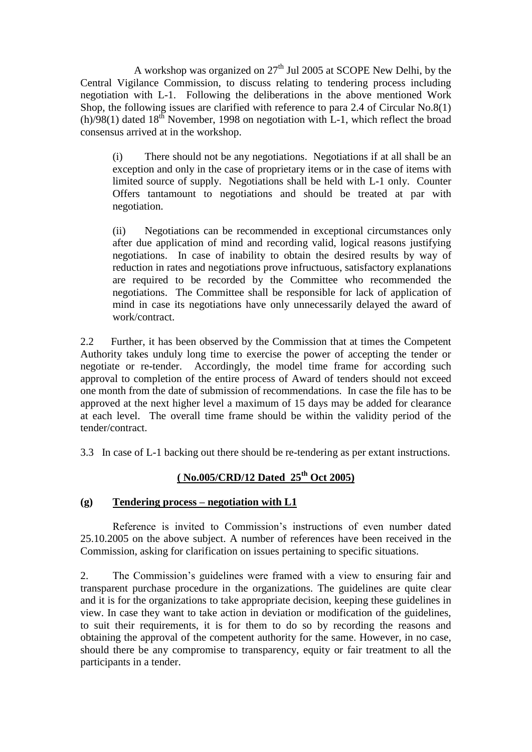A workshop was organized on 27th Jul 2005 at SCOPE New Delhi, by the Central Vigilance Commission, to discuss relating to tendering process including negotiation with L-1. Following the deliberations in the above mentioned Work Shop, the following issues are clarified with reference to para 2.4 of Circular No.8(1)(h)/98(1) dated 18th November, 1998 on negotiation with L-1, which reflect the broad consensus arrived at in the workshop.

> (i) There should not be any negotiations. Negotiations if at all shall be an exception and only in the case of proprietary items or in the case of items with limited source of supply. Negotiations shall be held with L-1 only. Counter Offers tantamount to negotiations and should be treated at par with negotiation.
>
> (ii) Negotiations can be recommended in exceptional circumstances only after due application of mind and recording valid, logical reasons justifying negotiations. In case of inability to obtain the desired results by way of reduction in rates and negotiations prove infructuous, satisfactory explanations are required to be recorded by the Committee who recommended the negotiations. The Committee shall be responsible for lack of application of mind in case its negotiations have only unnecessarily delayed the award of work/contract.

2.2 Further, it has been observed by the Commission that at times the Competent Authority takes unduly long time to exercise the power of accepting the tender or negotiate or re-tender. Accordingly, the model time frame for according such approval to completion of the entire process of Award of tenders should not exceed one month from the date of submission of recommendations. In case the file has to be approved at the next higher level a maximum of 15 days may be added for clearance at each level. The overall time frame should be within the validity period of the tender/contract.

3.3 In case of L-1 backing out there should be re-tendering as per extant instructions.

**( No.005/CRD/12 Dated 25th Oct 2005)**

### (g) Tendering process – negotiation with L1

Reference is invited to Commission's instructions of even number dated 25.10.2005 on the above subject. A number of references have been received in the Commission, asking for clarification on issues pertaining to specific situations.

2. The Commission's guidelines were framed with a view to ensuring fair and transparent purchase procedure in the organizations. The guidelines are quite clear and it is for the organizations to take appropriate decision, keeping these guidelines in view. In case they want to take action in deviation or modification of the guidelines, to suit their requirements, it is for them to do so by recording the reasons and obtaining the approval of the competent authority for the same. However, in no case, should there be any compromise to transparency, equity or fair treatment to all the participants in a tender.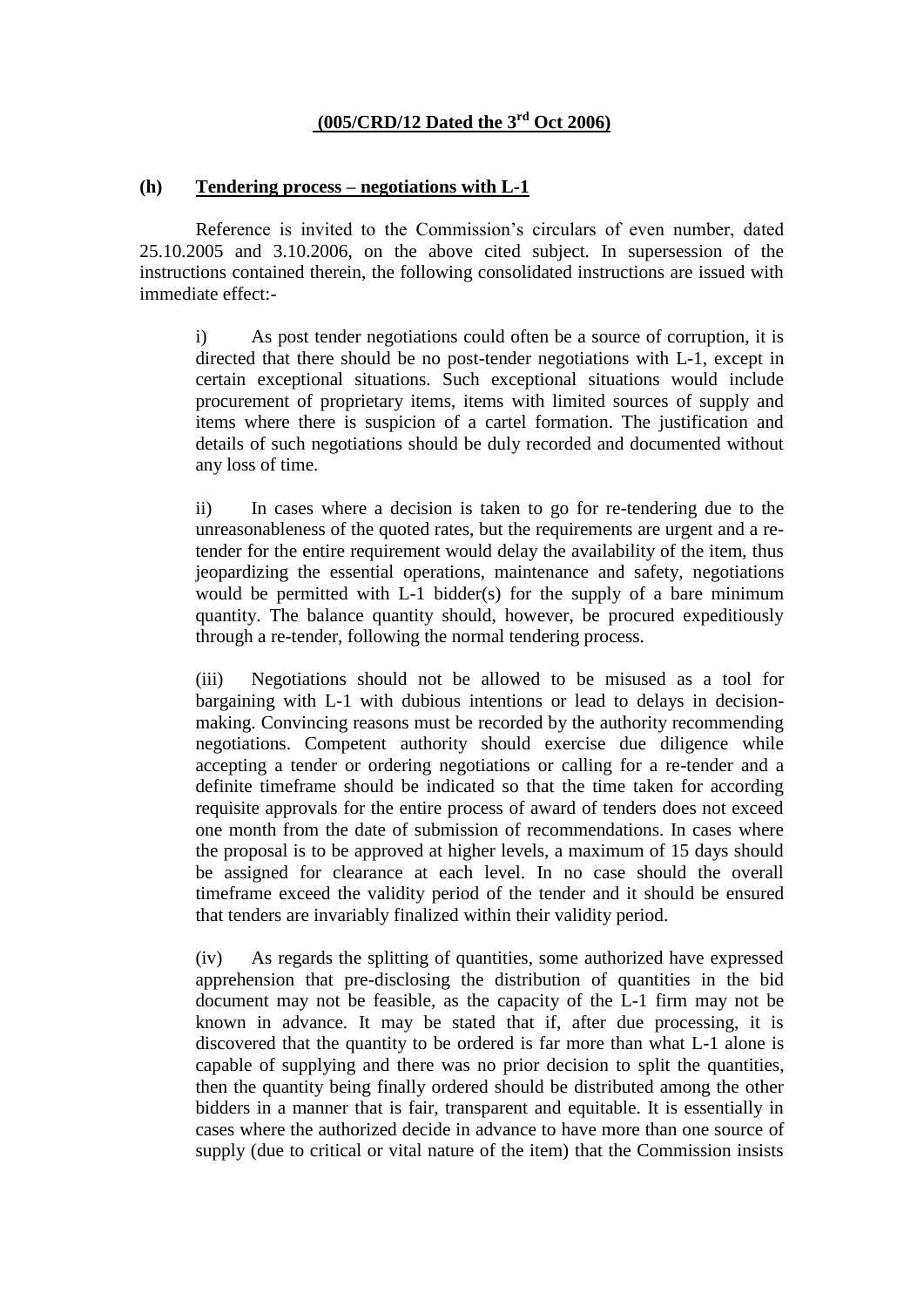**(005/CRD/12 Dated the 3rd Oct 2006)**

**(h) Tendering process – negotiations with L-1**

Reference is invited to the Commission's circulars of even number, dated 25.10.2005 and 3.10.2006, on the above cited subject. In supersession of the instructions contained therein, the following consolidated instructions are issued with immediate effect:-

i) As post tender negotiations could often be a source of corruption, it is directed that there should be no post-tender negotiations with L-1, except in certain exceptional situations. Such exceptional situations would include procurement of proprietary items, items with limited sources of supply and items where there is suspicion of a cartel formation. The justification and details of such negotiations should be duly recorded and documented without any loss of time.

ii) In cases where a decision is taken to go for re-tendering due to the unreasonableness of the quoted rates, but the requirements are urgent and a re-tender for the entire requirement would delay the availability of the item, thus jeopardizing the essential operations, maintenance and safety, negotiations would be permitted with L-1 bidder(s) for the supply of a bare minimum quantity. The balance quantity should, however, be procured expeditiously through a re-tender, following the normal tendering process.

(iii) Negotiations should not be allowed to be misused as a tool for bargaining with L-1 with dubious intentions or lead to delays in decision-making. Convincing reasons must be recorded by the authority recommending negotiations. Competent authority should exercise due diligence while accepting a tender or ordering negotiations or calling for a re-tender and a definite timeframe should be indicated so that the time taken for according requisite approvals for the entire process of award of tenders does not exceed one month from the date of submission of recommendations. In cases where the proposal is to be approved at higher levels, a maximum of 15 days should be assigned for clearance at each level. In no case should the overall timeframe exceed the validity period of the tender and it should be ensured that tenders are invariably finalized within their validity period.

(iv) As regards the splitting of quantities, some authorized have expressed apprehension that pre-disclosing the distribution of quantities in the bid document may not be feasible, as the capacity of the L-1 firm may not be known in advance. It may be stated that if, after due processing, it is discovered that the quantity to be ordered is far more than what L-1 alone is capable of supplying and there was no prior decision to split the quantities, then the quantity being finally ordered should be distributed among the other bidders in a manner that is fair, transparent and equitable. It is essentially in cases where the authorized decide in advance to have more than one source of supply (due to critical or vital nature of the item) that the Commission insists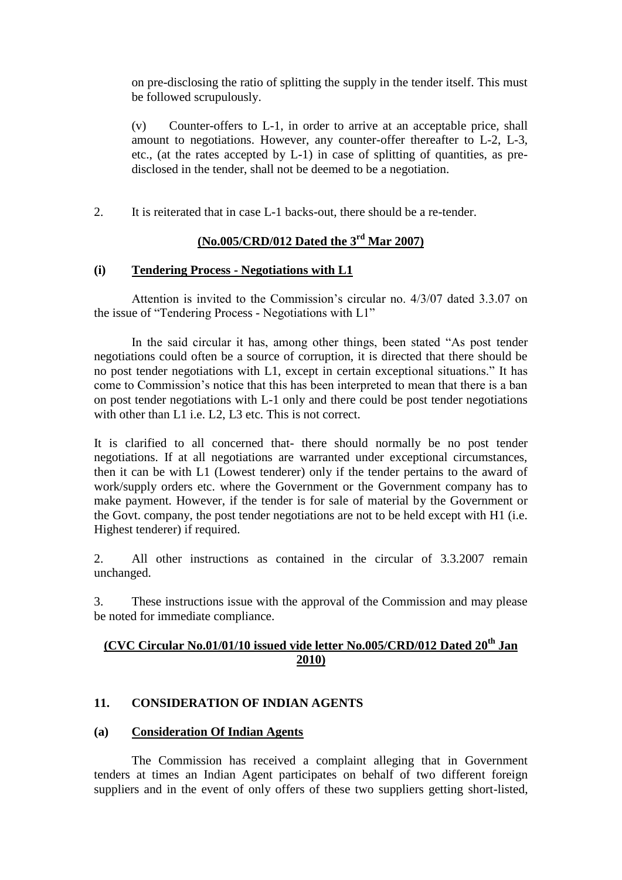on pre-disclosing the ratio of splitting the supply in the tender itself. This must be followed scrupulously.

(v) Counter-offers to L-1, in order to arrive at an acceptable price, shall amount to negotiations. However, any counter-offer thereafter to L-2, L-3, etc., (at the rates accepted by L-1) in case of splitting of quantities, as pre-disclosed in the tender, shall not be deemed to be a negotiation.

2. It is reiterated that in case L-1 backs-out, there should be a re-tender.

**(No.005/CRD/012 Dated the 3rd Mar 2007)**

**(i) Tendering Process - Negotiations with L1**

Attention is invited to the Commission's circular no. 4/3/07 dated 3.3.07 on the issue of "Tendering Process - Negotiations with L1"

In the said circular it has, among other things, been stated "As post tender negotiations could often be a source of corruption, it is directed that there should be no post tender negotiations with L1, except in certain exceptional situations." It has come to Commission's notice that this has been interpreted to mean that there is a ban on post tender negotiations with L-1 only and there could be post tender negotiations with other than L1 i.e. L2, L3 etc. This is not correct.

It is clarified to all concerned that- there should normally be no post tender negotiations. If at all negotiations are warranted under exceptional circumstances, then it can be with L1 (Lowest tenderer) only if the tender pertains to the award of work/supply orders etc. where the Government or the Government company has to make payment. However, if the tender is for sale of material by the Government or the Govt. company, the post tender negotiations are not to be held except with H1 (i.e. Highest tenderer) if required.

2. All other instructions as contained in the circular of 3.3.2007 remain unchanged.

3. These instructions issue with the approval of the Commission and may please be noted for immediate compliance.

**(CVC Circular No.01/01/10 issued vide letter No.005/CRD/012 Dated 20th Jan 2010)**

## 11. CONSIDERATION OF INDIAN AGENTS

**(a) Consideration Of Indian Agents**

The Commission has received a complaint alleging that in Government tenders at times an Indian Agent participates on behalf of two different foreign suppliers and in the event of only offers of these two suppliers getting short-listed,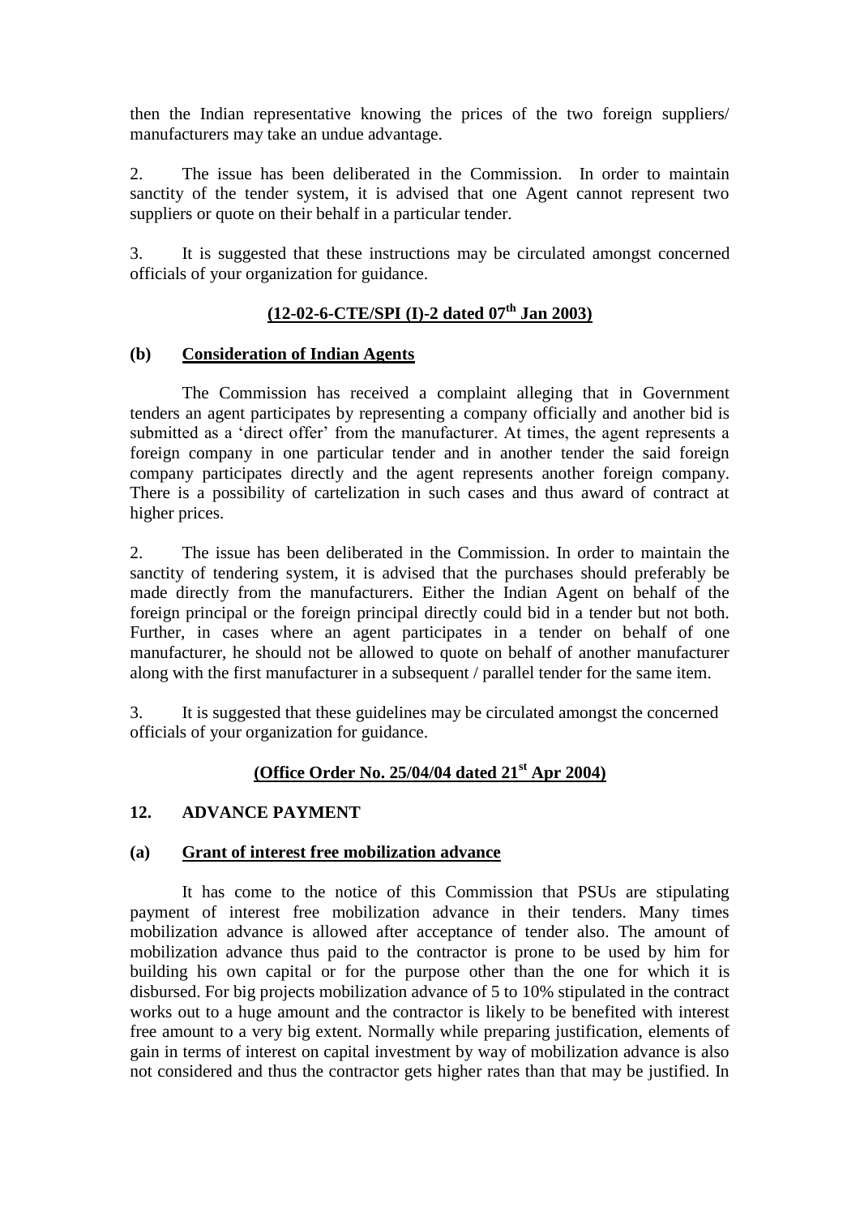then the Indian representative knowing the prices of the two foreign suppliers/ manufacturers may take an undue advantage.

2. The issue has been deliberated in the Commission. In order to maintain sanctity of the tender system, it is advised that one Agent cannot represent two suppliers or quote on their behalf in a particular tender.

3. It is suggested that these instructions may be circulated amongst concerned officials of your organization for guidance.

**(12-02-6-CTE/SPI (I)-2 dated 07th Jan 2003)**

**(b) Consideration of Indian Agents**

The Commission has received a complaint alleging that in Government tenders an agent participates by representing a company officially and another bid is submitted as a 'direct offer' from the manufacturer. At times, the agent represents a foreign company in one particular tender and in another tender the said foreign company participates directly and the agent represents another foreign company. There is a possibility of cartelization in such cases and thus award of contract at higher prices.

2. The issue has been deliberated in the Commission. In order to maintain the sanctity of tendering system, it is advised that the purchases should preferably be made directly from the manufacturers. Either the Indian Agent on behalf of the foreign principal or the foreign principal directly could bid in a tender but not both. Further, in cases where an agent participates in a tender on behalf of one manufacturer, he should not be allowed to quote on behalf of another manufacturer along with the first manufacturer in a subsequent / parallel tender for the same item.

3. It is suggested that these guidelines may be circulated amongst the concerned officials of your organization for guidance.

**(Office Order No. 25/04/04 dated 21st Apr 2004)**

## 12. ADVANCE PAYMENT

**(a) Grant of interest free mobilization advance**

It has come to the notice of this Commission that PSUs are stipulating payment of interest free mobilization advance in their tenders. Many times mobilization advance is allowed after acceptance of tender also. The amount of mobilization advance thus paid to the contractor is prone to be used by him for building his own capital or for the purpose other than the one for which it is disbursed. For big projects mobilization advance of 5 to 10% stipulated in the contract works out to a huge amount and the contractor is likely to be benefited with interest free amount to a very big extent. Normally while preparing justification, elements of gain in terms of interest on capital investment by way of mobilization advance is also not considered and thus the contractor gets higher rates than that may be justified. In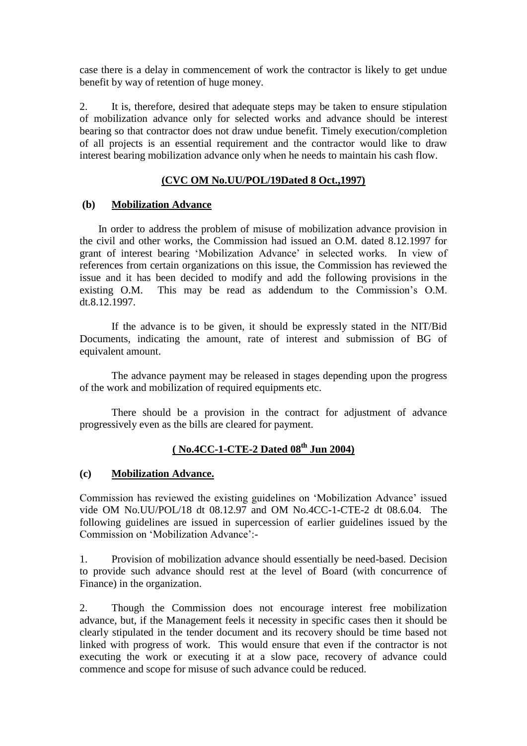case there is a delay in commencement of work the contractor is likely to get undue benefit by way of retention of huge money.

2. It is, therefore, desired that adequate steps may be taken to ensure stipulation of mobilization advance only for selected works and advance should be interest bearing so that contractor does not draw undue benefit. Timely execution/completion of all projects is an essential requirement and the contractor would like to draw interest bearing mobilization advance only when he needs to maintain his cash flow.

**(CVC OM No.UU/POL/19Dated 8 Oct.,1997)**

### (b) Mobilization Advance

In order to address the problem of misuse of mobilization advance provision in the civil and other works, the Commission had issued an O.M. dated 8.12.1997 for grant of interest bearing 'Mobilization Advance' in selected works. In view of references from certain organizations on this issue, the Commission has reviewed the issue and it has been decided to modify and add the following provisions in the existing O.M. This may be read as addendum to the Commission's O.M. dt.8.12.1997.

If the advance is to be given, it should be expressly stated in the NIT/Bid Documents, indicating the amount, rate of interest and submission of BG of equivalent amount.

The advance payment may be released in stages depending upon the progress of the work and mobilization of required equipments etc.

There should be a provision in the contract for adjustment of advance progressively even as the bills are cleared for payment.

**( No.4CC-1-CTE-2 Dated 08th Jun 2004)**

### (c) Mobilization Advance.

Commission has reviewed the existing guidelines on 'Mobilization Advance' issued vide OM No.UU/POL/18 dt 08.12.97 and OM No.4CC-1-CTE-2 dt 08.6.04. The following guidelines are issued in supercession of earlier guidelines issued by the Commission on 'Mobilization Advance':-

1. Provision of mobilization advance should essentially be need-based. Decision to provide such advance should rest at the level of Board (with concurrence of Finance) in the organization.

2. Though the Commission does not encourage interest free mobilization advance, but, if the Management feels it necessity in specific cases then it should be clearly stipulated in the tender document and its recovery should be time based not linked with progress of work. This would ensure that even if the contractor is not executing the work or executing it at a slow pace, recovery of advance could commence and scope for misuse of such advance could be reduced.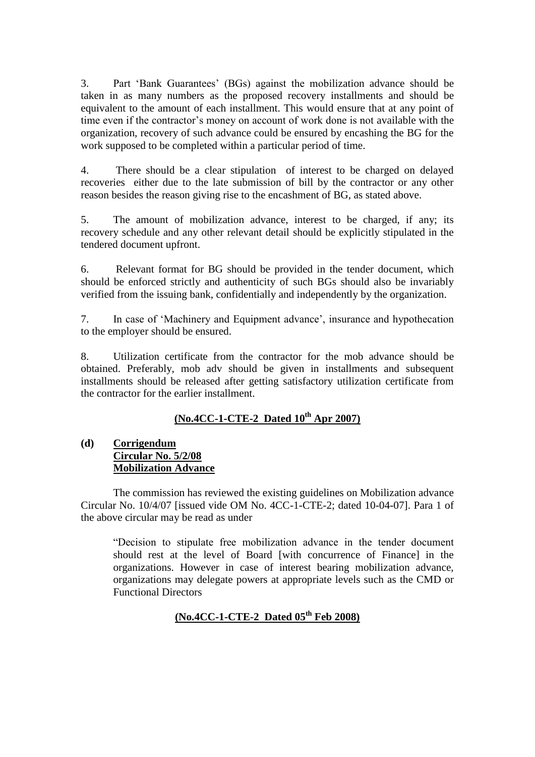3. Part 'Bank Guarantees' (BGs) against the mobilization advance should be taken in as many numbers as the proposed recovery installments and should be equivalent to the amount of each installment. This would ensure that at any point of time even if the contractor's money on account of work done is not available with the organization, recovery of such advance could be ensured by encashing the BG for the work supposed to be completed within a particular period of time.

4. There should be a clear stipulation of interest to be charged on delayed recoveries either due to the late submission of bill by the contractor or any other reason besides the reason giving rise to the encashment of BG, as stated above.

5. The amount of mobilization advance, interest to be charged, if any; its recovery schedule and any other relevant detail should be explicitly stipulated in the tendered document upfront.

6. Relevant format for BG should be provided in the tender document, which should be enforced strictly and authenticity of such BGs should also be invariably verified from the issuing bank, confidentially and independently by the organization.

7. In case of 'Machinery and Equipment advance', insurance and hypothecation to the employer should be ensured.

8. Utilization certificate from the contractor for the mob advance should be obtained. Preferably, mob adv should be given in installments and subsequent installments should be released after getting satisfactory utilization certificate from the contractor for the earlier installment.

**(No.4CC-1-CTE-2 Dated 10th Apr 2007)**

**(d) Corrigendum**
**Circular No. 5/2/08**
**Mobilization Advance**

The commission has reviewed the existing guidelines on Mobilization advance Circular No. 10/4/07 [issued vide OM No. 4CC-1-CTE-2; dated 10-04-07]. Para 1 of the above circular may be read as under

> "Decision to stipulate free mobilization advance in the tender document should rest at the level of Board [with concurrence of Finance] in the organizations. However in case of interest bearing mobilization advance, organizations may delegate powers at appropriate levels such as the CMD or Functional Directors

**(No.4CC-1-CTE-2 Dated 05th Feb 2008)**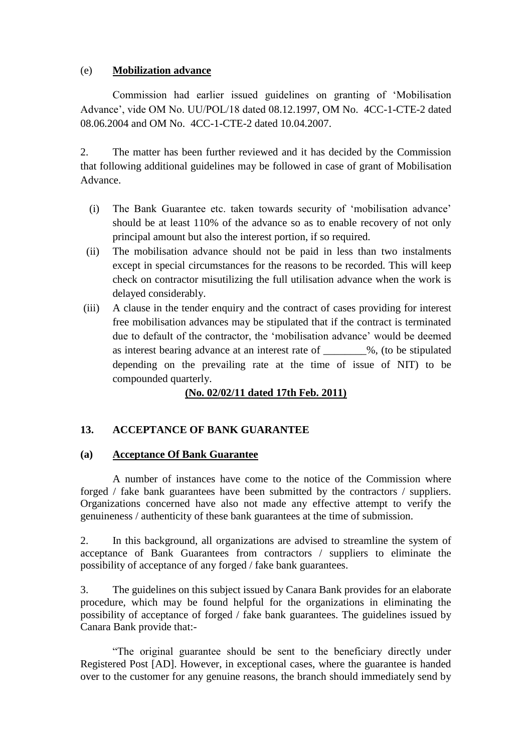(e) **Mobilization advance**

Commission had earlier issued guidelines on granting of 'Mobilisation Advance', vide OM No. UU/POL/18 dated 08.12.1997, OM No. 4CC-1-CTE-2 dated 08.06.2004 and OM No. 4CC-1-CTE-2 dated 10.04.2007.

2. The matter has been further reviewed and it has decided by the Commission that following additional guidelines may be followed in case of grant of Mobilisation Advance.

(i) The Bank Guarantee etc. taken towards security of 'mobilisation advance' should be at least 110% of the advance so as to enable recovery of not only principal amount but also the interest portion, if so required.

(ii) The mobilisation advance should not be paid in less than two instalments except in special circumstances for the reasons to be recorded. This will keep check on contractor misutilizing the full utilisation advance when the work is delayed considerably.

(iii) A clause in the tender enquiry and the contract of cases providing for interest free mobilisation advances may be stipulated that if the contract is terminated due to default of the contractor, the 'mobilisation advance' would be deemed as interest bearing advance at an interest rate of ________%, (to be stipulated depending on the prevailing rate at the time of issue of NIT) to be compounded quarterly.

**(No. 02/02/11 dated 17th Feb. 2011)**

## 13. ACCEPTANCE OF BANK GUARANTEE

### (a) Acceptance Of Bank Guarantee

A number of instances have come to the notice of the Commission where forged / fake bank guarantees have been submitted by the contractors / suppliers. Organizations concerned have also not made any effective attempt to verify the genuineness / authenticity of these bank guarantees at the time of submission.

2. In this background, all organizations are advised to streamline the system of acceptance of Bank Guarantees from contractors / suppliers to eliminate the possibility of acceptance of any forged / fake bank guarantees.

3. The guidelines on this subject issued by Canara Bank provides for an elaborate procedure, which may be found helpful for the organizations in eliminating the possibility of acceptance of forged / fake bank guarantees. The guidelines issued by Canara Bank provide that:-

"The original guarantee should be sent to the beneficiary directly under Registered Post [AD]. However, in exceptional cases, where the guarantee is handed over to the customer for any genuine reasons, the branch should immediately send by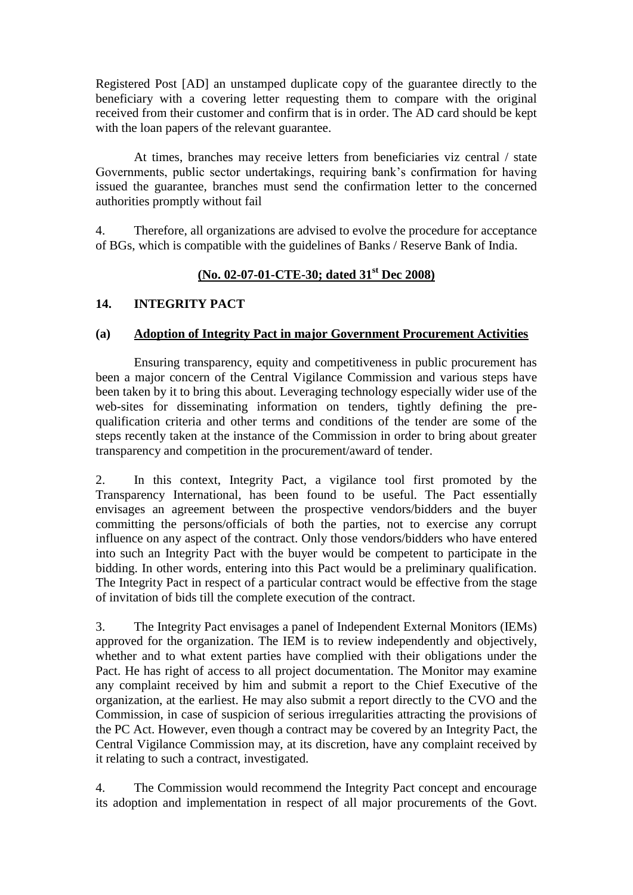Registered Post [AD] an unstamped duplicate copy of the guarantee directly to the beneficiary with a covering letter requesting them to compare with the original received from their customer and confirm that is in order. The AD card should be kept with the loan papers of the relevant guarantee.

At times, branches may receive letters from beneficiaries viz central / state Governments, public sector undertakings, requiring bank's confirmation for having issued the guarantee, branches must send the confirmation letter to the concerned authorities promptly without fail

4. Therefore, all organizations are advised to evolve the procedure for acceptance of BGs, which is compatible with the guidelines of Banks / Reserve Bank of India.

**(No. 02-07-01-CTE-30; dated 31st Dec 2008)**

## 14. INTEGRITY PACT

### (a) Adoption of Integrity Pact in major Government Procurement Activities

Ensuring transparency, equity and competitiveness in public procurement has been a major concern of the Central Vigilance Commission and various steps have been taken by it to bring this about. Leveraging technology especially wider use of the web-sites for disseminating information on tenders, tightly defining the pre-qualification criteria and other terms and conditions of the tender are some of the steps recently taken at the instance of the Commission in order to bring about greater transparency and competition in the procurement/award of tender.

2. In this context, Integrity Pact, a vigilance tool first promoted by the Transparency International, has been found to be useful. The Pact essentially envisages an agreement between the prospective vendors/bidders and the buyer committing the persons/officials of both the parties, not to exercise any corrupt influence on any aspect of the contract. Only those vendors/bidders who have entered into such an Integrity Pact with the buyer would be competent to participate in the bidding. In other words, entering into this Pact would be a preliminary qualification. The Integrity Pact in respect of a particular contract would be effective from the stage of invitation of bids till the complete execution of the contract.

3. The Integrity Pact envisages a panel of Independent External Monitors (IEMs) approved for the organization. The IEM is to review independently and objectively, whether and to what extent parties have complied with their obligations under the Pact. He has right of access to all project documentation. The Monitor may examine any complaint received by him and submit a report to the Chief Executive of the organization, at the earliest. He may also submit a report directly to the CVO and the Commission, in case of suspicion of serious irregularities attracting the provisions of the PC Act. However, even though a contract may be covered by an Integrity Pact, the Central Vigilance Commission may, at its discretion, have any complaint received by it relating to such a contract, investigated.

4. The Commission would recommend the Integrity Pact concept and encourage its adoption and implementation in respect of all major procurements of the Govt.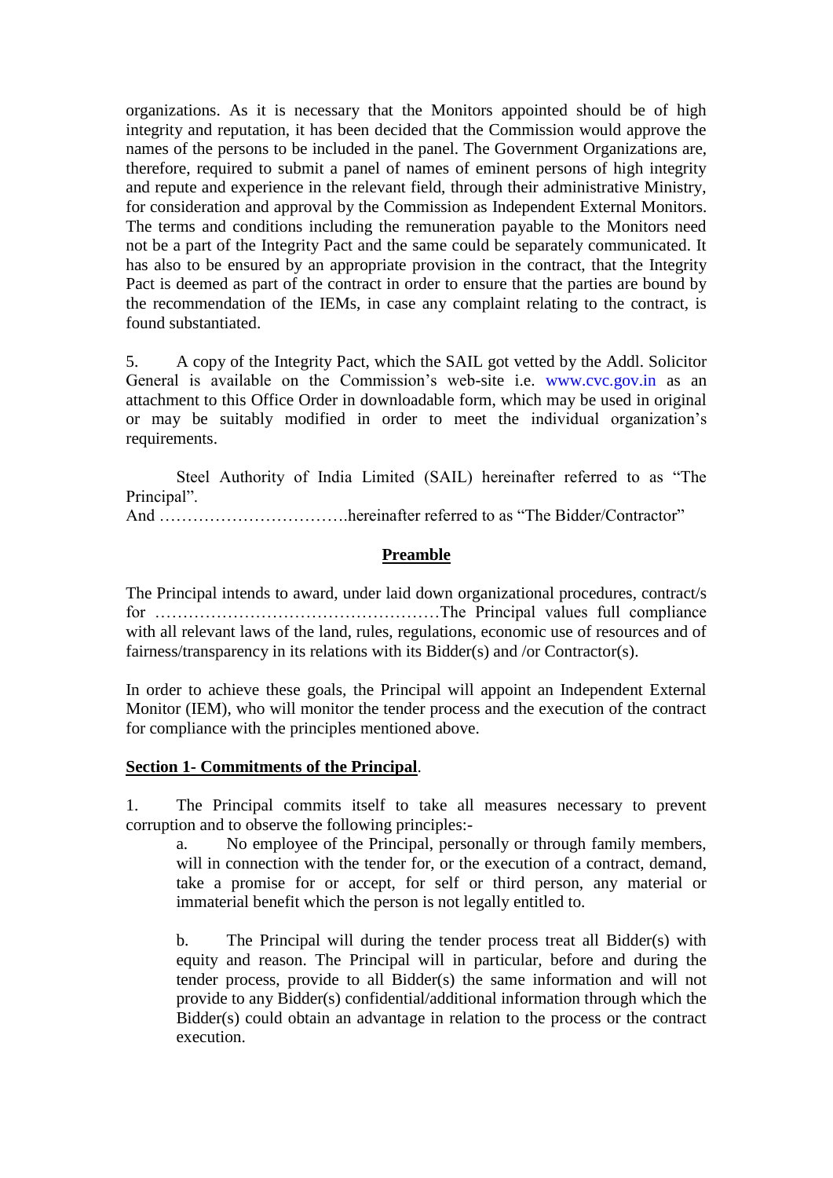organizations. As it is necessary that the Monitors appointed should be of high integrity and reputation, it has been decided that the Commission would approve the names of the persons to be included in the panel. The Government Organizations are, therefore, required to submit a panel of names of eminent persons of high integrity and repute and experience in the relevant field, through their administrative Ministry, for consideration and approval by the Commission as Independent External Monitors. The terms and conditions including the remuneration payable to the Monitors need not be a part of the Integrity Pact and the same could be separately communicated. It has also to be ensured by an appropriate provision in the contract, that the Integrity Pact is deemed as part of the contract in order to ensure that the parties are bound by the recommendation of the IEMs, in case any complaint relating to the contract, is found substantiated.

5. A copy of the Integrity Pact, which the SAIL got vetted by the Addl. Solicitor General is available on the Commission's web-site i.e. www.cvc.gov.in as an attachment to this Office Order in downloadable form, which may be used in original or may be suitably modified in order to meet the individual organization's requirements.

Steel Authority of India Limited (SAIL) hereinafter referred to as "The Principal".

And …………………………….hereinafter referred to as "The Bidder/Contractor"

## **Preamble**

The Principal intends to award, under laid down organizational procedures, contract/s for ……………………………………………The Principal values full compliance with all relevant laws of the land, rules, regulations, economic use of resources and of fairness/transparency in its relations with its Bidder(s) and /or Contractor(s).

In order to achieve these goals, the Principal will appoint an Independent External Monitor (IEM), who will monitor the tender process and the execution of the contract for compliance with the principles mentioned above.

### **Section 1- Commitments of the Principal**.

1. The Principal commits itself to take all measures necessary to prevent corruption and to observe the following principles:-

   a. No employee of the Principal, personally or through family members, will in connection with the tender for, or the execution of a contract, demand, take a promise for or accept, for self or third person, any material or immaterial benefit which the person is not legally entitled to.

   b. The Principal will during the tender process treat all Bidder(s) with equity and reason. The Principal will in particular, before and during the tender process, provide to all Bidder(s) the same information and will not provide to any Bidder(s) confidential/additional information through which the Bidder(s) could obtain an advantage in relation to the process or the contract execution.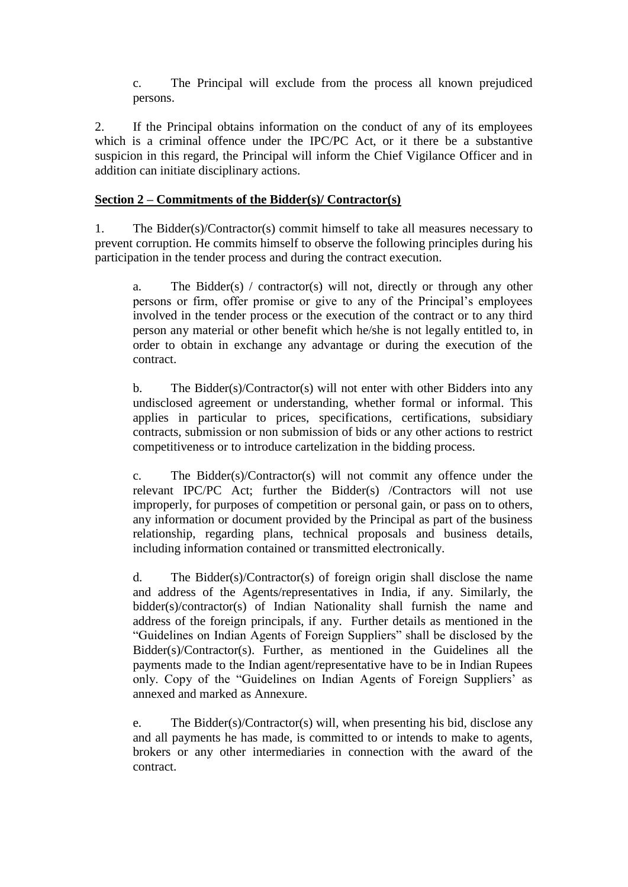c. The Principal will exclude from the process all known prejudiced persons.

2. If the Principal obtains information on the conduct of any of its employees which is a criminal offence under the IPC/PC Act, or it there be a substantive suspicion in this regard, the Principal will inform the Chief Vigilance Officer and in addition can initiate disciplinary actions.

**Section 2 – Commitments of the Bidder(s)/ Contractor(s)**

1. The Bidder(s)/Contractor(s) commit himself to take all measures necessary to prevent corruption. He commits himself to observe the following principles during his participation in the tender process and during the contract execution.

a. The Bidder(s) / contractor(s) will not, directly or through any other persons or firm, offer promise or give to any of the Principal's employees involved in the tender process or the execution of the contract or to any third person any material or other benefit which he/she is not legally entitled to, in order to obtain in exchange any advantage or during the execution of the contract.

b. The Bidder(s)/Contractor(s) will not enter with other Bidders into any undisclosed agreement or understanding, whether formal or informal. This applies in particular to prices, specifications, certifications, subsidiary contracts, submission or non submission of bids or any other actions to restrict competitiveness or to introduce cartelization in the bidding process.

c. The Bidder(s)/Contractor(s) will not commit any offence under the relevant IPC/PC Act; further the Bidder(s) /Contractors will not use improperly, for purposes of competition or personal gain, or pass on to others, any information or document provided by the Principal as part of the business relationship, regarding plans, technical proposals and business details, including information contained or transmitted electronically.

d. The Bidder(s)/Contractor(s) of foreign origin shall disclose the name and address of the Agents/representatives in India, if any. Similarly, the bidder(s)/contractor(s) of Indian Nationality shall furnish the name and address of the foreign principals, if any. Further details as mentioned in the "Guidelines on Indian Agents of Foreign Suppliers" shall be disclosed by the Bidder(s)/Contractor(s). Further, as mentioned in the Guidelines all the payments made to the Indian agent/representative have to be in Indian Rupees only. Copy of the "Guidelines on Indian Agents of Foreign Suppliers' as annexed and marked as Annexure.

e. The Bidder(s)/Contractor(s) will, when presenting his bid, disclose any and all payments he has made, is committed to or intends to make to agents, brokers or any other intermediaries in connection with the award of the contract.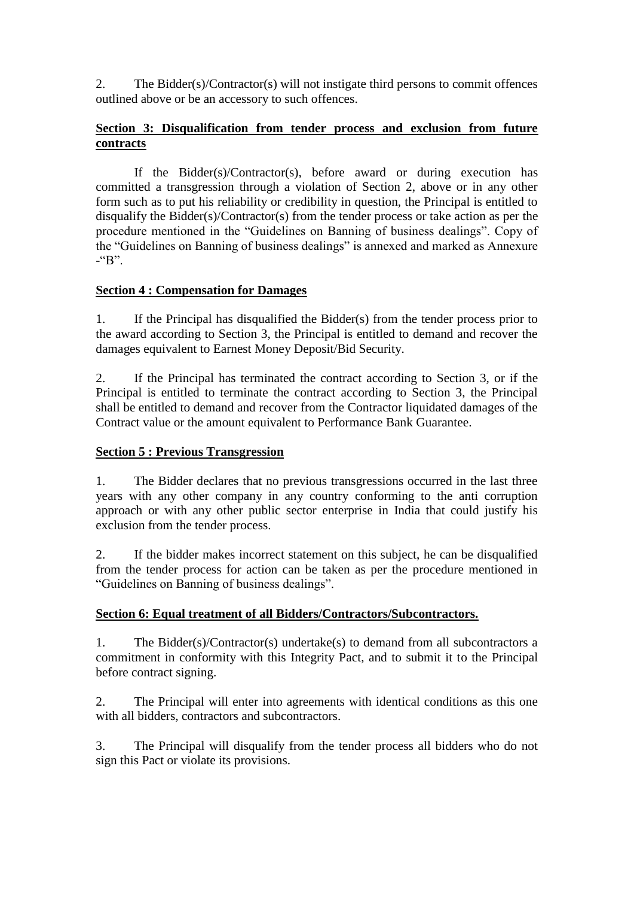2. The Bidder(s)/Contractor(s) will not instigate third persons to commit offences outlined above or be an accessory to such offences.

## Section 3: Disqualification from tender process and exclusion from future contracts

If the Bidder(s)/Contractor(s), before award or during execution has committed a transgression through a violation of Section 2, above or in any other form such as to put his reliability or credibility in question, the Principal is entitled to disqualify the Bidder(s)/Contractor(s) from the tender process or take action as per the procedure mentioned in the "Guidelines on Banning of business dealings". Copy of the "Guidelines on Banning of business dealings" is annexed and marked as Annexure -"B".

## Section 4 : Compensation for Damages

1. If the Principal has disqualified the Bidder(s) from the tender process prior to the award according to Section 3, the Principal is entitled to demand and recover the damages equivalent to Earnest Money Deposit/Bid Security.

2. If the Principal has terminated the contract according to Section 3, or if the Principal is entitled to terminate the contract according to Section 3, the Principal shall be entitled to demand and recover from the Contractor liquidated damages of the Contract value or the amount equivalent to Performance Bank Guarantee.

## Section 5 : Previous Transgression

1. The Bidder declares that no previous transgressions occurred in the last three years with any other company in any country conforming to the anti corruption approach or with any other public sector enterprise in India that could justify his exclusion from the tender process.

2. If the bidder makes incorrect statement on this subject, he can be disqualified from the tender process for action can be taken as per the procedure mentioned in "Guidelines on Banning of business dealings".

## Section 6: Equal treatment of all Bidders/Contractors/Subcontractors.

1. The Bidder(s)/Contractor(s) undertake(s) to demand from all subcontractors a commitment in conformity with this Integrity Pact, and to submit it to the Principal before contract signing.

2. The Principal will enter into agreements with identical conditions as this one with all bidders, contractors and subcontractors.

3. The Principal will disqualify from the tender process all bidders who do not sign this Pact or violate its provisions.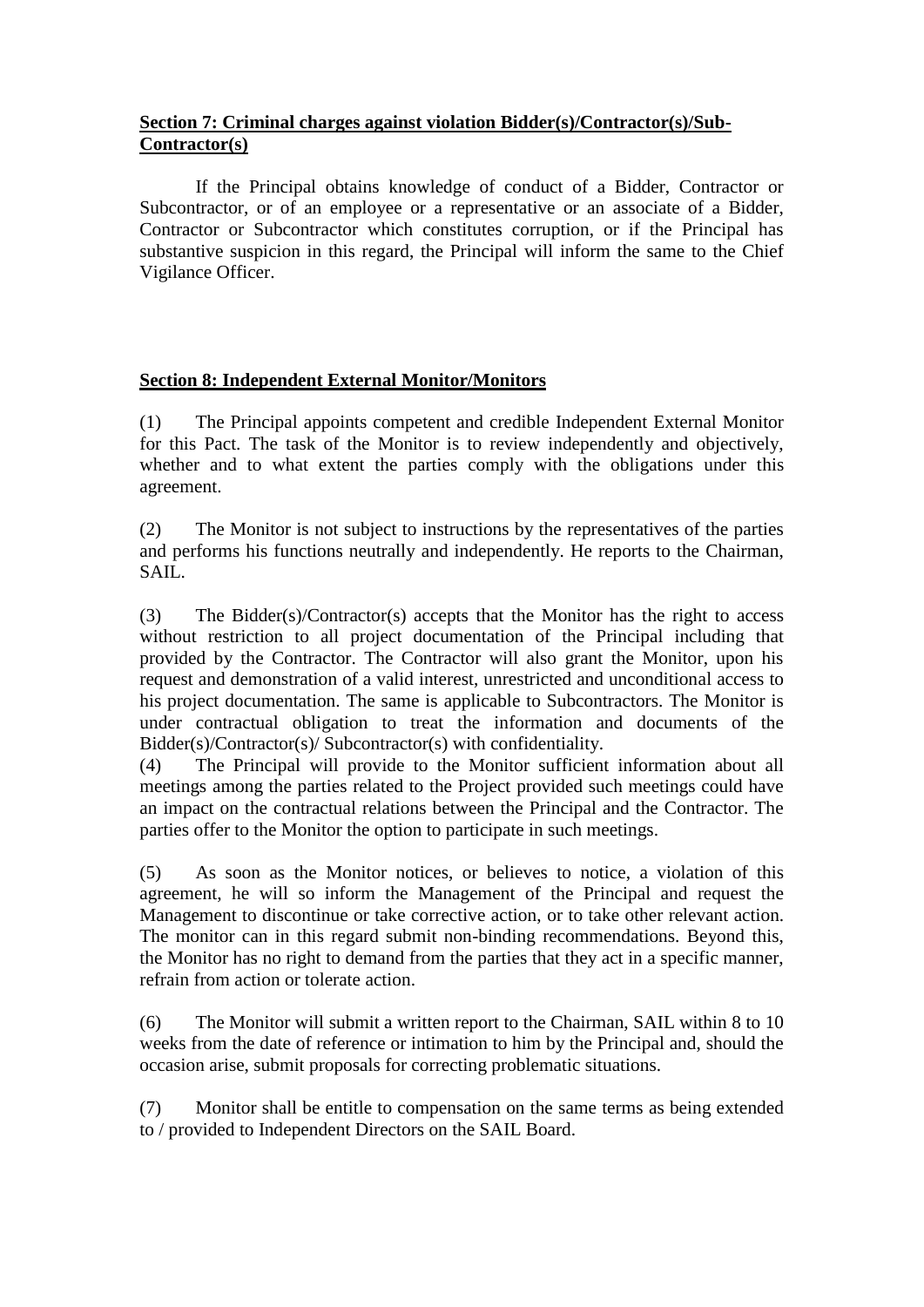**Section 7: Criminal charges against violation Bidder(s)/Contractor(s)/Sub-Contractor(s)**

If the Principal obtains knowledge of conduct of a Bidder, Contractor or Subcontractor, or of an employee or a representative or an associate of a Bidder, Contractor or Subcontractor which constitutes corruption, or if the Principal has substantive suspicion in this regard, the Principal will inform the same to the Chief Vigilance Officer.

**Section 8: Independent External Monitor/Monitors**

(1) The Principal appoints competent and credible Independent External Monitor for this Pact. The task of the Monitor is to review independently and objectively, whether and to what extent the parties comply with the obligations under this agreement.

(2) The Monitor is not subject to instructions by the representatives of the parties and performs his functions neutrally and independently. He reports to the Chairman, SAIL.

(3) The Bidder(s)/Contractor(s) accepts that the Monitor has the right to access without restriction to all project documentation of the Principal including that provided by the Contractor. The Contractor will also grant the Monitor, upon his request and demonstration of a valid interest, unrestricted and unconditional access to his project documentation. The same is applicable to Subcontractors. The Monitor is under contractual obligation to treat the information and documents of the Bidder(s)/Contractor(s)/ Subcontractor(s) with confidentiality.

(4) The Principal will provide to the Monitor sufficient information about all meetings among the parties related to the Project provided such meetings could have an impact on the contractual relations between the Principal and the Contractor. The parties offer to the Monitor the option to participate in such meetings.

(5) As soon as the Monitor notices, or believes to notice, a violation of this agreement, he will so inform the Management of the Principal and request the Management to discontinue or take corrective action, or to take other relevant action. The monitor can in this regard submit non-binding recommendations. Beyond this, the Monitor has no right to demand from the parties that they act in a specific manner, refrain from action or tolerate action.

(6) The Monitor will submit a written report to the Chairman, SAIL within 8 to 10 weeks from the date of reference or intimation to him by the Principal and, should the occasion arise, submit proposals for correcting problematic situations.

(7) Monitor shall be entitle to compensation on the same terms as being extended to / provided to Independent Directors on the SAIL Board.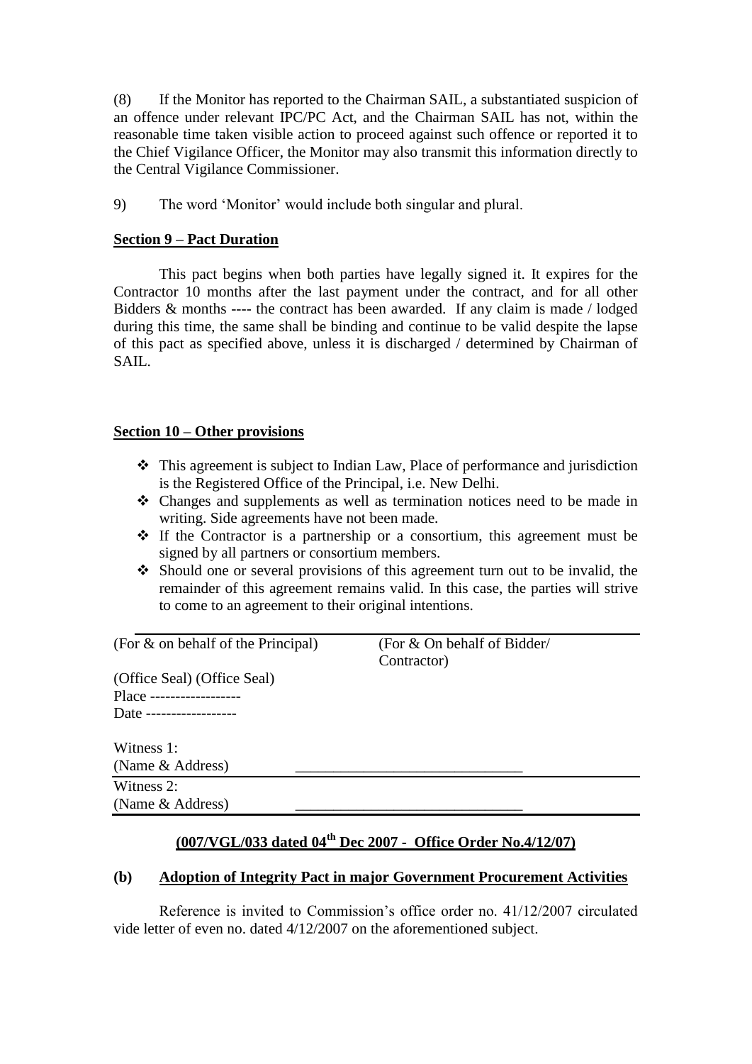(8) If the Monitor has reported to the Chairman SAIL, a substantiated suspicion of an offence under relevant IPC/PC Act, and the Chairman SAIL has not, within the reasonable time taken visible action to proceed against such offence or reported it to the Chief Vigilance Officer, the Monitor may also transmit this information directly to the Central Vigilance Commissioner.

9) The word 'Monitor' would include both singular and plural.

**Section 9 – Pact Duration**

This pact begins when both parties have legally signed it. It expires for the Contractor 10 months after the last payment under the contract, and for all other Bidders & months ---- the contract has been awarded. If any claim is made / lodged during this time, the same shall be binding and continue to be valid despite the lapse of this pact as specified above, unless it is discharged / determined by Chairman of SAIL.

**Section 10 – Other provisions**

- This agreement is subject to Indian Law, Place of performance and jurisdiction is the Registered Office of the Principal, i.e. New Delhi.
- Changes and supplements as well as termination notices need to be made in writing. Side agreements have not been made.
- If the Contractor is a partnership or a consortium, this agreement must be signed by all partners or consortium members.
- Should one or several provisions of this agreement turn out to be invalid, the remainder of this agreement remains valid. In this case, the parties will strive to come to an agreement to their original intentions.

(For & on behalf of the Principal) (For & On behalf of Bidder/ Contractor)

(Office Seal) (Office Seal)

Place ------------------

Date ------------------

Witness 1:
(Name & Address) ______________________________

Witness 2:
(Name & Address) ______________________________

**(007/VGL/033 dated 04th Dec 2007 - Office Order No.4/12/07)**

**(b) Adoption of Integrity Pact in major Government Procurement Activities**

Reference is invited to Commission's office order no. 41/12/2007 circulated vide letter of even no. dated 4/12/2007 on the aforementioned subject.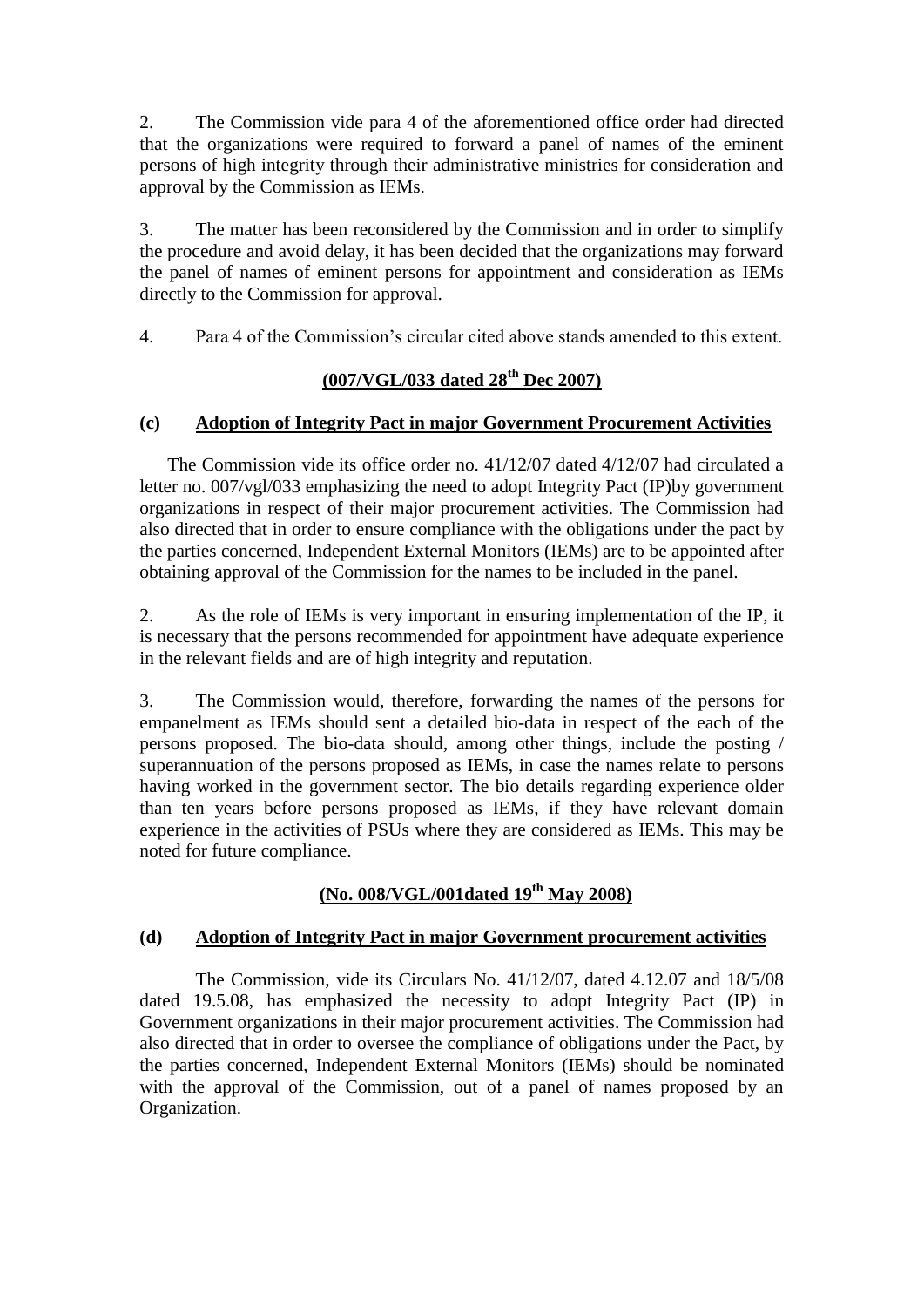2. The Commission vide para 4 of the aforementioned office order had directed that the organizations were required to forward a panel of names of the eminent persons of high integrity through their administrative ministries for consideration and approval by the Commission as IEMs.

3. The matter has been reconsidered by the Commission and in order to simplify the procedure and avoid delay, it has been decided that the organizations may forward the panel of names of eminent persons for appointment and consideration as IEMs directly to the Commission for approval.

4. Para 4 of the Commission's circular cited above stands amended to this extent.

**(007/VGL/033 dated 28th Dec 2007)**

**(c) Adoption of Integrity Pact in major Government Procurement Activities**

The Commission vide its office order no. 41/12/07 dated 4/12/07 had circulated a letter no. 007/vgl/033 emphasizing the need to adopt Integrity Pact (IP)by government organizations in respect of their major procurement activities. The Commission had also directed that in order to ensure compliance with the obligations under the pact by the parties concerned, Independent External Monitors (IEMs) are to be appointed after obtaining approval of the Commission for the names to be included in the panel.

2. As the role of IEMs is very important in ensuring implementation of the IP, it is necessary that the persons recommended for appointment have adequate experience in the relevant fields and are of high integrity and reputation.

3. The Commission would, therefore, forwarding the names of the persons for empanelment as IEMs should sent a detailed bio-data in respect of the each of the persons proposed. The bio-data should, among other things, include the posting / superannuation of the persons proposed as IEMs, in case the names relate to persons having worked in the government sector. The bio details regarding experience older than ten years before persons proposed as IEMs, if they have relevant domain experience in the activities of PSUs where they are considered as IEMs. This may be noted for future compliance.

**(No. 008/VGL/001dated 19th May 2008)**

**(d) Adoption of Integrity Pact in major Government procurement activities**

The Commission, vide its Circulars No. 41/12/07, dated 4.12.07 and 18/5/08 dated 19.5.08, has emphasized the necessity to adopt Integrity Pact (IP) in Government organizations in their major procurement activities. The Commission had also directed that in order to oversee the compliance of obligations under the Pact, by the parties concerned, Independent External Monitors (IEMs) should be nominated with the approval of the Commission, out of a panel of names proposed by an Organization.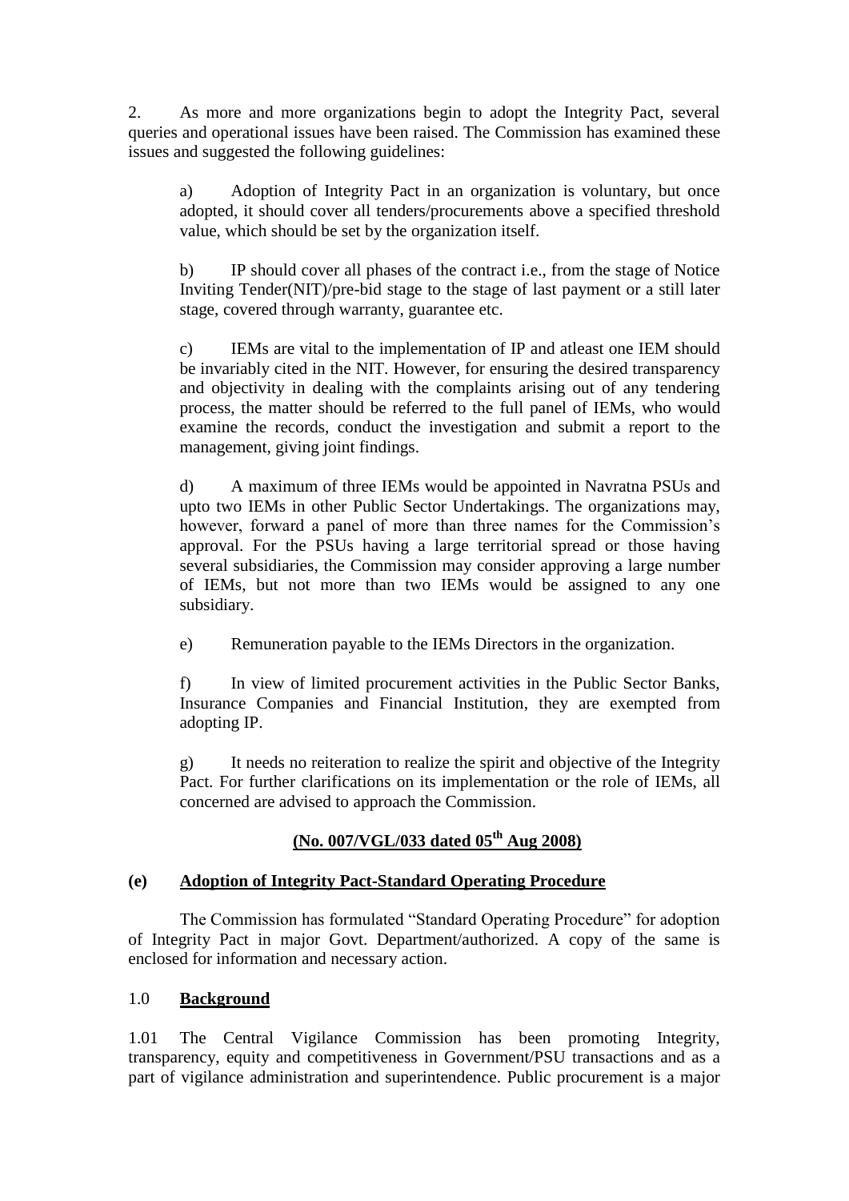2. As more and more organizations begin to adopt the Integrity Pact, several queries and operational issues have been raised. The Commission has examined these issues and suggested the following guidelines:

a) Adoption of Integrity Pact in an organization is voluntary, but once adopted, it should cover all tenders/procurements above a specified threshold value, which should be set by the organization itself.

b) IP should cover all phases of the contract i.e., from the stage of Notice Inviting Tender(NIT)/pre-bid stage to the stage of last payment or a still later stage, covered through warranty, guarantee etc.

c) IEMs are vital to the implementation of IP and atleast one IEM should be invariably cited in the NIT. However, for ensuring the desired transparency and objectivity in dealing with the complaints arising out of any tendering process, the matter should be referred to the full panel of IEMs, who would examine the records, conduct the investigation and submit a report to the management, giving joint findings.

d) A maximum of three IEMs would be appointed in Navratna PSUs and upto two IEMs in other Public Sector Undertakings. The organizations may, however, forward a panel of more than three names for the Commission's approval. For the PSUs having a large territorial spread or those having several subsidiaries, the Commission may consider approving a large number of IEMs, but not more than two IEMs would be assigned to any one subsidiary.

e) Remuneration payable to the IEMs Directors in the organization.

f) In view of limited procurement activities in the Public Sector Banks, Insurance Companies and Financial Institution, they are exempted from adopting IP.

g) It needs no reiteration to realize the spirit and objective of the Integrity Pact. For further clarifications on its implementation or the role of IEMs, all concerned are advised to approach the Commission.

**(No. 007/VGL/033 dated 05th Aug 2008)**

## (e) Adoption of Integrity Pact-Standard Operating Procedure

The Commission has formulated "Standard Operating Procedure" for adoption of Integrity Pact in major Govt. Department/authorized. A copy of the same is enclosed for information and necessary action.

### 1.0 Background

1.01 The Central Vigilance Commission has been promoting Integrity, transparency, equity and competitiveness in Government/PSU transactions and as a part of vigilance administration and superintendence. Public procurement is a major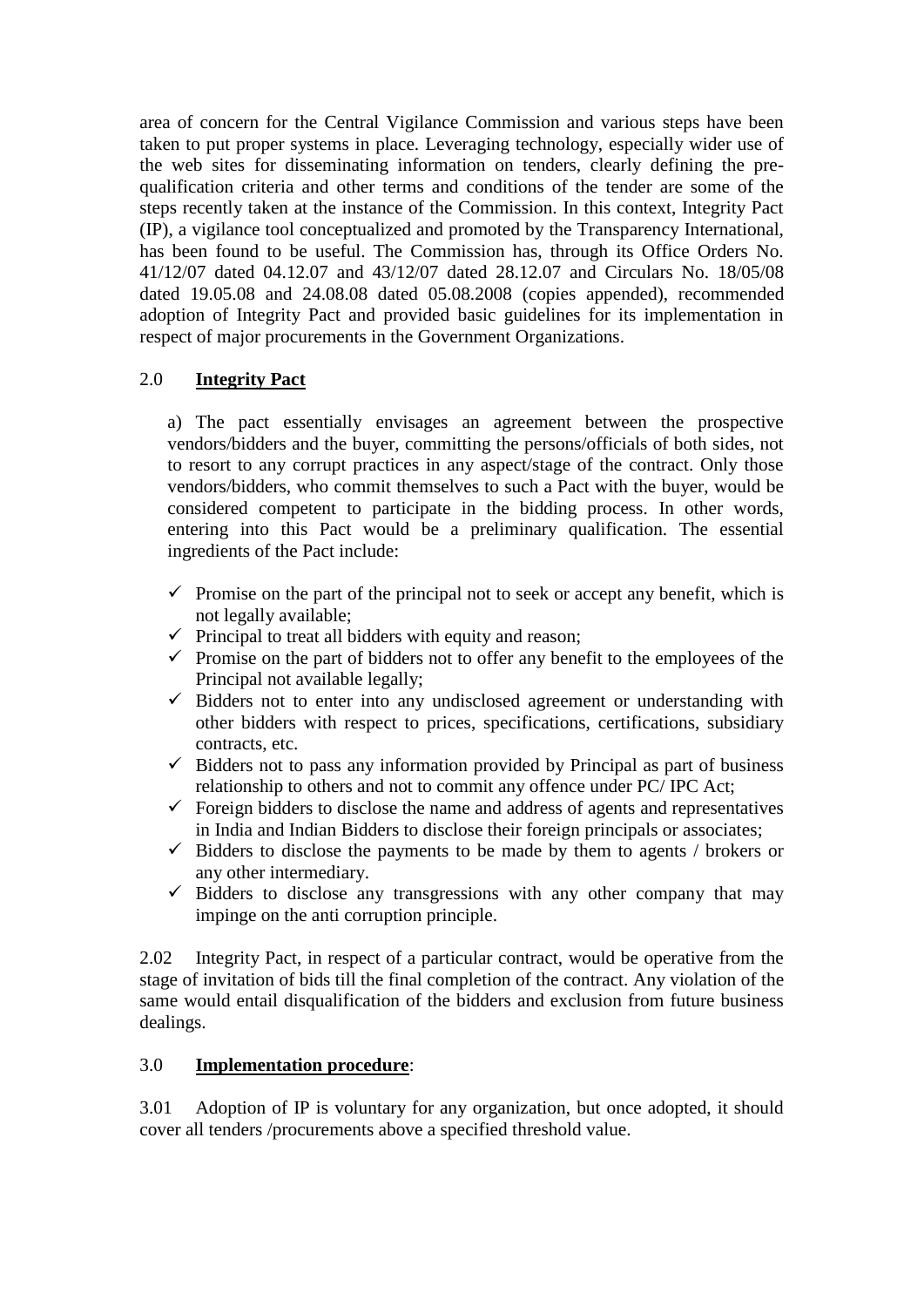area of concern for the Central Vigilance Commission and various steps have been taken to put proper systems in place. Leveraging technology, especially wider use of the web sites for disseminating information on tenders, clearly defining the pre-qualification criteria and other terms and conditions of the tender are some of the steps recently taken at the instance of the Commission. In this context, Integrity Pact (IP), a vigilance tool conceptualized and promoted by the Transparency International, has been found to be useful. The Commission has, through its Office Orders No. 41/12/07 dated 04.12.07 and 43/12/07 dated 28.12.07 and Circulars No. 18/05/08 dated 19.05.08 and 24.08.08 dated 05.08.2008 (copies appended), recommended adoption of Integrity Pact and provided basic guidelines for its implementation in respect of major procurements in the Government Organizations.

## 2.0 **Integrity Pact**

a) The pact essentially envisages an agreement between the prospective vendors/bidders and the buyer, committing the persons/officials of both sides, not to resort to any corrupt practices in any aspect/stage of the contract. Only those vendors/bidders, who commit themselves to such a Pact with the buyer, would be considered competent to participate in the bidding process. In other words, entering into this Pact would be a preliminary qualification. The essential ingredients of the Pact include:

- ✓ Promise on the part of the principal not to seek or accept any benefit, which is not legally available;
- ✓ Principal to treat all bidders with equity and reason;
- ✓ Promise on the part of bidders not to offer any benefit to the employees of the Principal not available legally;
- ✓ Bidders not to enter into any undisclosed agreement or understanding with other bidders with respect to prices, specifications, certifications, subsidiary contracts, etc.
- ✓ Bidders not to pass any information provided by Principal as part of business relationship to others and not to commit any offence under PC/ IPC Act;
- ✓ Foreign bidders to disclose the name and address of agents and representatives in India and Indian Bidders to disclose their foreign principals or associates;
- ✓ Bidders to disclose the payments to be made by them to agents / brokers or any other intermediary.
- ✓ Bidders to disclose any transgressions with any other company that may impinge on the anti corruption principle.

2.02 Integrity Pact, in respect of a particular contract, would be operative from the stage of invitation of bids till the final completion of the contract. Any violation of the same would entail disqualification of the bidders and exclusion from future business dealings.

## 3.0 **Implementation procedure**:

3.01 Adoption of IP is voluntary for any organization, but once adopted, it should cover all tenders /procurements above a specified threshold value.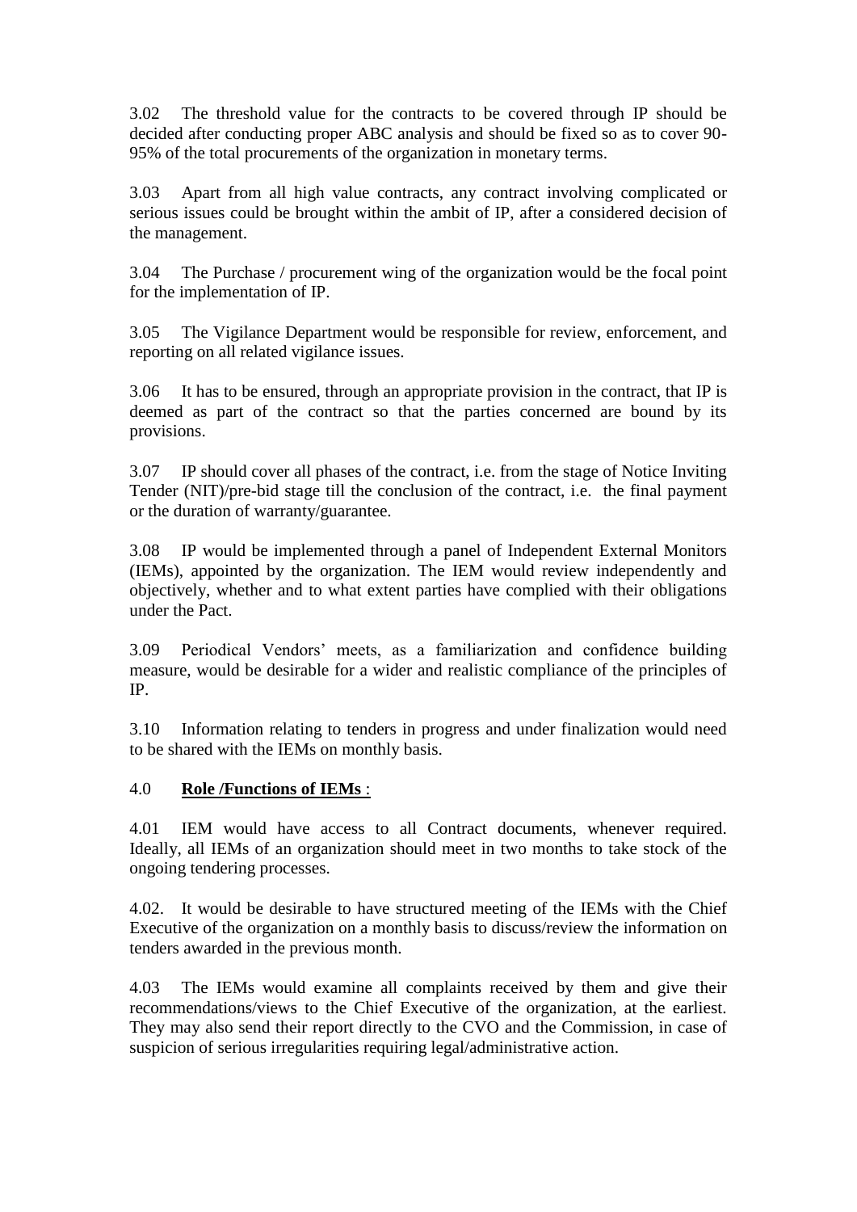3.02 The threshold value for the contracts to be covered through IP should be decided after conducting proper ABC analysis and should be fixed so as to cover 90-95% of the total procurements of the organization in monetary terms.

3.03 Apart from all high value contracts, any contract involving complicated or serious issues could be brought within the ambit of IP, after a considered decision of the management.

3.04 The Purchase / procurement wing of the organization would be the focal point for the implementation of IP.

3.05 The Vigilance Department would be responsible for review, enforcement, and reporting on all related vigilance issues.

3.06 It has to be ensured, through an appropriate provision in the contract, that IP is deemed as part of the contract so that the parties concerned are bound by its provisions.

3.07 IP should cover all phases of the contract, i.e. from the stage of Notice Inviting Tender (NIT)/pre-bid stage till the conclusion of the contract, i.e. the final payment or the duration of warranty/guarantee.

3.08 IP would be implemented through a panel of Independent External Monitors (IEMs), appointed by the organization. The IEM would review independently and objectively, whether and to what extent parties have complied with their obligations under the Pact.

3.09 Periodical Vendors' meets, as a familiarization and confidence building measure, would be desirable for a wider and realistic compliance of the principles of IP.

3.10 Information relating to tenders in progress and under finalization would need to be shared with the IEMs on monthly basis.

## 4.0 **Role /Functions of IEMs** :

4.01 IEM would have access to all Contract documents, whenever required. Ideally, all IEMs of an organization should meet in two months to take stock of the ongoing tendering processes.

4.02. It would be desirable to have structured meeting of the IEMs with the Chief Executive of the organization on a monthly basis to discuss/review the information on tenders awarded in the previous month.

4.03 The IEMs would examine all complaints received by them and give their recommendations/views to the Chief Executive of the organization, at the earliest. They may also send their report directly to the CVO and the Commission, in case of suspicion of serious irregularities requiring legal/administrative action.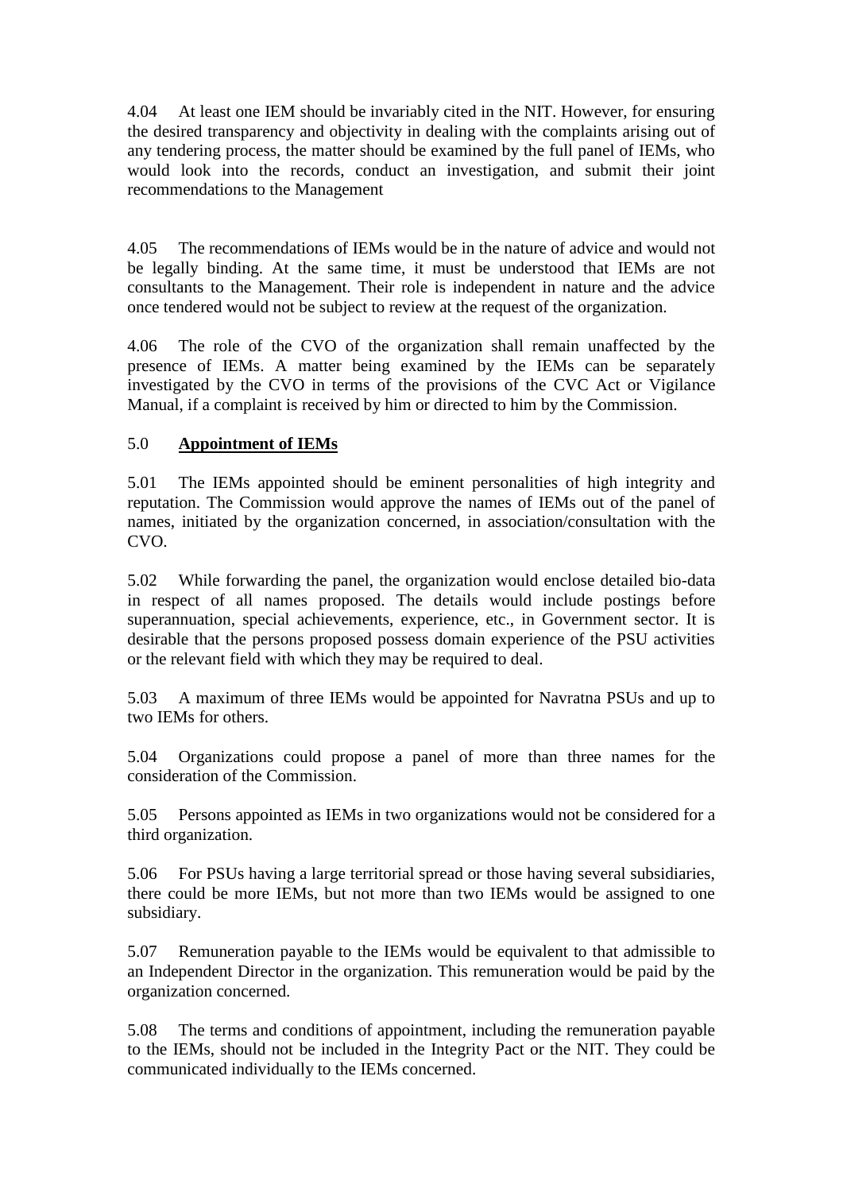4.04 At least one IEM should be invariably cited in the NIT. However, for ensuring the desired transparency and objectivity in dealing with the complaints arising out of any tendering process, the matter should be examined by the full panel of IEMs, who would look into the records, conduct an investigation, and submit their joint recommendations to the Management

4.05 The recommendations of IEMs would be in the nature of advice and would not be legally binding. At the same time, it must be understood that IEMs are not consultants to the Management. Their role is independent in nature and the advice once tendered would not be subject to review at the request of the organization.

4.06 The role of the CVO of the organization shall remain unaffected by the presence of IEMs. A matter being examined by the IEMs can be separately investigated by the CVO in terms of the provisions of the CVC Act or Vigilance Manual, if a complaint is received by him or directed to him by the Commission.

5.0 **Appointment of IEMs**

5.01 The IEMs appointed should be eminent personalities of high integrity and reputation. The Commission would approve the names of IEMs out of the panel of names, initiated by the organization concerned, in association/consultation with the CVO.

5.02 While forwarding the panel, the organization would enclose detailed bio-data in respect of all names proposed. The details would include postings before superannuation, special achievements, experience, etc., in Government sector. It is desirable that the persons proposed possess domain experience of the PSU activities or the relevant field with which they may be required to deal.

5.03 A maximum of three IEMs would be appointed for Navratna PSUs and up to two IEMs for others.

5.04 Organizations could propose a panel of more than three names for the consideration of the Commission.

5.05 Persons appointed as IEMs in two organizations would not be considered for a third organization.

5.06 For PSUs having a large territorial spread or those having several subsidiaries, there could be more IEMs, but not more than two IEMs would be assigned to one subsidiary.

5.07 Remuneration payable to the IEMs would be equivalent to that admissible to an Independent Director in the organization. This remuneration would be paid by the organization concerned.

5.08 The terms and conditions of appointment, including the remuneration payable to the IEMs, should not be included in the Integrity Pact or the NIT. They could be communicated individually to the IEMs concerned.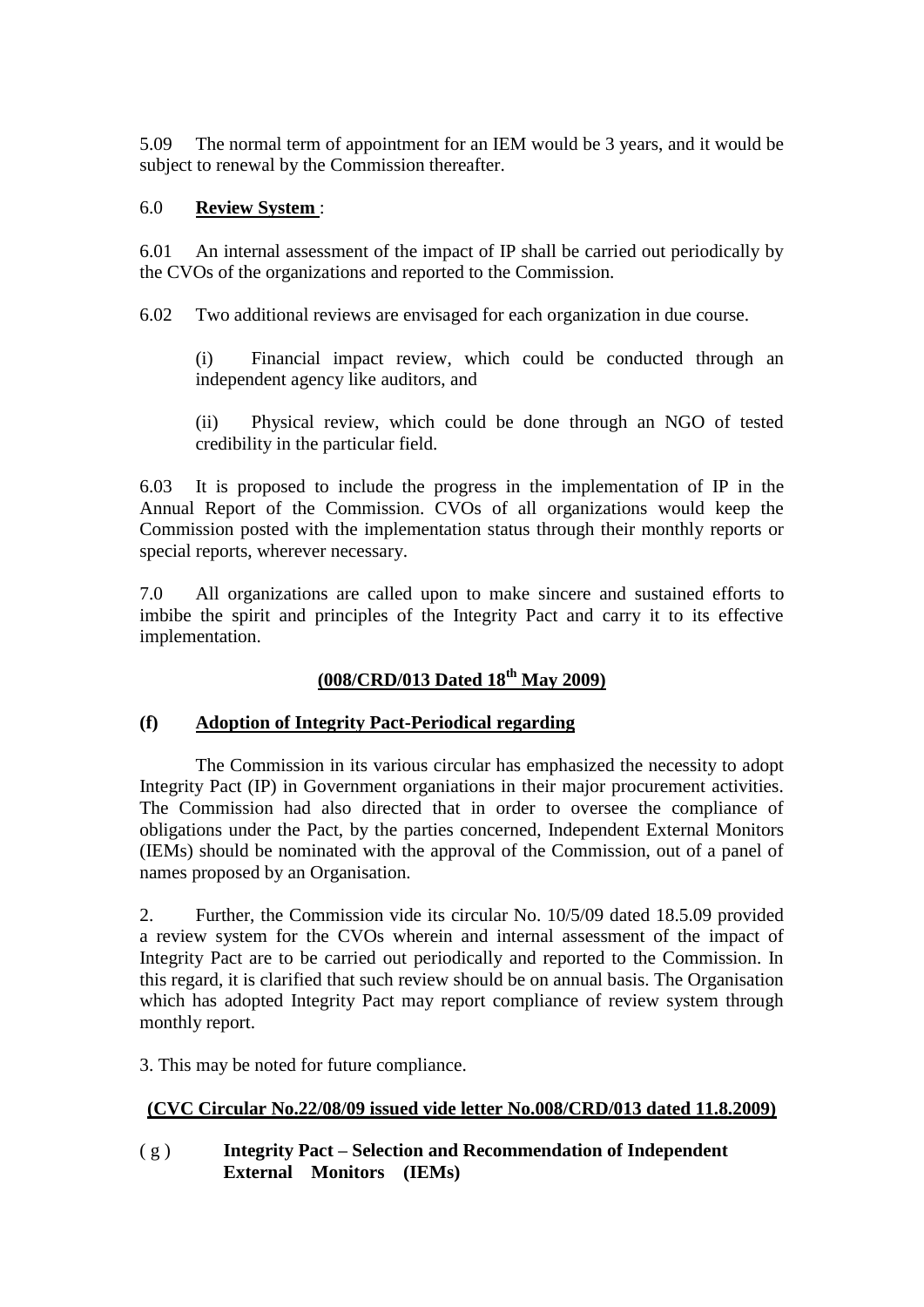5.09 The normal term of appointment for an IEM would be 3 years, and it would be subject to renewal by the Commission thereafter.

6.0 **<u>Review System</u>** :

6.01 An internal assessment of the impact of IP shall be carried out periodically by the CVOs of the organizations and reported to the Commission.

6.02 Two additional reviews are envisaged for each organization in due course.

(i) Financial impact review, which could be conducted through an independent agency like auditors, and

(ii) Physical review, which could be done through an NGO of tested credibility in the particular field.

6.03 It is proposed to include the progress in the implementation of IP in the Annual Report of the Commission. CVOs of all organizations would keep the Commission posted with the implementation status through their monthly reports or special reports, wherever necessary.

7.0 All organizations are called upon to make sincere and sustained efforts to imbibe the spirit and principles of the Integrity Pact and carry it to its effective implementation.

**(008/CRD/013 Dated 18th May 2009)**

**(f) Adoption of Integrity Pact-Periodical regarding**

The Commission in its various circular has emphasized the necessity to adopt Integrity Pact (IP) in Government organiations in their major procurement activities. The Commission had also directed that in order to oversee the compliance of obligations under the Pact, by the parties concerned, Independent External Monitors (IEMs) should be nominated with the approval of the Commission, out of a panel of names proposed by an Organisation.

2. Further, the Commission vide its circular No. 10/5/09 dated 18.5.09 provided a review system for the CVOs wherein and internal assessment of the impact of Integrity Pact are to be carried out periodically and reported to the Commission. In this regard, it is clarified that such review should be on annual basis. The Organisation which has adopted Integrity Pact may report compliance of review system through monthly report.

3. This may be noted for future compliance.

**(CVC Circular No.22/08/09 issued vide letter No.008/CRD/013 dated 11.8.2009)**

**( g ) Integrity Pact – Selection and Recommendation of Independent External Monitors (IEMs)**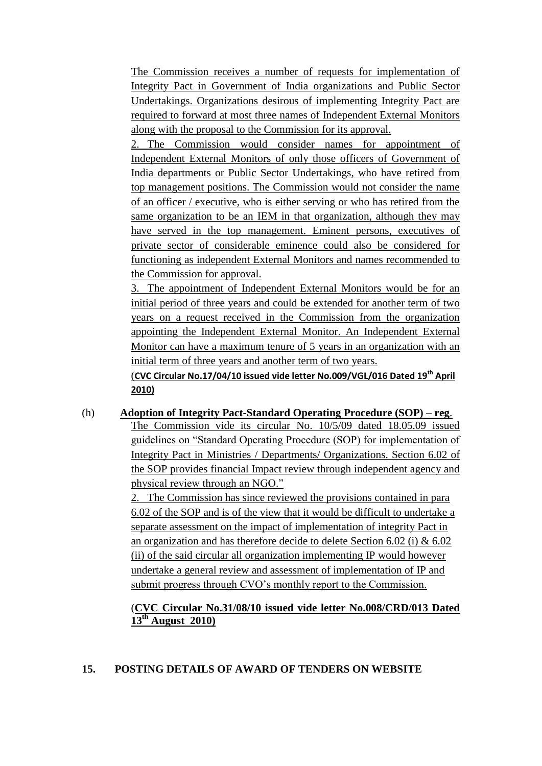The Commission receives a number of requests for implementation of Integrity Pact in Government of India organizations and Public Sector Undertakings. Organizations desirous of implementing Integrity Pact are required to forward at most three names of Independent External Monitors along with the proposal to the Commission for its approval.

2. The Commission would consider names for appointment of Independent External Monitors of only those officers of Government of India departments or Public Sector Undertakings, who have retired from top management positions. The Commission would not consider the name of an officer / executive, who is either serving or who has retired from the same organization to be an IEM in that organization, although they may have served in the top management. Eminent persons, executives of private sector of considerable eminence could also be considered for functioning as independent External Monitors and names recommended to the Commission for approval.

3. The appointment of Independent External Monitors would be for an initial period of three years and could be extended for another term of two years on a request received in the Commission from the organization appointing the Independent External Monitor. An Independent External Monitor can have a maximum tenure of 5 years in an organization with an initial term of three years and another term of two years.

**(CVC Circular No.17/04/10 issued vide letter No.009/VGL/016 Dated 19th April 2010)**

(h) **Adoption of Integrity Pact-Standard Operating Procedure (SOP) – reg.**

The Commission vide its circular No. 10/5/09 dated 18.05.09 issued guidelines on "Standard Operating Procedure (SOP) for implementation of Integrity Pact in Ministries / Departments/ Organizations. Section 6.02 of the SOP provides financial Impact review through independent agency and physical review through an NGO."

2. The Commission has since reviewed the provisions contained in para 6.02 of the SOP and is of the view that it would be difficult to undertake a separate assessment on the impact of implementation of integrity Pact in an organization and has therefore decide to delete Section 6.02 (i) & 6.02 (ii) of the said circular all organization implementing IP would however undertake a general review and assessment of implementation of IP and submit progress through CVO's monthly report to the Commission.

**(CVC Circular No.31/08/10 issued vide letter No.008/CRD/013 Dated 13th August 2010)**

## 15. POSTING DETAILS OF AWARD OF TENDERS ON WEBSITE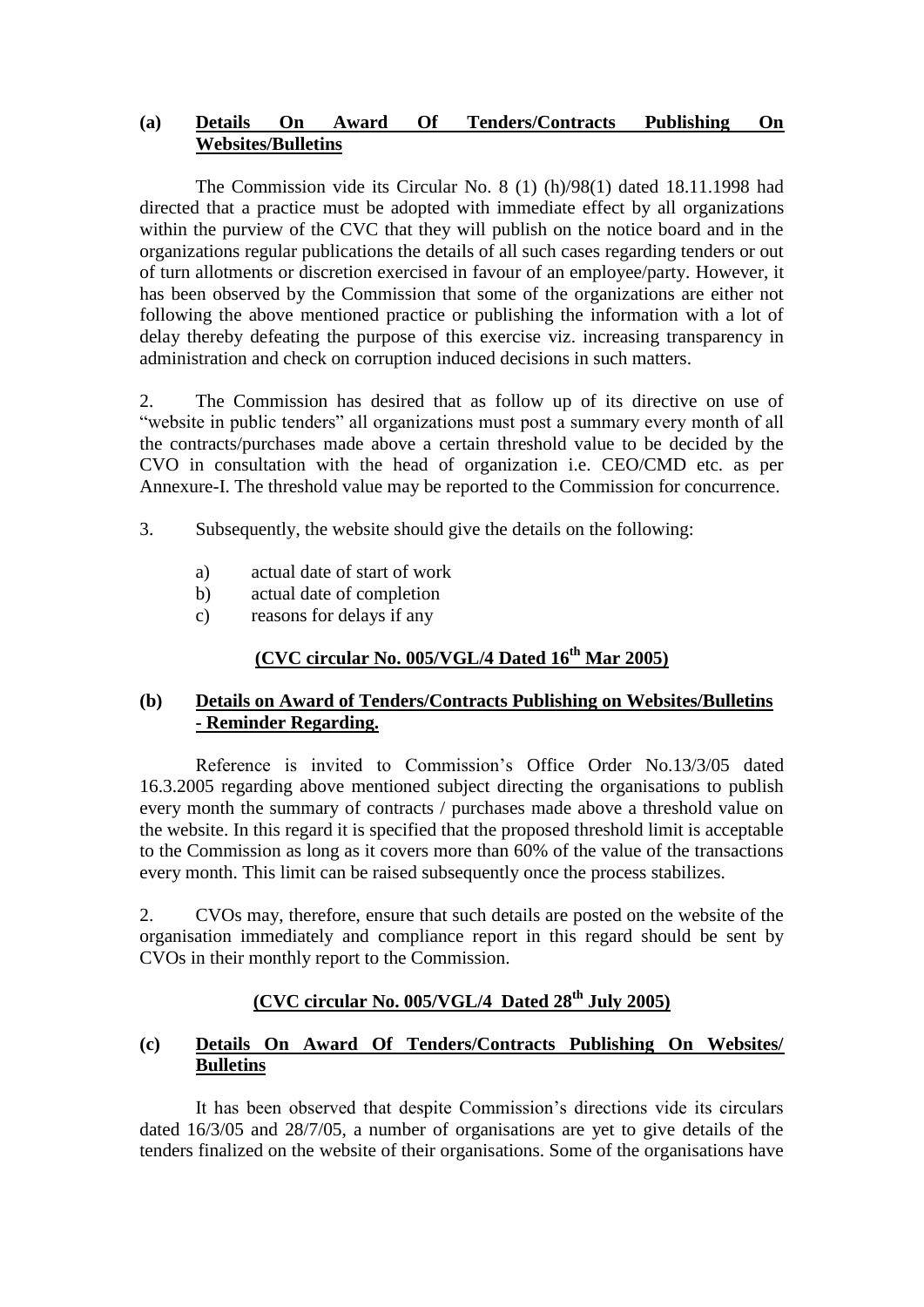### (a) Details On Award Of Tenders/Contracts Publishing On Websites/Bulletins

The Commission vide its Circular No. 8 (1) (h)/98(1) dated 18.11.1998 had directed that a practice must be adopted with immediate effect by all organizations within the purview of the CVC that they will publish on the notice board and in the organizations regular publications the details of all such cases regarding tenders or out of turn allotments or discretion exercised in favour of an employee/party. However, it has been observed by the Commission that some of the organizations are either not following the above mentioned practice or publishing the information with a lot of delay thereby defeating the purpose of this exercise viz. increasing transparency in administration and check on corruption induced decisions in such matters.

2. The Commission has desired that as follow up of its directive on use of "website in public tenders" all organizations must post a summary every month of all the contracts/purchases made above a certain threshold value to be decided by the CVO in consultation with the head of organization i.e. CEO/CMD etc. as per Annexure-I. The threshold value may be reported to the Commission for concurrence.

3. Subsequently, the website should give the details on the following:

a) actual date of start of work
b) actual date of completion
c) reasons for delays if any

**(CVC circular No. 005/VGL/4 Dated 16th Mar 2005)**

### (b) Details on Award of Tenders/Contracts Publishing on Websites/Bulletins - Reminder Regarding.

Reference is invited to Commission's Office Order No.13/3/05 dated 16.3.2005 regarding above mentioned subject directing the organisations to publish every month the summary of contracts / purchases made above a threshold value on the website. In this regard it is specified that the proposed threshold limit is acceptable to the Commission as long as it covers more than 60% of the value of the transactions every month. This limit can be raised subsequently once the process stabilizes.

2. CVOs may, therefore, ensure that such details are posted on the website of the organisation immediately and compliance report in this regard should be sent by CVOs in their monthly report to the Commission.

**(CVC circular No. 005/VGL/4 Dated 28th July 2005)**

### (c) Details On Award Of Tenders/Contracts Publishing On Websites/ Bulletins

It has been observed that despite Commission's directions vide its circulars dated 16/3/05 and 28/7/05, a number of organisations are yet to give details of the tenders finalized on the website of their organisations. Some of the organisations have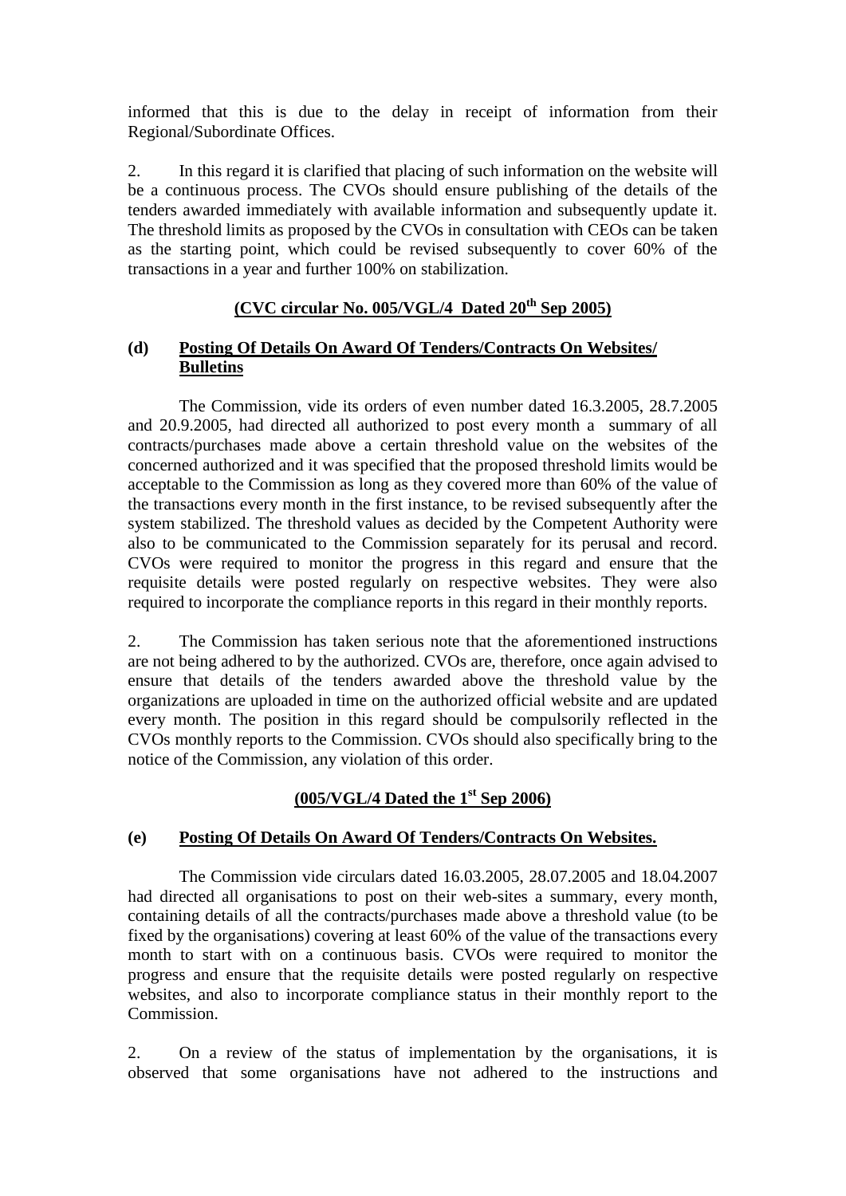informed that this is due to the delay in receipt of information from their Regional/Subordinate Offices.

2. In this regard it is clarified that placing of such information on the website will be a continuous process. The CVOs should ensure publishing of the details of the tenders awarded immediately with available information and subsequently update it. The threshold limits as proposed by the CVOs in consultation with CEOs can be taken as the starting point, which could be revised subsequently to cover 60% of the transactions in a year and further 100% on stabilization.

**(CVC circular No. 005/VGL/4 Dated 20th Sep 2005)**

**(d) Posting Of Details On Award Of Tenders/Contracts On Websites/ Bulletins**

The Commission, vide its orders of even number dated 16.3.2005, 28.7.2005 and 20.9.2005, had directed all authorized to post every month a summary of all contracts/purchases made above a certain threshold value on the websites of the concerned authorized and it was specified that the proposed threshold limits would be acceptable to the Commission as long as they covered more than 60% of the value of the transactions every month in the first instance, to be revised subsequently after the system stabilized. The threshold values as decided by the Competent Authority were also to be communicated to the Commission separately for its perusal and record. CVOs were required to monitor the progress in this regard and ensure that the requisite details were posted regularly on respective websites. They were also required to incorporate the compliance reports in this regard in their monthly reports.

2. The Commission has taken serious note that the aforementioned instructions are not being adhered to by the authorized. CVOs are, therefore, once again advised to ensure that details of the tenders awarded above the threshold value by the organizations are uploaded in time on the authorized official website and are updated every month. The position in this regard should be compulsorily reflected in the CVOs monthly reports to the Commission. CVOs should also specifically bring to the notice of the Commission, any violation of this order.

**(005/VGL/4 Dated the 1st Sep 2006)**

**(e) Posting Of Details On Award Of Tenders/Contracts On Websites.**

The Commission vide circulars dated 16.03.2005, 28.07.2005 and 18.04.2007 had directed all organisations to post on their web-sites a summary, every month, containing details of all the contracts/purchases made above a threshold value (to be fixed by the organisations) covering at least 60% of the value of the transactions every month to start with on a continuous basis. CVOs were required to monitor the progress and ensure that the requisite details were posted regularly on respective websites, and also to incorporate compliance status in their monthly report to the Commission.

2. On a review of the status of implementation by the organisations, it is observed that some organisations have not adhered to the instructions and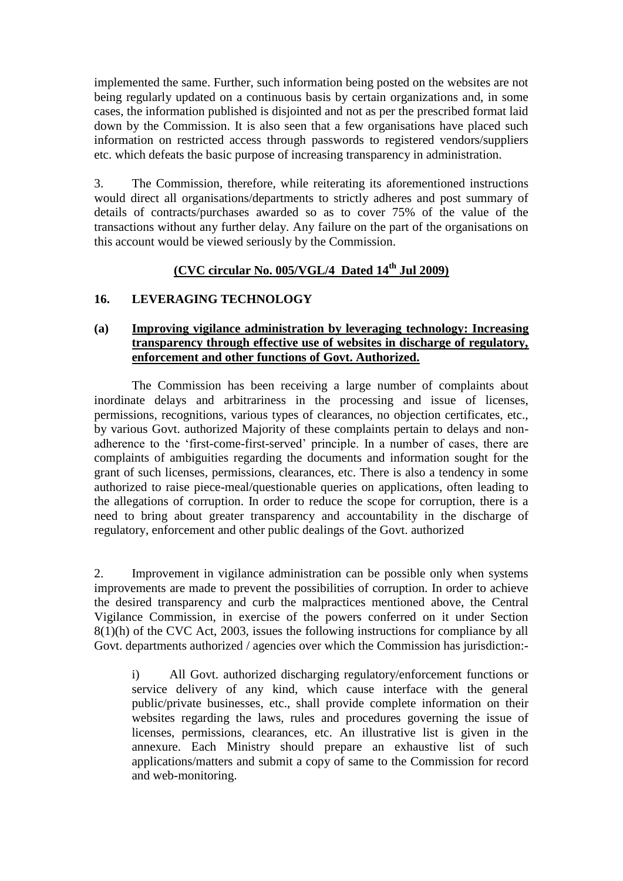implemented the same. Further, such information being posted on the websites are not being regularly updated on a continuous basis by certain organizations and, in some cases, the information published is disjointed and not as per the prescribed format laid down by the Commission. It is also seen that a few organisations have placed such information on restricted access through passwords to registered vendors/suppliers etc. which defeats the basic purpose of increasing transparency in administration.

3. The Commission, therefore, while reiterating its aforementioned instructions would direct all organisations/departments to strictly adheres and post summary of details of contracts/purchases awarded so as to cover 75% of the value of the transactions without any further delay. Any failure on the part of the organisations on this account would be viewed seriously by the Commission.

**(CVC circular No. 005/VGL/4 Dated 14th Jul 2009)**

## 16. LEVERAGING TECHNOLOGY

### (a) Improving vigilance administration by leveraging technology: Increasing transparency through effective use of websites in discharge of regulatory, enforcement and other functions of Govt. Authorized.

The Commission has been receiving a large number of complaints about inordinate delays and arbitrariness in the processing and issue of licenses, permissions, recognitions, various types of clearances, no objection certificates, etc., by various Govt. authorized Majority of these complaints pertain to delays and non-adherence to the 'first-come-first-served' principle. In a number of cases, there are complaints of ambiguities regarding the documents and information sought for the grant of such licenses, permissions, clearances, etc. There is also a tendency in some authorized to raise piece-meal/questionable queries on applications, often leading to the allegations of corruption. In order to reduce the scope for corruption, there is a need to bring about greater transparency and accountability in the discharge of regulatory, enforcement and other public dealings of the Govt. authorized

2. Improvement in vigilance administration can be possible only when systems improvements are made to prevent the possibilities of corruption. In order to achieve the desired transparency and curb the malpractices mentioned above, the Central Vigilance Commission, in exercise of the powers conferred on it under Section 8(1)(h) of the CVC Act, 2003, issues the following instructions for compliance by all Govt. departments authorized / agencies over which the Commission has jurisdiction:-

i) All Govt. authorized discharging regulatory/enforcement functions or service delivery of any kind, which cause interface with the general public/private businesses, etc., shall provide complete information on their websites regarding the laws, rules and procedures governing the issue of licenses, permissions, clearances, etc. An illustrative list is given in the annexure. Each Ministry should prepare an exhaustive list of such applications/matters and submit a copy of same to the Commission for record and web-monitoring.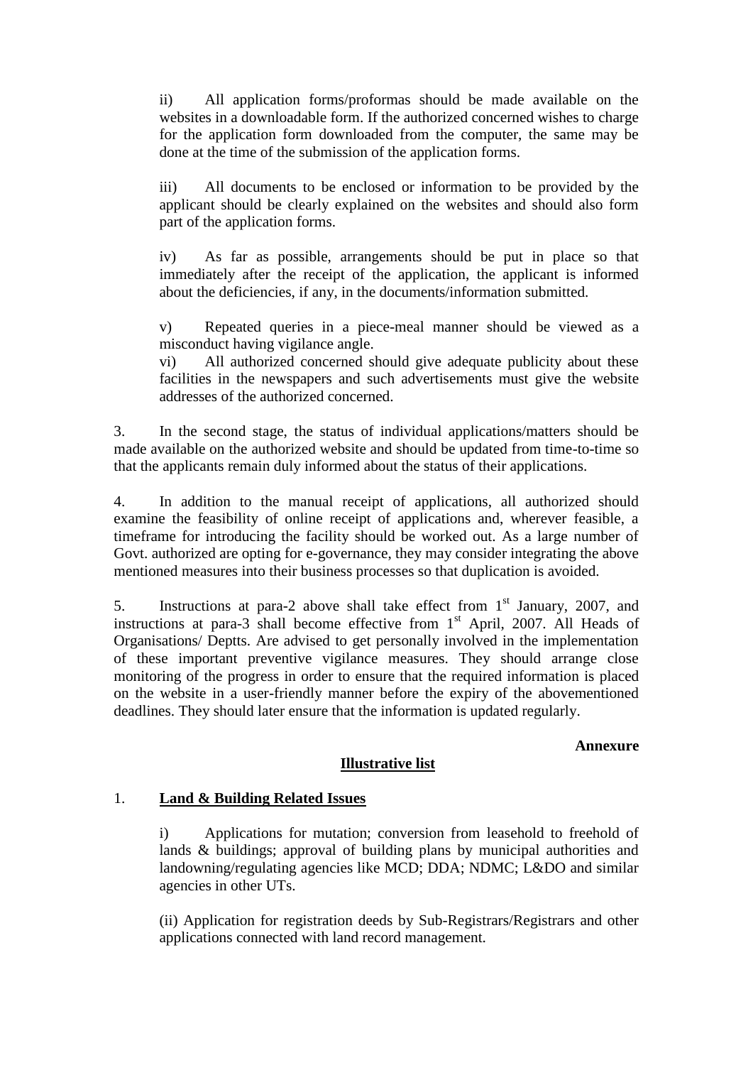ii) All application forms/proformas should be made available on the websites in a downloadable form. If the authorized concerned wishes to charge for the application form downloaded from the computer, the same may be done at the time of the submission of the application forms.

iii) All documents to be enclosed or information to be provided by the applicant should be clearly explained on the websites and should also form part of the application forms.

iv) As far as possible, arrangements should be put in place so that immediately after the receipt of the application, the applicant is informed about the deficiencies, if any, in the documents/information submitted.

v) Repeated queries in a piece-meal manner should be viewed as a misconduct having vigilance angle.

vi) All authorized concerned should give adequate publicity about these facilities in the newspapers and such advertisements must give the website addresses of the authorized concerned.

3. In the second stage, the status of individual applications/matters should be made available on the authorized website and should be updated from time-to-time so that the applicants remain duly informed about the status of their applications.

4. In addition to the manual receipt of applications, all authorized should examine the feasibility of online receipt of applications and, wherever feasible, a timeframe for introducing the facility should be worked out. As a large number of Govt. authorized are opting for e-governance, they may consider integrating the above mentioned measures into their business processes so that duplication is avoided.

5. Instructions at para-2 above shall take effect from 1st January, 2007, and instructions at para-3 shall become effective from 1st April, 2007. All Heads of Organisations/ Deptts. Are advised to get personally involved in the implementation of these important preventive vigilance measures. They should arrange close monitoring of the progress in order to ensure that the required information is placed on the website in a user-friendly manner before the expiry of the abovementioned deadlines. They should later ensure that the information is updated regularly.

**Annexure**

**Illustrative list**

1. **Land & Building Related Issues**

i) Applications for mutation; conversion from leasehold to freehold of lands & buildings; approval of building plans by municipal authorities and landowning/regulating agencies like MCD; DDA; NDMC; L&DO and similar agencies in other UTs.

(ii) Application for registration deeds by Sub-Registrars/Registrars and other applications connected with land record management.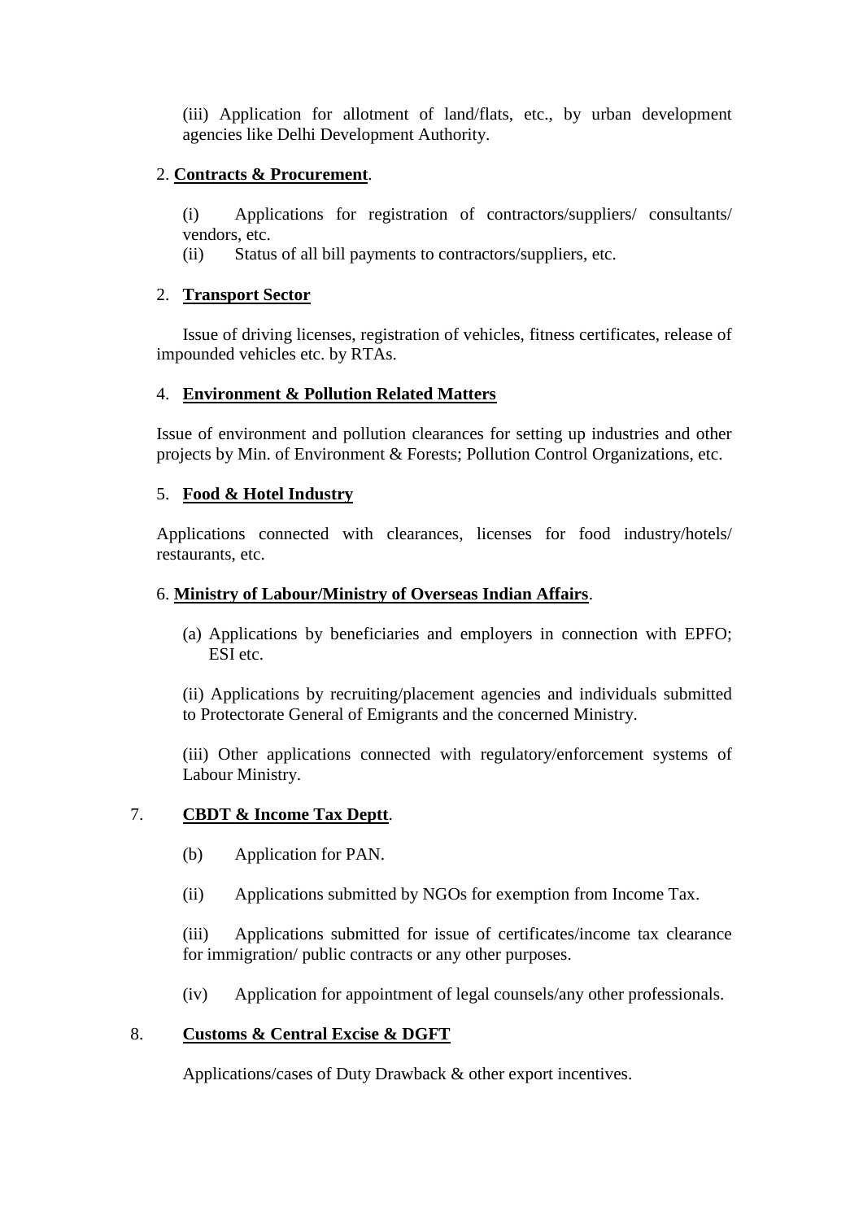(iii) Application for allotment of land/flats, etc., by urban development agencies like Delhi Development Authority.

2. **Contracts & Procurement**.

(i) Applications for registration of contractors/suppliers/ consultants/ vendors, etc.

(ii) Status of all bill payments to contractors/suppliers, etc.

2. **Transport Sector**

Issue of driving licenses, registration of vehicles, fitness certificates, release of impounded vehicles etc. by RTAs.

4. **Environment & Pollution Related Matters**

Issue of environment and pollution clearances for setting up industries and other projects by Min. of Environment & Forests; Pollution Control Organizations, etc.

5. **Food & Hotel Industry**

Applications connected with clearances, licenses for food industry/hotels/ restaurants, etc.

6. **Ministry of Labour/Ministry of Overseas Indian Affairs**.

(a) Applications by beneficiaries and employers in connection with EPFO; ESI etc.

(ii) Applications by recruiting/placement agencies and individuals submitted to Protectorate General of Emigrants and the concerned Ministry.

(iii) Other applications connected with regulatory/enforcement systems of Labour Ministry.

7. **CBDT & Income Tax Deptt**.

(b) Application for PAN.

(ii) Applications submitted by NGOs for exemption from Income Tax.

(iii) Applications submitted for issue of certificates/income tax clearance for immigration/ public contracts or any other purposes.

(iv) Application for appointment of legal counsels/any other professionals.

8. **Customs & Central Excise & DGFT**

Applications/cases of Duty Drawback & other export incentives.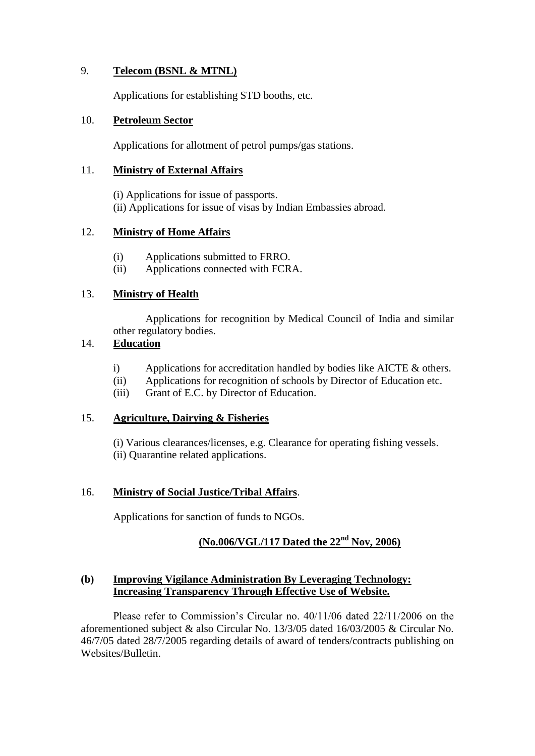9. **Telecom (BSNL & MTNL)**

   Applications for establishing STD booths, etc.

10. **Petroleum Sector**

   Applications for allotment of petrol pumps/gas stations.

11. **Ministry of External Affairs**

   (i) Applications for issue of passports.
   (ii) Applications for issue of visas by Indian Embassies abroad.

12. **Ministry of Home Affairs**

   (i) Applications submitted to FRRO.
   (ii) Applications connected with FCRA.

13. **Ministry of Health**

   Applications for recognition by Medical Council of India and similar other regulatory bodies.

14. **Education**

   i) Applications for accreditation handled by bodies like AICTE & others.
   (ii) Applications for recognition of schools by Director of Education etc.
   (iii) Grant of E.C. by Director of Education.

15. **Agriculture, Dairying & Fisheries**

   (i) Various clearances/licenses, e.g. Clearance for operating fishing vessels.
   (ii) Quarantine related applications.

16. **Ministry of Social Justice/Tribal Affairs**.

   Applications for sanction of funds to NGOs.

**(No.006/VGL/117 Dated the 22nd Nov, 2006)**

**(b) Improving Vigilance Administration By Leveraging Technology: Increasing Transparency Through Effective Use of Website.**

Please refer to Commission's Circular no. 40/11/06 dated 22/11/2006 on the aforementioned subject & also Circular No. 13/3/05 dated 16/03/2005 & Circular No. 46/7/05 dated 28/7/2005 regarding details of award of tenders/contracts publishing on Websites/Bulletin.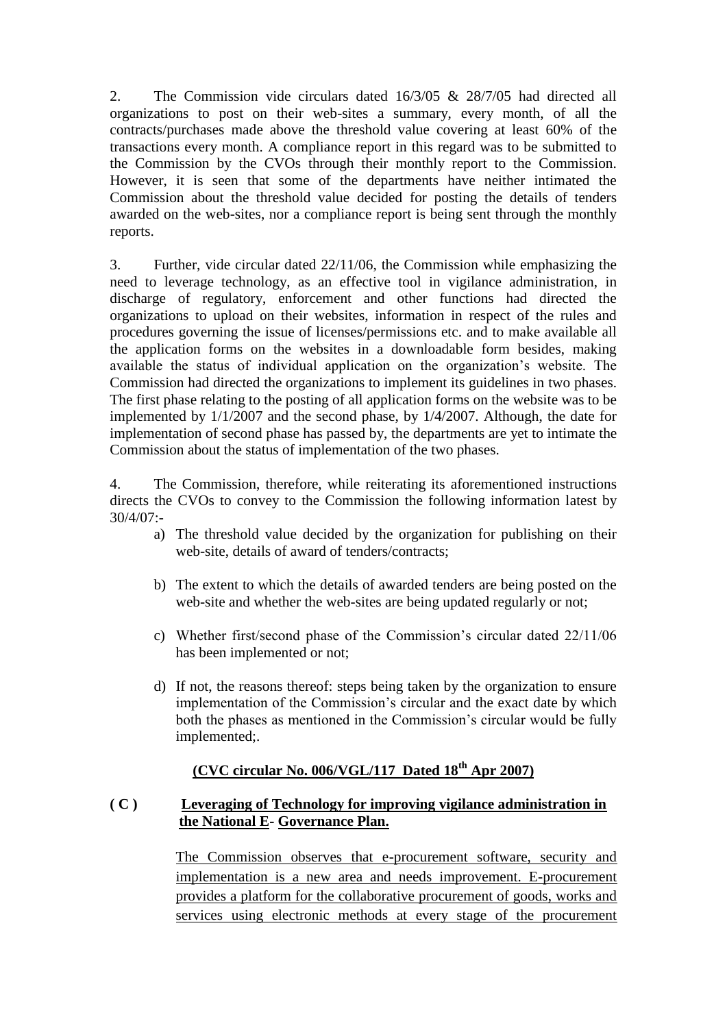2. The Commission vide circulars dated 16/3/05 & 28/7/05 had directed all organizations to post on their web-sites a summary, every month, of all the contracts/purchases made above the threshold value covering at least 60% of the transactions every month. A compliance report in this regard was to be submitted to the Commission by the CVOs through their monthly report to the Commission. However, it is seen that some of the departments have neither intimated the Commission about the threshold value decided for posting the details of tenders awarded on the web-sites, nor a compliance report is being sent through the monthly reports.

3. Further, vide circular dated 22/11/06, the Commission while emphasizing the need to leverage technology, as an effective tool in vigilance administration, in discharge of regulatory, enforcement and other functions had directed the organizations to upload on their websites, information in respect of the rules and procedures governing the issue of licenses/permissions etc. and to make available all the application forms on the websites in a downloadable form besides, making available the status of individual application on the organization's website. The Commission had directed the organizations to implement its guidelines in two phases. The first phase relating to the posting of all application forms on the website was to be implemented by 1/1/2007 and the second phase, by 1/4/2007. Although, the date for implementation of second phase has passed by, the departments are yet to intimate the Commission about the status of implementation of the two phases.

4. The Commission, therefore, while reiterating its aforementioned instructions directs the CVOs to convey to the Commission the following information latest by 30/4/07:-

a) The threshold value decided by the organization for publishing on their web-site, details of award of tenders/contracts;

b) The extent to which the details of awarded tenders are being posted on the web-site and whether the web-sites are being updated regularly or not;

c) Whether first/second phase of the Commission's circular dated 22/11/06 has been implemented or not;

d) If not, the reasons thereof: steps being taken by the organization to ensure implementation of the Commission's circular and the exact date by which both the phases as mentioned in the Commission's circular would be fully implemented;.

**(CVC circular No. 006/VGL/117 Dated 18th Apr 2007)**

**( C ) Leveraging of Technology for improving vigilance administration in the National E- Governance Plan.**

The Commission observes that e-procurement software, security and implementation is a new area and needs improvement. E-procurement provides a platform for the collaborative procurement of goods, works and services using electronic methods at every stage of the procurement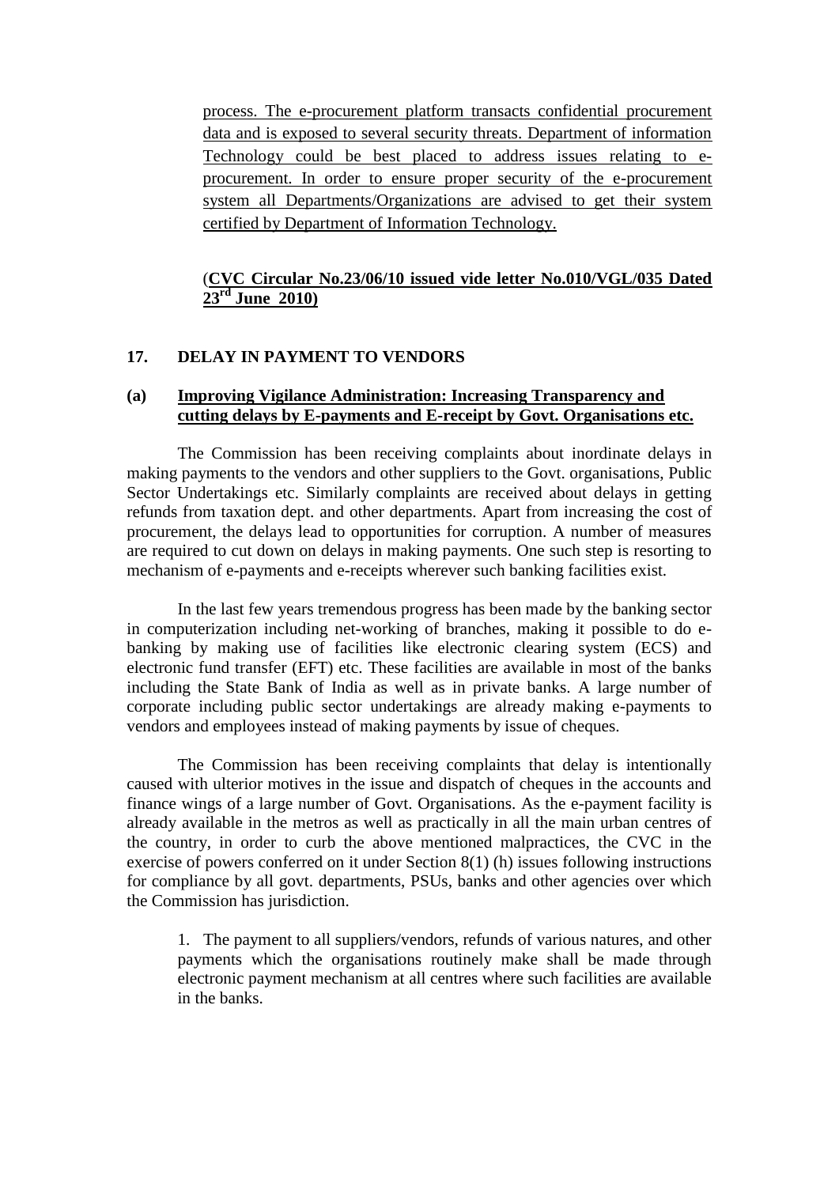process. The e-procurement platform transacts confidential procurement data and is exposed to several security threats. Department of information Technology could be best placed to address issues relating to e-procurement. In order to ensure proper security of the e-procurement system all Departments/Organizations are advised to get their system certified by Department of Information Technology.

(**CVC Circular No.23/06/10 issued vide letter No.010/VGL/035 Dated 23rd June 2010)**

## 17. DELAY IN PAYMENT TO VENDORS

### (a) Improving Vigilance Administration: Increasing Transparency and cutting delays by E-payments and E-receipt by Govt. Organisations etc.

The Commission has been receiving complaints about inordinate delays in making payments to the vendors and other suppliers to the Govt. organisations, Public Sector Undertakings etc. Similarly complaints are received about delays in getting refunds from taxation dept. and other departments. Apart from increasing the cost of procurement, the delays lead to opportunities for corruption. A number of measures are required to cut down on delays in making payments. One such step is resorting to mechanism of e-payments and e-receipts wherever such banking facilities exist.

In the last few years tremendous progress has been made by the banking sector in computerization including net-working of branches, making it possible to do e-banking by making use of facilities like electronic clearing system (ECS) and electronic fund transfer (EFT) etc. These facilities are available in most of the banks including the State Bank of India as well as in private banks. A large number of corporate including public sector undertakings are already making e-payments to vendors and employees instead of making payments by issue of cheques.

The Commission has been receiving complaints that delay is intentionally caused with ulterior motives in the issue and dispatch of cheques in the accounts and finance wings of a large number of Govt. Organisations. As the e-payment facility is already available in the metros as well as practically in all the main urban centres of the country, in order to curb the above mentioned malpractices, the CVC in the exercise of powers conferred on it under Section 8(1) (h) issues following instructions for compliance by all govt. departments, PSUs, banks and other agencies over which the Commission has jurisdiction.

1. The payment to all suppliers/vendors, refunds of various natures, and other payments which the organisations routinely make shall be made through electronic payment mechanism at all centres where such facilities are available in the banks.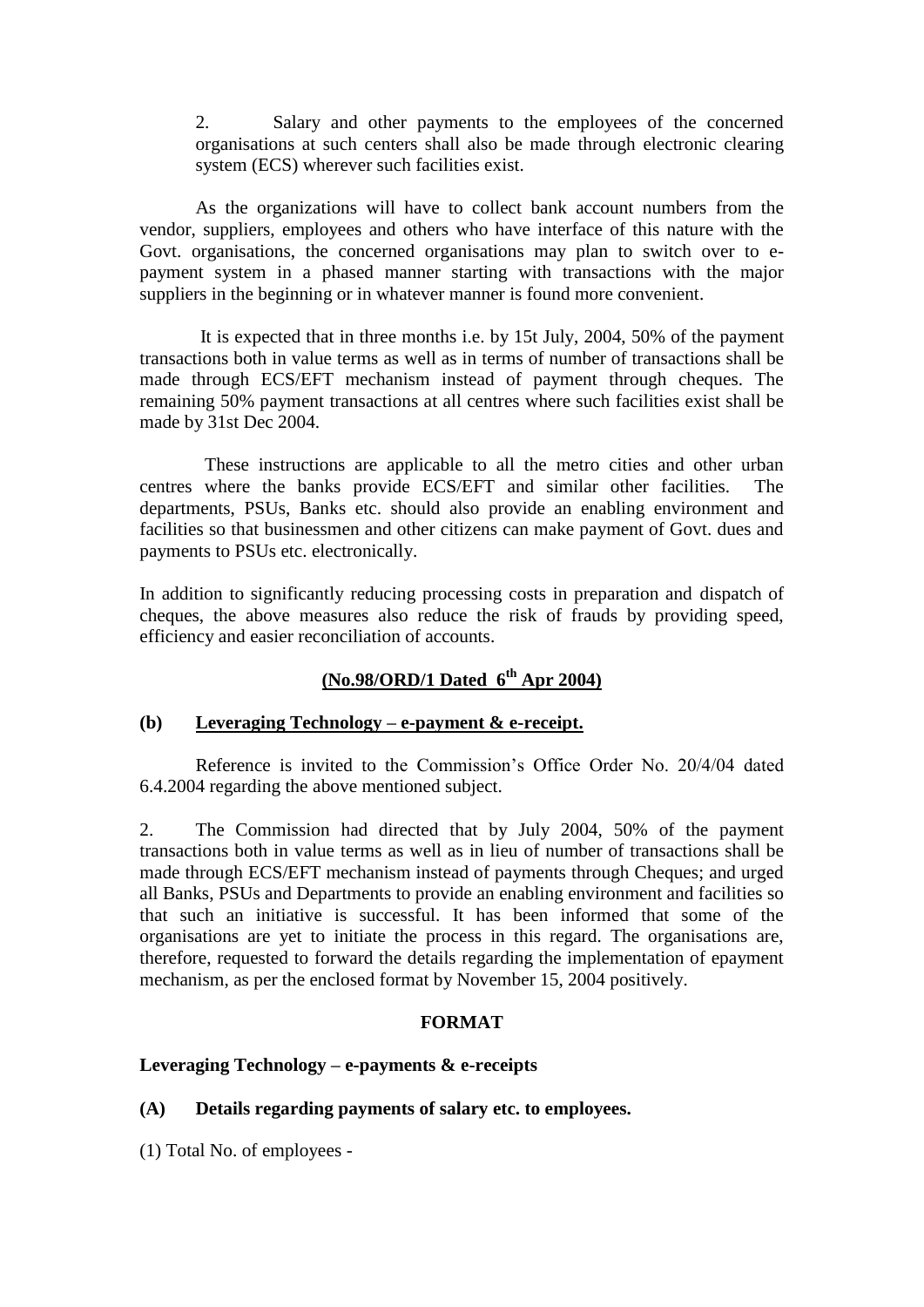2. Salary and other payments to the employees of the concerned organisations at such centers shall also be made through electronic clearing system (ECS) wherever such facilities exist.

As the organizations will have to collect bank account numbers from the vendor, suppliers, employees and others who have interface of this nature with the Govt. organisations, the concerned organisations may plan to switch over to e-payment system in a phased manner starting with transactions with the major suppliers in the beginning or in whatever manner is found more convenient.

It is expected that in three months i.e. by 15t July, 2004, 50% of the payment transactions both in value terms as well as in terms of number of transactions shall be made through ECS/EFT mechanism instead of payment through cheques. The remaining 50% payment transactions at all centres where such facilities exist shall be made by 31st Dec 2004.

These instructions are applicable to all the metro cities and other urban centres where the banks provide ECS/EFT and similar other facilities. The departments, PSUs, Banks etc. should also provide an enabling environment and facilities so that businessmen and other citizens can make payment of Govt. dues and payments to PSUs etc. electronically.

In addition to significantly reducing processing costs in preparation and dispatch of cheques, the above measures also reduce the risk of frauds by providing speed, efficiency and easier reconciliation of accounts.

**(No.98/ORD/1 Dated 6th Apr 2004)**

**(b) Leveraging Technology – e-payment & e-receipt.**

Reference is invited to the Commission's Office Order No. 20/4/04 dated 6.4.2004 regarding the above mentioned subject.

2. The Commission had directed that by July 2004, 50% of the payment transactions both in value terms as well as in lieu of number of transactions shall be made through ECS/EFT mechanism instead of payments through Cheques; and urged all Banks, PSUs and Departments to provide an enabling environment and facilities so that such an initiative is successful. It has been informed that some of the organisations are yet to initiate the process in this regard. The organisations are, therefore, requested to forward the details regarding the implementation of epayment mechanism, as per the enclosed format by November 15, 2004 positively.

**FORMAT**

**Leveraging Technology – e-payments & e-receipts**

**(A) Details regarding payments of salary etc. to employees.**

(1) Total No. of employees -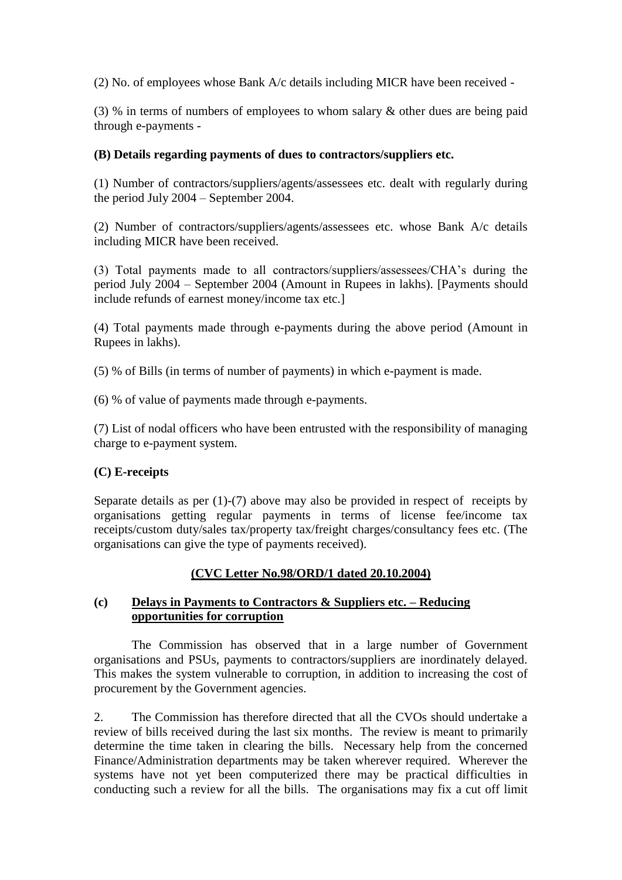(2) No. of employees whose Bank A/c details including MICR have been received -

(3) % in terms of numbers of employees to whom salary & other dues are being paid through e-payments -

**(B) Details regarding payments of dues to contractors/suppliers etc.**

(1) Number of contractors/suppliers/agents/assessees etc. dealt with regularly during the period July 2004 – September 2004.

(2) Number of contractors/suppliers/agents/assessees etc. whose Bank A/c details including MICR have been received.

(3) Total payments made to all contractors/suppliers/assessees/CHA's during the period July 2004 – September 2004 (Amount in Rupees in lakhs). [Payments should include refunds of earnest money/income tax etc.]

(4) Total payments made through e-payments during the above period (Amount in Rupees in lakhs).

(5) % of Bills (in terms of number of payments) in which e-payment is made.

(6) % of value of payments made through e-payments.

(7) List of nodal officers who have been entrusted with the responsibility of managing charge to e-payment system.

**(C) E-receipts**

Separate details as per (1)-(7) above may also be provided in respect of receipts by organisations getting regular payments in terms of license fee/income tax receipts/custom duty/sales tax/property tax/freight charges/consultancy fees etc. (The organisations can give the type of payments received).

<u>**(CVC Letter No.98/ORD/1 dated 20.10.2004)**</u>

**(c) <u>Delays in Payments to Contractors & Suppliers etc. – Reducing opportunities for corruption</u>**

The Commission has observed that in a large number of Government organisations and PSUs, payments to contractors/suppliers are inordinately delayed. This makes the system vulnerable to corruption, in addition to increasing the cost of procurement by the Government agencies.

2. The Commission has therefore directed that all the CVOs should undertake a review of bills received during the last six months. The review is meant to primarily determine the time taken in clearing the bills. Necessary help from the concerned Finance/Administration departments may be taken wherever required. Wherever the systems have not yet been computerized there may be practical difficulties in conducting such a review for all the bills. The organisations may fix a cut off limit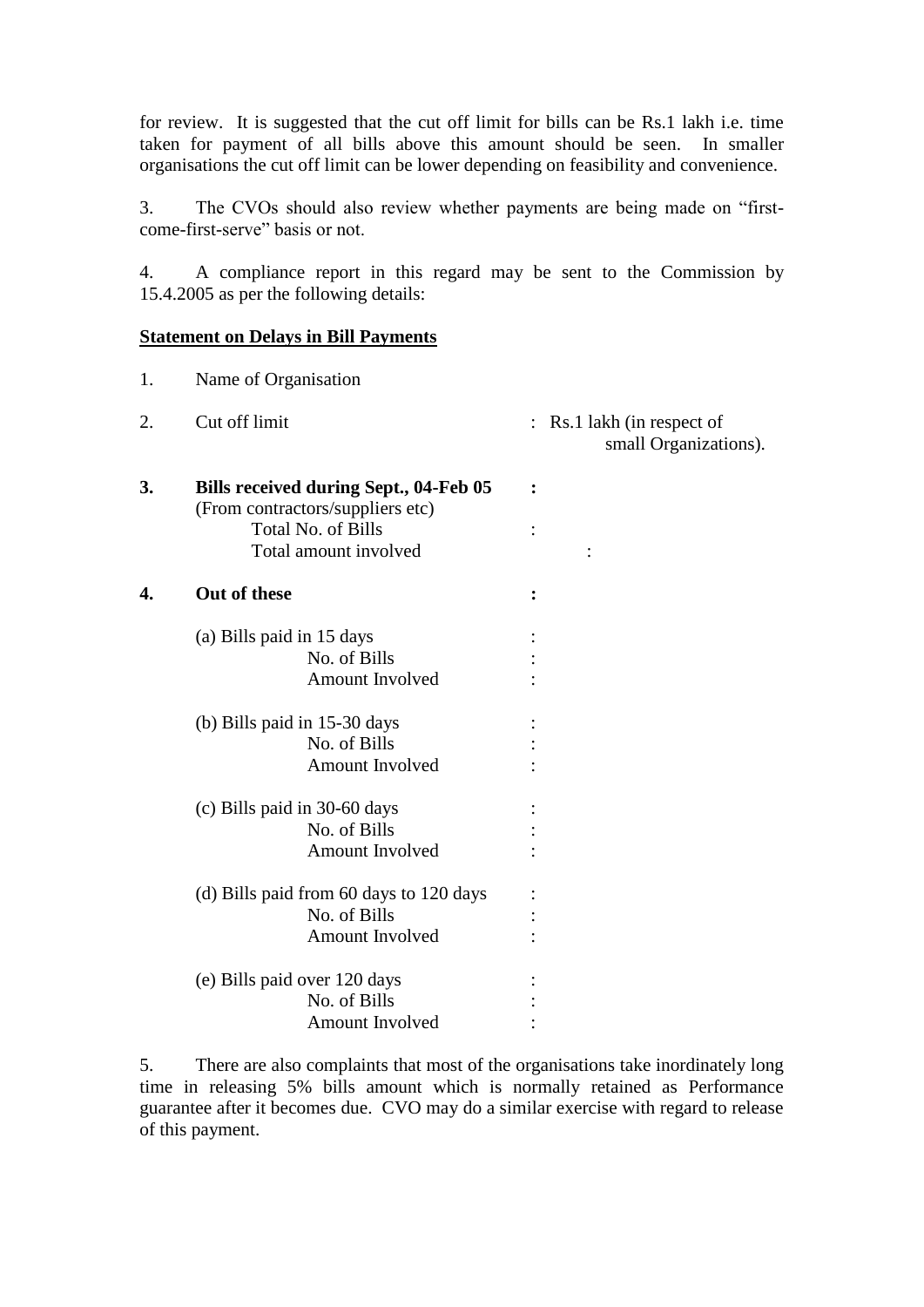for review. It is suggested that the cut off limit for bills can be Rs.1 lakh i.e. time taken for payment of all bills above this amount should be seen. In smaller organisations the cut off limit can be lower depending on feasibility and convenience.

3. The CVOs should also review whether payments are being made on "first-come-first-serve" basis or not.

4. A compliance report in this regard may be sent to the Commission by 15.4.2005 as per the following details:

**<u>Statement on Delays in Bill Payments</u>**

1. Name of Organisation

2. Cut off limit : Rs.1 lakh (in respect of small Organizations).

**3. Bills received during Sept., 04-Feb 05 :**
(From contractors/suppliers etc)
Total No. of Bills :
Total amount involved :

**4. Out of these :**

(a) Bills paid in 15 days :
No. of Bills :
Amount Involved :

(b) Bills paid in 15-30 days :
No. of Bills :
Amount Involved :

(c) Bills paid in 30-60 days :
No. of Bills :
Amount Involved :

(d) Bills paid from 60 days to 120 days :
No. of Bills :
Amount Involved :

(e) Bills paid over 120 days :
No. of Bills :
Amount Involved :

5. There are also complaints that most of the organisations take inordinately long time in releasing 5% bills amount which is normally retained as Performance guarantee after it becomes due. CVO may do a similar exercise with regard to release of this payment.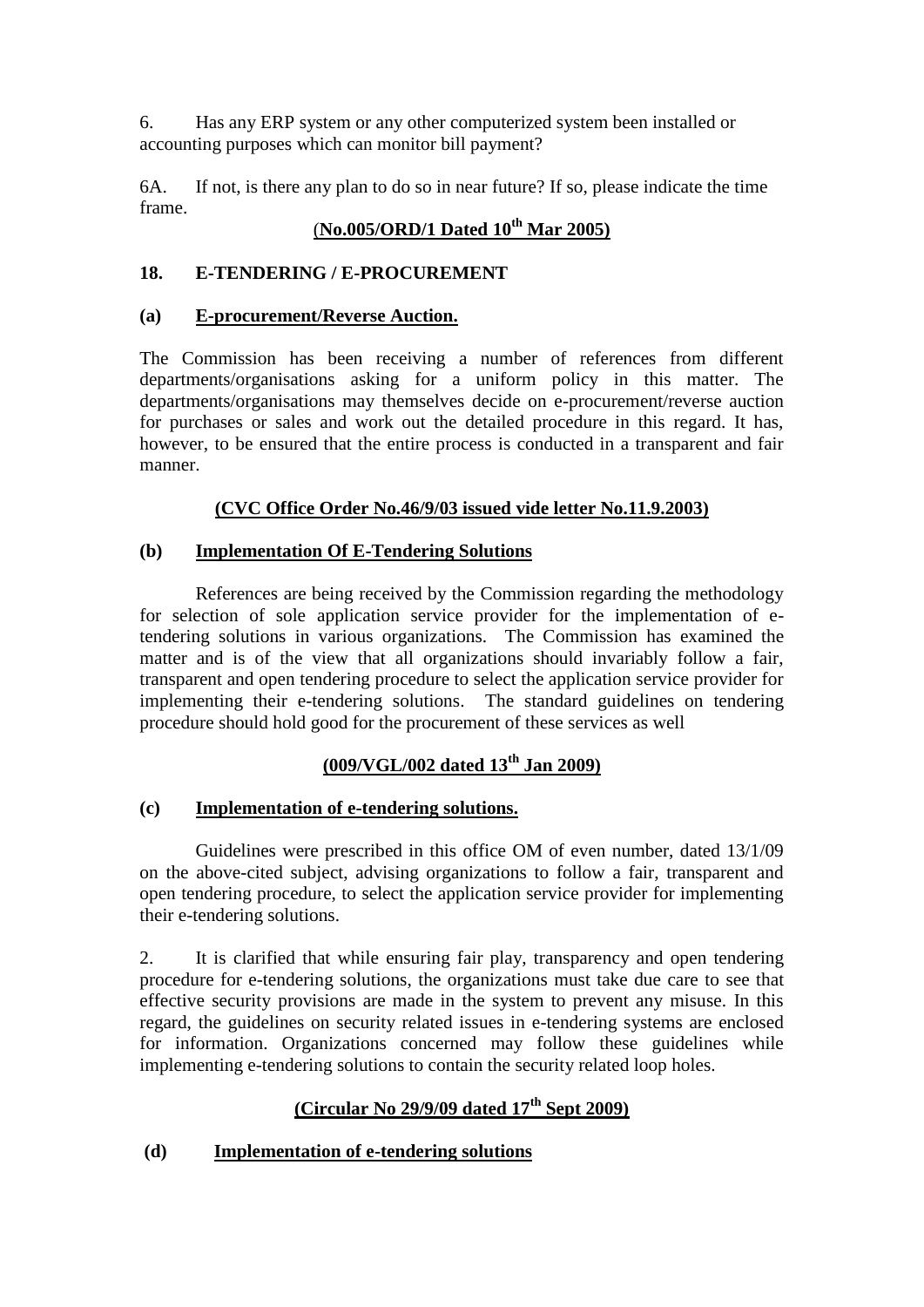6. Has any ERP system or any other computerized system been installed or accounting purposes which can monitor bill payment?

6A. If not, is there any plan to do so in near future? If so, please indicate the time frame.

**(No.005/ORD/1 Dated 10th Mar 2005)**

## 18. E-TENDERING / E-PROCUREMENT

### (a) E-procurement/Reverse Auction.

The Commission has been receiving a number of references from different departments/organisations asking for a uniform policy in this matter. The departments/organisations may themselves decide on e-procurement/reverse auction for purchases or sales and work out the detailed procedure in this regard. It has, however, to be ensured that the entire process is conducted in a transparent and fair manner.

**(CVC Office Order No.46/9/03 issued vide letter No.11.9.2003)**

### (b) Implementation Of E-Tendering Solutions

References are being received by the Commission regarding the methodology for selection of sole application service provider for the implementation of e-tendering solutions in various organizations. The Commission has examined the matter and is of the view that all organizations should invariably follow a fair, transparent and open tendering procedure to select the application service provider for implementing their e-tendering solutions. The standard guidelines on tendering procedure should hold good for the procurement of these services as well

**(009/VGL/002 dated 13th Jan 2009)**

### (c) Implementation of e-tendering solutions.

Guidelines were prescribed in this office OM of even number, dated 13/1/09 on the above-cited subject, advising organizations to follow a fair, transparent and open tendering procedure, to select the application service provider for implementing their e-tendering solutions.

2. It is clarified that while ensuring fair play, transparency and open tendering procedure for e-tendering solutions, the organizations must take due care to see that effective security provisions are made in the system to prevent any misuse. In this regard, the guidelines on security related issues in e-tendering systems are enclosed for information. Organizations concerned may follow these guidelines while implementing e-tendering solutions to contain the security related loop holes.

**(Circular No 29/9/09 dated 17th Sept 2009)**

### (d) Implementation of e-tendering solutions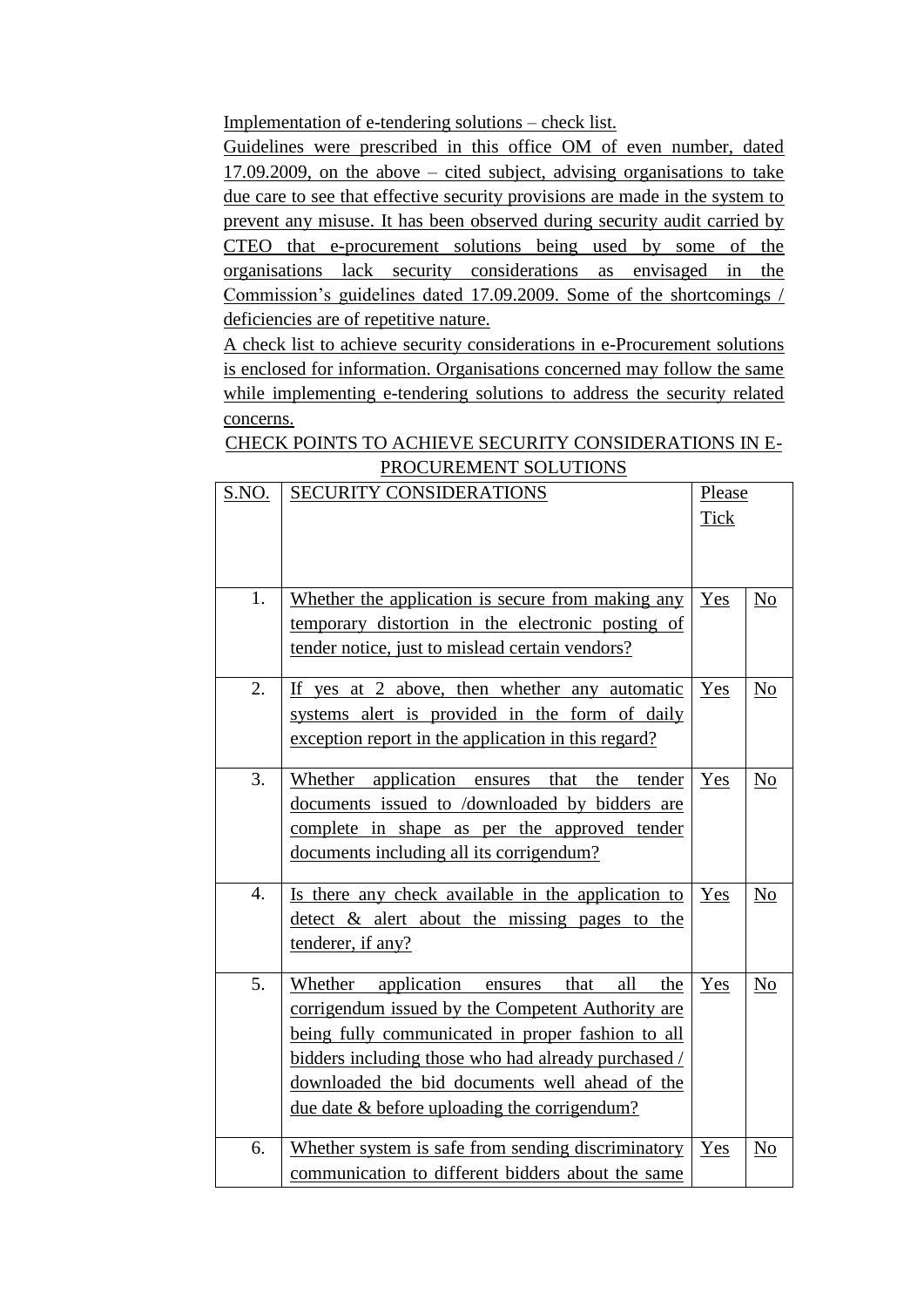Implementation of e-tendering solutions – check list.

Guidelines were prescribed in this office OM of even number, dated 17.09.2009, on the above – cited subject, advising organisations to take due care to see that effective security provisions are made in the system to prevent any misuse. It has been observed during security audit carried by CTEO that e-procurement solutions being used by some of the organisations lack security considerations as envisaged in the Commission's guidelines dated 17.09.2009. Some of the shortcomings / deficiencies are of repetitive nature.

A check list to achieve security considerations in e-Procurement solutions is enclosed for information. Organisations concerned may follow the same while implementing e-tendering solutions to address the security related concerns.

CHECK POINTS TO ACHIEVE SECURITY CONSIDERATIONS IN E-PROCUREMENT SOLUTIONS

| S.NO. | SECURITY CONSIDERATIONS | Please Tick | |
|---|---|---|---|
| 1. | Whether the application is secure from making any temporary distortion in the electronic posting of tender notice, just to mislead certain vendors? | Yes | No |
| 2. | If yes at 2 above, then whether any automatic systems alert is provided in the form of daily exception report in the application in this regard? | Yes | No |
| 3. | Whether application ensures that the tender documents issued to /downloaded by bidders are complete in shape as per the approved tender documents including all its corrigendum? | Yes | No |
| 4. | Is there any check available in the application to detect & alert about the missing pages to the tenderer, if any? | Yes | No |
| 5. | Whether application ensures that all the corrigendum issued by the Competent Authority are being fully communicated in proper fashion to all bidders including those who had already purchased / downloaded the bid documents well ahead of the due date & before uploading the corrigendum? | Yes | No |
| 6. | Whether system is safe from sending discriminatory communication to different bidders about the same | Yes | No |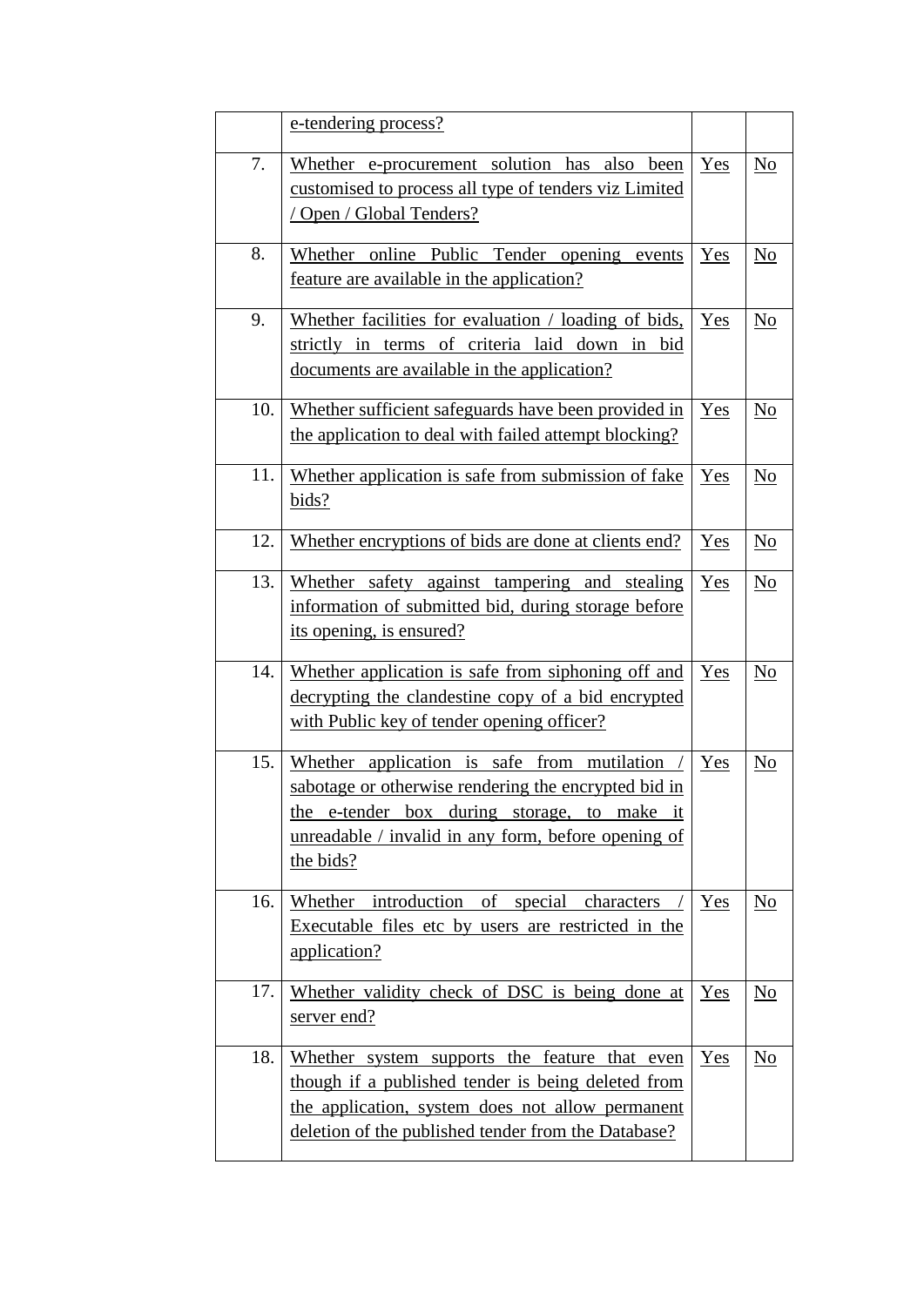|  |  |  |  |
|---|---|---|---|
|  | e-tendering process? |  |  |
| 7. | Whether e-procurement solution has also been customised to process all type of tenders viz Limited / Open / Global Tenders? | Yes | No |
| 8. | Whether online Public Tender opening events feature are available in the application? | Yes | No |
| 9. | Whether facilities for evaluation / loading of bids, strictly in terms of criteria laid down in bid documents are available in the application? | Yes | No |
| 10. | Whether sufficient safeguards have been provided in the application to deal with failed attempt blocking? | Yes | No |
| 11. | Whether application is safe from submission of fake bids? | Yes | No |
| 12. | Whether encryptions of bids are done at clients end? | Yes | No |
| 13. | Whether safety against tampering and stealing information of submitted bid, during storage before its opening, is ensured? | Yes | No |
| 14. | Whether application is safe from siphoning off and decrypting the clandestine copy of a bid encrypted with Public key of tender opening officer? | Yes | No |
| 15. | Whether application is safe from mutilation / sabotage or otherwise rendering the encrypted bid in the e-tender box during storage, to make it unreadable / invalid in any form, before opening of the bids? | Yes | No |
| 16. | Whether introduction of special characters / Executable files etc by users are restricted in the application? | Yes | No |
| 17. | Whether validity check of DSC is being done at server end? | Yes | No |
| 18. | Whether system supports the feature that even though if a published tender is being deleted from the application, system does not allow permanent deletion of the published tender from the Database? | Yes | No |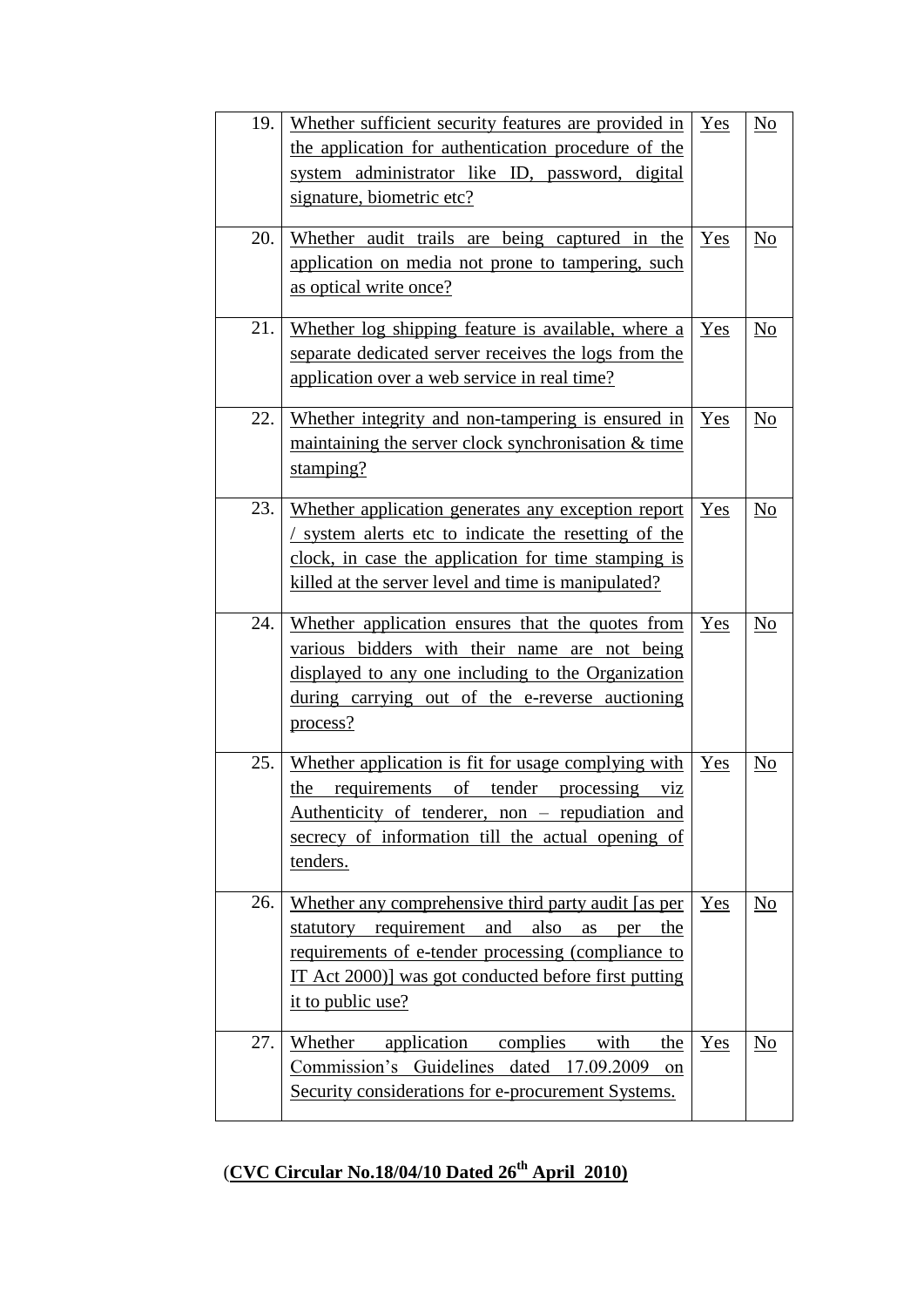| 19. | Whether sufficient security features are provided in the application for authentication procedure of the system administrator like ID, password, digital signature, biometric etc? | Yes | No |
|---|---|---|---|
| 20. | Whether audit trails are being captured in the application on media not prone to tampering, such as optical write once? | Yes | No |
| 21. | Whether log shipping feature is available, where a separate dedicated server receives the logs from the application over a web service in real time? | Yes | No |
| 22. | Whether integrity and non-tampering is ensured in maintaining the server clock synchronisation & time stamping? | Yes | No |
| 23. | Whether application generates any exception report / system alerts etc to indicate the resetting of the clock, in case the application for time stamping is killed at the server level and time is manipulated? | Yes | No |
| 24. | Whether application ensures that the quotes from various bidders with their name are not being displayed to any one including to the Organization during carrying out of the e-reverse auctioning process? | Yes | No |
| 25. | Whether application is fit for usage complying with the requirements of tender processing viz Authenticity of tenderer, non – repudiation and secrecy of information till the actual opening of tenders. | Yes | No |
| 26. | Whether any comprehensive third party audit [as per statutory requirement and also as per the requirements of e-tender processing (compliance to IT Act 2000)] was got conducted before first putting it to public use? | Yes | No |
| 27. | Whether application complies with the Commission's Guidelines dated 17.09.2009 on Security considerations for e-procurement Systems. | Yes | No |

(**CVC Circular No.18/04/10 Dated 26th April 2010)**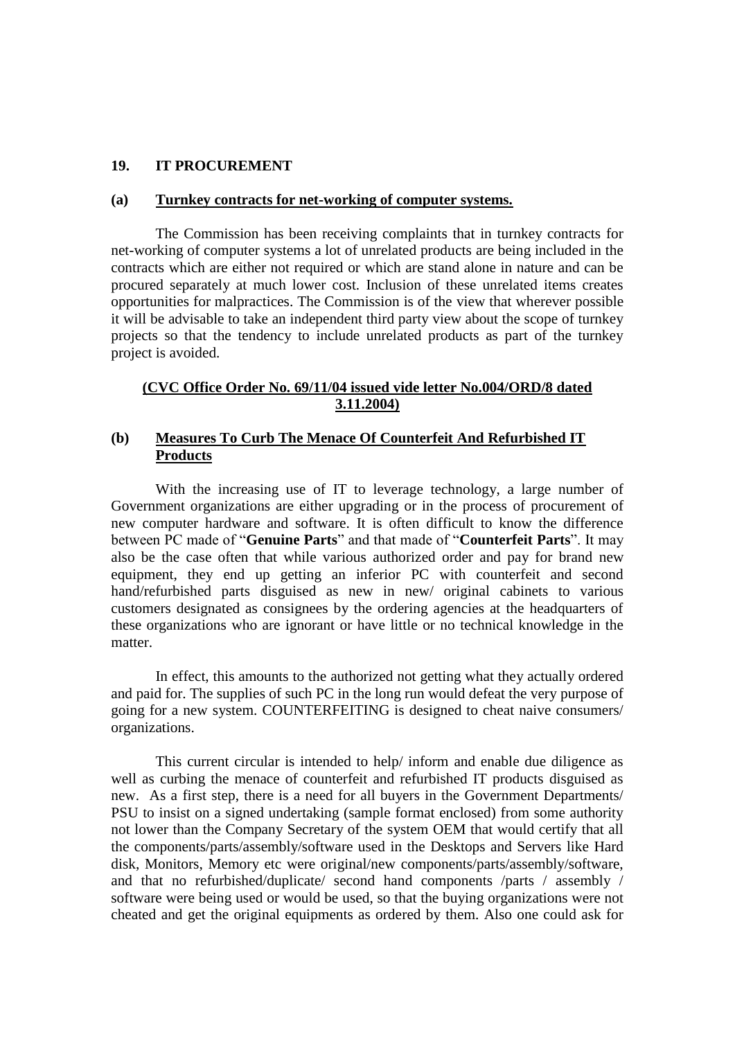## 19. IT PROCUREMENT

### (a) Turnkey contracts for net-working of computer systems.

The Commission has been receiving complaints that in turnkey contracts for net-working of computer systems a lot of unrelated products are being included in the contracts which are either not required or which are stand alone in nature and can be procured separately at much lower cost. Inclusion of these unrelated items creates opportunities for malpractices. The Commission is of the view that wherever possible it will be advisable to take an independent third party view about the scope of turnkey projects so that the tendency to include unrelated products as part of the turnkey project is avoided.

**(CVC Office Order No. 69/11/04 issued vide letter No.004/ORD/8 dated 3.11.2004)**

### (b) Measures To Curb The Menace Of Counterfeit And Refurbished IT Products

With the increasing use of IT to leverage technology, a large number of Government organizations are either upgrading or in the process of procurement of new computer hardware and software. It is often difficult to know the difference between PC made of "**Genuine Parts**" and that made of "**Counterfeit Parts**". It may also be the case often that while various authorized order and pay for brand new equipment, they end up getting an inferior PC with counterfeit and second hand/refurbished parts disguised as new in new/ original cabinets to various customers designated as consignees by the ordering agencies at the headquarters of these organizations who are ignorant or have little or no technical knowledge in the matter.

In effect, this amounts to the authorized not getting what they actually ordered and paid for. The supplies of such PC in the long run would defeat the very purpose of going for a new system. COUNTERFEITING is designed to cheat naive consumers/ organizations.

This current circular is intended to help/ inform and enable due diligence as well as curbing the menace of counterfeit and refurbished IT products disguised as new. As a first step, there is a need for all buyers in the Government Departments/ PSU to insist on a signed undertaking (sample format enclosed) from some authority not lower than the Company Secretary of the system OEM that would certify that all the components/parts/assembly/software used in the Desktops and Servers like Hard disk, Monitors, Memory etc were original/new components/parts/assembly/software, and that no refurbished/duplicate/ second hand components /parts / assembly / software were being used or would be used, so that the buying organizations were not cheated and get the original equipments as ordered by them. Also one could ask for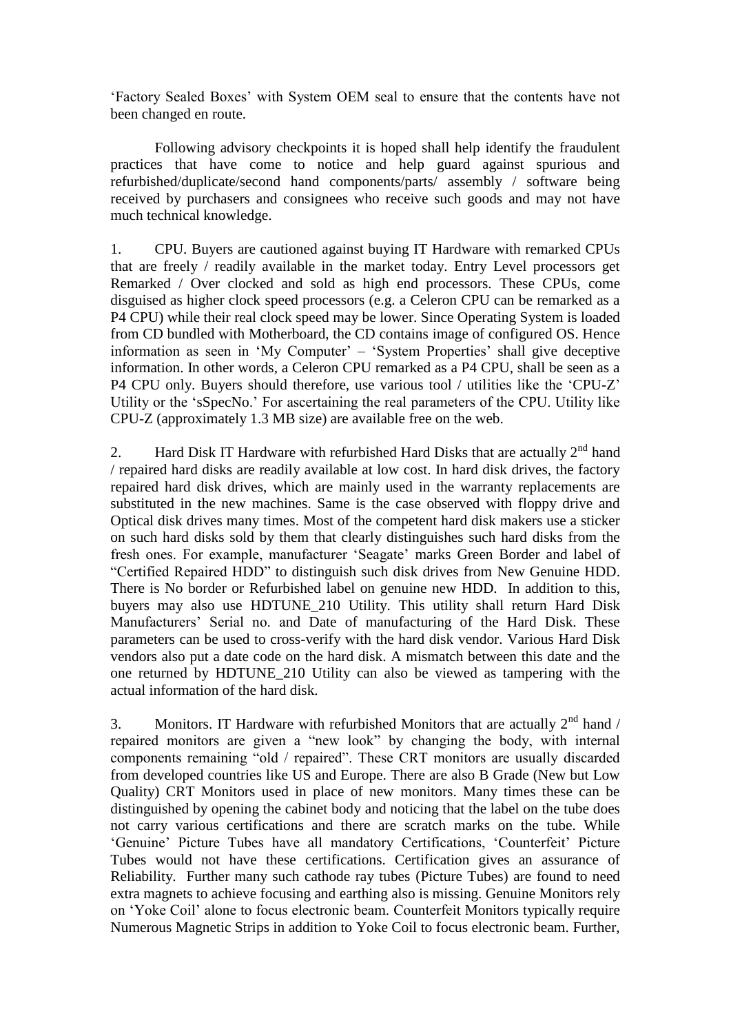'Factory Sealed Boxes' with System OEM seal to ensure that the contents have not been changed en route.

Following advisory checkpoints it is hoped shall help identify the fraudulent practices that have come to notice and help guard against spurious and refurbished/duplicate/second hand components/parts/ assembly / software being received by purchasers and consignees who receive such goods and may not have much technical knowledge.

1. CPU. Buyers are cautioned against buying IT Hardware with remarked CPUs that are freely / readily available in the market today. Entry Level processors get Remarked / Over clocked and sold as high end processors. These CPUs, come disguised as higher clock speed processors (e.g. a Celeron CPU can be remarked as a P4 CPU) while their real clock speed may be lower. Since Operating System is loaded from CD bundled with Motherboard, the CD contains image of configured OS. Hence information as seen in 'My Computer' – 'System Properties' shall give deceptive information. In other words, a Celeron CPU remarked as a P4 CPU, shall be seen as a P4 CPU only. Buyers should therefore, use various tool / utilities like the 'CPU-Z' Utility or the 'sSpecNo.' For ascertaining the real parameters of the CPU. Utility like CPU-Z (approximately 1.3 MB size) are available free on the web.

2. Hard Disk IT Hardware with refurbished Hard Disks that are actually 2nd hand / repaired hard disks are readily available at low cost. In hard disk drives, the factory repaired hard disk drives, which are mainly used in the warranty replacements are substituted in the new machines. Same is the case observed with floppy drive and Optical disk drives many times. Most of the competent hard disk makers use a sticker on such hard disks sold by them that clearly distinguishes such hard disks from the fresh ones. For example, manufacturer 'Seagate' marks Green Border and label of "Certified Repaired HDD" to distinguish such disk drives from New Genuine HDD. There is No border or Refurbished label on genuine new HDD. In addition to this, buyers may also use HDTUNE_210 Utility. This utility shall return Hard Disk Manufacturers' Serial no. and Date of manufacturing of the Hard Disk. These parameters can be used to cross-verify with the hard disk vendor. Various Hard Disk vendors also put a date code on the hard disk. A mismatch between this date and the one returned by HDTUNE_210 Utility can also be viewed as tampering with the actual information of the hard disk.

3. Monitors. IT Hardware with refurbished Monitors that are actually 2nd hand / repaired monitors are given a "new look" by changing the body, with internal components remaining "old / repaired". These CRT monitors are usually discarded from developed countries like US and Europe. There are also B Grade (New but Low Quality) CRT Monitors used in place of new monitors. Many times these can be distinguished by opening the cabinet body and noticing that the label on the tube does not carry various certifications and there are scratch marks on the tube. While 'Genuine' Picture Tubes have all mandatory Certifications, 'Counterfeit' Picture Tubes would not have these certifications. Certification gives an assurance of Reliability. Further many such cathode ray tubes (Picture Tubes) are found to need extra magnets to achieve focusing and earthing also is missing. Genuine Monitors rely on 'Yoke Coil' alone to focus electronic beam. Counterfeit Monitors typically require Numerous Magnetic Strips in addition to Yoke Coil to focus electronic beam. Further,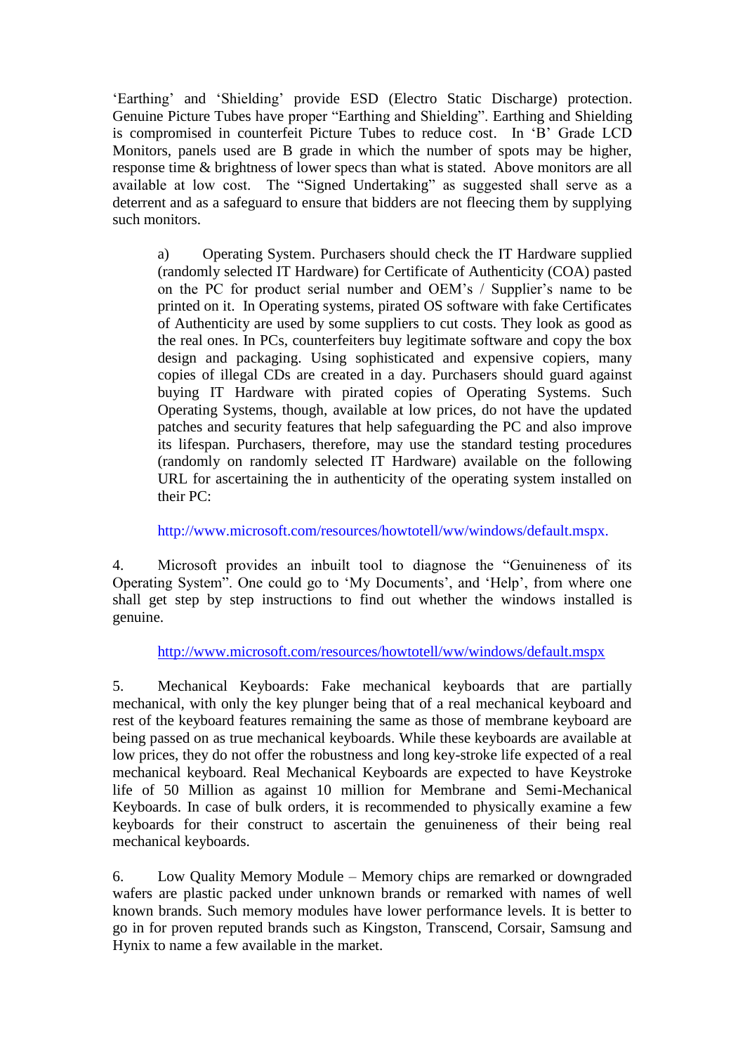'Earthing' and 'Shielding' provide ESD (Electro Static Discharge) protection. Genuine Picture Tubes have proper "Earthing and Shielding". Earthing and Shielding is compromised in counterfeit Picture Tubes to reduce cost. In 'B' Grade LCD Monitors, panels used are B grade in which the number of spots may be higher, response time & brightness of lower specs than what is stated. Above monitors are all available at low cost. The "Signed Undertaking" as suggested shall serve as a deterrent and as a safeguard to ensure that bidders are not fleecing them by supplying such monitors.

a) Operating System. Purchasers should check the IT Hardware supplied (randomly selected IT Hardware) for Certificate of Authenticity (COA) pasted on the PC for product serial number and OEM's / Supplier's name to be printed on it. In Operating systems, pirated OS software with fake Certificates of Authenticity are used by some suppliers to cut costs. They look as good as the real ones. In PCs, counterfeiters buy legitimate software and copy the box design and packaging. Using sophisticated and expensive copiers, many copies of illegal CDs are created in a day. Purchasers should guard against buying IT Hardware with pirated copies of Operating Systems. Such Operating Systems, though, available at low prices, do not have the updated patches and security features that help safeguarding the PC and also improve its lifespan. Purchasers, therefore, may use the standard testing procedures (randomly on randomly selected IT Hardware) available on the following URL for ascertaining the in authenticity of the operating system installed on their PC:

http://www.microsoft.com/resources/howtotell/ww/windows/default.mspx.

4. Microsoft provides an inbuilt tool to diagnose the "Genuineness of its Operating System". One could go to 'My Documents', and 'Help', from where one shall get step by step instructions to find out whether the windows installed is genuine.

http://www.microsoft.com/resources/howtotell/ww/windows/default.mspx

5. Mechanical Keyboards: Fake mechanical keyboards that are partially mechanical, with only the key plunger being that of a real mechanical keyboard and rest of the keyboard features remaining the same as those of membrane keyboard are being passed on as true mechanical keyboards. While these keyboards are available at low prices, they do not offer the robustness and long key-stroke life expected of a real mechanical keyboard. Real Mechanical Keyboards are expected to have Keystroke life of 50 Million as against 10 million for Membrane and Semi-Mechanical Keyboards. In case of bulk orders, it is recommended to physically examine a few keyboards for their construct to ascertain the genuineness of their being real mechanical keyboards.

6. Low Quality Memory Module – Memory chips are remarked or downgraded wafers are plastic packed under unknown brands or remarked with names of well known brands. Such memory modules have lower performance levels. It is better to go in for proven reputed brands such as Kingston, Transcend, Corsair, Samsung and Hynix to name a few available in the market.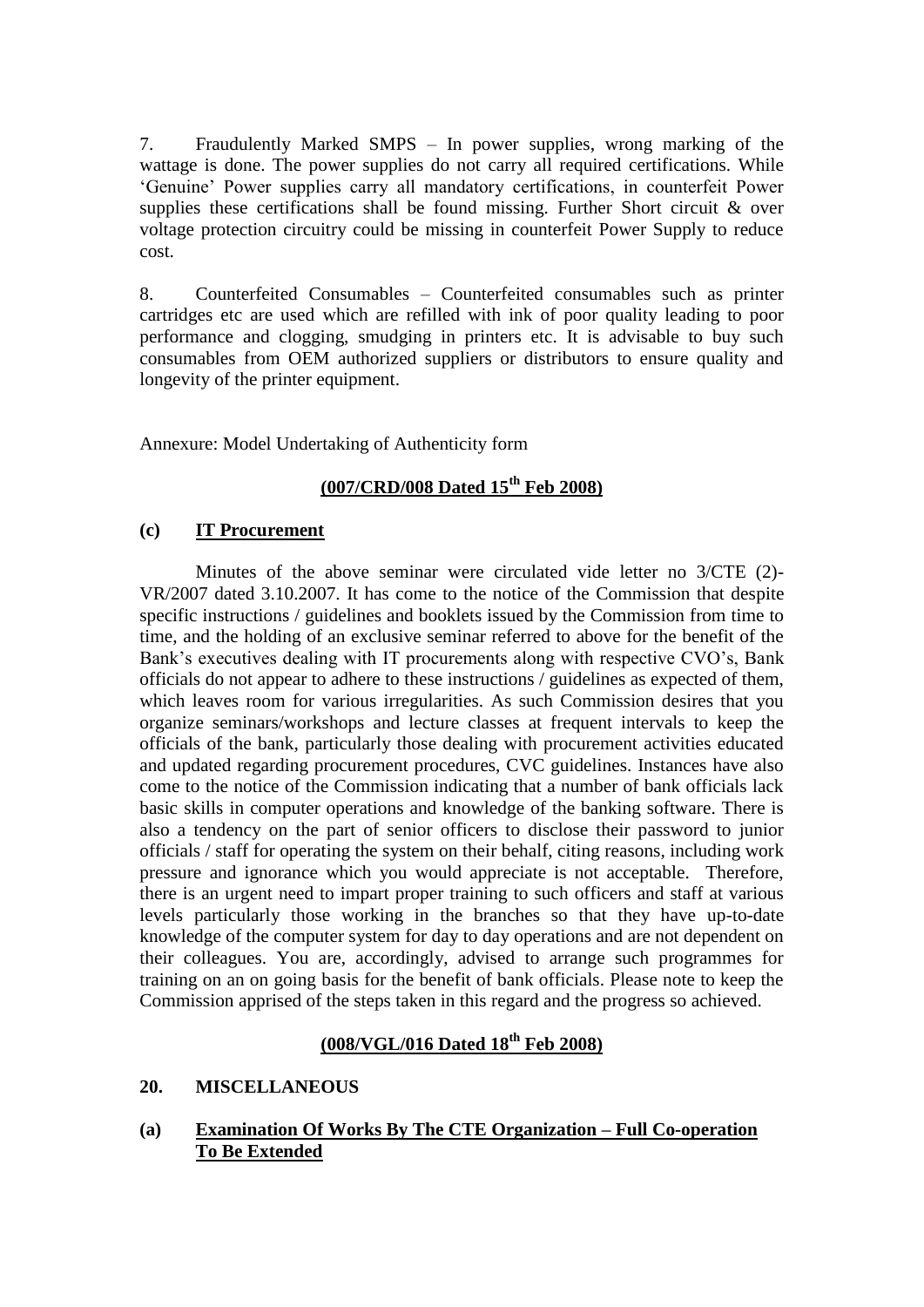7. Fraudulently Marked SMPS – In power supplies, wrong marking of the wattage is done. The power supplies do not carry all required certifications. While 'Genuine' Power supplies carry all mandatory certifications, in counterfeit Power supplies these certifications shall be found missing. Further Short circuit & over voltage protection circuitry could be missing in counterfeit Power Supply to reduce cost.

8. Counterfeited Consumables – Counterfeited consumables such as printer cartridges etc are used which are refilled with ink of poor quality leading to poor performance and clogging, smudging in printers etc. It is advisable to buy such consumables from OEM authorized suppliers or distributors to ensure quality and longevity of the printer equipment.

Annexure: Model Undertaking of Authenticity form

**(007/CRD/008 Dated 15th Feb 2008)**

### (c) IT Procurement

Minutes of the above seminar were circulated vide letter no 3/CTE (2)-VR/2007 dated 3.10.2007. It has come to the notice of the Commission that despite specific instructions / guidelines and booklets issued by the Commission from time to time, and the holding of an exclusive seminar referred to above for the benefit of the Bank's executives dealing with IT procurements along with respective CVO's, Bank officials do not appear to adhere to these instructions / guidelines as expected of them, which leaves room for various irregularities. As such Commission desires that you organize seminars/workshops and lecture classes at frequent intervals to keep the officials of the bank, particularly those dealing with procurement activities educated and updated regarding procurement procedures, CVC guidelines. Instances have also come to the notice of the Commission indicating that a number of bank officials lack basic skills in computer operations and knowledge of the banking software. There is also a tendency on the part of senior officers to disclose their password to junior officials / staff for operating the system on their behalf, citing reasons, including work pressure and ignorance which you would appreciate is not acceptable. Therefore, there is an urgent need to impart proper training to such officers and staff at various levels particularly those working in the branches so that they have up-to-date knowledge of the computer system for day to day operations and are not dependent on their colleagues. You are, accordingly, advised to arrange such programmes for training on an on going basis for the benefit of bank officials. Please note to keep the Commission apprised of the steps taken in this regard and the progress so achieved.

**(008/VGL/016 Dated 18th Feb 2008)**

## 20. MISCELLANEOUS

### (a) Examination Of Works By The CTE Organization – Full Co-operation To Be Extended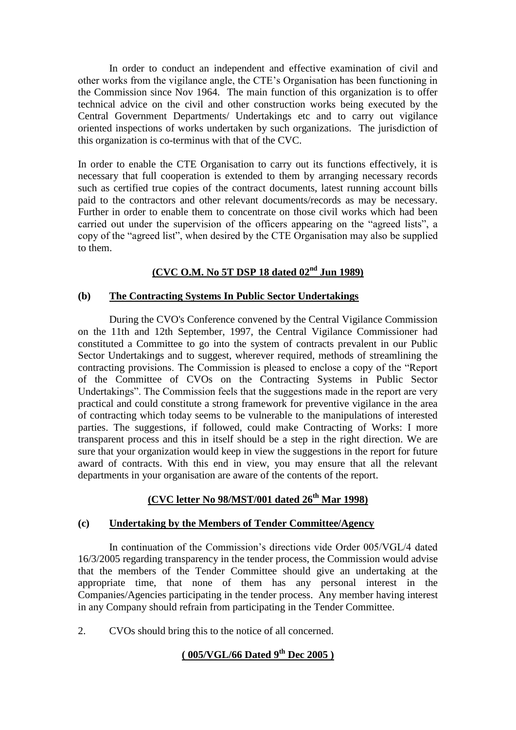In order to conduct an independent and effective examination of civil and other works from the vigilance angle, the CTE's Organisation has been functioning in the Commission since Nov 1964. The main function of this organization is to offer technical advice on the civil and other construction works being executed by the Central Government Departments/ Undertakings etc and to carry out vigilance oriented inspections of works undertaken by such organizations. The jurisdiction of this organization is co-terminus with that of the CVC.

In order to enable the CTE Organisation to carry out its functions effectively, it is necessary that full cooperation is extended to them by arranging necessary records such as certified true copies of the contract documents, latest running account bills paid to the contractors and other relevant documents/records as may be necessary. Further in order to enable them to concentrate on those civil works which had been carried out under the supervision of the officers appearing on the "agreed lists", a copy of the "agreed list", when desired by the CTE Organisation may also be supplied to them.

**(CVC O.M. No 5T DSP 18 dated 02nd Jun 1989)**

**(b) The Contracting Systems In Public Sector Undertakings**

During the CVO's Conference convened by the Central Vigilance Commission on the 11th and 12th September, 1997, the Central Vigilance Commissioner had constituted a Committee to go into the system of contracts prevalent in our Public Sector Undertakings and to suggest, wherever required, methods of streamlining the contracting provisions. The Commission is pleased to enclose a copy of the "Report of the Committee of CVOs on the Contracting Systems in Public Sector Undertakings". The Commission feels that the suggestions made in the report are very practical and could constitute a strong framework for preventive vigilance in the area of contracting which today seems to be vulnerable to the manipulations of interested parties. The suggestions, if followed, could make Contracting of Works: I more transparent process and this in itself should be a step in the right direction. We are sure that your organization would keep in view the suggestions in the report for future award of contracts. With this end in view, you may ensure that all the relevant departments in your organisation are aware of the contents of the report.

**(CVC letter No 98/MST/001 dated 26th Mar 1998)**

**(c) Undertaking by the Members of Tender Committee/Agency**

In continuation of the Commission's directions vide Order 005/VGL/4 dated 16/3/2005 regarding transparency in the tender process, the Commission would advise that the members of the Tender Committee should give an undertaking at the appropriate time, that none of them has any personal interest in the Companies/Agencies participating in the tender process. Any member having interest in any Company should refrain from participating in the Tender Committee.

2. CVOs should bring this to the notice of all concerned.

**( 005/VGL/66 Dated 9th Dec 2005 )**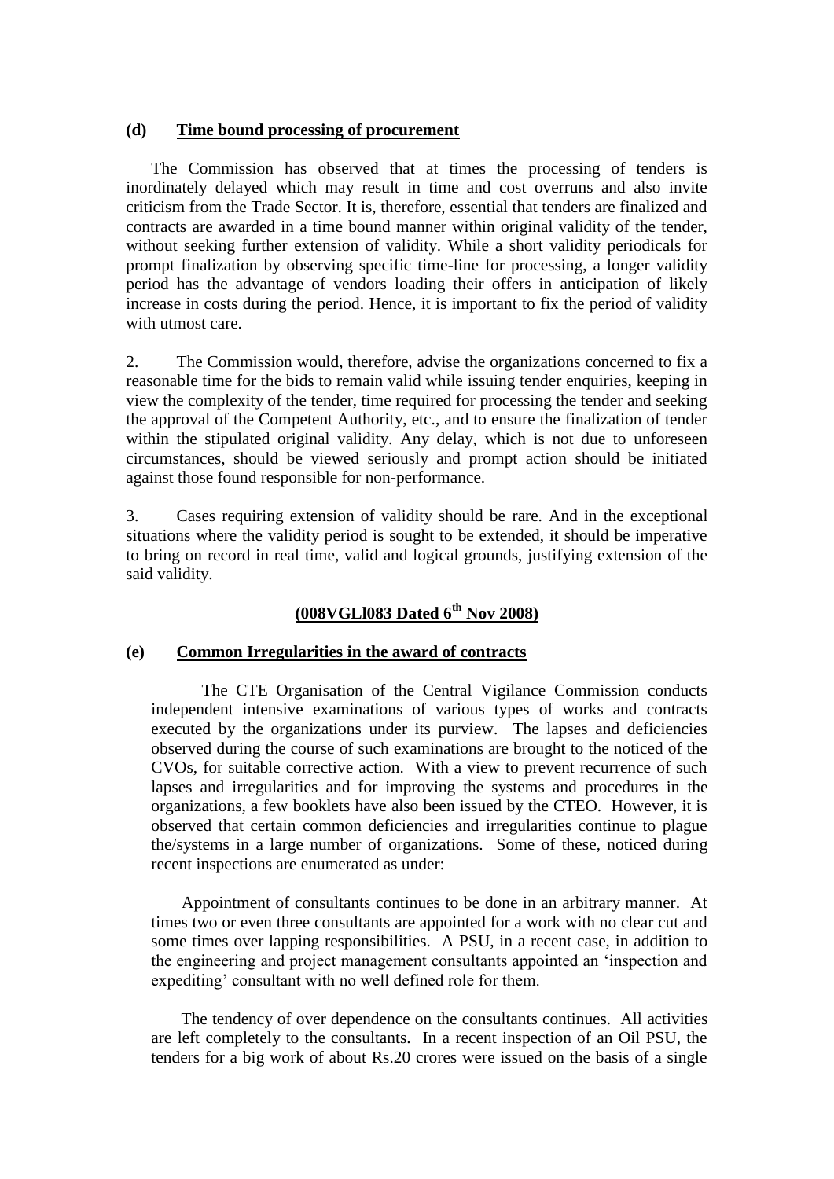**(d) Time bound processing of procurement**

The Commission has observed that at times the processing of tenders is inordinately delayed which may result in time and cost overruns and also invite criticism from the Trade Sector. It is, therefore, essential that tenders are finalized and contracts are awarded in a time bound manner within original validity of the tender, without seeking further extension of validity. While a short validity periodicals for prompt finalization by observing specific time-line for processing, a longer validity period has the advantage of vendors loading their offers in anticipation of likely increase in costs during the period. Hence, it is important to fix the period of validity with utmost care.

2. The Commission would, therefore, advise the organizations concerned to fix a reasonable time for the bids to remain valid while issuing tender enquiries, keeping in view the complexity of the tender, time required for processing the tender and seeking the approval of the Competent Authority, etc., and to ensure the finalization of tender within the stipulated original validity. Any delay, which is not due to unforeseen circumstances, should be viewed seriously and prompt action should be initiated against those found responsible for non-performance.

3. Cases requiring extension of validity should be rare. And in the exceptional situations where the validity period is sought to be extended, it should be imperative to bring on record in real time, valid and logical grounds, justifying extension of the said validity.

**(008VGLl083 Dated 6th Nov 2008)**

**(e) Common Irregularities in the award of contracts**

The CTE Organisation of the Central Vigilance Commission conducts independent intensive examinations of various types of works and contracts executed by the organizations under its purview. The lapses and deficiencies observed during the course of such examinations are brought to the noticed of the CVOs, for suitable corrective action. With a view to prevent recurrence of such lapses and irregularities and for improving the systems and procedures in the organizations, a few booklets have also been issued by the CTEO. However, it is observed that certain common deficiencies and irregularities continue to plague the/systems in a large number of organizations. Some of these, noticed during recent inspections are enumerated as under:

Appointment of consultants continues to be done in an arbitrary manner. At times two or even three consultants are appointed for a work with no clear cut and some times over lapping responsibilities. A PSU, in a recent case, in addition to the engineering and project management consultants appointed an 'inspection and expediting' consultant with no well defined role for them.

The tendency of over dependence on the consultants continues. All activities are left completely to the consultants. In a recent inspection of an Oil PSU, the tenders for a big work of about Rs.20 crores were issued on the basis of a single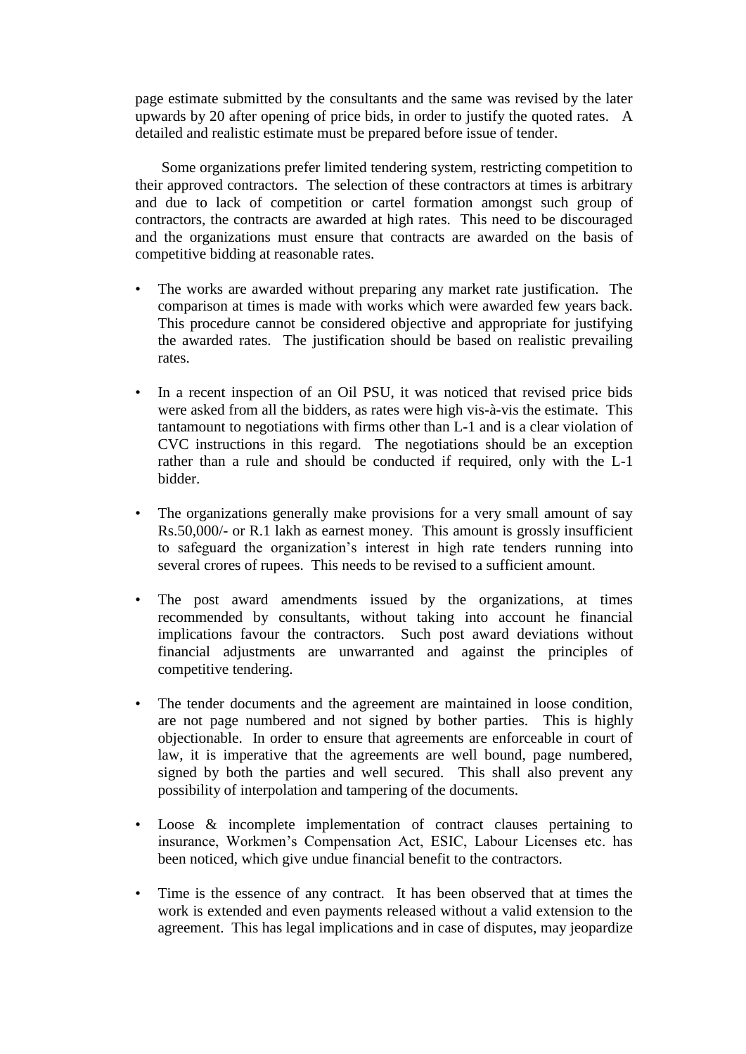page estimate submitted by the consultants and the same was revised by the later upwards by 20 after opening of price bids, in order to justify the quoted rates. A detailed and realistic estimate must be prepared before issue of tender.

Some organizations prefer limited tendering system, restricting competition to their approved contractors. The selection of these contractors at times is arbitrary and due to lack of competition or cartel formation amongst such group of contractors, the contracts are awarded at high rates. This need to be discouraged and the organizations must ensure that contracts are awarded on the basis of competitive bidding at reasonable rates.

- The works are awarded without preparing any market rate justification. The comparison at times is made with works which were awarded few years back. This procedure cannot be considered objective and appropriate for justifying the awarded rates. The justification should be based on realistic prevailing rates.

- In a recent inspection of an Oil PSU, it was noticed that revised price bids were asked from all the bidders, as rates were high vis-à-vis the estimate. This tantamount to negotiations with firms other than L-1 and is a clear violation of CVC instructions in this regard. The negotiations should be an exception rather than a rule and should be conducted if required, only with the L-1 bidder.

- The organizations generally make provisions for a very small amount of say Rs.50,000/- or R.1 lakh as earnest money. This amount is grossly insufficient to safeguard the organization's interest in high rate tenders running into several crores of rupees. This needs to be revised to a sufficient amount.

- The post award amendments issued by the organizations, at times recommended by consultants, without taking into account he financial implications favour the contractors. Such post award deviations without financial adjustments are unwarranted and against the principles of competitive tendering.

- The tender documents and the agreement are maintained in loose condition, are not page numbered and not signed by bother parties. This is highly objectionable. In order to ensure that agreements are enforceable in court of law, it is imperative that the agreements are well bound, page numbered, signed by both the parties and well secured. This shall also prevent any possibility of interpolation and tampering of the documents.

- Loose & incomplete implementation of contract clauses pertaining to insurance, Workmen's Compensation Act, ESIC, Labour Licenses etc. has been noticed, which give undue financial benefit to the contractors.

- Time is the essence of any contract. It has been observed that at times the work is extended and even payments released without a valid extension to the agreement. This has legal implications and in case of disputes, may jeopardize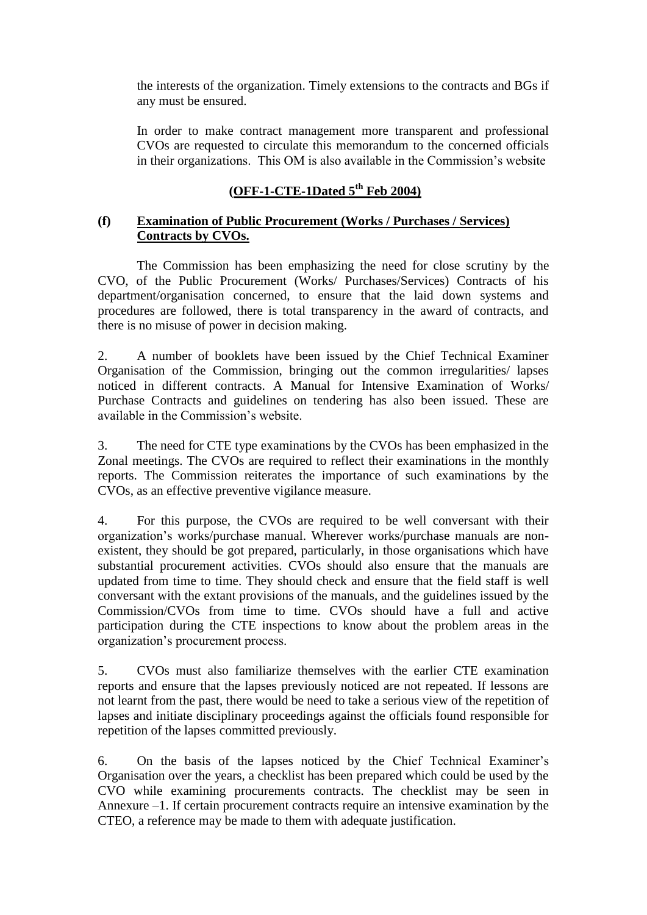the interests of the organization. Timely extensions to the contracts and BGs if any must be ensured.

In order to make contract management more transparent and professional CVOs are requested to circulate this memorandum to the concerned officials in their organizations. This OM is also available in the Commission's website

**(OFF-1-CTE-1Dated 5th Feb 2004)**

**(f) Examination of Public Procurement (Works / Purchases / Services) Contracts by CVOs.**

The Commission has been emphasizing the need for close scrutiny by the CVO, of the Public Procurement (Works/ Purchases/Services) Contracts of his department/organisation concerned, to ensure that the laid down systems and procedures are followed, there is total transparency in the award of contracts, and there is no misuse of power in decision making.

2. A number of booklets have been issued by the Chief Technical Examiner Organisation of the Commission, bringing out the common irregularities/ lapses noticed in different contracts. A Manual for Intensive Examination of Works/ Purchase Contracts and guidelines on tendering has also been issued. These are available in the Commission's website.

3. The need for CTE type examinations by the CVOs has been emphasized in the Zonal meetings. The CVOs are required to reflect their examinations in the monthly reports. The Commission reiterates the importance of such examinations by the CVOs, as an effective preventive vigilance measure.

4. For this purpose, the CVOs are required to be well conversant with their organization's works/purchase manual. Wherever works/purchase manuals are non-existent, they should be got prepared, particularly, in those organisations which have substantial procurement activities. CVOs should also ensure that the manuals are updated from time to time. They should check and ensure that the field staff is well conversant with the extant provisions of the manuals, and the guidelines issued by the Commission/CVOs from time to time. CVOs should have a full and active participation during the CTE inspections to know about the problem areas in the organization's procurement process.

5. CVOs must also familiarize themselves with the earlier CTE examination reports and ensure that the lapses previously noticed are not repeated. If lessons are not learnt from the past, there would be need to take a serious view of the repetition of lapses and initiate disciplinary proceedings against the officials found responsible for repetition of the lapses committed previously.

6. On the basis of the lapses noticed by the Chief Technical Examiner's Organisation over the years, a checklist has been prepared which could be used by the CVO while examining procurements contracts. The checklist may be seen in Annexure –1. If certain procurement contracts require an intensive examination by the CTEO, a reference may be made to them with adequate justification.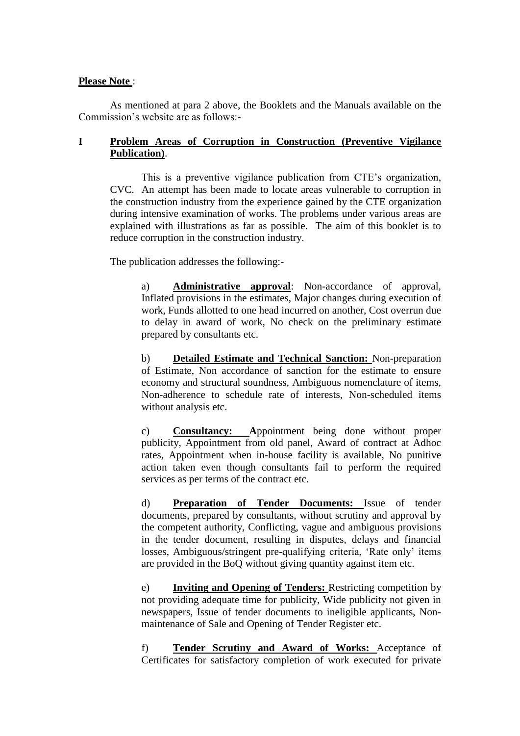**Please Note** :

As mentioned at para 2 above, the Booklets and the Manuals available on the Commission's website are as follows:-

**I Problem Areas of Corruption in Construction (Preventive Vigilance Publication)**.

This is a preventive vigilance publication from CTE's organization, CVC. An attempt has been made to locate areas vulnerable to corruption in the construction industry from the experience gained by the CTE organization during intensive examination of works. The problems under various areas are explained with illustrations as far as possible. The aim of this booklet is to reduce corruption in the construction industry.

The publication addresses the following:-

a) **Administrative approval**: Non-accordance of approval, Inflated provisions in the estimates, Major changes during execution of work, Funds allotted to one head incurred on another, Cost overrun due to delay in award of work, No check on the preliminary estimate prepared by consultants etc.

b) **Detailed Estimate and Technical Sanction:** Non-preparation of Estimate, Non accordance of sanction for the estimate to ensure economy and structural soundness, Ambiguous nomenclature of items, Non-adherence to schedule rate of interests, Non-scheduled items without analysis etc.

c) **Consultancy:** **A**ppointment being done without proper publicity, Appointment from old panel, Award of contract at Adhoc rates, Appointment when in-house facility is available, No punitive action taken even though consultants fail to perform the required services as per terms of the contract etc.

d) **Preparation of Tender Documents:** Issue of tender documents, prepared by consultants, without scrutiny and approval by the competent authority, Conflicting, vague and ambiguous provisions in the tender document, resulting in disputes, delays and financial losses, Ambiguous/stringent pre-qualifying criteria, 'Rate only' items are provided in the BoQ without giving quantity against item etc.

e) **Inviting and Opening of Tenders:** Restricting competition by not providing adequate time for publicity, Wide publicity not given in newspapers, Issue of tender documents to ineligible applicants, Non-maintenance of Sale and Opening of Tender Register etc.

f) **Tender Scrutiny and Award of Works:** Acceptance of Certificates for satisfactory completion of work executed for private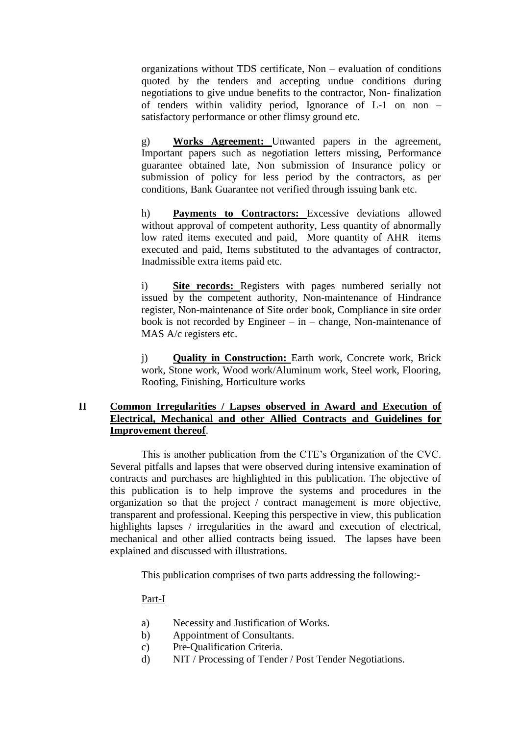organizations without TDS certificate, Non – evaluation of conditions quoted by the tenders and accepting undue conditions during negotiations to give undue benefits to the contractor, Non- finalization of tenders within validity period, Ignorance of L-1 on non – satisfactory performance or other flimsy ground etc.

g) **Works Agreement:** Unwanted papers in the agreement, Important papers such as negotiation letters missing, Performance guarantee obtained late, Non submission of Insurance policy or submission of policy for less period by the contractors, as per conditions, Bank Guarantee not verified through issuing bank etc.

h) **Payments to Contractors:** Excessive deviations allowed without approval of competent authority, Less quantity of abnormally low rated items executed and paid, More quantity of AHR items executed and paid, Items substituted to the advantages of contractor, Inadmissible extra items paid etc.

i) **Site records:** Registers with pages numbered serially not issued by the competent authority, Non-maintenance of Hindrance register, Non-maintenance of Site order book, Compliance in site order book is not recorded by Engineer – in – change, Non-maintenance of MAS A/c registers etc.

j) **Quality in Construction:** Earth work, Concrete work, Brick work, Stone work, Wood work/Aluminum work, Steel work, Flooring, Roofing, Finishing, Horticulture works

## II **Common Irregularities / Lapses observed in Award and Execution of Electrical, Mechanical and other Allied Contracts and Guidelines for Improvement thereof**.

This is another publication from the CTE's Organization of the CVC. Several pitfalls and lapses that were observed during intensive examination of contracts and purchases are highlighted in this publication. The objective of this publication is to help improve the systems and procedures in the organization so that the project / contract management is more objective, transparent and professional. Keeping this perspective in view, this publication highlights lapses / irregularities in the award and execution of electrical, mechanical and other allied contracts being issued. The lapses have been explained and discussed with illustrations.

This publication comprises of two parts addressing the following:-

Part-I

a) Necessity and Justification of Works.
b) Appointment of Consultants.
c) Pre-Qualification Criteria.
d) NIT / Processing of Tender / Post Tender Negotiations.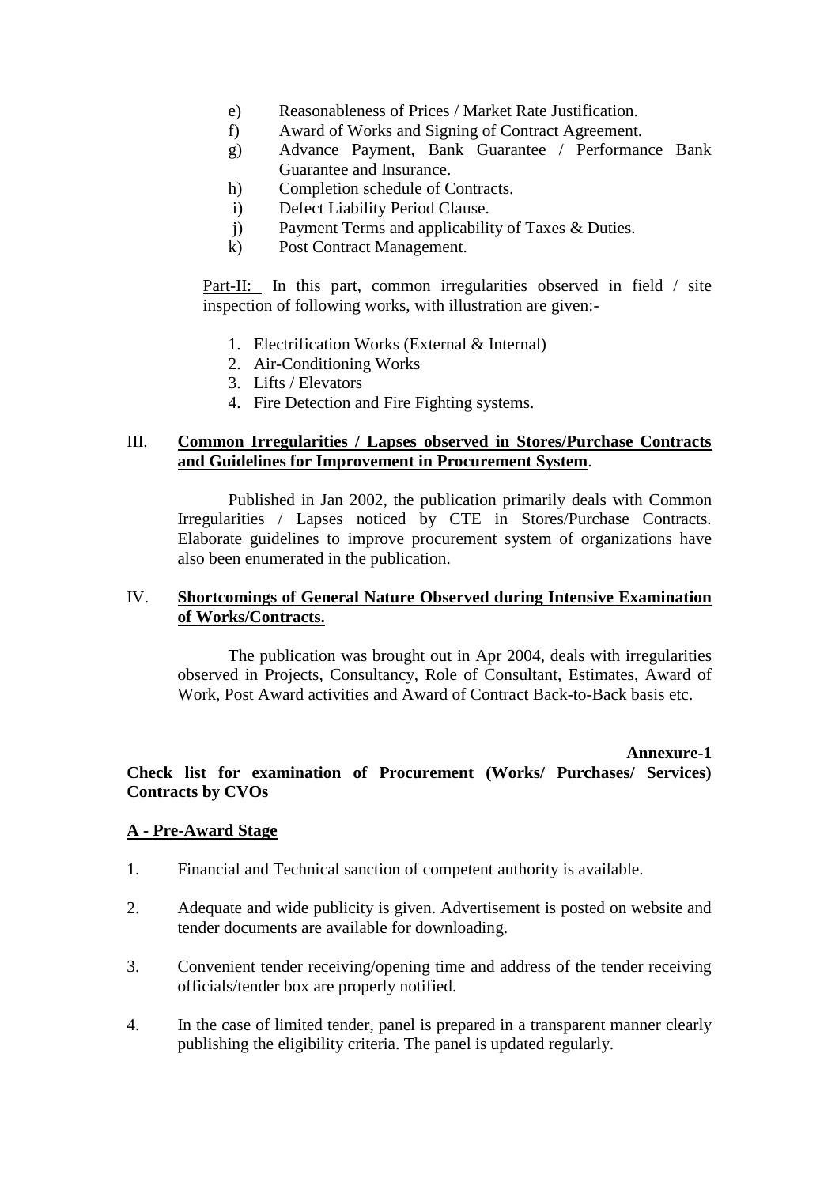e) Reasonableness of Prices / Market Rate Justification.
f) Award of Works and Signing of Contract Agreement.
g) Advance Payment, Bank Guarantee / Performance Bank Guarantee and Insurance.
h) Completion schedule of Contracts.
i) Defect Liability Period Clause.
j) Payment Terms and applicability of Taxes & Duties.
k) Post Contract Management.

Part-II: In this part, common irregularities observed in field / site inspection of following works, with illustration are given:-

1. Electrification Works (External & Internal)
2. Air-Conditioning Works
3. Lifts / Elevators
4. Fire Detection and Fire Fighting systems.

III. **Common Irregularities / Lapses observed in Stores/Purchase Contracts and Guidelines for Improvement in Procurement System**.

Published in Jan 2002, the publication primarily deals with Common Irregularities / Lapses noticed by CTE in Stores/Purchase Contracts. Elaborate guidelines to improve procurement system of organizations have also been enumerated in the publication.

IV. **Shortcomings of General Nature Observed during Intensive Examination of Works/Contracts.**

The publication was brought out in Apr 2004, deals with irregularities observed in Projects, Consultancy, Role of Consultant, Estimates, Award of Work, Post Award activities and Award of Contract Back-to-Back basis etc.

**Annexure-1**

**Check list for examination of Procurement (Works/ Purchases/ Services) Contracts by CVOs**

**A - Pre-Award Stage**

1. Financial and Technical sanction of competent authority is available.

2. Adequate and wide publicity is given. Advertisement is posted on website and tender documents are available for downloading.

3. Convenient tender receiving/opening time and address of the tender receiving officials/tender box are properly notified.

4. In the case of limited tender, panel is prepared in a transparent manner clearly publishing the eligibility criteria. The panel is updated regularly.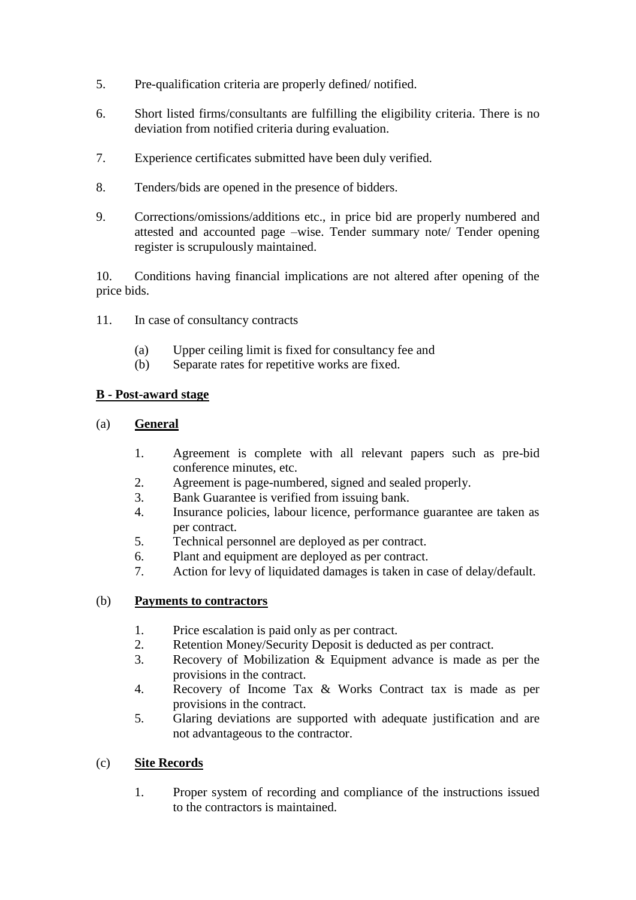5. Pre-qualification criteria are properly defined/ notified.

6. Short listed firms/consultants are fulfilling the eligibility criteria. There is no deviation from notified criteria during evaluation.

7. Experience certificates submitted have been duly verified.

8. Tenders/bids are opened in the presence of bidders.

9. Corrections/omissions/additions etc., in price bid are properly numbered and attested and accounted page –wise. Tender summary note/ Tender opening register is scrupulously maintained.

10. Conditions having financial implications are not altered after opening of the price bids.

11. In case of consultancy contracts

    (a) Upper ceiling limit is fixed for consultancy fee and
    (b) Separate rates for repetitive works are fixed.

**B - Post-award stage**

(a) **General**

1. Agreement is complete with all relevant papers such as pre-bid conference minutes, etc.
2. Agreement is page-numbered, signed and sealed properly.
3. Bank Guarantee is verified from issuing bank.
4. Insurance policies, labour licence, performance guarantee are taken as per contract.
5. Technical personnel are deployed as per contract.
6. Plant and equipment are deployed as per contract.
7. Action for levy of liquidated damages is taken in case of delay/default.

(b) **Payments to contractors**

1. Price escalation is paid only as per contract.
2. Retention Money/Security Deposit is deducted as per contract.
3. Recovery of Mobilization & Equipment advance is made as per the provisions in the contract.
4. Recovery of Income Tax & Works Contract tax is made as per provisions in the contract.
5. Glaring deviations are supported with adequate justification and are not advantageous to the contractor.

(c) **Site Records**

1. Proper system of recording and compliance of the instructions issued to the contractors is maintained.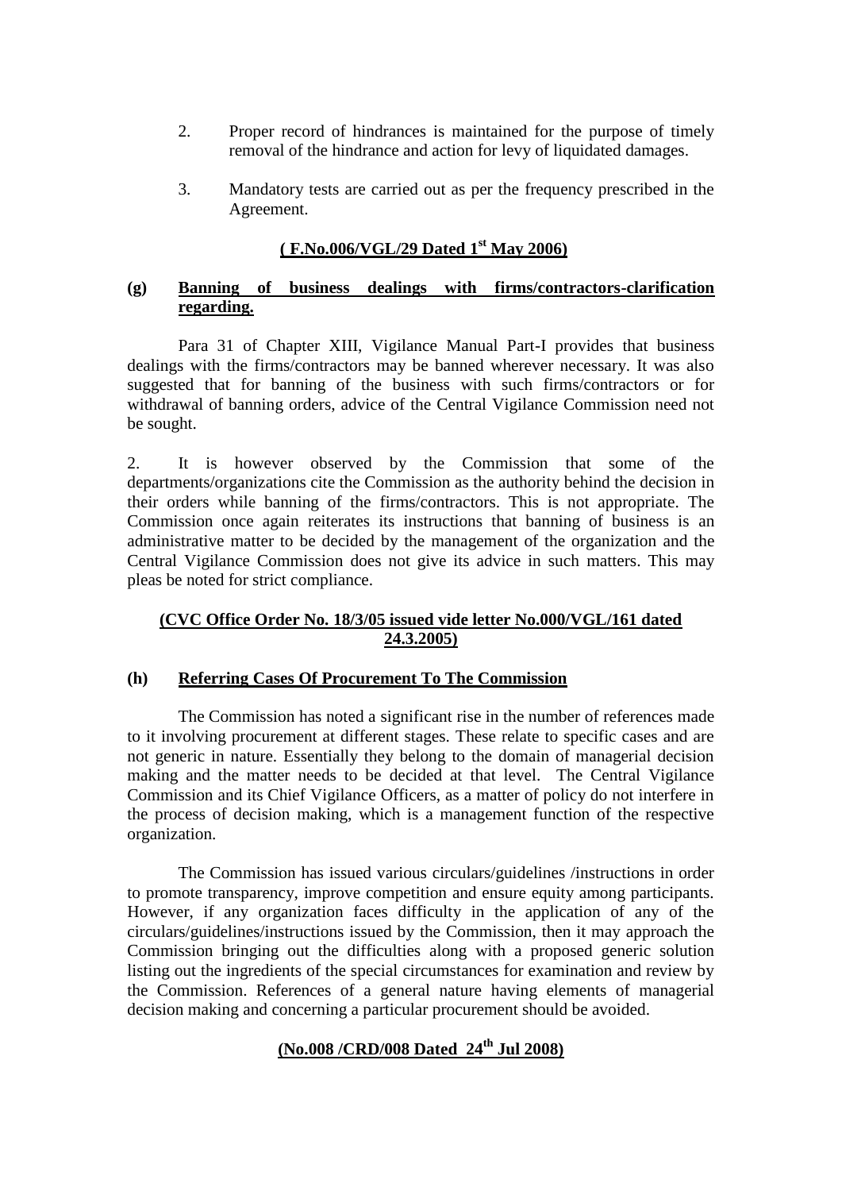2. Proper record of hindrances is maintained for the purpose of timely removal of the hindrance and action for levy of liquidated damages.

3. Mandatory tests are carried out as per the frequency prescribed in the Agreement.

**( F.No.006/VGL/29 Dated 1st May 2006)**

### (g) Banning of business dealings with firms/contractors-clarification regarding.

Para 31 of Chapter XIII, Vigilance Manual Part-I provides that business dealings with the firms/contractors may be banned wherever necessary. It was also suggested that for banning of the business with such firms/contractors or for withdrawal of banning orders, advice of the Central Vigilance Commission need not be sought.

2. It is however observed by the Commission that some of the departments/organizations cite the Commission as the authority behind the decision in their orders while banning of the firms/contractors. This is not appropriate. The Commission once again reiterates its instructions that banning of business is an administrative matter to be decided by the management of the organization and the Central Vigilance Commission does not give its advice in such matters. This may pleas be noted for strict compliance.

**(CVC Office Order No. 18/3/05 issued vide letter No.000/VGL/161 dated 24.3.2005)**

### (h) Referring Cases Of Procurement To The Commission

The Commission has noted a significant rise in the number of references made to it involving procurement at different stages. These relate to specific cases and are not generic in nature. Essentially they belong to the domain of managerial decision making and the matter needs to be decided at that level. The Central Vigilance Commission and its Chief Vigilance Officers, as a matter of policy do not interfere in the process of decision making, which is a management function of the respective organization.

The Commission has issued various circulars/guidelines /instructions in order to promote transparency, improve competition and ensure equity among participants. However, if any organization faces difficulty in the application of any of the circulars/guidelines/instructions issued by the Commission, then it may approach the Commission bringing out the difficulties along with a proposed generic solution listing out the ingredients of the special circumstances for examination and review by the Commission. References of a general nature having elements of managerial decision making and concerning a particular procurement should be avoided.

**(No.008 /CRD/008 Dated 24th Jul 2008)**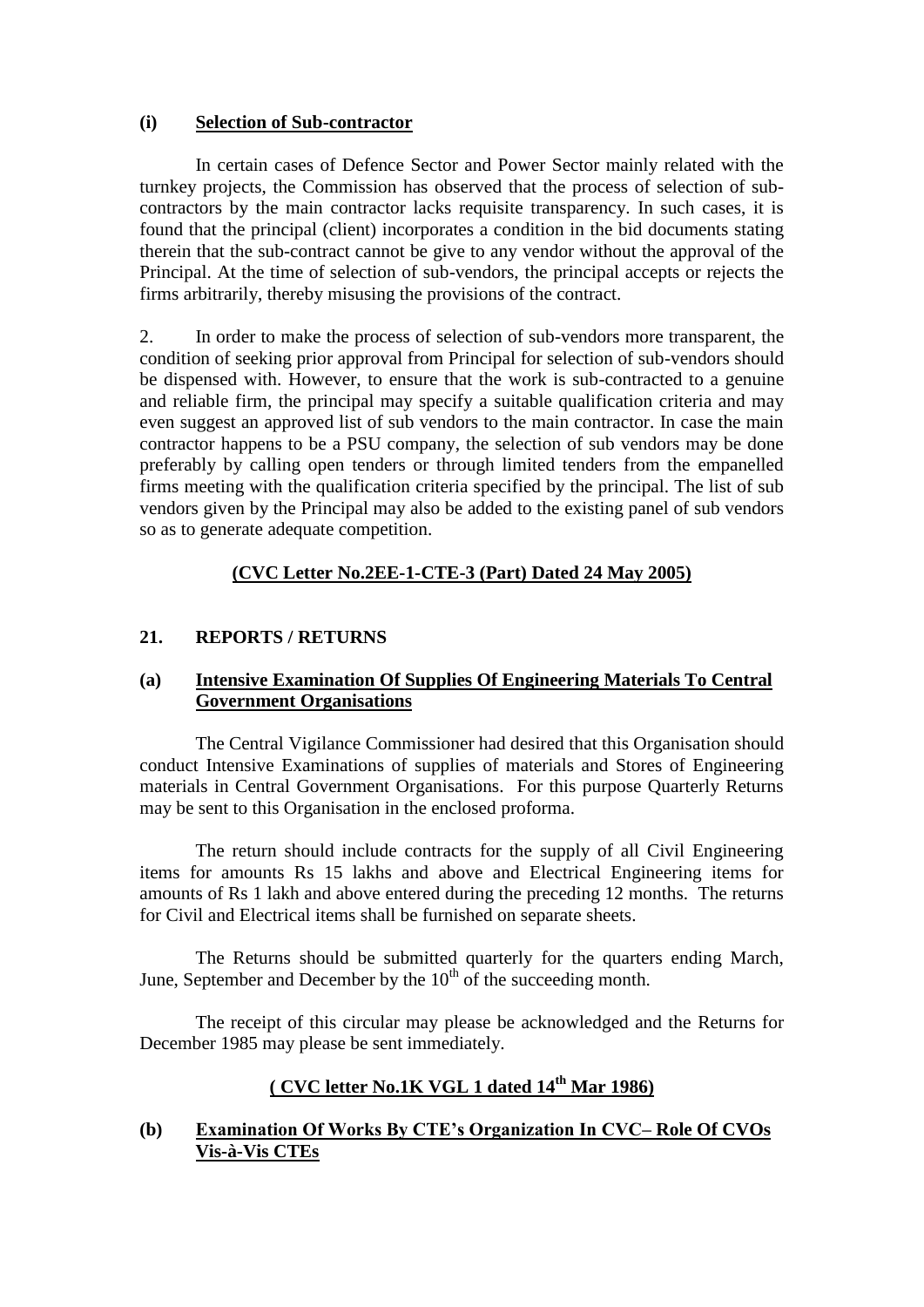**(i) Selection of Sub-contractor**

In certain cases of Defence Sector and Power Sector mainly related with the turnkey projects, the Commission has observed that the process of selection of sub-contractors by the main contractor lacks requisite transparency. In such cases, it is found that the principal (client) incorporates a condition in the bid documents stating therein that the sub-contract cannot be give to any vendor without the approval of the Principal. At the time of selection of sub-vendors, the principal accepts or rejects the firms arbitrarily, thereby misusing the provisions of the contract.

2. In order to make the process of selection of sub-vendors more transparent, the condition of seeking prior approval from Principal for selection of sub-vendors should be dispensed with. However, to ensure that the work is sub-contracted to a genuine and reliable firm, the principal may specify a suitable qualification criteria and may even suggest an approved list of sub vendors to the main contractor. In case the main contractor happens to be a PSU company, the selection of sub vendors may be done preferably by calling open tenders or through limited tenders from the empanelled firms meeting with the qualification criteria specified by the principal. The list of sub vendors given by the Principal may also be added to the existing panel of sub vendors so as to generate adequate competition.

**(CVC Letter No.2EE-1-CTE-3 (Part) Dated 24 May 2005)**

## 21. REPORTS / RETURNS

**(a) Intensive Examination Of Supplies Of Engineering Materials To Central Government Organisations**

The Central Vigilance Commissioner had desired that this Organisation should conduct Intensive Examinations of supplies of materials and Stores of Engineering materials in Central Government Organisations. For this purpose Quarterly Returns may be sent to this Organisation in the enclosed proforma.

The return should include contracts for the supply of all Civil Engineering items for amounts Rs 15 lakhs and above and Electrical Engineering items for amounts of Rs 1 lakh and above entered during the preceding 12 months. The returns for Civil and Electrical items shall be furnished on separate sheets.

The Returns should be submitted quarterly for the quarters ending March, June, September and December by the 10th of the succeeding month.

The receipt of this circular may please be acknowledged and the Returns for December 1985 may please be sent immediately.

**( CVC letter No.1K VGL 1 dated 14th Mar 1986)**

**(b) Examination Of Works By CTE's Organization In CVC– Role Of CVOs Vis-à-Vis CTEs**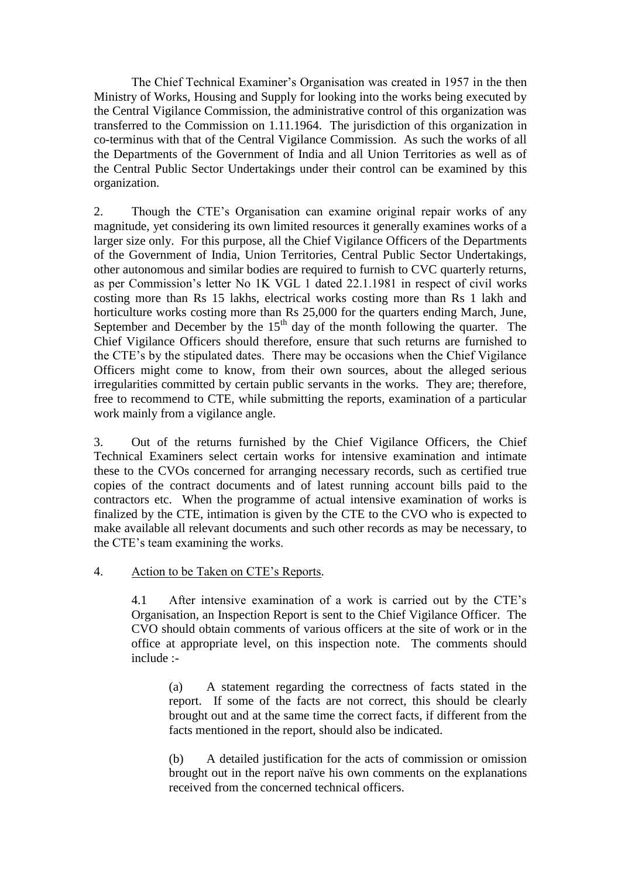The Chief Technical Examiner's Organisation was created in 1957 in the then Ministry of Works, Housing and Supply for looking into the works being executed by the Central Vigilance Commission, the administrative control of this organization was transferred to the Commission on 1.11.1964. The jurisdiction of this organization in co-terminus with that of the Central Vigilance Commission. As such the works of all the Departments of the Government of India and all Union Territories as well as of the Central Public Sector Undertakings under their control can be examined by this organization.

2. Though the CTE's Organisation can examine original repair works of any magnitude, yet considering its own limited resources it generally examines works of a larger size only. For this purpose, all the Chief Vigilance Officers of the Departments of the Government of India, Union Territories, Central Public Sector Undertakings, other autonomous and similar bodies are required to furnish to CVC quarterly returns, as per Commission's letter No 1K VGL 1 dated 22.1.1981 in respect of civil works costing more than Rs 15 lakhs, electrical works costing more than Rs 1 lakh and horticulture works costing more than Rs 25,000 for the quarters ending March, June, September and December by the 15th day of the month following the quarter. The Chief Vigilance Officers should therefore, ensure that such returns are furnished to the CTE's by the stipulated dates. There may be occasions when the Chief Vigilance Officers might come to know, from their own sources, about the alleged serious irregularities committed by certain public servants in the works. They are; therefore, free to recommend to CTE, while submitting the reports, examination of a particular work mainly from a vigilance angle.

3. Out of the returns furnished by the Chief Vigilance Officers, the Chief Technical Examiners select certain works for intensive examination and intimate these to the CVOs concerned for arranging necessary records, such as certified true copies of the contract documents and of latest running account bills paid to the contractors etc. When the programme of actual intensive examination of works is finalized by the CTE, intimation is given by the CTE to the CVO who is expected to make available all relevant documents and such other records as may be necessary, to the CTE's team examining the works.

4. Action to be Taken on CTE's Reports.

4.1 After intensive examination of a work is carried out by the CTE's Organisation, an Inspection Report is sent to the Chief Vigilance Officer. The CVO should obtain comments of various officers at the site of work or in the office at appropriate level, on this inspection note. The comments should include :-

(a) A statement regarding the correctness of facts stated in the report. If some of the facts are not correct, this should be clearly brought out and at the same time the correct facts, if different from the facts mentioned in the report, should also be indicated.

(b) A detailed justification for the acts of commission or omission brought out in the report naïve his own comments on the explanations received from the concerned technical officers.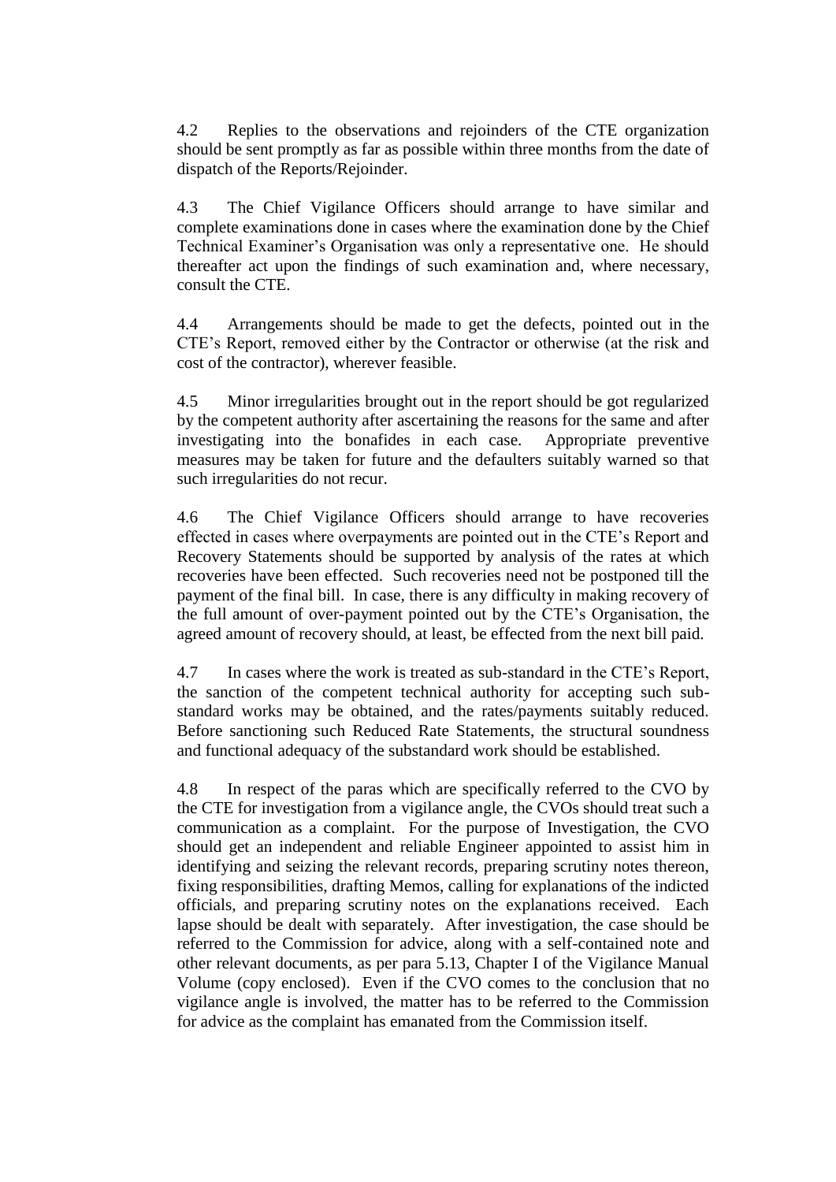4.2 Replies to the observations and rejoinders of the CTE organization should be sent promptly as far as possible within three months from the date of dispatch of the Reports/Rejoinder.

4.3 The Chief Vigilance Officers should arrange to have similar and complete examinations done in cases where the examination done by the Chief Technical Examiner's Organisation was only a representative one. He should thereafter act upon the findings of such examination and, where necessary, consult the CTE.

4.4 Arrangements should be made to get the defects, pointed out in the CTE's Report, removed either by the Contractor or otherwise (at the risk and cost of the contractor), wherever feasible.

4.5 Minor irregularities brought out in the report should be got regularized by the competent authority after ascertaining the reasons for the same and after investigating into the bonafides in each case. Appropriate preventive measures may be taken for future and the defaulters suitably warned so that such irregularities do not recur.

4.6 The Chief Vigilance Officers should arrange to have recoveries effected in cases where overpayments are pointed out in the CTE's Report and Recovery Statements should be supported by analysis of the rates at which recoveries have been effected. Such recoveries need not be postponed till the payment of the final bill. In case, there is any difficulty in making recovery of the full amount of over-payment pointed out by the CTE's Organisation, the agreed amount of recovery should, at least, be effected from the next bill paid.

4.7 In cases where the work is treated as sub-standard in the CTE's Report, the sanction of the competent technical authority for accepting such sub-standard works may be obtained, and the rates/payments suitably reduced. Before sanctioning such Reduced Rate Statements, the structural soundness and functional adequacy of the substandard work should be established.

4.8 In respect of the paras which are specifically referred to the CVO by the CTE for investigation from a vigilance angle, the CVOs should treat such a communication as a complaint. For the purpose of Investigation, the CVO should get an independent and reliable Engineer appointed to assist him in identifying and seizing the relevant records, preparing scrutiny notes thereon, fixing responsibilities, drafting Memos, calling for explanations of the indicted officials, and preparing scrutiny notes on the explanations received. Each lapse should be dealt with separately. After investigation, the case should be referred to the Commission for advice, along with a self-contained note and other relevant documents, as per para 5.13, Chapter I of the Vigilance Manual Volume (copy enclosed). Even if the CVO comes to the conclusion that no vigilance angle is involved, the matter has to be referred to the Commission for advice as the complaint has emanated from the Commission itself.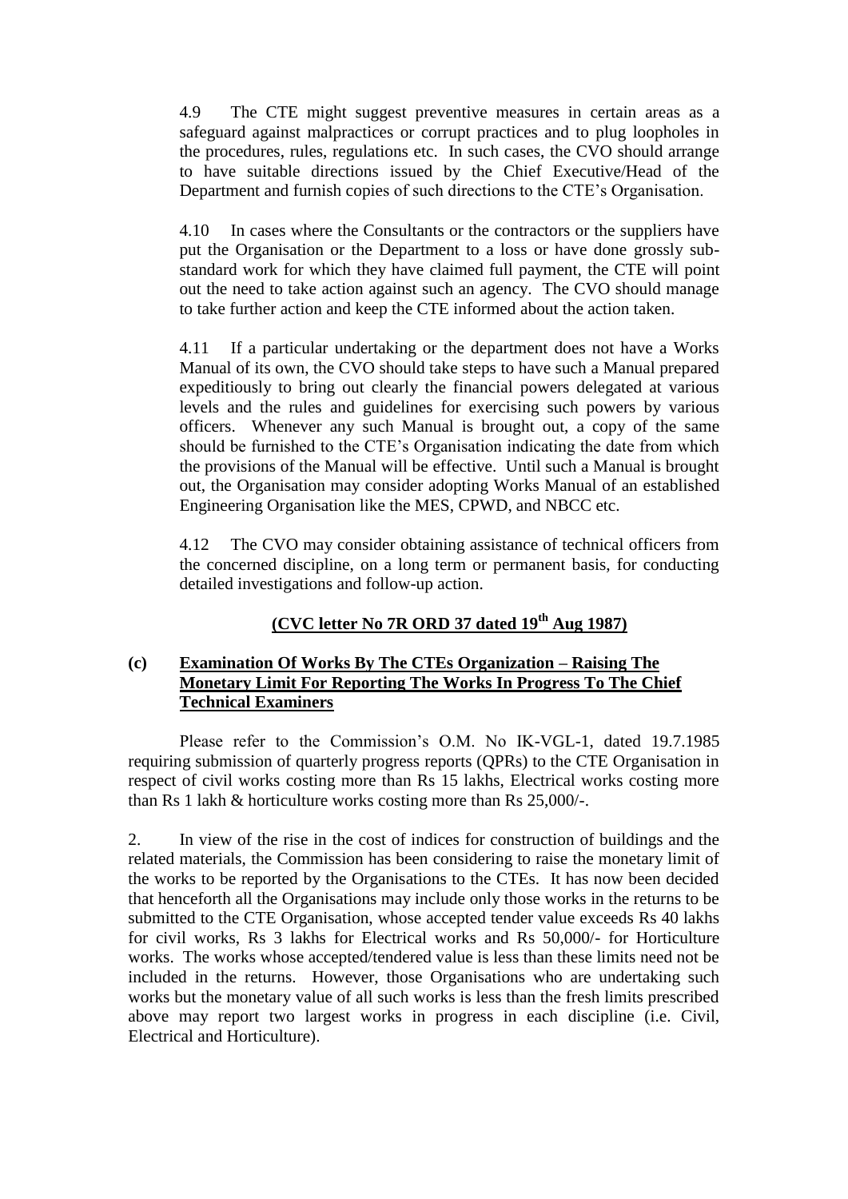4.9 The CTE might suggest preventive measures in certain areas as a safeguard against malpractices or corrupt practices and to plug loopholes in the procedures, rules, regulations etc. In such cases, the CVO should arrange to have suitable directions issued by the Chief Executive/Head of the Department and furnish copies of such directions to the CTE's Organisation.

4.10 In cases where the Consultants or the contractors or the suppliers have put the Organisation or the Department to a loss or have done grossly sub-standard work for which they have claimed full payment, the CTE will point out the need to take action against such an agency. The CVO should manage to take further action and keep the CTE informed about the action taken.

4.11 If a particular undertaking or the department does not have a Works Manual of its own, the CVO should take steps to have such a Manual prepared expeditiously to bring out clearly the financial powers delegated at various levels and the rules and guidelines for exercising such powers by various officers. Whenever any such Manual is brought out, a copy of the same should be furnished to the CTE's Organisation indicating the date from which the provisions of the Manual will be effective. Until such a Manual is brought out, the Organisation may consider adopting Works Manual of an established Engineering Organisation like the MES, CPWD, and NBCC etc.

4.12 The CVO may consider obtaining assistance of technical officers from the concerned discipline, on a long term or permanent basis, for conducting detailed investigations and follow-up action.

**(CVC letter No 7R ORD 37 dated 19th Aug 1987)**

### (c) Examination Of Works By The CTEs Organization – Raising The Monetary Limit For Reporting The Works In Progress To The Chief Technical Examiners

Please refer to the Commission's O.M. No IK-VGL-1, dated 19.7.1985 requiring submission of quarterly progress reports (QPRs) to the CTE Organisation in respect of civil works costing more than Rs 15 lakhs, Electrical works costing more than Rs 1 lakh & horticulture works costing more than Rs 25,000/-.

2. In view of the rise in the cost of indices for construction of buildings and the related materials, the Commission has been considering to raise the monetary limit of the works to be reported by the Organisations to the CTEs. It has now been decided that henceforth all the Organisations may include only those works in the returns to be submitted to the CTE Organisation, whose accepted tender value exceeds Rs 40 lakhs for civil works, Rs 3 lakhs for Electrical works and Rs 50,000/- for Horticulture works. The works whose accepted/tendered value is less than these limits need not be included in the returns. However, those Organisations who are undertaking such works but the monetary value of all such works is less than the fresh limits prescribed above may report two largest works in progress in each discipline (i.e. Civil, Electrical and Horticulture).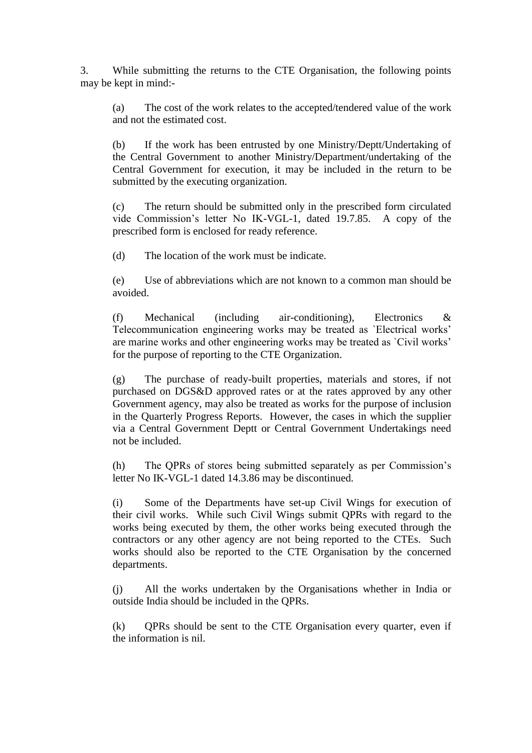3. While submitting the returns to the CTE Organisation, the following points may be kept in mind:-

(a) The cost of the work relates to the accepted/tendered value of the work and not the estimated cost.

(b) If the work has been entrusted by one Ministry/Deptt/Undertaking of the Central Government to another Ministry/Department/undertaking of the Central Government for execution, it may be included in the return to be submitted by the executing organization.

(c) The return should be submitted only in the prescribed form circulated vide Commission's letter No IK-VGL-1, dated 19.7.85. A copy of the prescribed form is enclosed for ready reference.

(d) The location of the work must be indicate.

(e) Use of abbreviations which are not known to a common man should be avoided.

(f) Mechanical (including air-conditioning), Electronics & Telecommunication engineering works may be treated as `Electrical works' are marine works and other engineering works may be treated as `Civil works' for the purpose of reporting to the CTE Organization.

(g) The purchase of ready-built properties, materials and stores, if not purchased on DGS&D approved rates or at the rates approved by any other Government agency, may also be treated as works for the purpose of inclusion in the Quarterly Progress Reports. However, the cases in which the supplier via a Central Government Deptt or Central Government Undertakings need not be included.

(h) The QPRs of stores being submitted separately as per Commission's letter No IK-VGL-1 dated 14.3.86 may be discontinued.

(i) Some of the Departments have set-up Civil Wings for execution of their civil works. While such Civil Wings submit QPRs with regard to the works being executed by them, the other works being executed through the contractors or any other agency are not being reported to the CTEs. Such works should also be reported to the CTE Organisation by the concerned departments.

(j) All the works undertaken by the Organisations whether in India or outside India should be included in the QPRs.

(k) QPRs should be sent to the CTE Organisation every quarter, even if the information is nil.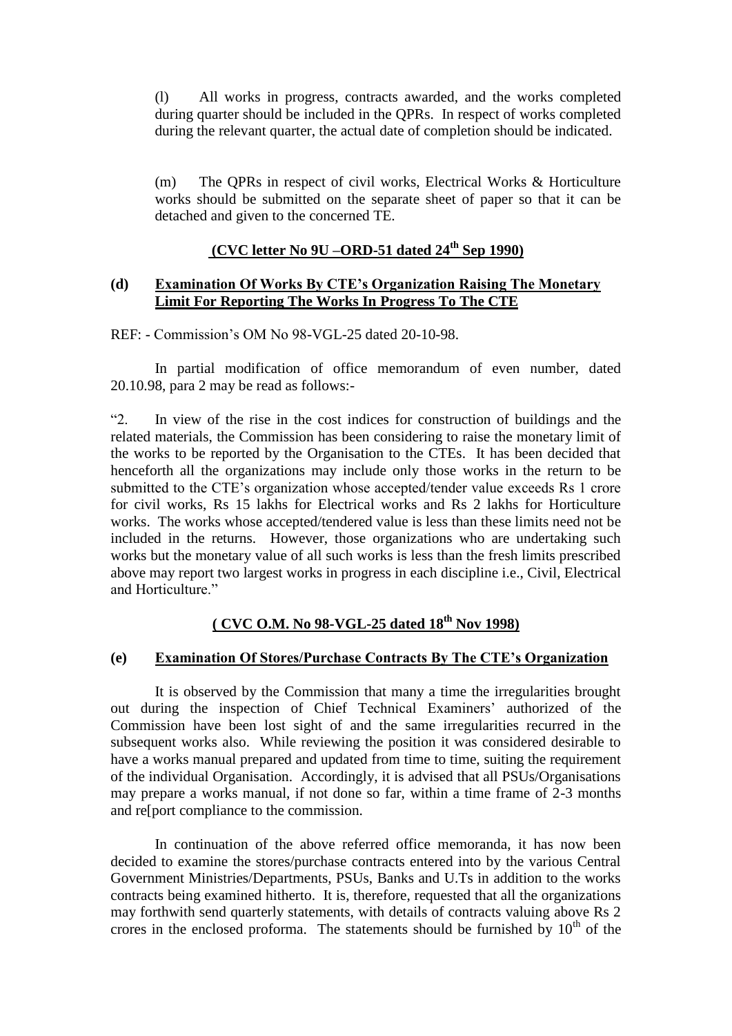(l) All works in progress, contracts awarded, and the works completed during quarter should be included in the QPRs. In respect of works completed during the relevant quarter, the actual date of completion should be indicated.

(m) The QPRs in respect of civil works, Electrical Works & Horticulture works should be submitted on the separate sheet of paper so that it can be detached and given to the concerned TE.

**(CVC letter No 9U –ORD-51 dated 24th Sep 1990)**

### (d) Examination Of Works By CTE's Organization Raising The Monetary Limit For Reporting The Works In Progress To The CTE

REF: - Commission's OM No 98-VGL-25 dated 20-10-98.

In partial modification of office memorandum of even number, dated 20.10.98, para 2 may be read as follows:-

"2. In view of the rise in the cost indices for construction of buildings and the related materials, the Commission has been considering to raise the monetary limit of the works to be reported by the Organisation to the CTEs. It has been decided that henceforth all the organizations may include only those works in the return to be submitted to the CTE's organization whose accepted/tender value exceeds Rs 1 crore for civil works, Rs 15 lakhs for Electrical works and Rs 2 lakhs for Horticulture works. The works whose accepted/tendered value is less than these limits need not be included in the returns. However, those organizations who are undertaking such works but the monetary value of all such works is less than the fresh limits prescribed above may report two largest works in progress in each discipline i.e., Civil, Electrical and Horticulture."

**( CVC O.M. No 98-VGL-25 dated 18th Nov 1998)**

### (e) Examination Of Stores/Purchase Contracts By The CTE's Organization

It is observed by the Commission that many a time the irregularities brought out during the inspection of Chief Technical Examiners' authorized of the Commission have been lost sight of and the same irregularities recurred in the subsequent works also. While reviewing the position it was considered desirable to have a works manual prepared and updated from time to time, suiting the requirement of the individual Organisation. Accordingly, it is advised that all PSUs/Organisations may prepare a works manual, if not done so far, within a time frame of 2-3 months and re[port compliance to the commission.

In continuation of the above referred office memoranda, it has now been decided to examine the stores/purchase contracts entered into by the various Central Government Ministries/Departments, PSUs, Banks and U.Ts in addition to the works contracts being examined hitherto. It is, therefore, requested that all the organizations may forthwith send quarterly statements, with details of contracts valuing above Rs 2 crores in the enclosed proforma. The statements should be furnished by 10th of the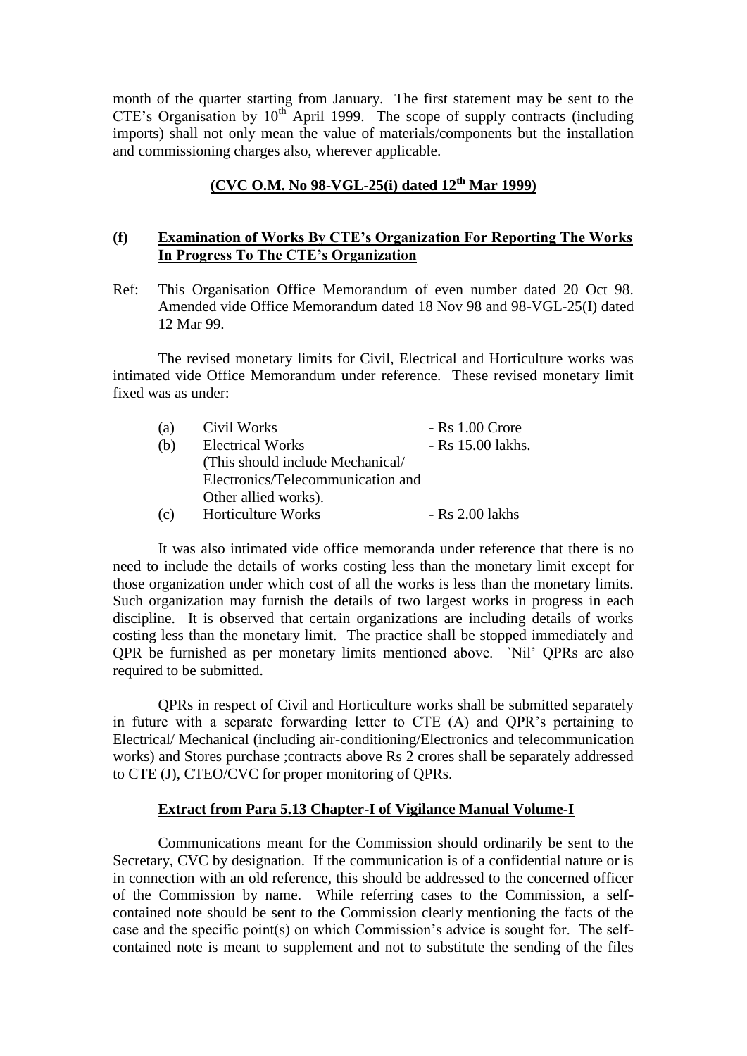month of the quarter starting from January. The first statement may be sent to the CTE's Organisation by 10th April 1999. The scope of supply contracts (including imports) shall not only mean the value of materials/components but the installation and commissioning charges also, wherever applicable.

**(CVC O.M. No 98-VGL-25(i) dated 12th Mar 1999)**

### (f) Examination of Works By CTE's Organization For Reporting The Works In Progress To The CTE's Organization

Ref: This Organisation Office Memorandum of even number dated 20 Oct 98. Amended vide Office Memorandum dated 18 Nov 98 and 98-VGL-25(I) dated 12 Mar 99.

The revised monetary limits for Civil, Electrical and Horticulture works was intimated vide Office Memorandum under reference. These revised monetary limit fixed was as under:

(a) Civil Works - Rs 1.00 Crore

(b) Electrical Works - Rs 15.00 lakhs.
(This should include Mechanical/ Electronics/Telecommunication and Other allied works).

(c) Horticulture Works - Rs 2.00 lakhs

It was also intimated vide office memoranda under reference that there is no need to include the details of works costing less than the monetary limit except for those organization under which cost of all the works is less than the monetary limits. Such organization may furnish the details of two largest works in progress in each discipline. It is observed that certain organizations are including details of works costing less than the monetary limit. The practice shall be stopped immediately and QPR be furnished as per monetary limits mentioned above. `Nil' QPRs are also required to be submitted.

QPRs in respect of Civil and Horticulture works shall be submitted separately in future with a separate forwarding letter to CTE (A) and QPR's pertaining to Electrical/ Mechanical (including air-conditioning/Electronics and telecommunication works) and Stores purchase ;contracts above Rs 2 crores shall be separately addressed to CTE (J), CTEO/CVC for proper monitoring of QPRs.

**Extract from Para 5.13 Chapter-I of Vigilance Manual Volume-I**

Communications meant for the Commission should ordinarily be sent to the Secretary, CVC by designation. If the communication is of a confidential nature or is in connection with an old reference, this should be addressed to the concerned officer of the Commission by name. While referring cases to the Commission, a self-contained note should be sent to the Commission clearly mentioning the facts of the case and the specific point(s) on which Commission's advice is sought for. The self-contained note is meant to supplement and not to substitute the sending of the files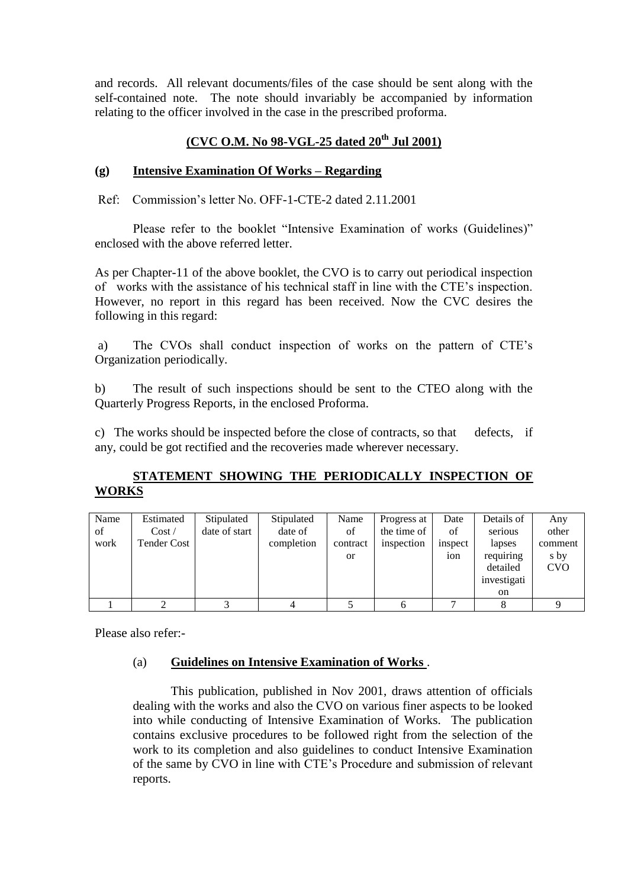and records. All relevant documents/files of the case should be sent along with the self-contained note. The note should invariably be accompanied by information relating to the officer involved in the case in the prescribed proforma.

**(CVC O.M. No 98-VGL-25 dated 20th Jul 2001)**

**(g) Intensive Examination Of Works – Regarding**

Ref: Commission's letter No. OFF-1-CTE-2 dated 2.11.2001

Please refer to the booklet "Intensive Examination of works (Guidelines)" enclosed with the above referred letter.

As per Chapter-11 of the above booklet, the CVO is to carry out periodical inspection of works with the assistance of his technical staff in line with the CTE's inspection. However, no report in this regard has been received. Now the CVC desires the following in this regard:

a) The CVOs shall conduct inspection of works on the pattern of CTE's Organization periodically.

b) The result of such inspections should be sent to the CTEO along with the Quarterly Progress Reports, in the enclosed Proforma.

c) The works should be inspected before the close of contracts, so that defects, if any, could be got rectified and the recoveries made wherever necessary.

**STATEMENT SHOWING THE PERIODICALLY INSPECTION OF WORKS**

| Name of work | Estimated Cost / Tender Cost | Stipulated date of start | Stipulated date of completion | Name of contractor | Progress at the time of inspection | Date of inspection | Details of serious lapses requiring detailed investigation | Any other comments by CVO |
|---|---|---|---|---|---|---|---|---|
| 1 | 2 | 3 | 4 | 5 | 6 | 7 | 8 | 9 |

Please also refer:-

(a) **Guidelines on Intensive Examination of Works** .

This publication, published in Nov 2001, draws attention of officials dealing with the works and also the CVO on various finer aspects to be looked into while conducting of Intensive Examination of Works. The publication contains exclusive procedures to be followed right from the selection of the work to its completion and also guidelines to conduct Intensive Examination of the same by CVO in line with CTE's Procedure and submission of relevant reports.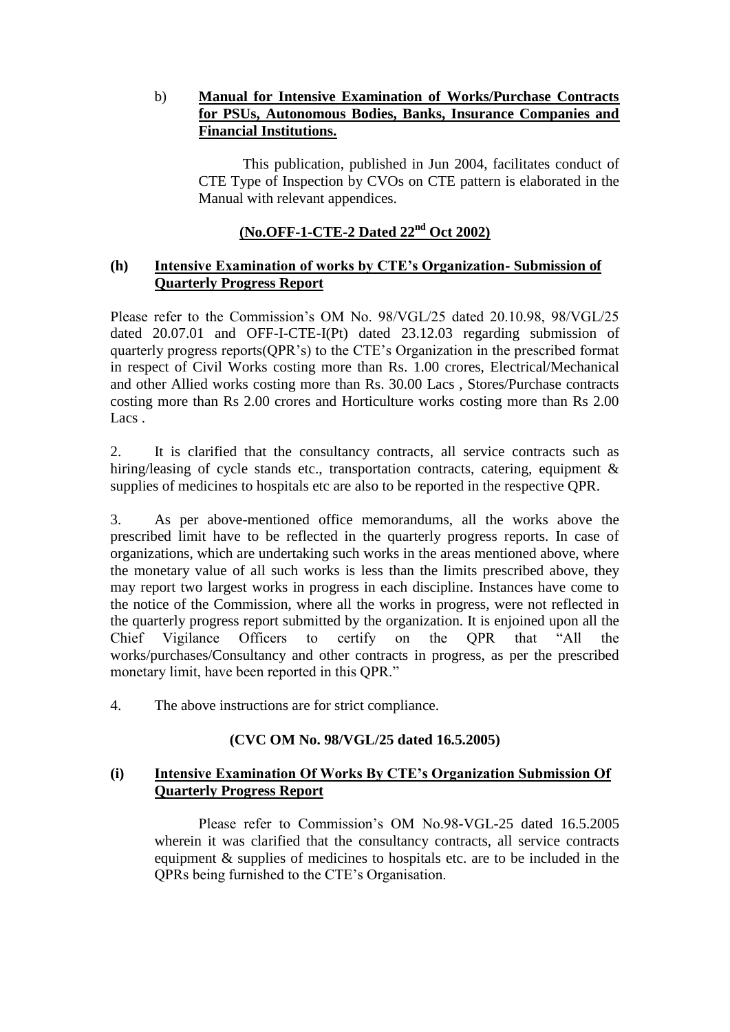b) **Manual for Intensive Examination of Works/Purchase Contracts for PSUs, Autonomous Bodies, Banks, Insurance Companies and Financial Institutions.**

This publication, published in Jun 2004, facilitates conduct of CTE Type of Inspection by CVOs on CTE pattern is elaborated in the Manual with relevant appendices.

**(No.OFF-1-CTE-2 Dated 22nd Oct 2002)**

**(h) Intensive Examination of works by CTE's Organization- Submission of Quarterly Progress Report**

Please refer to the Commission's OM No. 98/VGL/25 dated 20.10.98, 98/VGL/25 dated 20.07.01 and OFF-I-CTE-I(Pt) dated 23.12.03 regarding submission of quarterly progress reports(QPR's) to the CTE's Organization in the prescribed format in respect of Civil Works costing more than Rs. 1.00 crores, Electrical/Mechanical and other Allied works costing more than Rs. 30.00 Lacs , Stores/Purchase contracts costing more than Rs 2.00 crores and Horticulture works costing more than Rs 2.00 Lacs .

2. It is clarified that the consultancy contracts, all service contracts such as hiring/leasing of cycle stands etc., transportation contracts, catering, equipment & supplies of medicines to hospitals etc are also to be reported in the respective QPR.

3. As per above-mentioned office memorandums, all the works above the prescribed limit have to be reflected in the quarterly progress reports. In case of organizations, which are undertaking such works in the areas mentioned above, where the monetary value of all such works is less than the limits prescribed above, they may report two largest works in progress in each discipline. Instances have come to the notice of the Commission, where all the works in progress, were not reflected in the quarterly progress report submitted by the organization. It is enjoined upon all the Chief Vigilance Officers to certify on the QPR that "All the works/purchases/Consultancy and other contracts in progress, as per the prescribed monetary limit, have been reported in this QPR."

4. The above instructions are for strict compliance.

**(CVC OM No. 98/VGL/25 dated 16.5.2005)**

**(i) Intensive Examination Of Works By CTE's Organization Submission Of Quarterly Progress Report**

Please refer to Commission's OM No.98-VGL-25 dated 16.5.2005 wherein it was clarified that the consultancy contracts, all service contracts equipment & supplies of medicines to hospitals etc. are to be included in the QPRs being furnished to the CTE's Organisation.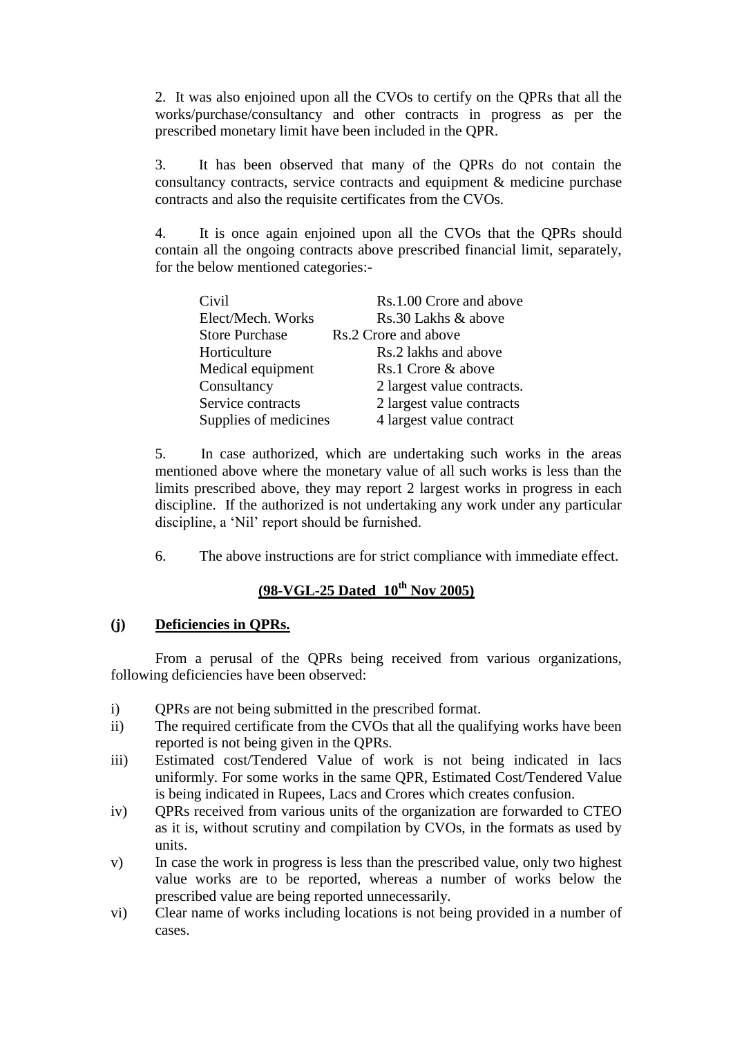2. It was also enjoined upon all the CVOs to certify on the QPRs that all the works/purchase/consultancy and other contracts in progress as per the prescribed monetary limit have been included in the QPR.

3. It has been observed that many of the QPRs do not contain the consultancy contracts, service contracts and equipment & medicine purchase contracts and also the requisite certificates from the CVOs.

4. It is once again enjoined upon all the CVOs that the QPRs should contain all the ongoing contracts above prescribed financial limit, separately, for the below mentioned categories:-

| | |
|---|---|
| Civil | Rs.1.00 Crore and above |
| Elect/Mech. Works | Rs.30 Lakhs & above |
| Store Purchase | Rs.2 Crore and above |
| Horticulture | Rs.2 lakhs and above |
| Medical equipment | Rs.1 Crore & above |
| Consultancy | 2 largest value contracts. |
| Service contracts | 2 largest value contracts |
| Supplies of medicines | 4 largest value contract |

5. In case authorized, which are undertaking such works in the areas mentioned above where the monetary value of all such works is less than the limits prescribed above, they may report 2 largest works in progress in each discipline. If the authorized is not undertaking any work under any particular discipline, a 'Nil' report should be furnished.

6. The above instructions are for strict compliance with immediate effect.

**(98-VGL-25 Dated 10th Nov 2005)**

**(j) Deficiencies in QPRs.**

From a perusal of the QPRs being received from various organizations, following deficiencies have been observed:

i) QPRs are not being submitted in the prescribed format.

ii) The required certificate from the CVOs that all the qualifying works have been reported is not being given in the QPRs.

iii) Estimated cost/Tendered Value of work is not being indicated in lacs uniformly. For some works in the same QPR, Estimated Cost/Tendered Value is being indicated in Rupees, Lacs and Crores which creates confusion.

iv) QPRs received from various units of the organization are forwarded to CTEO as it is, without scrutiny and compilation by CVOs, in the formats as used by units.

v) In case the work in progress is less than the prescribed value, only two highest value works are to be reported, whereas a number of works below the prescribed value are being reported unnecessarily.

vi) Clear name of works including locations is not being provided in a number of cases.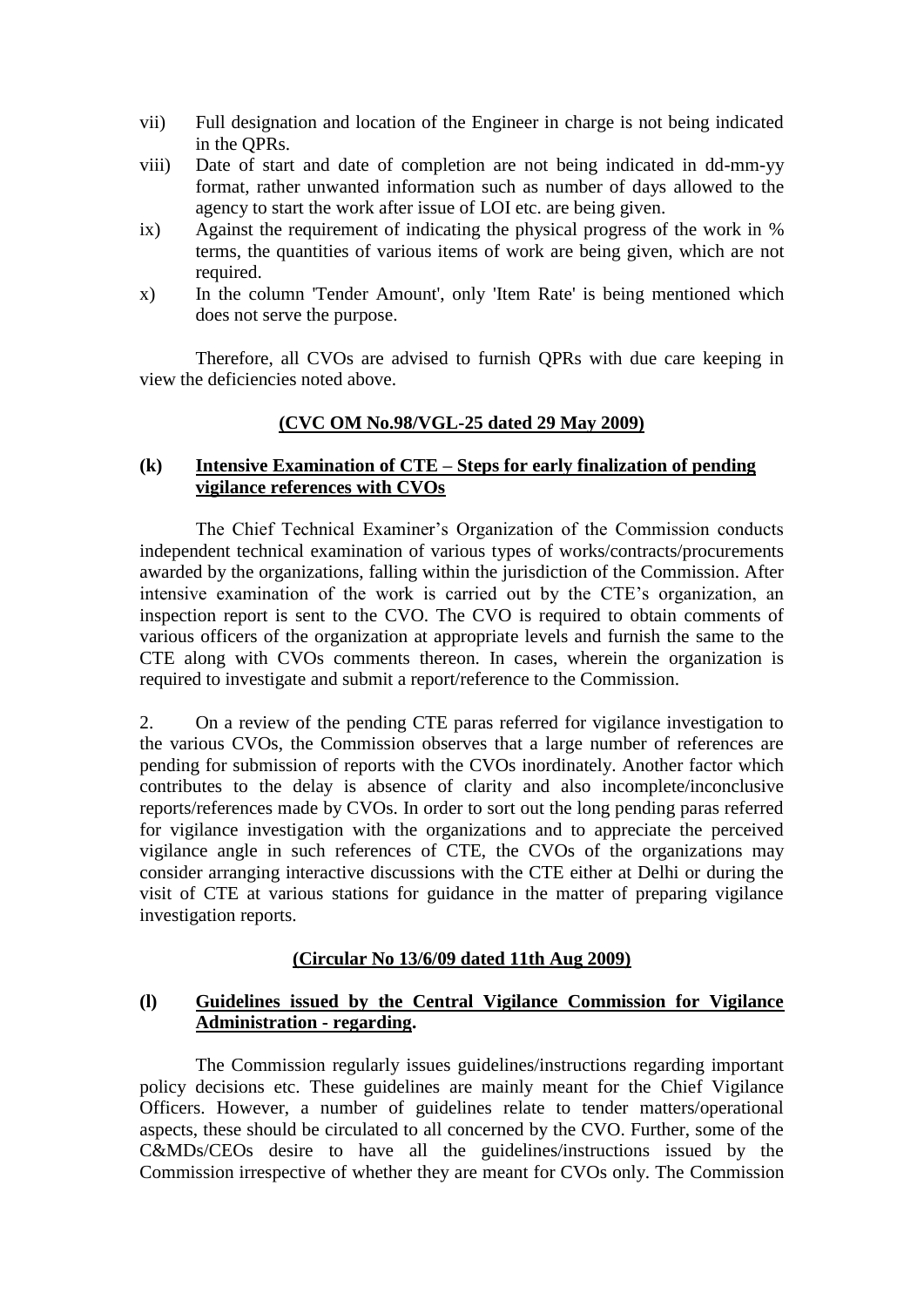vii) Full designation and location of the Engineer in charge is not being indicated in the QPRs.

viii) Date of start and date of completion are not being indicated in dd-mm-yy format, rather unwanted information such as number of days allowed to the agency to start the work after issue of LOI etc. are being given.

ix) Against the requirement of indicating the physical progress of the work in % terms, the quantities of various items of work are being given, which are not required.

x) In the column 'Tender Amount', only 'Item Rate' is being mentioned which does not serve the purpose.

Therefore, all CVOs are advised to furnish QPRs with due care keeping in view the deficiencies noted above.

**(CVC OM No.98/VGL-25 dated 29 May 2009)**

**(k) Intensive Examination of CTE – Steps for early finalization of pending vigilance references with CVOs**

The Chief Technical Examiner's Organization of the Commission conducts independent technical examination of various types of works/contracts/procurements awarded by the organizations, falling within the jurisdiction of the Commission. After intensive examination of the work is carried out by the CTE's organization, an inspection report is sent to the CVO. The CVO is required to obtain comments of various officers of the organization at appropriate levels and furnish the same to the CTE along with CVOs comments thereon. In cases, wherein the organization is required to investigate and submit a report/reference to the Commission.

2. On a review of the pending CTE paras referred for vigilance investigation to the various CVOs, the Commission observes that a large number of references are pending for submission of reports with the CVOs inordinately. Another factor which contributes to the delay is absence of clarity and also incomplete/inconclusive reports/references made by CVOs. In order to sort out the long pending paras referred for vigilance investigation with the organizations and to appreciate the perceived vigilance angle in such references of CTE, the CVOs of the organizations may consider arranging interactive discussions with the CTE either at Delhi or during the visit of CTE at various stations for guidance in the matter of preparing vigilance investigation reports.

**(Circular No 13/6/09 dated 11th Aug 2009)**

**(l) Guidelines issued by the Central Vigilance Commission for Vigilance Administration - regarding.**

The Commission regularly issues guidelines/instructions regarding important policy decisions etc. These guidelines are mainly meant for the Chief Vigilance Officers. However, a number of guidelines relate to tender matters/operational aspects, these should be circulated to all concerned by the CVO. Further, some of the C&MDs/CEOs desire to have all the guidelines/instructions issued by the Commission irrespective of whether they are meant for CVOs only. The Commission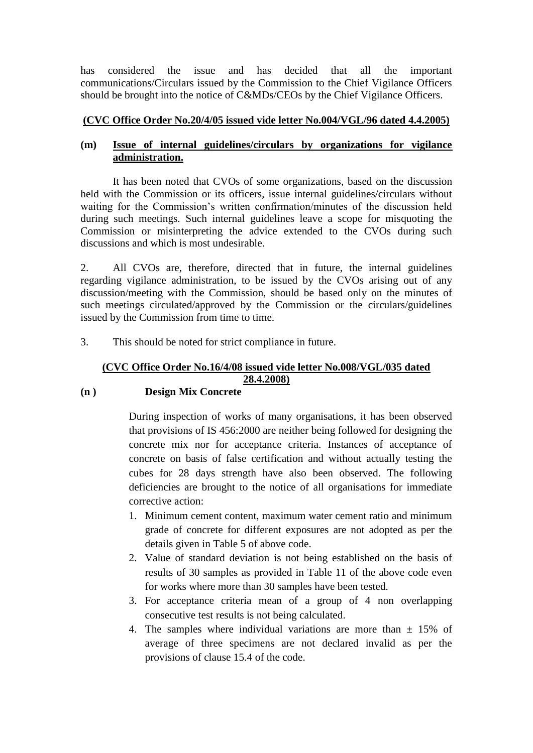has considered the issue and has decided that all the important communications/Circulars issued by the Commission to the Chief Vigilance Officers should be brought into the notice of C&MDs/CEOs by the Chief Vigilance Officers.

**(CVC Office Order No.20/4/05 issued vide letter No.004/VGL/96 dated 4.4.2005)**

**(m) Issue of internal guidelines/circulars by organizations for vigilance administration.**

It has been noted that CVOs of some organizations, based on the discussion held with the Commission or its officers, issue internal guidelines/circulars without waiting for the Commission's written confirmation/minutes of the discussion held during such meetings. Such internal guidelines leave a scope for misquoting the Commission or misinterpreting the advice extended to the CVOs during such discussions and which is most undesirable.

2. All CVOs are, therefore, directed that in future, the internal guidelines regarding vigilance administration, to be issued by the CVOs arising out of any discussion/meeting with the Commission, should be based only on the minutes of such meetings circulated/approved by the Commission or the circulars/guidelines issued by the Commission from time to time.

3. This should be noted for strict compliance in future.

**(CVC Office Order No.16/4/08 issued vide letter No.008/VGL/035 dated 28.4.2008)**

**(n ) Design Mix Concrete**

During inspection of works of many organisations, it has been observed that provisions of IS 456:2000 are neither being followed for designing the concrete mix nor for acceptance criteria. Instances of acceptance of concrete on basis of false certification and without actually testing the cubes for 28 days strength have also been observed. The following deficiencies are brought to the notice of all organisations for immediate corrective action:

1. Minimum cement content, maximum water cement ratio and minimum grade of concrete for different exposures are not adopted as per the details given in Table 5 of above code.
2. Value of standard deviation is not being established on the basis of results of 30 samples as provided in Table 11 of the above code even for works where more than 30 samples have been tested.
3. For acceptance criteria mean of a group of 4 non overlapping consecutive test results is not being calculated.
4. The samples where individual variations are more than ± 15% of average of three specimens are not declared invalid as per the provisions of clause 15.4 of the code.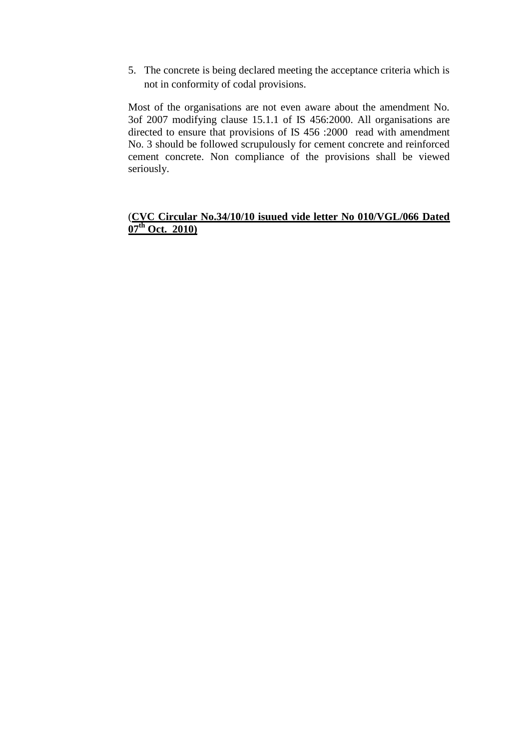5. The concrete is being declared meeting the acceptance criteria which is not in conformity of codal provisions.

Most of the organisations are not even aware about the amendment No. 3of 2007 modifying clause 15.1.1 of IS 456:2000. All organisations are directed to ensure that provisions of IS 456 :2000 read with amendment No. 3 should be followed scrupulously for cement concrete and reinforced cement concrete. Non compliance of the provisions shall be viewed seriously.

(**CVC Circular No.34/10/10 isuued vide letter No 010/VGL/066 Dated 07th Oct. 2010)**